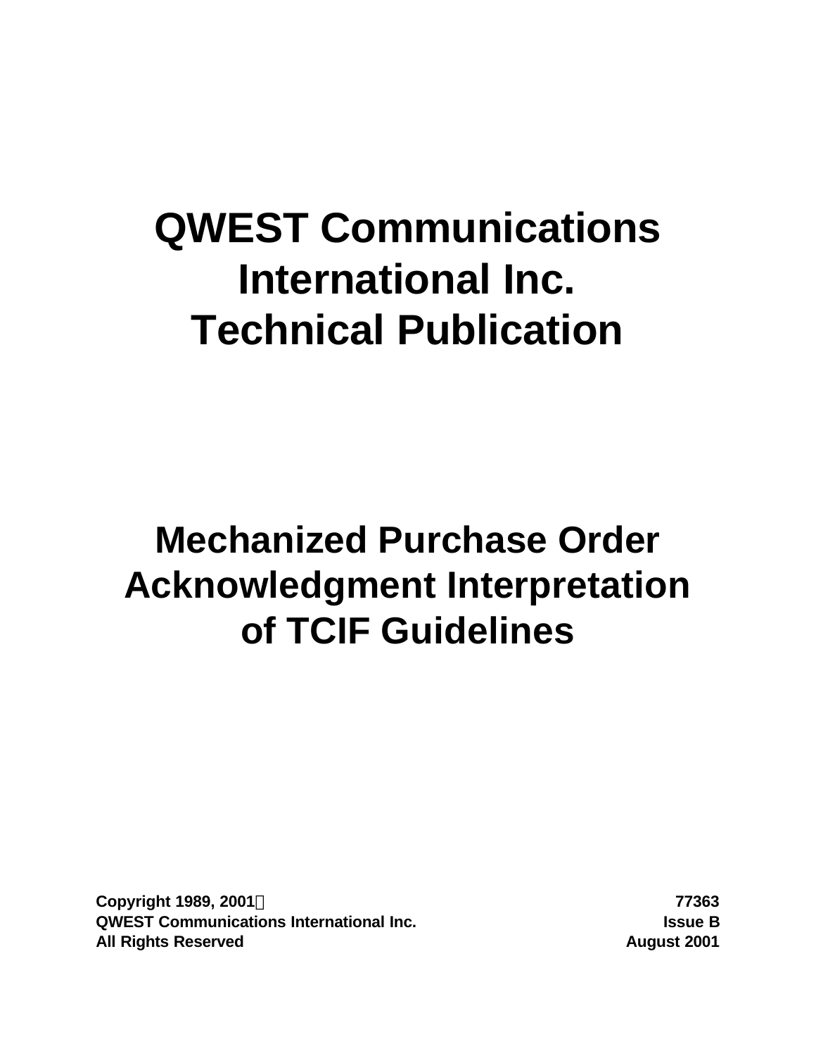# QWEST Communications International Inc. Technical Publication

# Mechanized Purchase Order Acknowledgment Interpretation of TCIF Guidelines

**Copyright 1989, 2001**
**QWEST Communications International Inc.**
**All Rights Reserved**

**77363**
**Issue B**
**August 2001**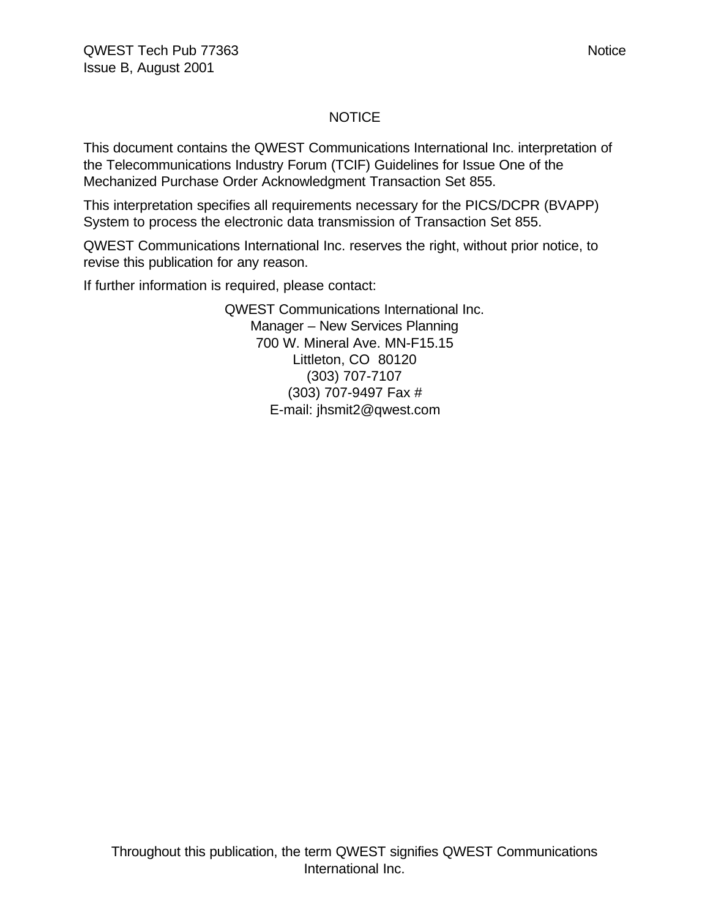# NOTICE

This document contains the QWEST Communications International Inc. interpretation of the Telecommunications Industry Forum (TCIF) Guidelines for Issue One of the Mechanized Purchase Order Acknowledgment Transaction Set 855.

This interpretation specifies all requirements necessary for the PICS/DCPR (BVAPP) System to process the electronic data transmission of Transaction Set 855.

QWEST Communications International Inc. reserves the right, without prior notice, to revise this publication for any reason.

If further information is required, please contact:

QWEST Communications International Inc.
Manager – New Services Planning
700 W. Mineral Ave. MN-F15.15
Littleton, CO 80120
(303) 707-7107
(303) 707-9497 Fax #
E-mail: jhsmit2@qwest.com

Throughout this publication, the term QWEST signifies QWEST Communications International Inc.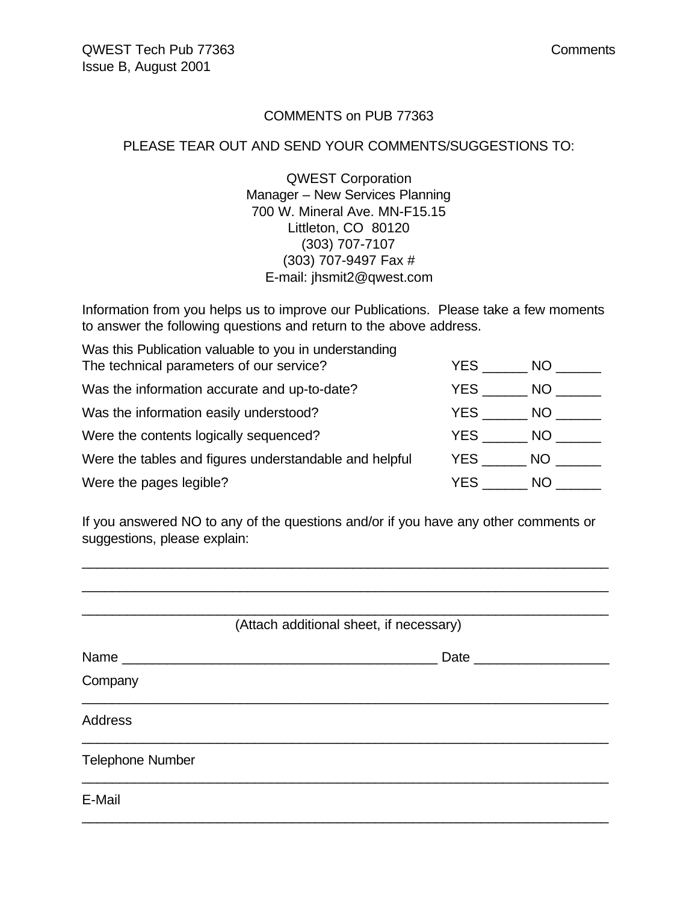## COMMENTS on PUB 77363

PLEASE TEAR OUT AND SEND YOUR COMMENTS/SUGGESTIONS TO:

QWEST Corporation
Manager – New Services Planning
700 W. Mineral Ave. MN-F15.15
Littleton, CO 80120
(303) 707-7107
(303) 707-9497 Fax #
E-mail: jhsmit2@qwest.com

Information from you helps us to improve our Publications. Please take a few moments to answer the following questions and return to the above address.

| | |
|---|---|
| Was this Publication valuable to you in understanding The technical parameters of our service? | YES ______ NO ______ |
| Was the information accurate and up-to-date? | YES ______ NO ______ |
| Was the information easily understood? | YES ______ NO ______ |
| Were the contents logically sequenced? | YES ______ NO ______ |
| Were the tables and figures understandable and helpful | YES ______ NO ______ |
| Were the pages legible? | YES ______ NO ______ |

If you answered NO to any of the questions and/or if you have any other comments or suggestions, please explain:

______________________________________________________________________

______________________________________________________________________

______________________________________________________________________

(Attach additional sheet, if necessary)

Name ________________________________________ Date _________________

Company

______________________________________________________________________

Address

______________________________________________________________________

Telephone Number

______________________________________________________________________

E-Mail

______________________________________________________________________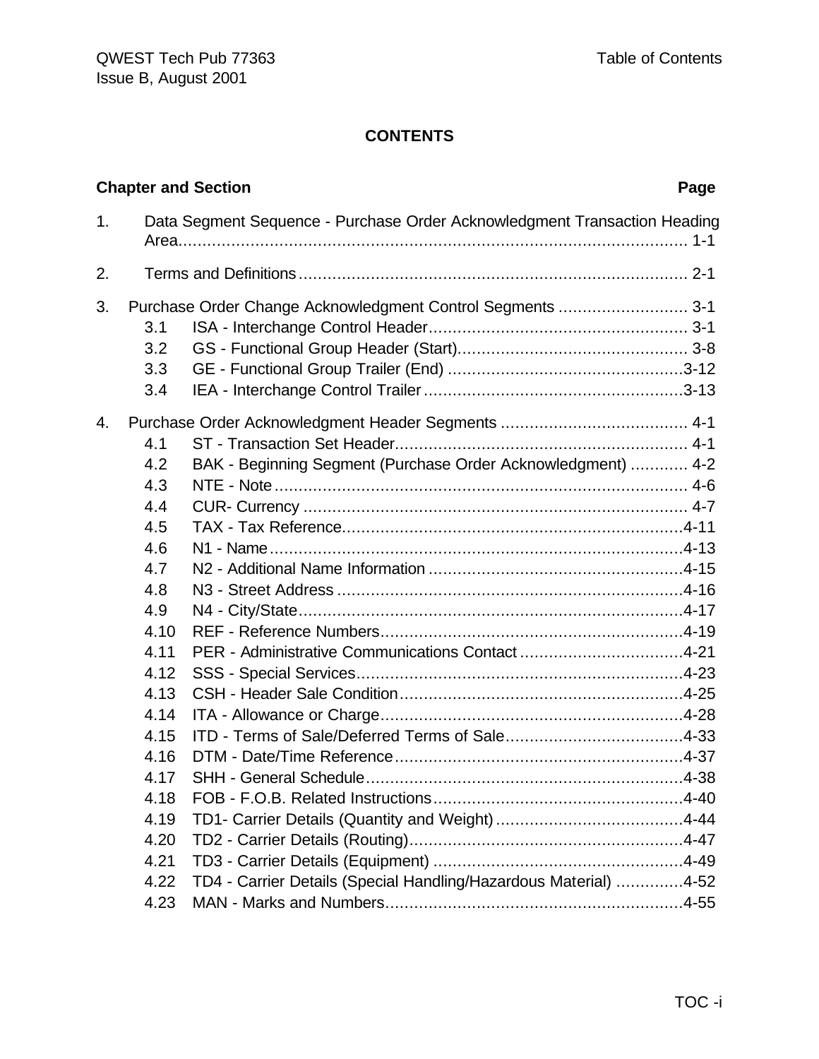# CONTENTS

| Chapter and Section | | Page |
|---|---|---|
| 1. | Data Segment Sequence - Purchase Order Acknowledgment Transaction Heading Area | 1-1 |
| 2. | Terms and Definitions | 2-1 |
| 3. | Purchase Order Change Acknowledgment Control Segments | 3-1 |
| 3.1 | ISA - Interchange Control Header | 3-1 |
| 3.2 | GS - Functional Group Header (Start) | 3-8 |
| 3.3 | GE - Functional Group Trailer (End) | 3-12 |
| 3.4 | IEA - Interchange Control Trailer | 3-13 |
| 4. | Purchase Order Acknowledgment Header Segments | 4-1 |
| 4.1 | ST - Transaction Set Header | 4-1 |
| 4.2 | BAK - Beginning Segment (Purchase Order Acknowledgment) | 4-2 |
| 4.3 | NTE - Note | 4-6 |
| 4.4 | CUR- Currency | 4-7 |
| 4.5 | TAX - Tax Reference | 4-11 |
| 4.6 | N1 - Name | 4-13 |
| 4.7 | N2 - Additional Name Information | 4-15 |
| 4.8 | N3 - Street Address | 4-16 |
| 4.9 | N4 - City/State | 4-17 |
| 4.10 | REF - Reference Numbers | 4-19 |
| 4.11 | PER - Administrative Communications Contact | 4-21 |
| 4.12 | SSS - Special Services | 4-23 |
| 4.13 | CSH - Header Sale Condition | 4-25 |
| 4.14 | ITA - Allowance or Charge | 4-28 |
| 4.15 | ITD - Terms of Sale/Deferred Terms of Sale | 4-33 |
| 4.16 | DTM - Date/Time Reference | 4-37 |
| 4.17 | SHH - General Schedule | 4-38 |
| 4.18 | FOB - F.O.B. Related Instructions | 4-40 |
| 4.19 | TD1- Carrier Details (Quantity and Weight) | 4-44 |
| 4.20 | TD2 - Carrier Details (Routing) | 4-47 |
| 4.21 | TD3 - Carrier Details (Equipment) | 4-49 |
| 4.22 | TD4 - Carrier Details (Special Handling/Hazardous Material) | 4-52 |
| 4.23 | MAN - Marks and Numbers | 4-55 |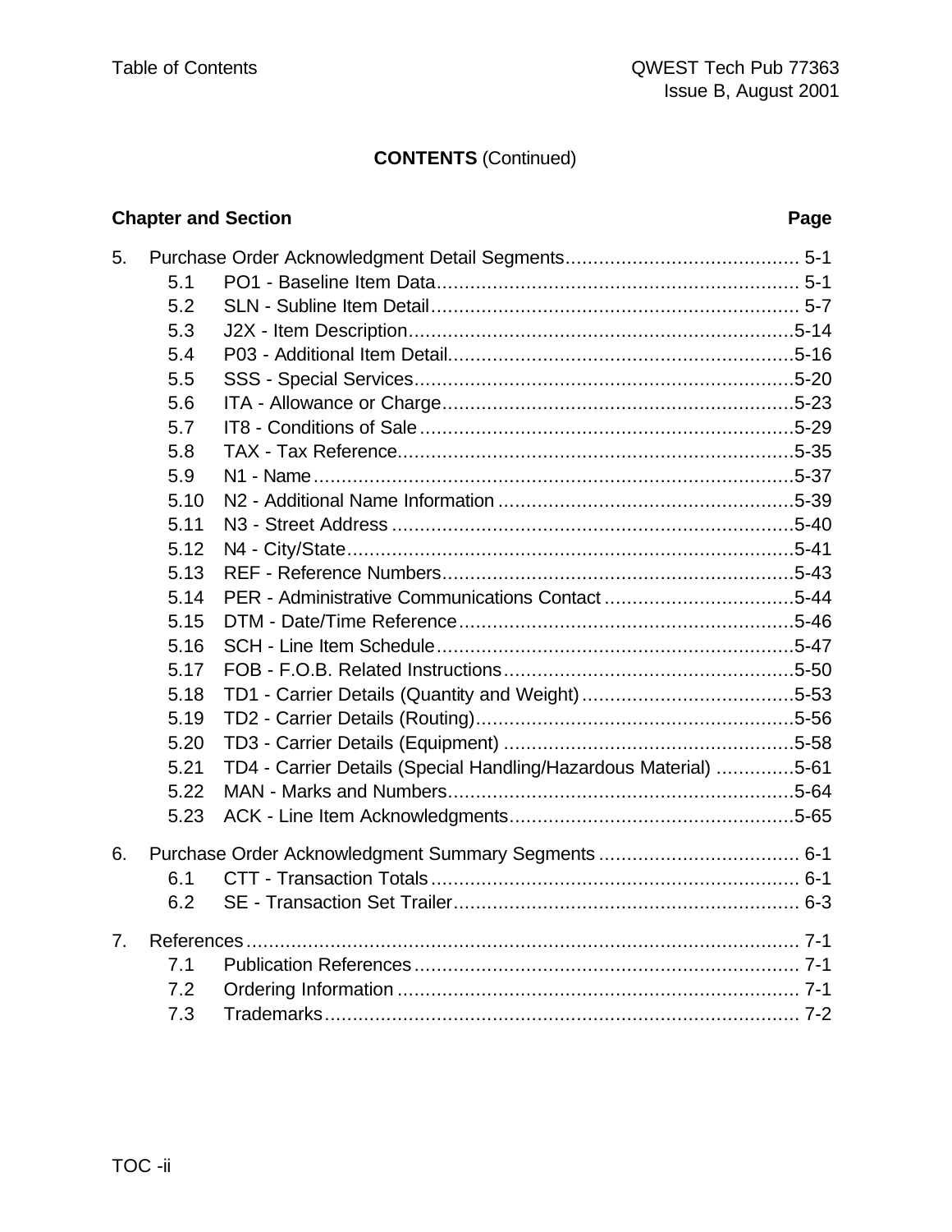**CONTENTS** (Continued)

| Chapter and Section | Page |
|---|---|
| 5. Purchase Order Acknowledgment Detail Segments | 5-1 |
| 5.1 PO1 - Baseline Item Data | 5-1 |
| 5.2 SLN - Subline Item Detail | 5-7 |
| 5.3 J2X - Item Description | 5-14 |
| 5.4 P03 - Additional Item Detail | 5-16 |
| 5.5 SSS - Special Services | 5-20 |
| 5.6 ITA - Allowance or Charge | 5-23 |
| 5.7 IT8 - Conditions of Sale | 5-29 |
| 5.8 TAX - Tax Reference | 5-35 |
| 5.9 N1 - Name | 5-37 |
| 5.10 N2 - Additional Name Information | 5-39 |
| 5.11 N3 - Street Address | 5-40 |
| 5.12 N4 - City/State | 5-41 |
| 5.13 REF - Reference Numbers | 5-43 |
| 5.14 PER - Administrative Communications Contact | 5-44 |
| 5.15 DTM - Date/Time Reference | 5-46 |
| 5.16 SCH - Line Item Schedule | 5-47 |
| 5.17 FOB - F.O.B. Related Instructions | 5-50 |
| 5.18 TD1 - Carrier Details (Quantity and Weight) | 5-53 |
| 5.19 TD2 - Carrier Details (Routing) | 5-56 |
| 5.20 TD3 - Carrier Details (Equipment) | 5-58 |
| 5.21 TD4 - Carrier Details (Special Handling/Hazardous Material) | 5-61 |
| 5.22 MAN - Marks and Numbers | 5-64 |
| 5.23 ACK - Line Item Acknowledgments | 5-65 |
| 6. Purchase Order Acknowledgment Summary Segments | 6-1 |
| 6.1 CTT - Transaction Totals | 6-1 |
| 6.2 SE - Transaction Set Trailer | 6-3 |
| 7. References | 7-1 |
| 7.1 Publication References | 7-1 |
| 7.2 Ordering Information | 7-1 |
| 7.3 Trademarks | 7-2 |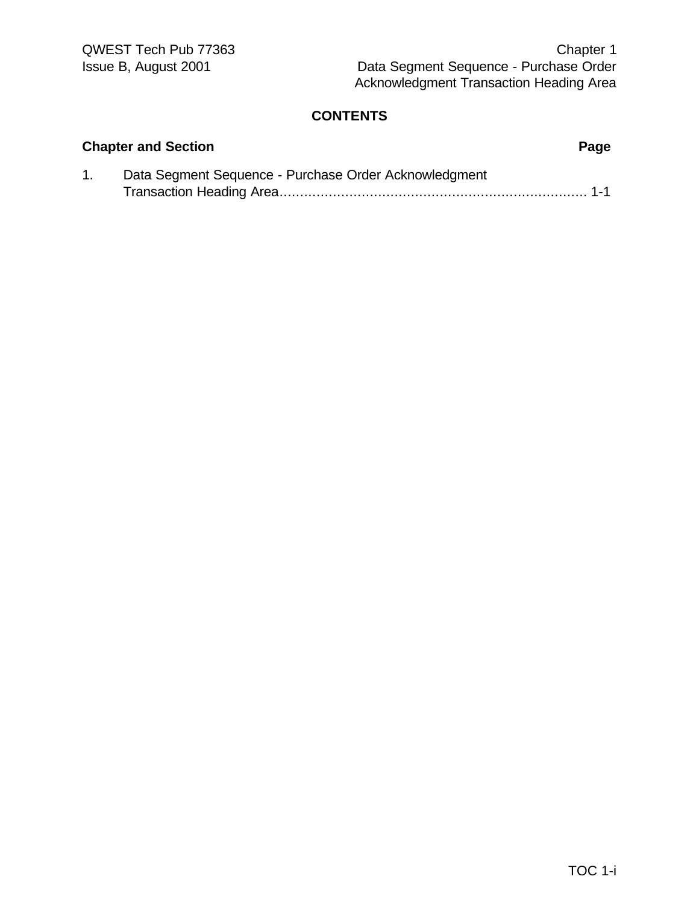## CONTENTS

| Chapter and Section | Page |
| --- | --- |
| 1. Data Segment Sequence - Purchase Order Acknowledgment Transaction Heading Area | 1-1 |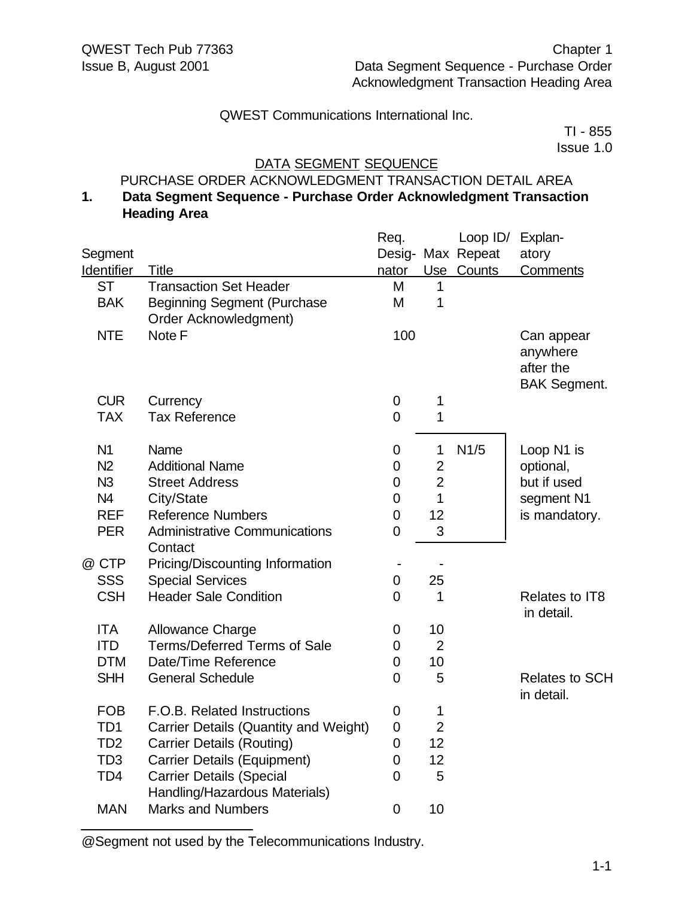QWEST Communications International Inc.

TI - 855
Issue 1.0

DATA SEGMENT SEQUENCE

PURCHASE ORDER ACKNOWLEDGMENT TRANSACTION DETAIL AREA

**1. Data Segment Sequence - Purchase Order Acknowledgment Transaction Heading Area**

| Segment Identifier | Title | Req. Desig-nator | Max Use | Loop ID/ Repeat Counts | Explan-atory Comments |
|---|---|---|---|---|---|
| ST | Transaction Set Header | M | 1 | | |
| BAK | Beginning Segment (Purchase Order Acknowledgment) | M | 1 | | |
| NTE | Note F | 100 | | | Can appear anywhere after the BAK Segment. |
| CUR | Currency | 0 | 1 | | |
| TAX | Tax Reference | 0 | 1 | | |
| N1 | Name | 0 | 1 | N1/5 | Loop N1 is optional, but if used segment N1 is mandatory. |
| N2 | Additional Name | 0 | 2 | | |
| N3 | Street Address | 0 | 2 | | |
| N4 | City/State | 0 | 1 | | |
| REF | Reference Numbers | 0 | 12 | | |
| PER | Administrative Communications Contact | 0 | 3 | | |
| @ CTP | Pricing/Discounting Information | - | - | | |
| SSS | Special Services | 0 | 25 | | |
| CSH | Header Sale Condition | 0 | 1 | | Relates to IT8 in detail. |
| ITA | Allowance Charge | 0 | 10 | | |
| ITD | Terms/Deferred Terms of Sale | 0 | 2 | | |
| DTM | Date/Time Reference | 0 | 10 | | |
| SHH | General Schedule | 0 | 5 | | Relates to SCH in detail. |
| FOB | F.O.B. Related Instructions | 0 | 1 | | |
| TD1 | Carrier Details (Quantity and Weight) | 0 | 2 | | |
| TD2 | Carrier Details (Routing) | 0 | 12 | | |
| TD3 | Carrier Details (Equipment) | 0 | 12 | | |
| TD4 | Carrier Details (Special Handling/Hazardous Materials) | 0 | 5 | | |
| MAN | Marks and Numbers | 0 | 10 | | |

@Segment not used by the Telecommunications Industry.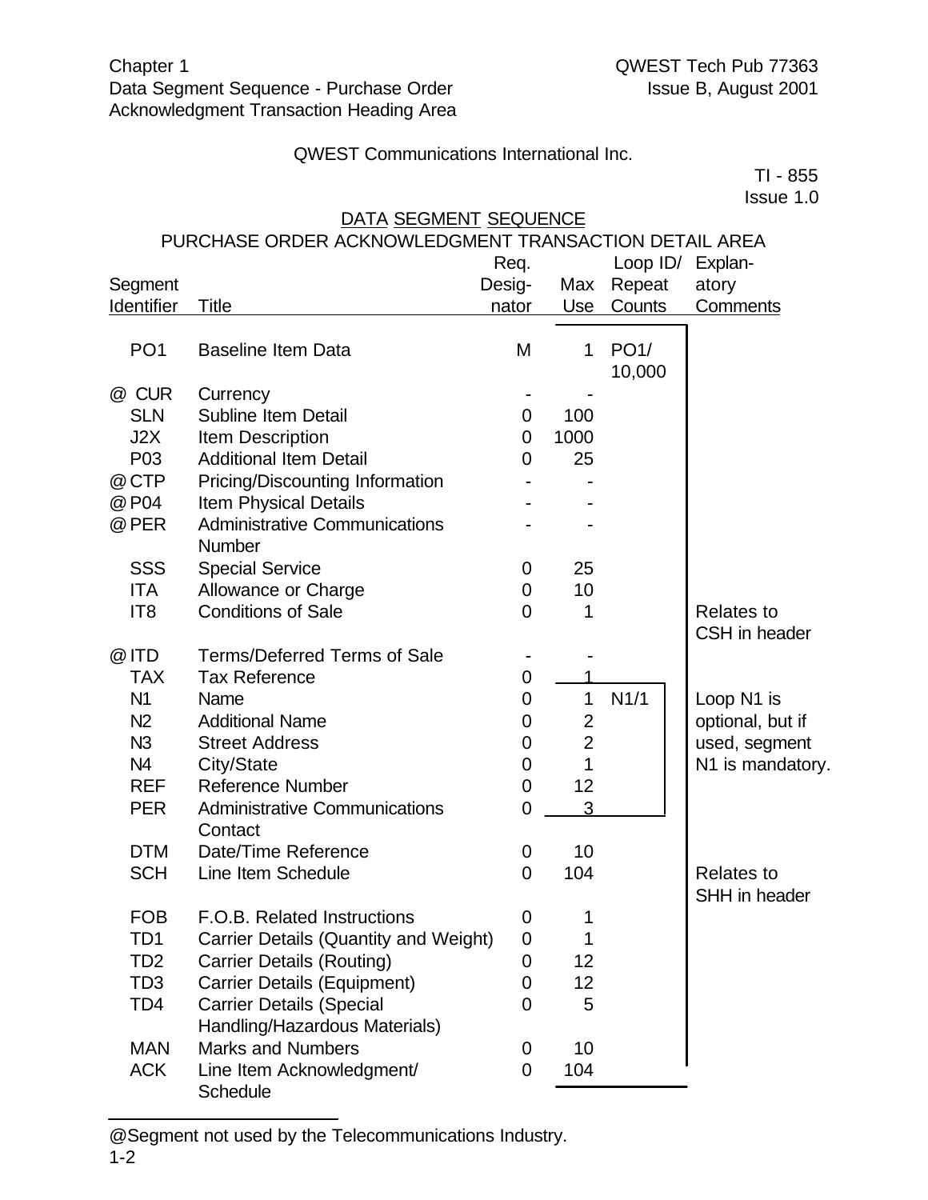QWEST Communications International Inc.

TI - 855
Issue 1.0

## DATA SEGMENT SEQUENCE

### PURCHASE ORDER ACKNOWLEDGMENT TRANSACTION DETAIL AREA

| Segment Identifier | Title | Req. Desig-nator | Max Use | Loop ID/ Repeat Counts | Explan-atory Comments |
|---|---|---|---|---|---|
| PO1 | Baseline Item Data | M | 1 | PO1/ 10,000 | |
| @ CUR | Currency | - | - | | |
| SLN | Subline Item Detail | 0 | 100 | | |
| J2X | Item Description | 0 | 1000 | | |
| P03 | Additional Item Detail | 0 | 25 | | |
| @ CTP | Pricing/Discounting Information | - | - | | |
| @ P04 | Item Physical Details | - | - | | |
| @ PER | Administrative Communications Number | - | - | | |
| SSS | Special Service | 0 | 25 | | |
| ITA | Allowance or Charge | 0 | 10 | | |
| IT8 | Conditions of Sale | 0 | 1 | | Relates to CSH in header |
| @ ITD | Terms/Deferred Terms of Sale | - | - | | |
| TAX | Tax Reference | 0 | 1 | | |
| N1 | Name | 0 | 1 | N1/1 | Loop N1 is optional, but if used, segment N1 is mandatory. |
| N2 | Additional Name | 0 | 2 | | |
| N3 | Street Address | 0 | 2 | | |
| N4 | City/State | 0 | 1 | | |
| REF | Reference Number | 0 | 12 | | |
| PER | Administrative Communications Contact | 0 | 3 | | |
| DTM | Date/Time Reference | 0 | 10 | | |
| SCH | Line Item Schedule | 0 | 104 | | Relates to SHH in header |
| FOB | F.O.B. Related Instructions | 0 | 1 | | |
| TD1 | Carrier Details (Quantity and Weight) | 0 | 1 | | |
| TD2 | Carrier Details (Routing) | 0 | 12 | | |
| TD3 | Carrier Details (Equipment) | 0 | 12 | | |
| TD4 | Carrier Details (Special Handling/Hazardous Materials) | 0 | 5 | | |
| MAN | Marks and Numbers | 0 | 10 | | |
| ACK | Line Item Acknowledgment/ Schedule | 0 | 104 | | |

@Segment not used by the Telecommunications Industry.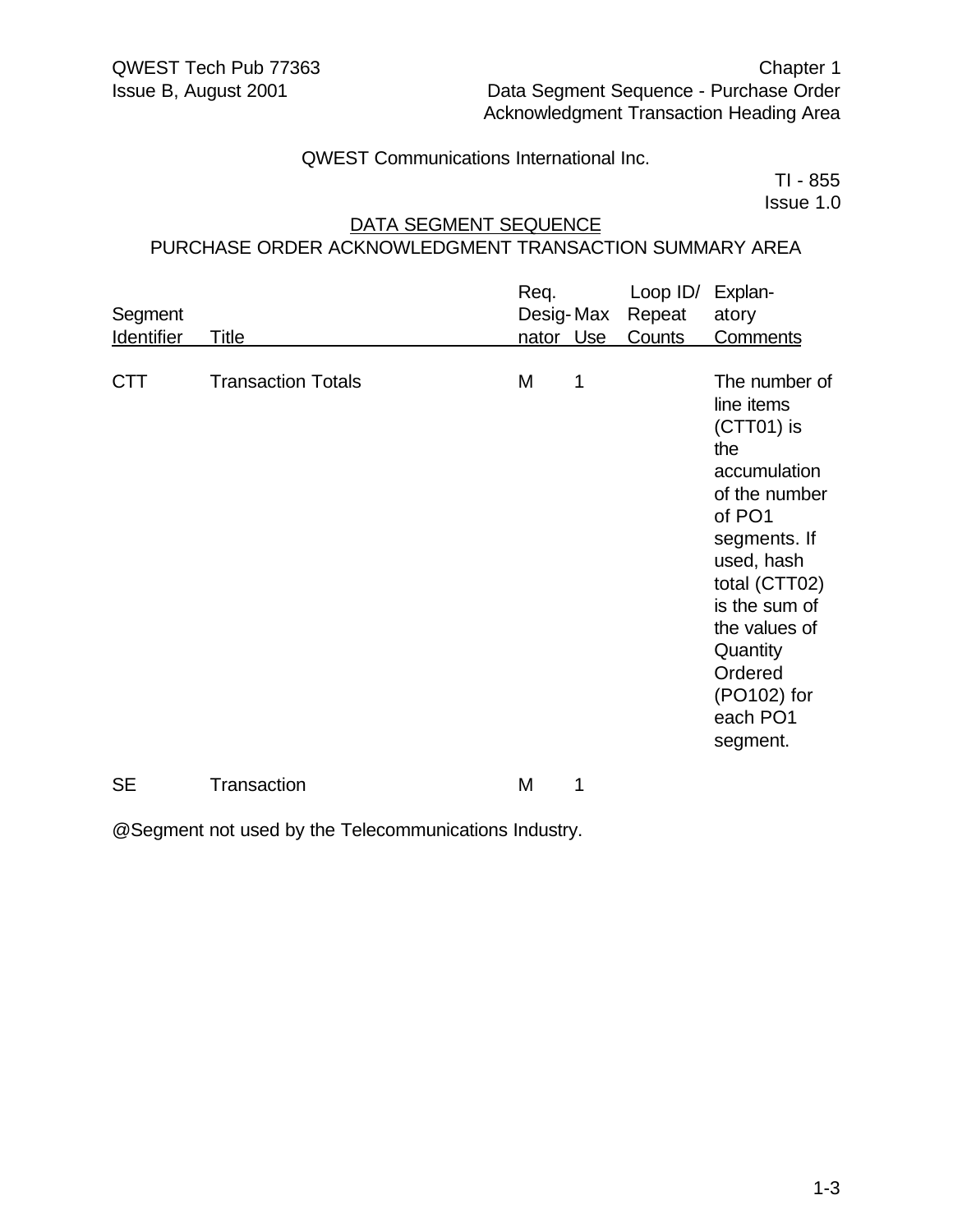QWEST Communications International Inc.

TI - 855
Issue 1.0

## DATA SEGMENT SEQUENCE

### PURCHASE ORDER ACKNOWLEDGMENT TRANSACTION SUMMARY AREA

| Segment Identifier | Title | Req. Desig-nator | Max Use | Loop ID/ Repeat Counts | Explan-atory Comments |
|---|---|---|---|---|---|
| CTT | Transaction Totals | M | 1 | | The number of line items (CTT01) is the accumulation of the number of PO1 segments. If used, hash total (CTT02) is the sum of the values of Quantity Ordered (PO102) for each PO1 segment. |
| SE | Transaction | M | 1 | | |

@Segment not used by the Telecommunications Industry.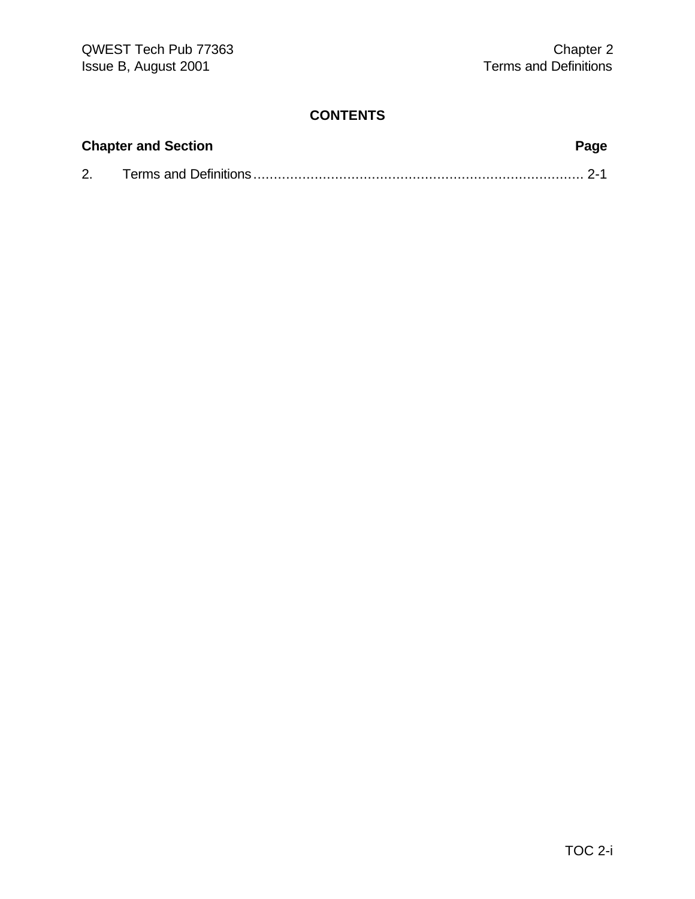# CONTENTS

| Chapter and Section | Page |
|---|---|
| 2. Terms and Definitions | 2-1 |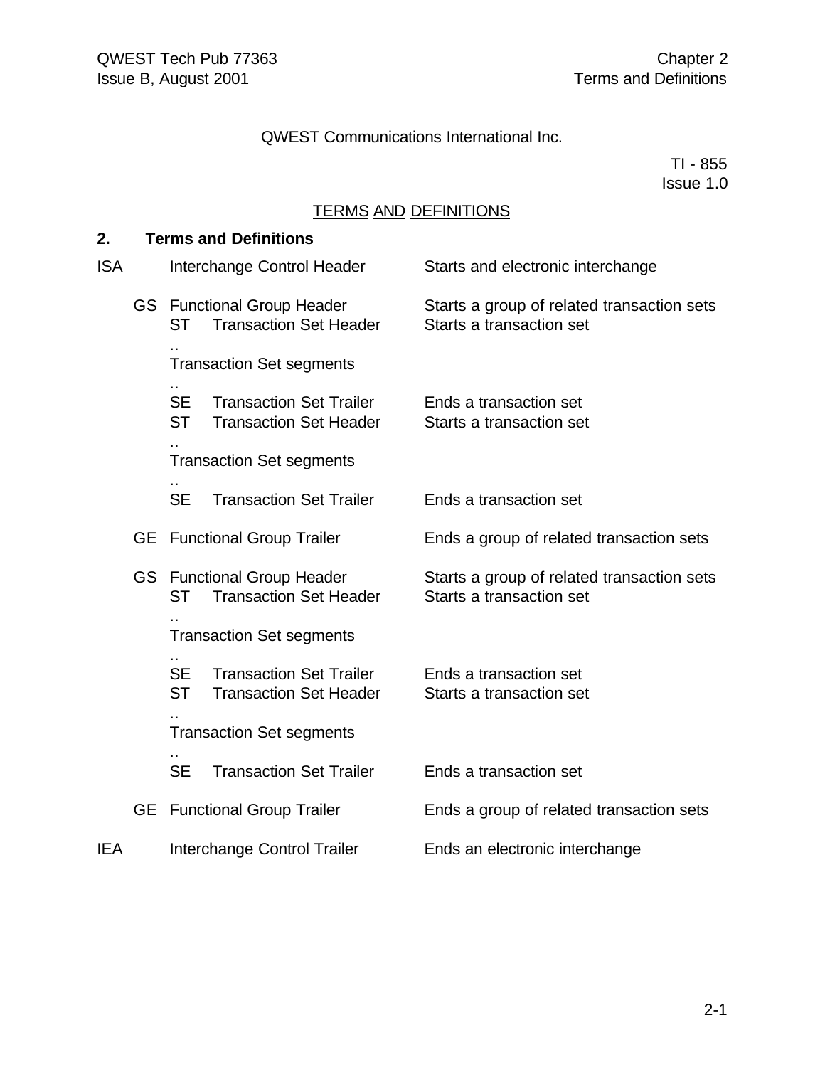QWEST Communications International Inc.

TI - 855
Issue 1.0

TERMS AND DEFINITIONS

## 2. Terms and Definitions

```
ISA      Interchange Control Header       Starts and electronic interchange

    GS   Functional Group Header          Starts a group of related transaction sets
         ST   Transaction Set Header      Starts a transaction set
         ..
         Transaction Set segments
         ..
         SE   Transaction Set Trailer     Ends a transaction set
         ST   Transaction Set Header      Starts a transaction set
         ..
         Transaction Set segments
         ..
         SE   Transaction Set Trailer     Ends a transaction set

    GE   Functional Group Trailer         Ends a group of related transaction sets

    GS   Functional Group Header          Starts a group of related transaction sets
         ST   Transaction Set Header      Starts a transaction set
         ..
         Transaction Set segments
         ..
         SE   Transaction Set Trailer     Ends a transaction set
         ST   Transaction Set Header      Starts a transaction set
         ..
         Transaction Set segments
         ..
         SE   Transaction Set Trailer     Ends a transaction set

    GE   Functional Group Trailer         Ends a group of related transaction sets

IEA      Interchange Control Trailer      Ends an electronic interchange
```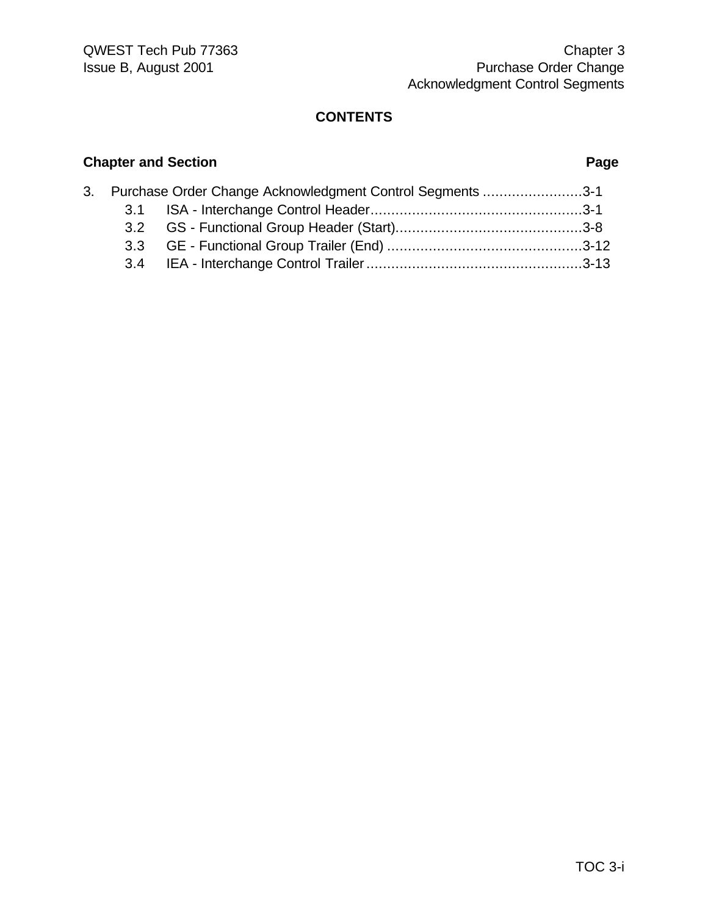# CONTENTS

**Chapter and Section** **Page**

3. Purchase Order Change Acknowledgment Control Segments ........................3-1
   - 3.1 ISA - Interchange Control Header...................................................3-1
   - 3.2 GS - Functional Group Header (Start).............................................3-8
   - 3.3 GE - Functional Group Trailer (End) ...............................................3-12
   - 3.4 IEA - Interchange Control Trailer....................................................3-13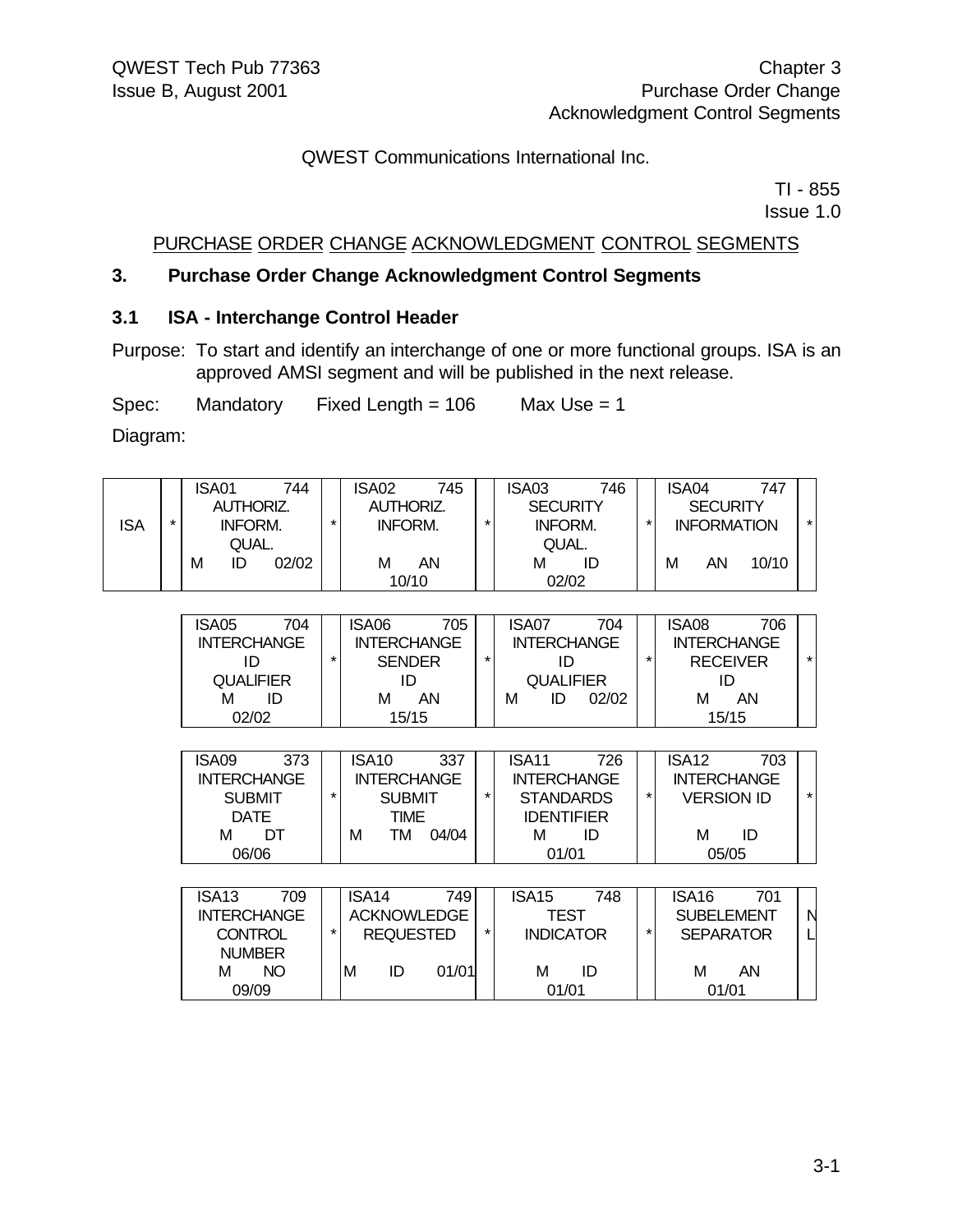QWEST Communications International Inc.

TI - 855
Issue 1.0

PURCHASE ORDER CHANGE ACKNOWLEDGMENT CONTROL SEGMENTS

## 3. Purchase Order Change Acknowledgment Control Segments

### 3.1 ISA - Interchange Control Header

Purpose: To start and identify an interchange of one or more functional groups. ISA is an approved AMSI segment and will be published in the next release.

Spec: Mandatory Fixed Length = 106 Max Use = 1

Diagram:

| | | | | | | | | | |
|---|---|---|---|---|---|---|---|---|---|
| ISA | * | ISA01 744 AUTHORIZ. INFORM. QUAL. M ID 02/02 | * | ISA02 745 AUTHORIZ. INFORM. M AN 10/10 | * | ISA03 746 SECURITY INFORM. QUAL. M ID 02/02 | * | ISA04 747 SECURITY INFORMATION M AN 10/10 | * |
| | | ISA05 704 INTERCHANGE ID QUALIFIER M ID 02/02 | * | ISA06 705 INTERCHANGE SENDER ID M AN 15/15 | * | ISA07 704 INTERCHANGE ID QUALIFIER M ID 02/02 | * | ISA08 706 INTERCHANGE RECEIVER ID M AN 15/15 | * |
| | | ISA09 373 INTERCHANGE SUBMIT DATE M DT 06/06 | * | ISA10 337 INTERCHANGE SUBMIT TIME M TM 04/04 | * | ISA11 726 INTERCHANGE STANDARDS IDENTIFIER M ID 01/01 | * | ISA12 703 INTERCHANGE VERSION ID M ID 05/05 | * |
| | | ISA13 709 INTERCHANGE CONTROL NUMBER M NO 09/09 | * | ISA14 749 ACKNOWLEDGE REQUESTED M ID 01/01 | * | ISA15 748 TEST INDICATOR M ID 01/01 | * | ISA16 701 SUBELEMENT SEPARATOR M AN 01/01 | NL |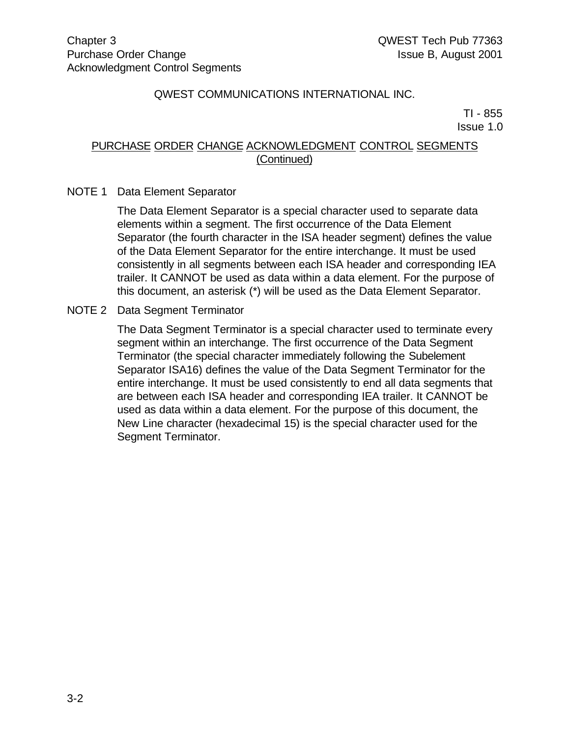QWEST COMMUNICATIONS INTERNATIONAL INC.

TI - 855
Issue 1.0

## PURCHASE ORDER CHANGE ACKNOWLEDGMENT CONTROL SEGMENTS (Continued)

NOTE 1 Data Element Separator

The Data Element Separator is a special character used to separate data elements within a segment. The first occurrence of the Data Element Separator (the fourth character in the ISA header segment) defines the value of the Data Element Separator for the entire interchange. It must be used consistently in all segments between each ISA header and corresponding IEA trailer. It CANNOT be used as data within a data element. For the purpose of this document, an asterisk (*) will be used as the Data Element Separator.

NOTE 2 Data Segment Terminator

The Data Segment Terminator is a special character used to terminate every segment within an interchange. The first occurrence of the Data Segment Terminator (the special character immediately following the Subelement Separator ISA16) defines the value of the Data Segment Terminator for the entire interchange. It must be used consistently to end all data segments that are between each ISA header and corresponding IEA trailer. It CANNOT be used as data within a data element. For the purpose of this document, the New Line character (hexadecimal 15) is the special character used for the Segment Terminator.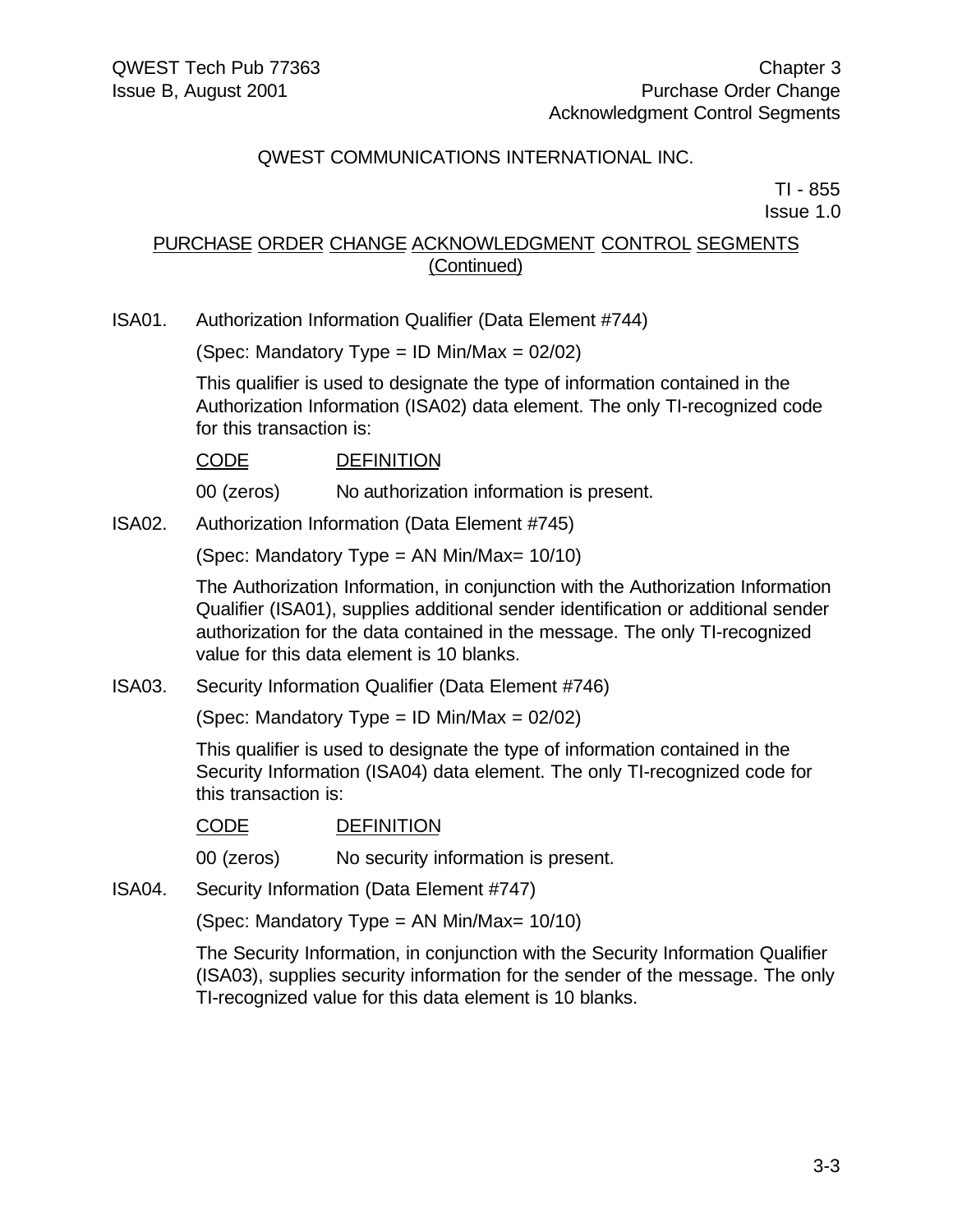QWEST COMMUNICATIONS INTERNATIONAL INC.

TI - 855
Issue 1.0

## PURCHASE ORDER CHANGE ACKNOWLEDGMENT CONTROL SEGMENTS (Continued)

ISA01. Authorization Information Qualifier (Data Element #744)

(Spec: Mandatory Type = ID Min/Max = 02/02)

This qualifier is used to designate the type of information contained in the Authorization Information (ISA02) data element. The only TI-recognized code for this transaction is:

| CODE | DEFINITION |
|---|---|
| 00 (zeros) | No authorization information is present. |

ISA02. Authorization Information (Data Element #745)

(Spec: Mandatory Type = AN Min/Max= 10/10)

The Authorization Information, in conjunction with the Authorization Information Qualifier (ISA01), supplies additional sender identification or additional sender authorization for the data contained in the message. The only TI-recognized value for this data element is 10 blanks.

ISA03. Security Information Qualifier (Data Element #746)

(Spec: Mandatory Type = ID Min/Max = 02/02)

This qualifier is used to designate the type of information contained in the Security Information (ISA04) data element. The only TI-recognized code for this transaction is:

| CODE | DEFINITION |
|---|---|
| 00 (zeros) | No security information is present. |

ISA04. Security Information (Data Element #747)

(Spec: Mandatory Type = AN Min/Max= 10/10)

The Security Information, in conjunction with the Security Information Qualifier (ISA03), supplies security information for the sender of the message. The only TI-recognized value for this data element is 10 blanks.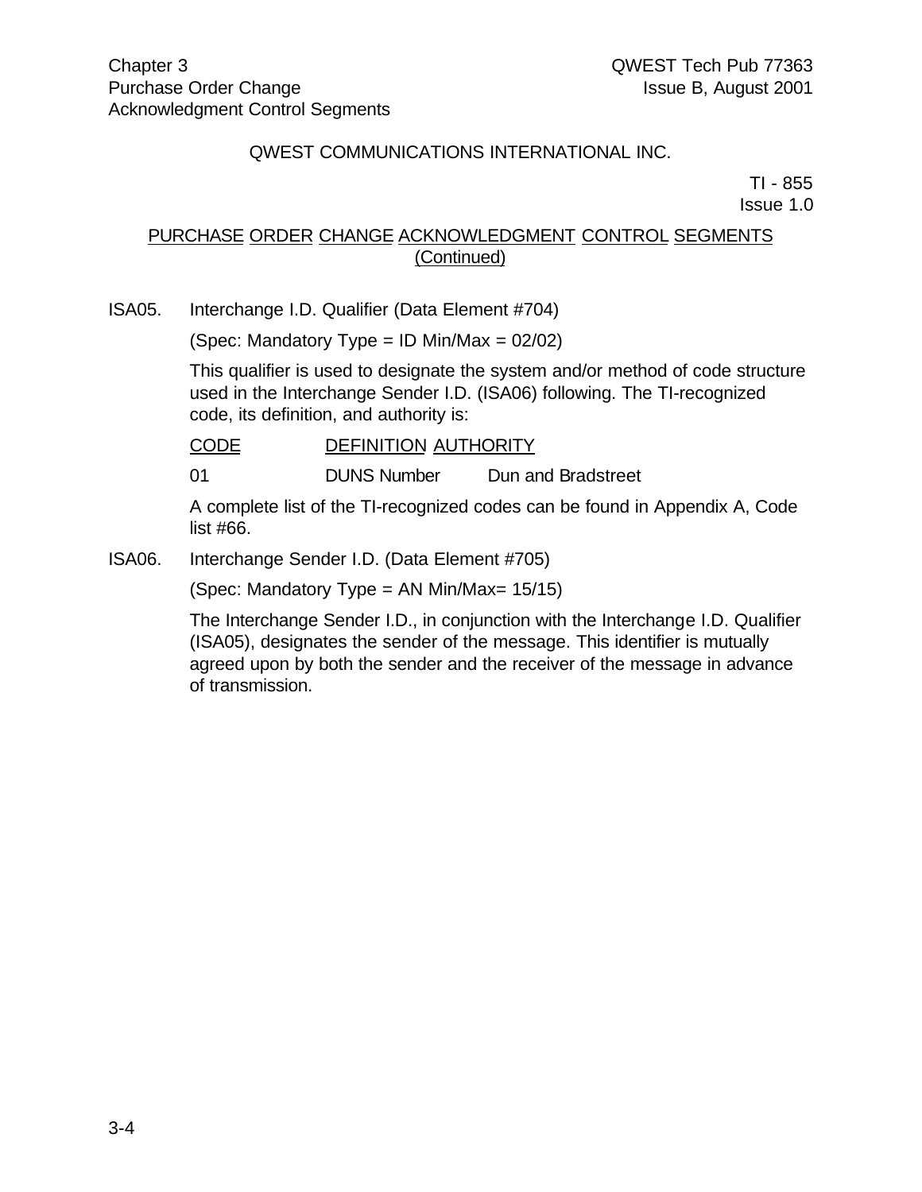QWEST COMMUNICATIONS INTERNATIONAL INC.

TI - 855
Issue 1.0

## PURCHASE ORDER CHANGE ACKNOWLEDGMENT CONTROL SEGMENTS (Continued)

ISA05. Interchange I.D. Qualifier (Data Element #704)

(Spec: Mandatory Type = ID Min/Max = 02/02)

This qualifier is used to designate the system and/or method of code structure used in the Interchange Sender I.D. (ISA06) following. The TI-recognized code, its definition, and authority is:

| CODE | DEFINITION | AUTHORITY |
|---|---|---|
| 01 | DUNS Number | Dun and Bradstreet |

A complete list of the TI-recognized codes can be found in Appendix A, Code list #66.

ISA06. Interchange Sender I.D. (Data Element #705)

(Spec: Mandatory Type = AN Min/Max= 15/15)

The Interchange Sender I.D., in conjunction with the Interchange I.D. Qualifier (ISA05), designates the sender of the message. This identifier is mutually agreed upon by both the sender and the receiver of the message in advance of transmission.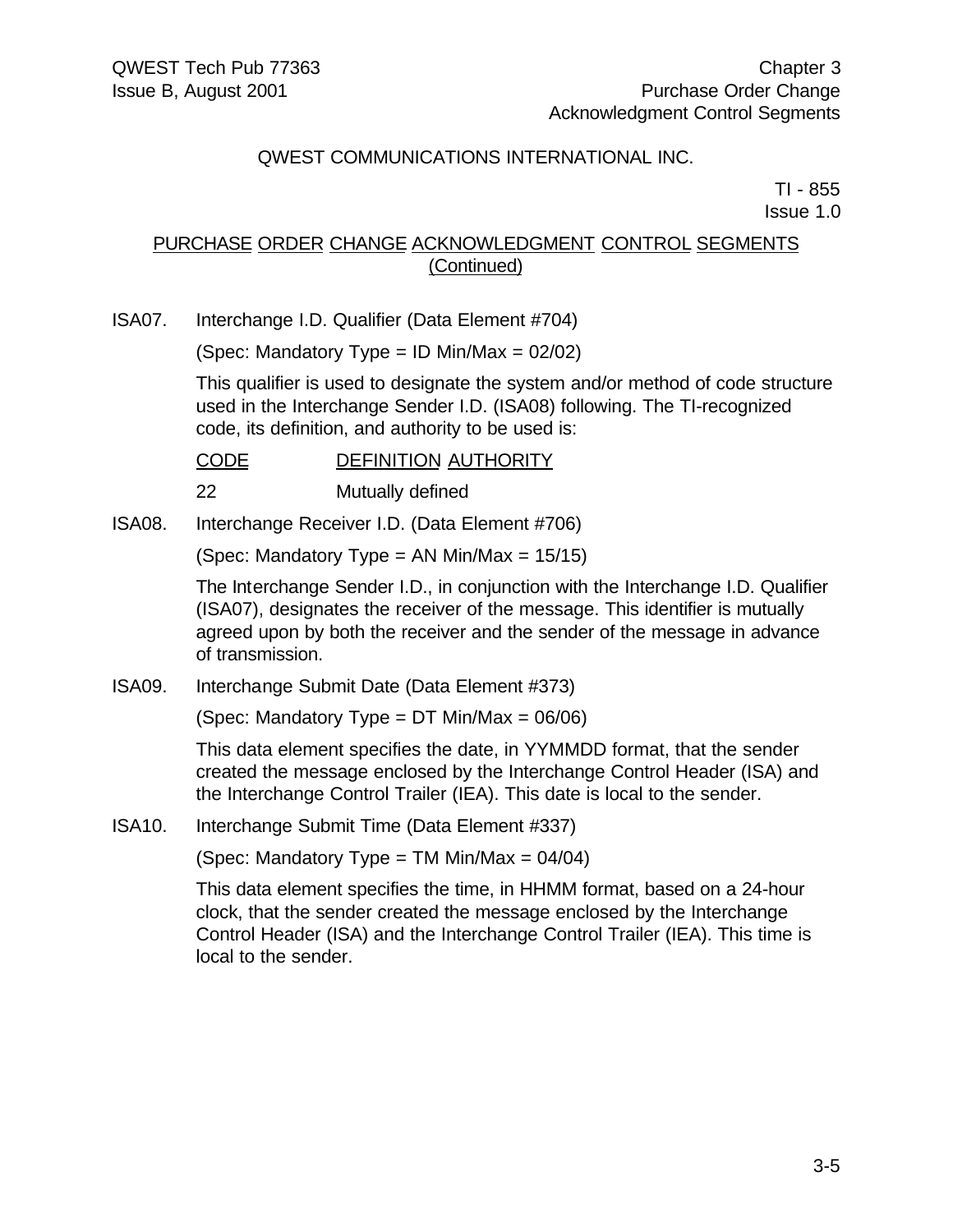QWEST COMMUNICATIONS INTERNATIONAL INC.

TI - 855
Issue 1.0

## PURCHASE ORDER CHANGE ACKNOWLEDGMENT CONTROL SEGMENTS (Continued)

ISA07. Interchange I.D. Qualifier (Data Element #704)

(Spec: Mandatory Type = ID Min/Max = 02/02)

This qualifier is used to designate the system and/or method of code structure used in the Interchange Sender I.D. (ISA08) following. The TI-recognized code, its definition, and authority to be used is:

| CODE | DEFINITION | AUTHORITY |
|---|---|---|
| 22 | Mutually defined | |

ISA08. Interchange Receiver I.D. (Data Element #706)

(Spec: Mandatory Type = AN Min/Max = 15/15)

The Interchange Sender I.D., in conjunction with the Interchange I.D. Qualifier (ISA07), designates the receiver of the message. This identifier is mutually agreed upon by both the receiver and the sender of the message in advance of transmission.

ISA09. Interchange Submit Date (Data Element #373)

(Spec: Mandatory Type = DT Min/Max = 06/06)

This data element specifies the date, in YYMMDD format, that the sender created the message enclosed by the Interchange Control Header (ISA) and the Interchange Control Trailer (IEA). This date is local to the sender.

ISA10. Interchange Submit Time (Data Element #337)

(Spec: Mandatory Type = TM Min/Max = 04/04)

This data element specifies the time, in HHMM format, based on a 24-hour clock, that the sender created the message enclosed by the Interchange Control Header (ISA) and the Interchange Control Trailer (IEA). This time is local to the sender.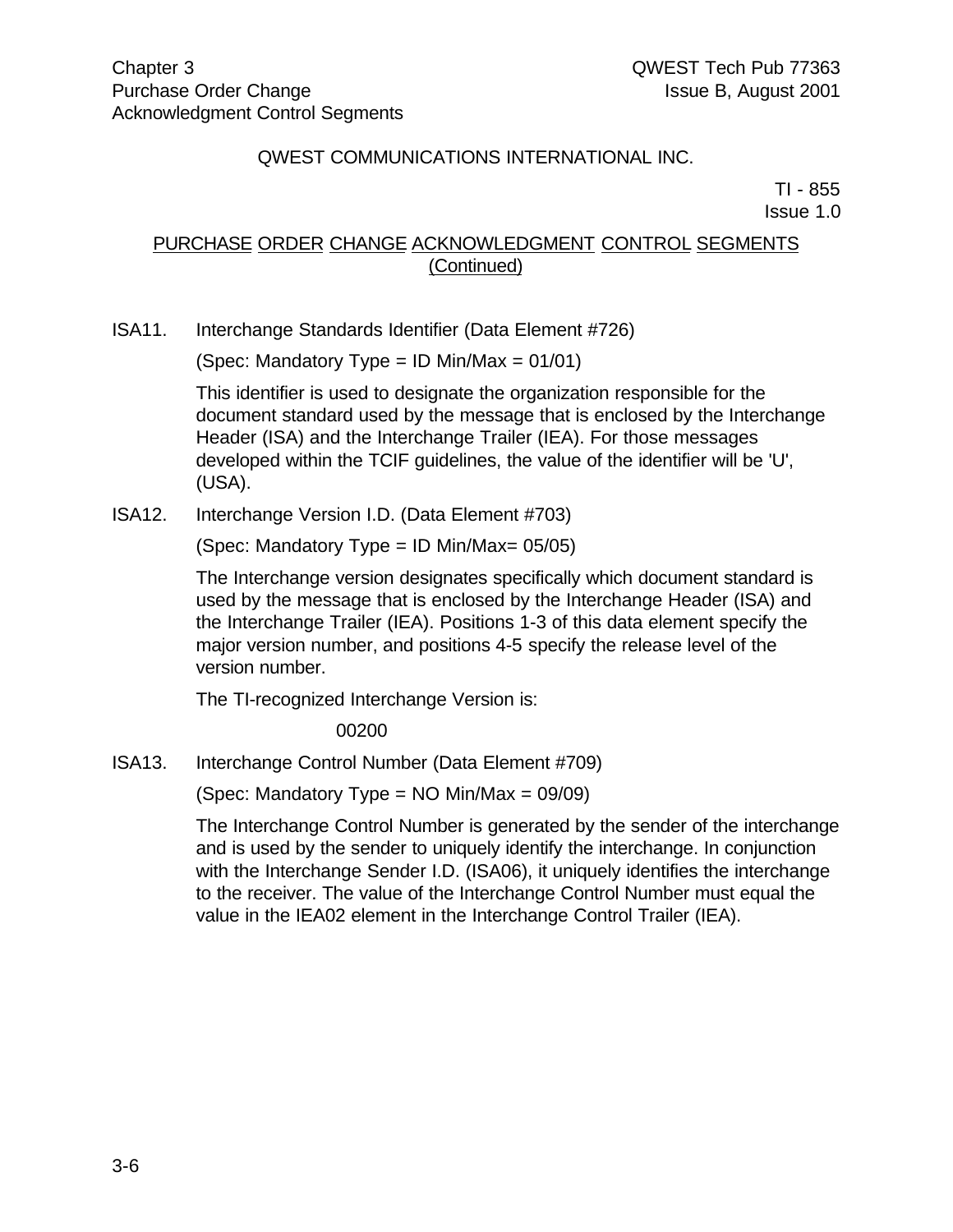QWEST COMMUNICATIONS INTERNATIONAL INC.

TI - 855
Issue 1.0

## PURCHASE ORDER CHANGE ACKNOWLEDGMENT CONTROL SEGMENTS (Continued)

ISA11. Interchange Standards Identifier (Data Element #726)

(Spec: Mandatory Type = ID Min/Max = 01/01)

This identifier is used to designate the organization responsible for the document standard used by the message that is enclosed by the Interchange Header (ISA) and the Interchange Trailer (IEA). For those messages developed within the TCIF guidelines, the value of the identifier will be 'U', (USA).

ISA12. Interchange Version I.D. (Data Element #703)

(Spec: Mandatory Type = ID Min/Max= 05/05)

The Interchange version designates specifically which document standard is used by the message that is enclosed by the Interchange Header (ISA) and the Interchange Trailer (IEA). Positions 1-3 of this data element specify the major version number, and positions 4-5 specify the release level of the version number.

The TI-recognized Interchange Version is:

00200

ISA13. Interchange Control Number (Data Element #709)

(Spec: Mandatory Type = NO Min/Max = 09/09)

The Interchange Control Number is generated by the sender of the interchange and is used by the sender to uniquely identify the interchange. In conjunction with the Interchange Sender I.D. (ISA06), it uniquely identifies the interchange to the receiver. The value of the Interchange Control Number must equal the value in the IEA02 element in the Interchange Control Trailer (IEA).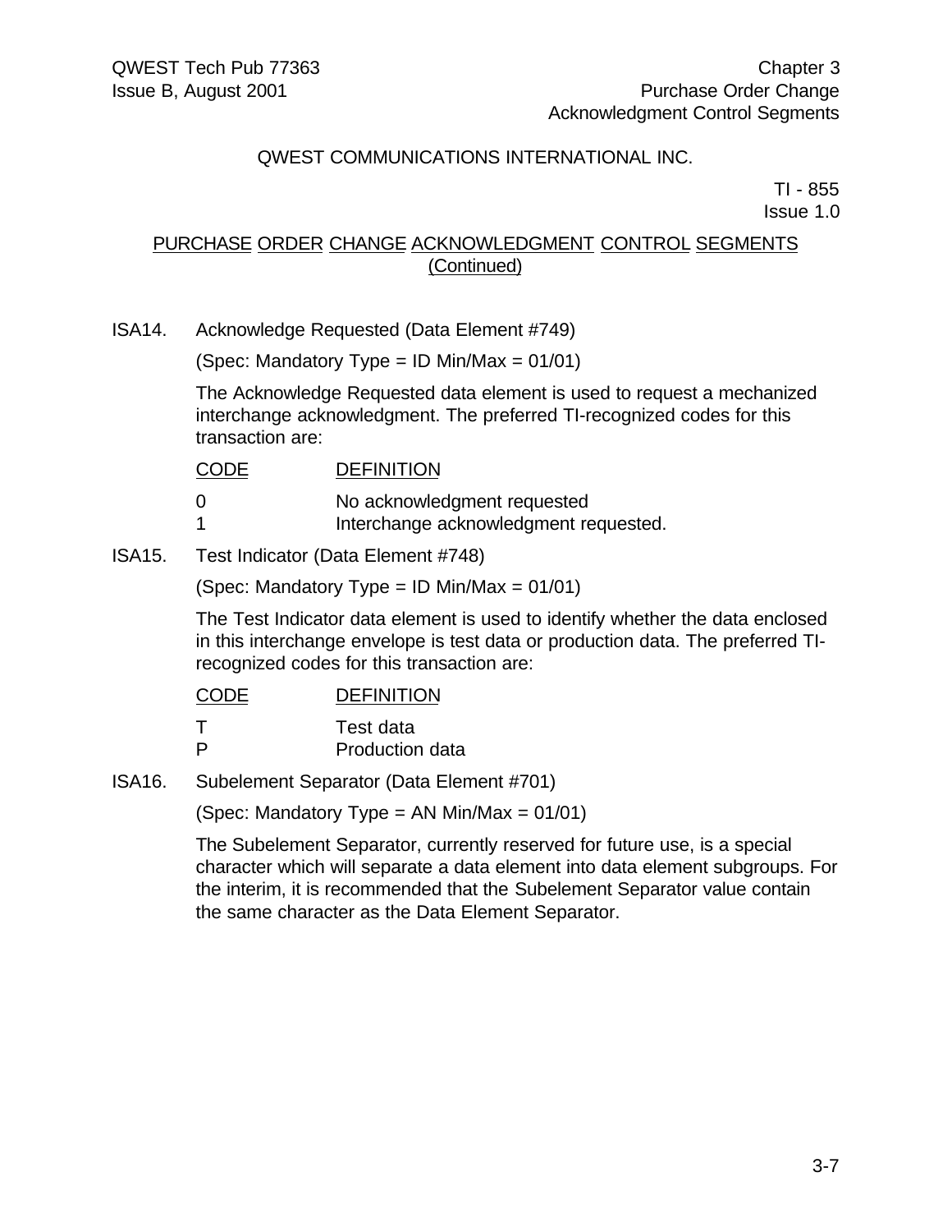QWEST COMMUNICATIONS INTERNATIONAL INC.

TI - 855
Issue 1.0

## PURCHASE ORDER CHANGE ACKNOWLEDGMENT CONTROL SEGMENTS (Continued)

ISA14. Acknowledge Requested (Data Element #749)

(Spec: Mandatory Type = ID Min/Max = 01/01)

The Acknowledge Requested data element is used to request a mechanized interchange acknowledgment. The preferred TI-recognized codes for this transaction are:

| CODE | DEFINITION |
|---|---|
| 0 | No acknowledgment requested |
| 1 | Interchange acknowledgment requested. |

ISA15. Test Indicator (Data Element #748)

(Spec: Mandatory Type = ID Min/Max = 01/01)

The Test Indicator data element is used to identify whether the data enclosed in this interchange envelope is test data or production data. The preferred TI-recognized codes for this transaction are:

| CODE | DEFINITION |
|---|---|
| T | Test data |
| P | Production data |

ISA16. Subelement Separator (Data Element #701)

(Spec: Mandatory Type = AN Min/Max = 01/01)

The Subelement Separator, currently reserved for future use, is a special character which will separate a data element into data element subgroups. For the interim, it is recommended that the Subelement Separator value contain the same character as the Data Element Separator.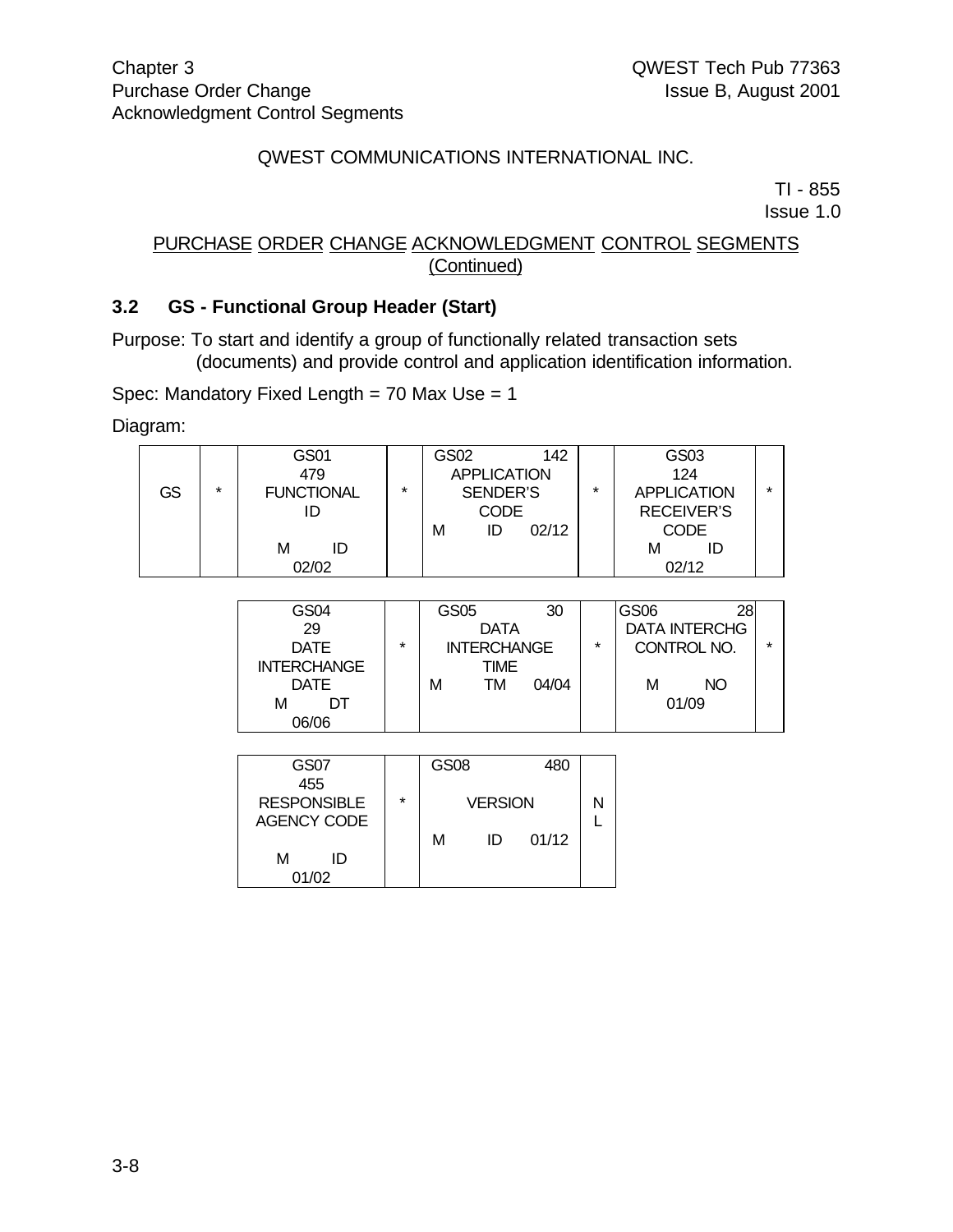QWEST COMMUNICATIONS INTERNATIONAL INC.

TI - 855
Issue 1.0

PURCHASE ORDER CHANGE ACKNOWLEDGMENT CONTROL SEGMENTS
(Continued)

### 3.2 GS - Functional Group Header (Start)

Purpose: To start and identify a group of functionally related transaction sets (documents) and provide control and application identification information.

Spec: Mandatory Fixed Length = 70 Max Use = 1

Diagram:

| GS | * | GS01 479 FUNCTIONAL ID M ID 02/02 | * | GS02 142 APPLICATION SENDER'S CODE M ID 02/12 | * | GS03 124 APPLICATION RECEIVER'S CODE M ID 02/12 | * |
|---|---|---|---|---|---|---|---|

| GS04 29 DATE INTERCHANGE DATE M DT 06/06 | * | GS05 30 DATA INTERCHANGE TIME M TM 04/04 | * | GS06 28 DATA INTERCHG CONTROL NO. M NO 01/09 | * |
|---|---|---|---|---|---|

| GS07 455 RESPONSIBLE AGENCY CODE M ID 01/02 | * | GS08 480 VERSION M ID 01/12 | NL |
|---|---|---|---|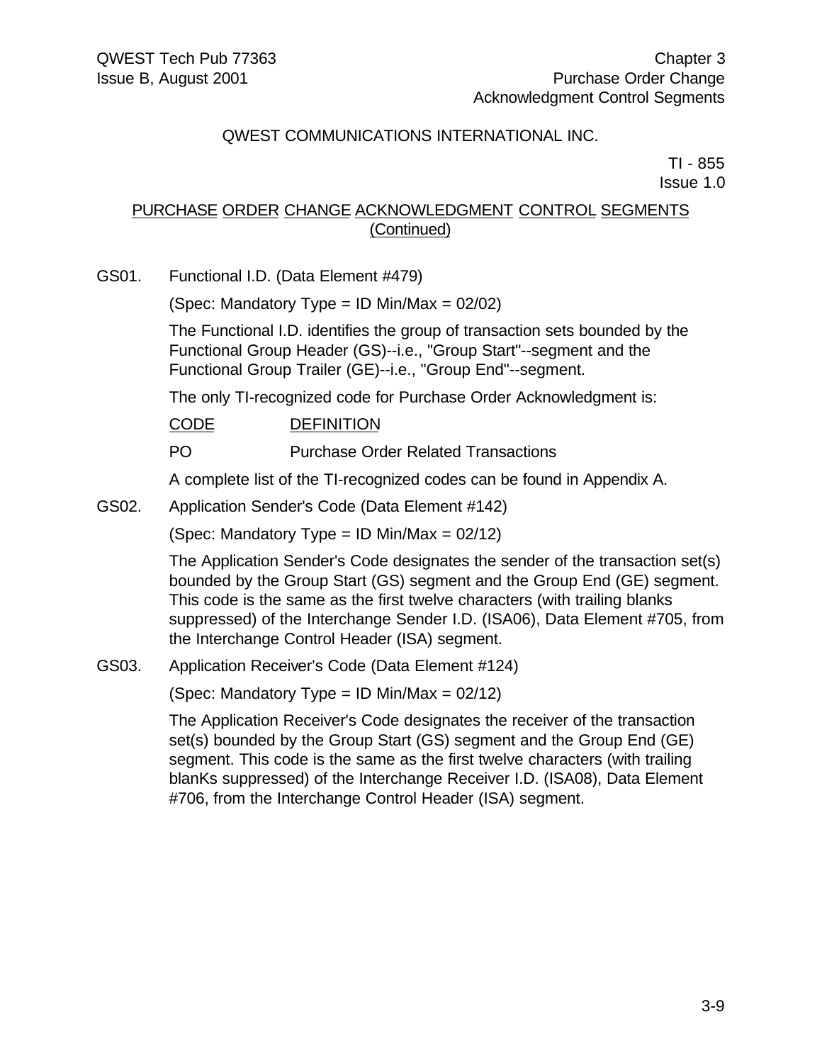QWEST COMMUNICATIONS INTERNATIONAL INC.

TI - 855
Issue 1.0

## PURCHASE ORDER CHANGE ACKNOWLEDGMENT CONTROL SEGMENTS (Continued)

GS01. Functional I.D. (Data Element #479)

(Spec: Mandatory Type = ID Min/Max = 02/02)

The Functional I.D. identifies the group of transaction sets bounded by the Functional Group Header (GS)--i.e., "Group Start"--segment and the Functional Group Trailer (GE)--i.e., "Group End"--segment.

The only TI-recognized code for Purchase Order Acknowledgment is:

| CODE | DEFINITION |
|---|---|
| PO | Purchase Order Related Transactions |

A complete list of the TI-recognized codes can be found in Appendix A.

GS02. Application Sender's Code (Data Element #142)

(Spec: Mandatory Type = ID Min/Max = 02/12)

The Application Sender's Code designates the sender of the transaction set(s) bounded by the Group Start (GS) segment and the Group End (GE) segment. This code is the same as the first twelve characters (with trailing blanks suppressed) of the Interchange Sender I.D. (ISA06), Data Element #705, from the Interchange Control Header (ISA) segment.

GS03. Application Receiver's Code (Data Element #124)

(Spec: Mandatory Type = ID Min/Max = 02/12)

The Application Receiver's Code designates the receiver of the transaction set(s) bounded by the Group Start (GS) segment and the Group End (GE) segment. This code is the same as the first twelve characters (with trailing blanKs suppressed) of the Interchange Receiver I.D. (ISA08), Data Element #706, from the Interchange Control Header (ISA) segment.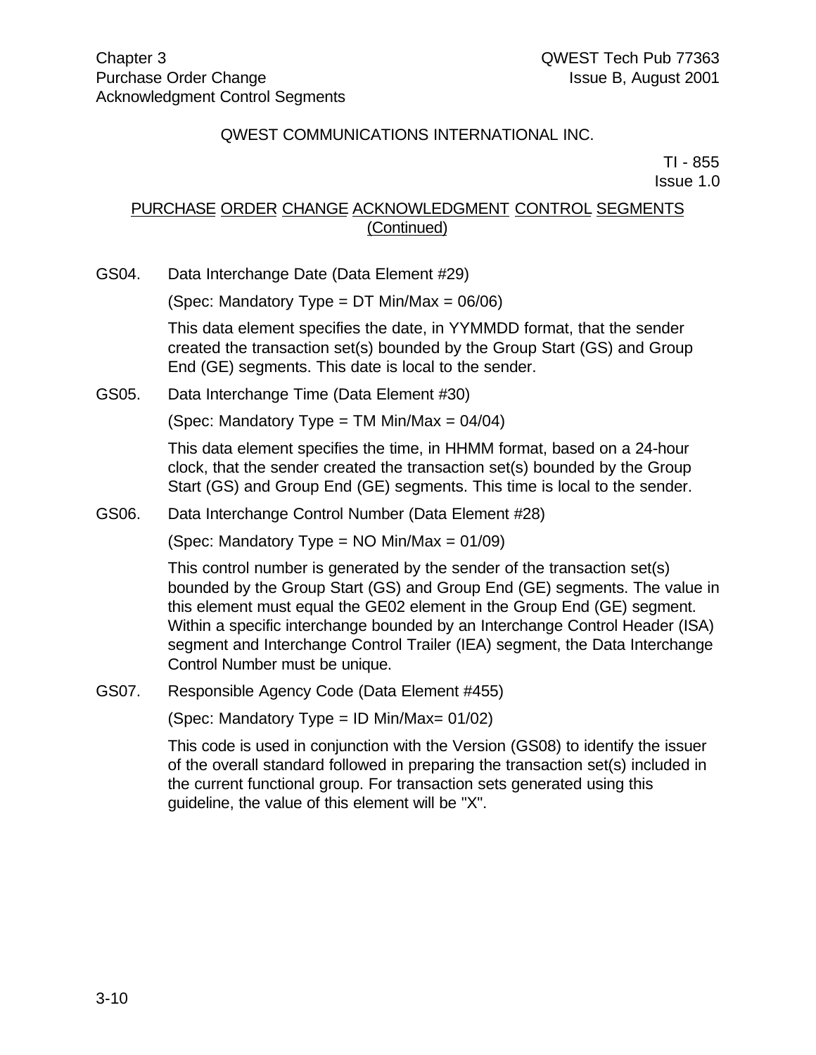QWEST COMMUNICATIONS INTERNATIONAL INC.

TI - 855
Issue 1.0

## PURCHASE ORDER CHANGE ACKNOWLEDGMENT CONTROL SEGMENTS (Continued)

GS04. Data Interchange Date (Data Element #29)

(Spec: Mandatory Type = DT Min/Max = 06/06)

This data element specifies the date, in YYMMDD format, that the sender created the transaction set(s) bounded by the Group Start (GS) and Group End (GE) segments. This date is local to the sender.

GS05. Data Interchange Time (Data Element #30)

(Spec: Mandatory Type = TM Min/Max = 04/04)

This data element specifies the time, in HHMM format, based on a 24-hour clock, that the sender created the transaction set(s) bounded by the Group Start (GS) and Group End (GE) segments. This time is local to the sender.

GS06. Data Interchange Control Number (Data Element #28)

(Spec: Mandatory Type = NO Min/Max = 01/09)

This control number is generated by the sender of the transaction set(s) bounded by the Group Start (GS) and Group End (GE) segments. The value in this element must equal the GE02 element in the Group End (GE) segment. Within a specific interchange bounded by an Interchange Control Header (ISA) segment and Interchange Control Trailer (IEA) segment, the Data Interchange Control Number must be unique.

GS07. Responsible Agency Code (Data Element #455)

(Spec: Mandatory Type = ID Min/Max= 01/02)

This code is used in conjunction with the Version (GS08) to identify the issuer of the overall standard followed in preparing the transaction set(s) included in the current functional group. For transaction sets generated using this guideline, the value of this element will be "X".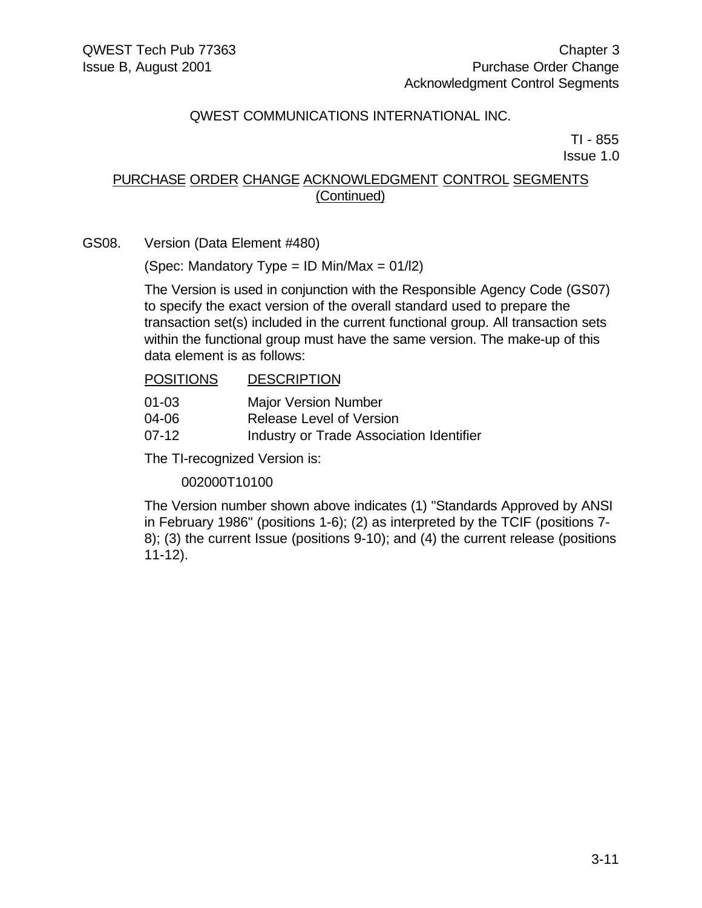QWEST COMMUNICATIONS INTERNATIONAL INC.

TI - 855
Issue 1.0

## PURCHASE ORDER CHANGE ACKNOWLEDGMENT CONTROL SEGMENTS (Continued)

GS08. Version (Data Element #480)

(Spec: Mandatory Type = ID Min/Max = 01/l2)

The Version is used in conjunction with the Responsible Agency Code (GS07) to specify the exact version of the overall standard used to prepare the transaction set(s) included in the current functional group. All transaction sets within the functional group must have the same version. The make-up of this data element is as follows:

| POSITIONS | DESCRIPTION |
| --- | --- |
| 01-03 | Major Version Number |
| 04-06 | Release Level of Version |
| 07-12 | Industry or Trade Association Identifier |

The TI-recognized Version is:

002000T10100

The Version number shown above indicates (1) "Standards Approved by ANSI in February 1986" (positions 1-6); (2) as interpreted by the TCIF (positions 7-8); (3) the current Issue (positions 9-10); and (4) the current release (positions 11-12).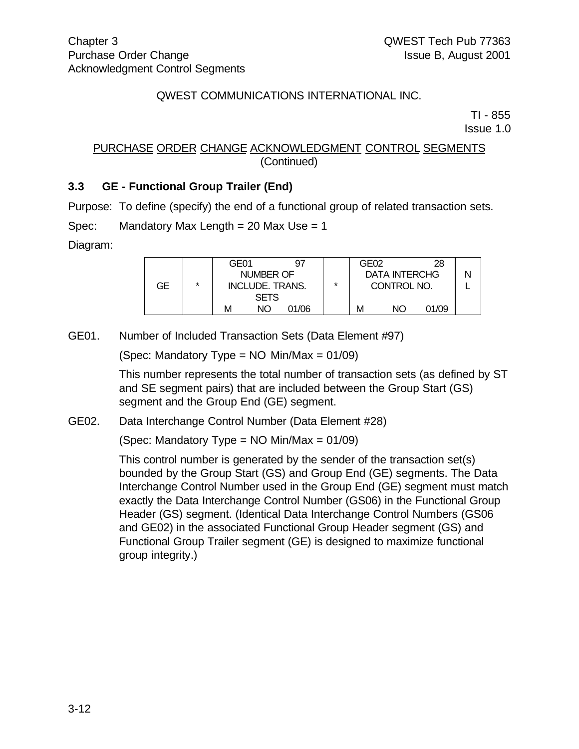QWEST COMMUNICATIONS INTERNATIONAL INC.

TI - 855
Issue 1.0

PURCHASE ORDER CHANGE ACKNOWLEDGMENT CONTROL SEGMENTS
(Continued)

### 3.3 GE - Functional Group Trailer (End)

Purpose: To define (specify) the end of a functional group of related transaction sets.

Spec: Mandatory Max Length = 20 Max Use = 1

Diagram:

| GE | * | GE01 97<br>NUMBER OF<br>INCLUDE. TRANS.<br>SETS<br>M NO 01/06 | * | GE02 28<br>DATA INTERCHG<br>CONTROL NO.<br>M NO 01/09 | N<br>L |
|---|---|---|---|---|---|

GE01. Number of Included Transaction Sets (Data Element #97)

(Spec: Mandatory Type = NO Min/Max = 01/09)

This number represents the total number of transaction sets (as defined by ST and SE segment pairs) that are included between the Group Start (GS) segment and the Group End (GE) segment.

GE02. Data Interchange Control Number (Data Element #28)

(Spec: Mandatory Type = NO Min/Max = 01/09)

This control number is generated by the sender of the transaction set(s) bounded by the Group Start (GS) and Group End (GE) segments. The Data Interchange Control Number used in the Group End (GE) segment must match exactly the Data Interchange Control Number (GS06) in the Functional Group Header (GS) segment. (Identical Data Interchange Control Numbers (GS06 and GE02) in the associated Functional Group Header segment (GS) and Functional Group Trailer segment (GE) is designed to maximize functional group integrity.)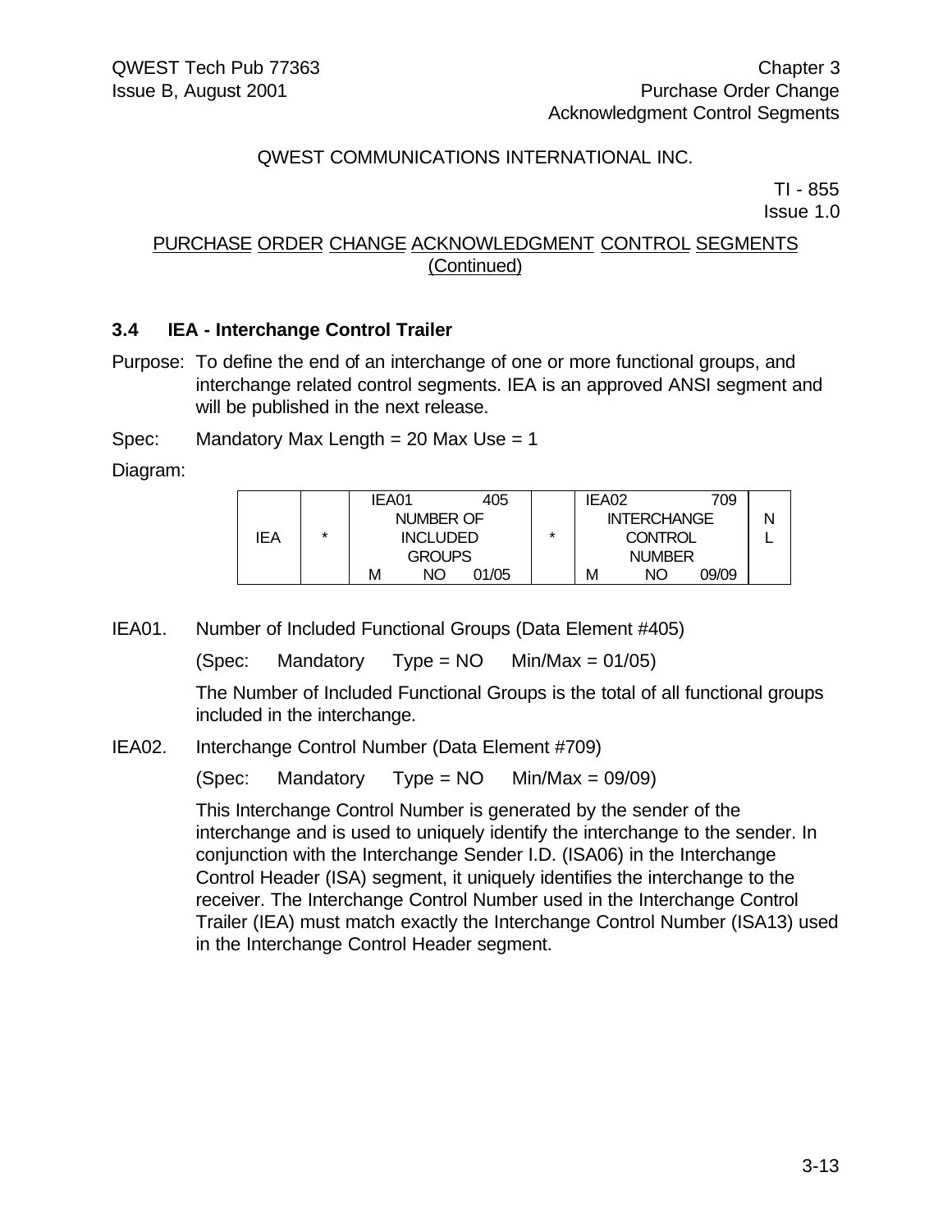QWEST COMMUNICATIONS INTERNATIONAL INC.

TI - 855
Issue 1.0

PURCHASE ORDER CHANGE ACKNOWLEDGMENT CONTROL SEGMENTS
(Continued)

### 3.4 IEA - Interchange Control Trailer

Purpose: To define the end of an interchange of one or more functional groups, and interchange related control segments. IEA is an approved ANSI segment and will be published in the next release.

Spec: Mandatory Max Length = 20 Max Use = 1

Diagram:

| IEA | * | IEA01 405<br>NUMBER OF INCLUDED GROUPS<br>M NO 01/05 | * | IEA02 709<br>INTERCHANGE CONTROL NUMBER<br>M NO 09/09 | NL |
|---|---|---|---|---|---|

IEA01. Number of Included Functional Groups (Data Element #405)

(Spec: Mandatory Type = NO Min/Max = 01/05)

The Number of Included Functional Groups is the total of all functional groups included in the interchange.

IEA02. Interchange Control Number (Data Element #709)

(Spec: Mandatory Type = NO Min/Max = 09/09)

This Interchange Control Number is generated by the sender of the interchange and is used to uniquely identify the interchange to the sender. In conjunction with the Interchange Sender I.D. (ISA06) in the Interchange Control Header (ISA) segment, it uniquely identifies the interchange to the receiver. The Interchange Control Number used in the Interchange Control Trailer (IEA) must match exactly the Interchange Control Number (ISA13) used in the Interchange Control Header segment.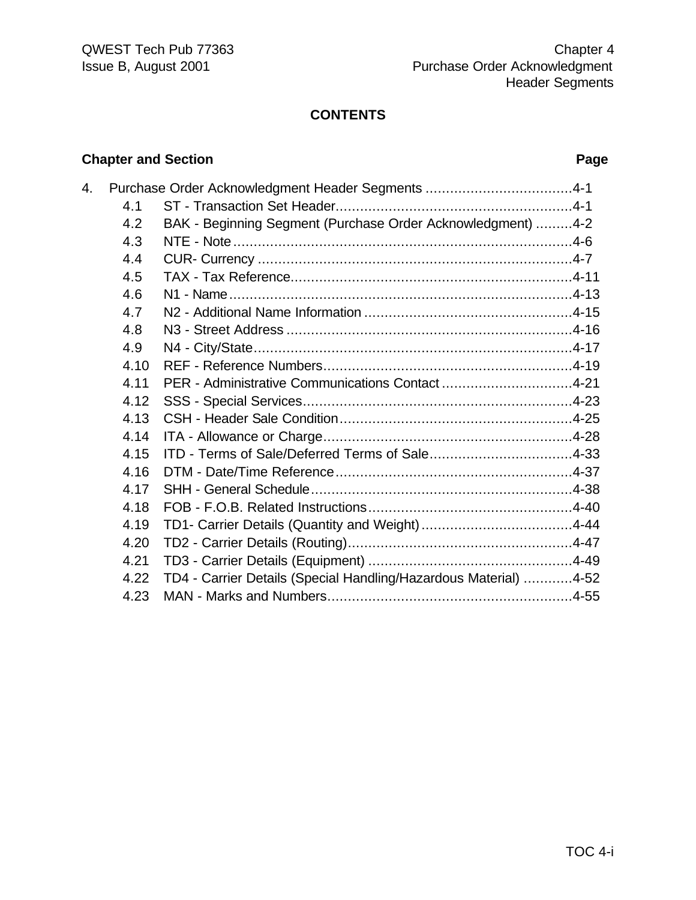## CONTENTS

| Chapter and Section | Page |
|---|---|
| 4. Purchase Order Acknowledgment Header Segments | 4-1 |
| 4.1 ST - Transaction Set Header | 4-1 |
| 4.2 BAK - Beginning Segment (Purchase Order Acknowledgment) | 4-2 |
| 4.3 NTE - Note | 4-6 |
| 4.4 CUR- Currency | 4-7 |
| 4.5 TAX - Tax Reference | 4-11 |
| 4.6 N1 - Name | 4-13 |
| 4.7 N2 - Additional Name Information | 4-15 |
| 4.8 N3 - Street Address | 4-16 |
| 4.9 N4 - City/State | 4-17 |
| 4.10 REF - Reference Numbers | 4-19 |
| 4.11 PER - Administrative Communications Contact | 4-21 |
| 4.12 SSS - Special Services | 4-23 |
| 4.13 CSH - Header Sale Condition | 4-25 |
| 4.14 ITA - Allowance or Charge | 4-28 |
| 4.15 ITD - Terms of Sale/Deferred Terms of Sale | 4-33 |
| 4.16 DTM - Date/Time Reference | 4-37 |
| 4.17 SHH - General Schedule | 4-38 |
| 4.18 FOB - F.O.B. Related Instructions | 4-40 |
| 4.19 TD1- Carrier Details (Quantity and Weight) | 4-44 |
| 4.20 TD2 - Carrier Details (Routing) | 4-47 |
| 4.21 TD3 - Carrier Details (Equipment) | 4-49 |
| 4.22 TD4 - Carrier Details (Special Handling/Hazardous Material) | 4-52 |
| 4.23 MAN - Marks and Numbers | 4-55 |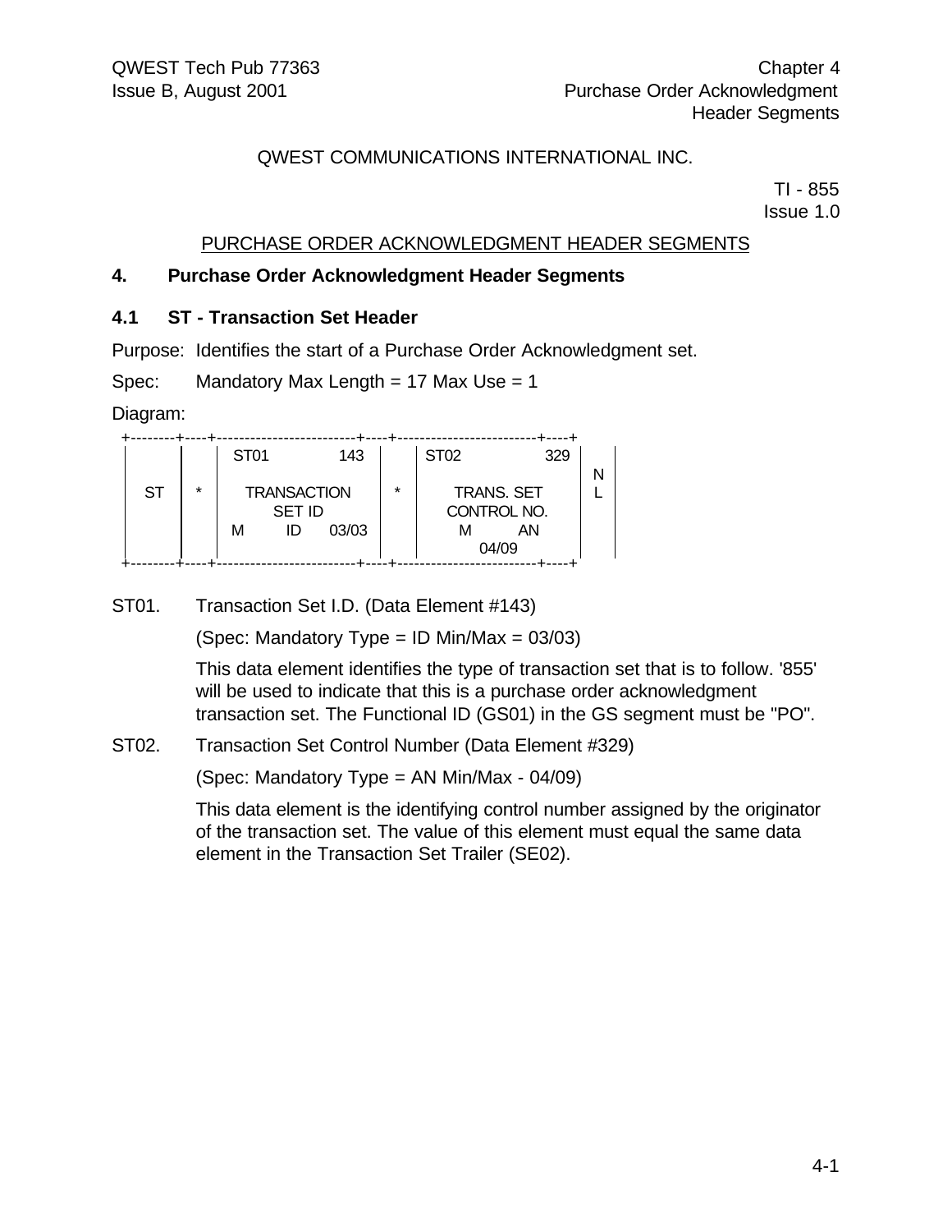QWEST COMMUNICATIONS INTERNATIONAL INC.

TI - 855
Issue 1.0

PURCHASE ORDER ACKNOWLEDGMENT HEADER SEGMENTS

## 4. Purchase Order Acknowledgment Header Segments

### 4.1 ST - Transaction Set Header

Purpose: Identifies the start of a Purchase Order Acknowledgment set.

Spec: Mandatory Max Length = 17 Max Use = 1

Diagram:

```
+--------+----+-------------------------+----+-------------------------+----+
|        |    | ST01             143    |    | ST02              329   |    |
|        |    |                         |    |                         | N  |
|   ST   | *  |     TRANSACTION         | *  |     TRANS. SET          | L  |
|        |    |       SET ID            |    |     CONTROL NO.         |    |
|        |    |  M       ID     03/03   |    |      M        AN        |    |
|        |    |                         |    |         04/09           |    |
+--------+----+-------------------------+----+-------------------------+----+
```

ST01. Transaction Set I.D. (Data Element #143)

(Spec: Mandatory Type = ID Min/Max = 03/03)

This data element identifies the type of transaction set that is to follow. '855' will be used to indicate that this is a purchase order acknowledgment transaction set. The Functional ID (GS01) in the GS segment must be "PO".

ST02. Transaction Set Control Number (Data Element #329)

(Spec: Mandatory Type = AN Min/Max - 04/09)

This data element is the identifying control number assigned by the originator of the transaction set. The value of this element must equal the same data element in the Transaction Set Trailer (SE02).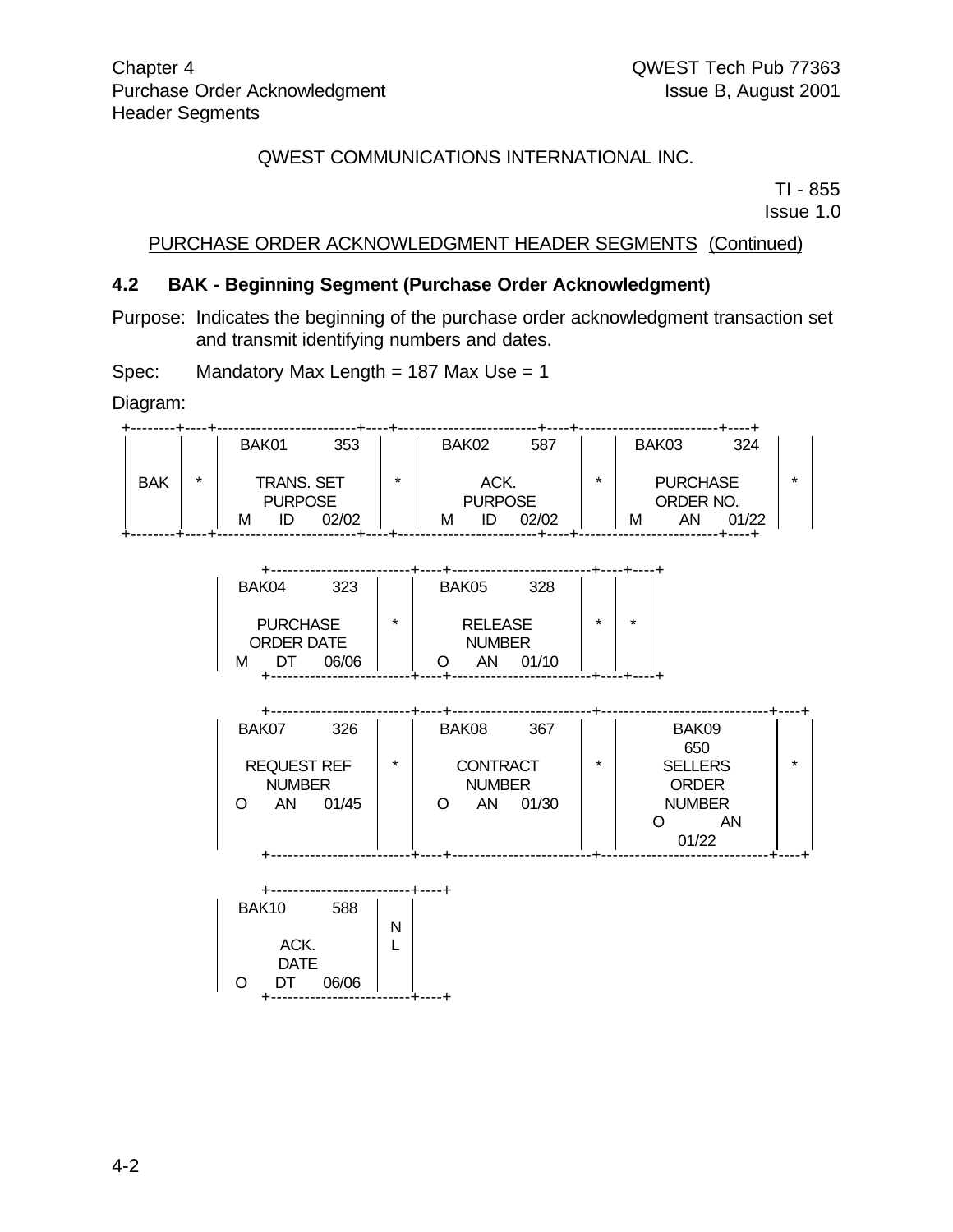QWEST COMMUNICATIONS INTERNATIONAL INC.

TI - 855
Issue 1.0

PURCHASE ORDER ACKNOWLEDGMENT HEADER SEGMENTS (Continued)

## 4.2 BAK - Beginning Segment (Purchase Order Acknowledgment)

Purpose: Indicates the beginning of the purchase order acknowledgment transaction set and transmit identifying numbers and dates.

Spec: Mandatory Max Length = 187 Max Use = 1

Diagram:

| Element | Ref | Name | Req | Type | Min/Max |
|---|---|---|---|---|---|
| BAK01 | 353 | TRANS. SET PURPOSE | M | ID | 02/02 |
| BAK02 | 587 | ACK. PURPOSE | M | ID | 02/02 |
| BAK03 | 324 | PURCHASE ORDER NO. | M | AN | 01/22 |
| BAK04 | 323 | PURCHASE ORDER DATE | M | DT | 06/06 |
| BAK05 | 328 | RELEASE NUMBER | O | AN | 01/10 |
| BAK07 | 326 | REQUEST REF NUMBER | O | AN | 01/45 |
| BAK08 | 367 | CONTRACT NUMBER | O | AN | 01/30 |
| BAK09 | 650 | SELLERS ORDER NUMBER | O | AN | 01/22 |
| BAK10 | 588 | ACK. DATE | O | DT | 06/06 |

```
BAK * BAK01 * BAK02 * BAK03 * BAK04 * BAK05 * * BAK07 * BAK08 * BAK09 * BAK10 NL
```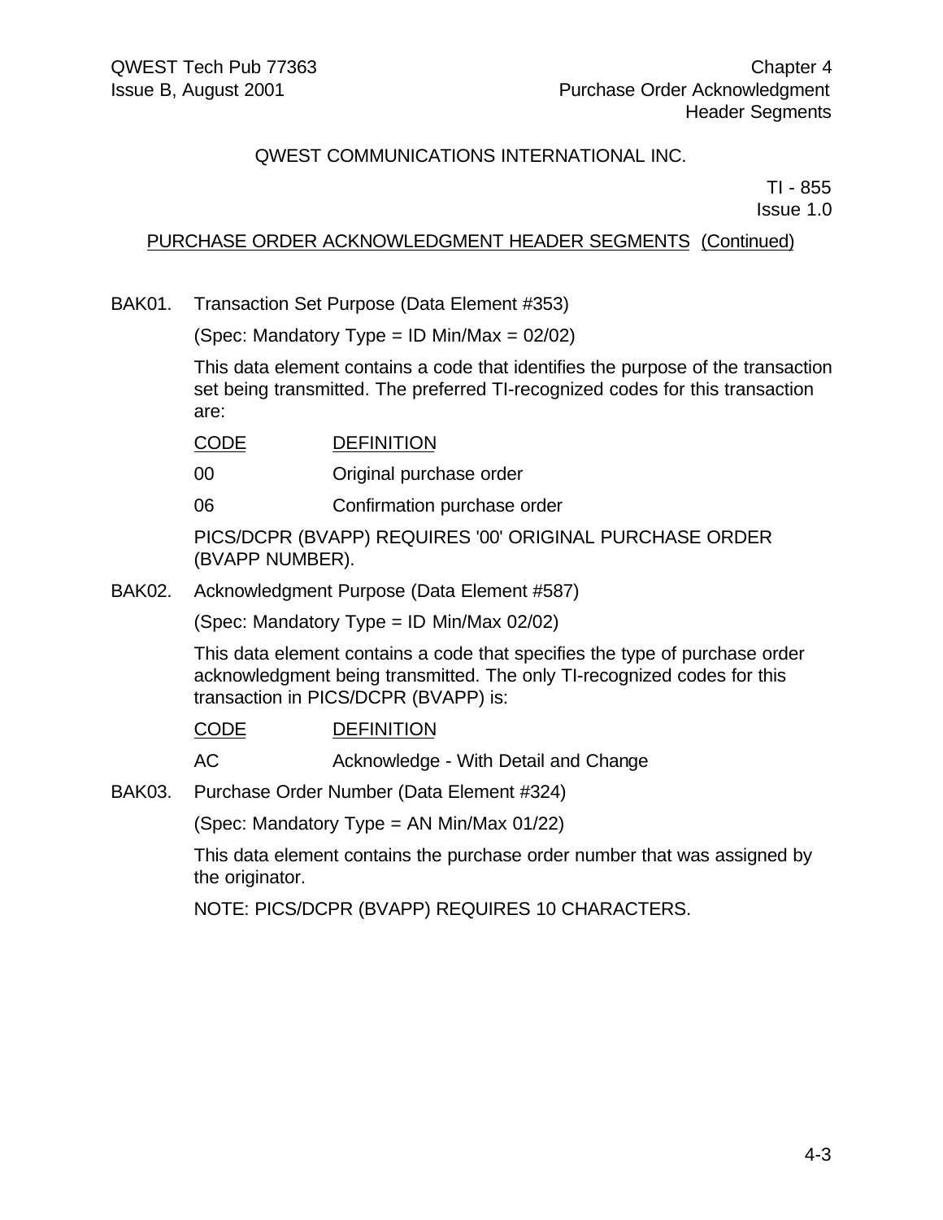QWEST COMMUNICATIONS INTERNATIONAL INC.

TI - 855
Issue 1.0

PURCHASE ORDER ACKNOWLEDGMENT HEADER SEGMENTS (Continued)

BAK01. Transaction Set Purpose (Data Element #353)

(Spec: Mandatory Type = ID Min/Max = 02/02)

This data element contains a code that identifies the purpose of the transaction set being transmitted. The preferred TI-recognized codes for this transaction are:

| CODE | DEFINITION |
|---|---|
| 00 | Original purchase order |
| 06 | Confirmation purchase order |

PICS/DCPR (BVAPP) REQUIRES '00' ORIGINAL PURCHASE ORDER (BVAPP NUMBER).

BAK02. Acknowledgment Purpose (Data Element #587)

(Spec: Mandatory Type = ID Min/Max 02/02)

This data element contains a code that specifies the type of purchase order acknowledgment being transmitted. The only TI-recognized codes for this transaction in PICS/DCPR (BVAPP) is:

| CODE | DEFINITION |
|---|---|
| AC | Acknowledge - With Detail and Change |

BAK03. Purchase Order Number (Data Element #324)

(Spec: Mandatory Type = AN Min/Max 01/22)

This data element contains the purchase order number that was assigned by the originator.

NOTE: PICS/DCPR (BVAPP) REQUIRES 10 CHARACTERS.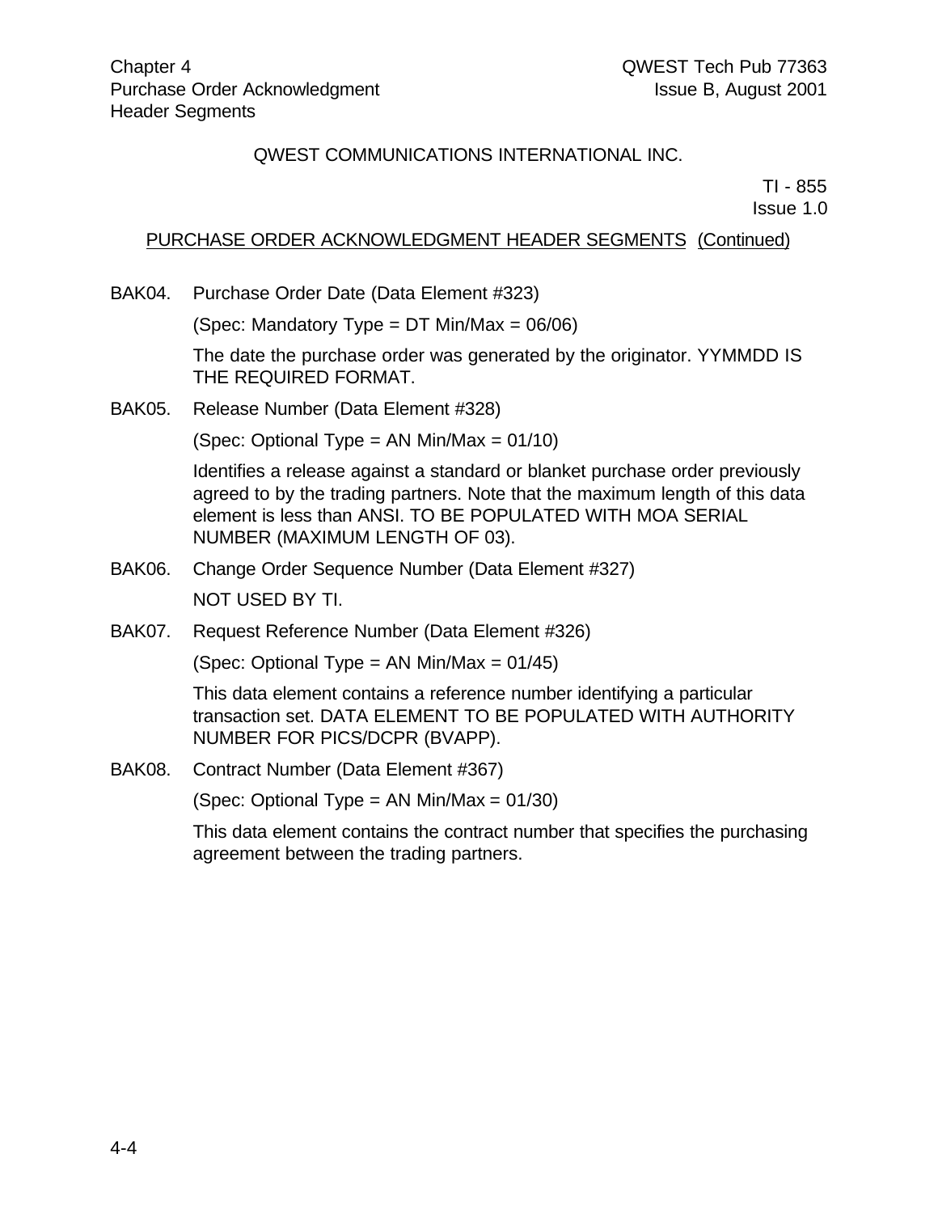QWEST COMMUNICATIONS INTERNATIONAL INC.

TI - 855
Issue 1.0

PURCHASE ORDER ACKNOWLEDGMENT HEADER SEGMENTS (Continued)

BAK04. Purchase Order Date (Data Element #323)

(Spec: Mandatory Type = DT Min/Max = 06/06)

The date the purchase order was generated by the originator. YYMMDD IS THE REQUIRED FORMAT.

BAK05. Release Number (Data Element #328)

(Spec: Optional Type = AN Min/Max = 01/10)

Identifies a release against a standard or blanket purchase order previously agreed to by the trading partners. Note that the maximum length of this data element is less than ANSI. TO BE POPULATED WITH MOA SERIAL NUMBER (MAXIMUM LENGTH OF 03).

BAK06. Change Order Sequence Number (Data Element #327)

NOT USED BY TI.

BAK07. Request Reference Number (Data Element #326)

(Spec: Optional Type = AN Min/Max = 01/45)

This data element contains a reference number identifying a particular transaction set. DATA ELEMENT TO BE POPULATED WITH AUTHORITY NUMBER FOR PICS/DCPR (BVAPP).

BAK08. Contract Number (Data Element #367)

(Spec: Optional Type = AN Min/Max = 01/30)

This data element contains the contract number that specifies the purchasing agreement between the trading partners.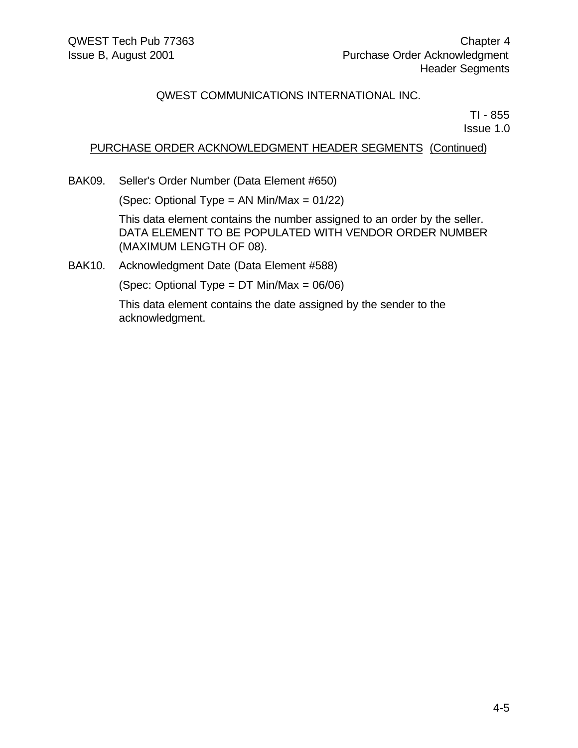QWEST COMMUNICATIONS INTERNATIONAL INC.

TI - 855
Issue 1.0

PURCHASE ORDER ACKNOWLEDGMENT HEADER SEGMENTS (Continued)

BAK09. Seller's Order Number (Data Element #650)

(Spec: Optional Type = AN Min/Max = 01/22)

This data element contains the number assigned to an order by the seller. DATA ELEMENT TO BE POPULATED WITH VENDOR ORDER NUMBER (MAXIMUM LENGTH OF 08).

BAK10. Acknowledgment Date (Data Element #588)

(Spec: Optional Type = DT Min/Max = 06/06)

This data element contains the date assigned by the sender to the acknowledgment.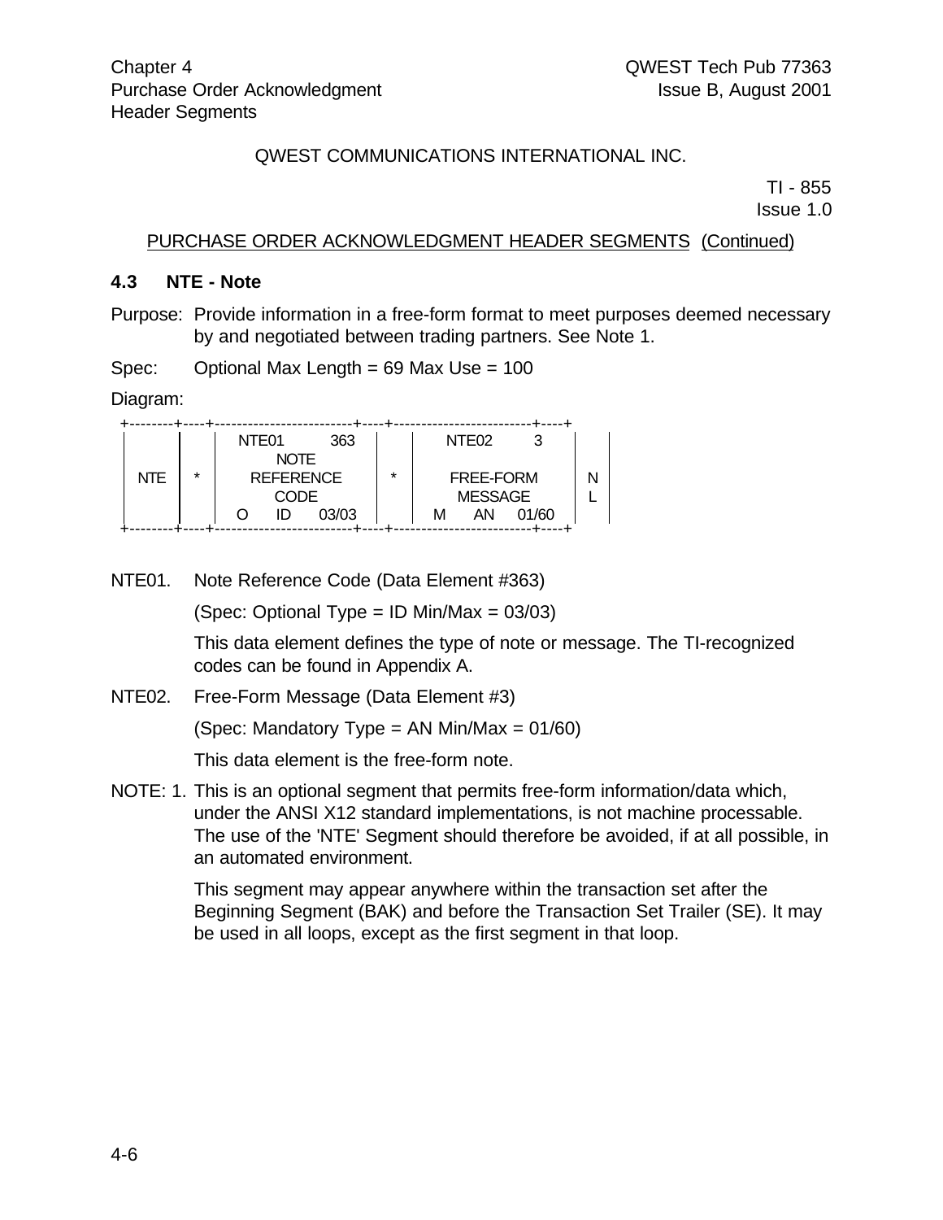QWEST COMMUNICATIONS INTERNATIONAL INC.

TI - 855
Issue 1.0

PURCHASE ORDER ACKNOWLEDGMENT HEADER SEGMENTS (Continued)

### 4.3 NTE - Note

Purpose: Provide information in a free-form format to meet purposes deemed necessary by and negotiated between trading partners. See Note 1.

Spec: Optional Max Length = 69 Max Use = 100

Diagram:

```
+--------+----+------------------------+----+------------------------+----+
|        |    |  NTE01        363      |    |   NTE02        3       |    |
|        |    |        NOTE            |    |                        |    |
|  NTE   | *  |     REFERENCE          | *  |     FREE-FORM          | N  |
|        |    |        CODE            |    |      MESSAGE           | L  |
|        |    |  O     ID     03/03    |    |  M     AN     01/60    |    |
+--------+----+------------------------+----+------------------------+----+
```

NTE01. Note Reference Code (Data Element #363)

(Spec: Optional Type = ID Min/Max = 03/03)

This data element defines the type of note or message. The TI-recognized codes can be found in Appendix A.

NTE02. Free-Form Message (Data Element #3)

(Spec: Mandatory Type = AN Min/Max = 01/60)

This data element is the free-form note.

NOTE: 1. This is an optional segment that permits free-form information/data which, under the ANSI X12 standard implementations, is not machine processable. The use of the 'NTE' Segment should therefore be avoided, if at all possible, in an automated environment.

This segment may appear anywhere within the transaction set after the Beginning Segment (BAK) and before the Transaction Set Trailer (SE). It may be used in all loops, except as the first segment in that loop.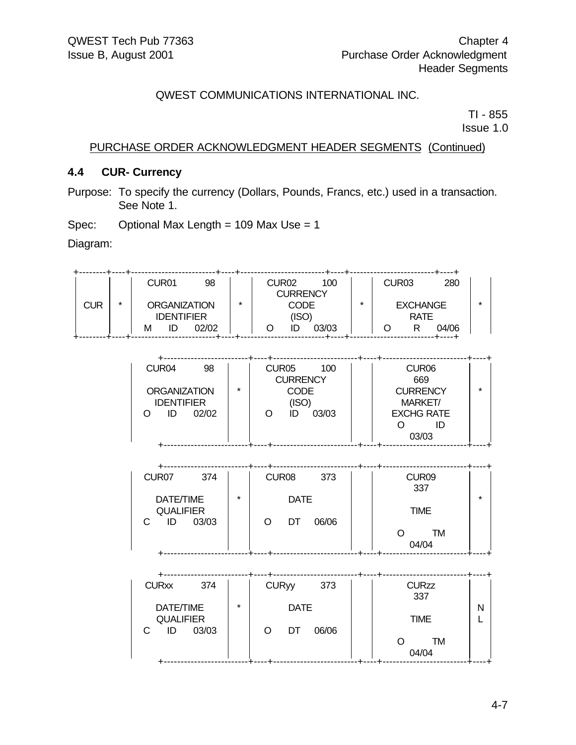QWEST COMMUNICATIONS INTERNATIONAL INC.

TI - 855
Issue 1.0

PURCHASE ORDER ACKNOWLEDGMENT HEADER SEGMENTS (Continued)

## 4.4 CUR- Currency

Purpose: To specify the currency (Dollars, Pounds, Francs, etc.) used in a transaction. See Note 1.

Spec: Optional Max Length = 109 Max Use = 1

Diagram:

```
+--------+----+------------------------+----+------------------------+----+------------------------+----+
|        |    | CUR01          98      |    | CUR02         100      |    | CUR03          280     |    |
|        |    |                        |    |       CURRENCY         |    |                        |    |
|  CUR   | *  |    ORGANIZATION        | *  |         CODE           | *  |      EXCHANGE          | *  |
|        |    |     IDENTIFIER         |    |         (ISO)          |    |        RATE            |    |
|        |    |  M     ID     02/02    |    |  O     ID     03/03    |    |  O      R      04/06   |    |
+--------+----+------------------------+----+------------------------+----+------------------------+----+

              +------------------------+----+------------------------+----+------------------------+----+
              | CUR04          98      |    | CUR05         100      |    |         CUR06          |    |
              |                        |    |       CURRENCY         |    |          669           |    |
              |    ORGANIZATION        | *  |         CODE           |    |       CURRENCY         | *  |
              |     IDENTIFIER         |    |         (ISO)          |    |        MARKET/         |    |
              |  O     ID     02/02    |    |  O     ID     03/03    |    |      EXCHG RATE        |    |
              |                        |    |                        |    |       O        ID      |    |
              |                        |    |                        |    |         03/03          |    |
              +------------------------+----+------------------------+----+------------------------+----+

              +------------------------+----+------------------------+----+------------------------+----+
              | CUR07         374      |    | CUR08         373      |    |         CUR09          |    |
              |                        |    |                        |    |          337           |    |
              |     DATE/TIME          | *  |         DATE           |    |                        | *  |
              |     QUALIFIER          |    |                        |    |          TIME          |    |
              |  C     ID     03/03    |    |  O     DT     06/06    |    |                        |    |
              |                        |    |                        |    |       O        TM      |    |
              |                        |    |                        |    |         04/04          |    |
              +------------------------+----+------------------------+----+------------------------+----+

              +------------------------+----+------------------------+----+------------------------+----+
              | CURxx         374      |    | CURyy         373      |    |         CURzz          |    |
              |                        |    |                        |    |          337           |    |
              |     DATE/TIME          | *  |         DATE           |    |                        | N  |
              |     QUALIFIER          |    |                        |    |          TIME          | L  |
              |  C     ID     03/03    |    |  O     DT     06/06    |    |                        |    |
              |                        |    |                        |    |       O        TM      |    |
              |                        |    |                        |    |         04/04          |    |
              +------------------------+----+------------------------+----+------------------------+----+
```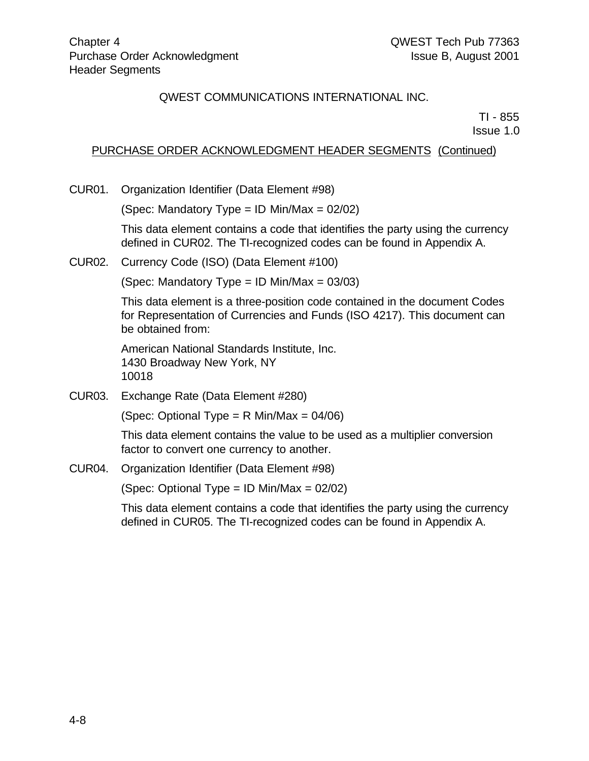QWEST COMMUNICATIONS INTERNATIONAL INC.

TI - 855
Issue 1.0

PURCHASE ORDER ACKNOWLEDGMENT HEADER SEGMENTS (Continued)

CUR01. Organization Identifier (Data Element #98)

(Spec: Mandatory Type = ID Min/Max = 02/02)

This data element contains a code that identifies the party using the currency defined in CUR02. The TI-recognized codes can be found in Appendix A.

CUR02. Currency Code (ISO) (Data Element #100)

(Spec: Mandatory Type = ID Min/Max = 03/03)

This data element is a three-position code contained in the document Codes for Representation of Currencies and Funds (ISO 4217). This document can be obtained from:

American National Standards Institute, Inc.
1430 Broadway New York, NY
10018

CUR03. Exchange Rate (Data Element #280)

(Spec: Optional Type = R Min/Max = 04/06)

This data element contains the value to be used as a multiplier conversion factor to convert one currency to another.

CUR04. Organization Identifier (Data Element #98)

(Spec: Optional Type = ID Min/Max = 02/02)

This data element contains a code that identifies the party using the currency defined in CUR05. The TI-recognized codes can be found in Appendix A.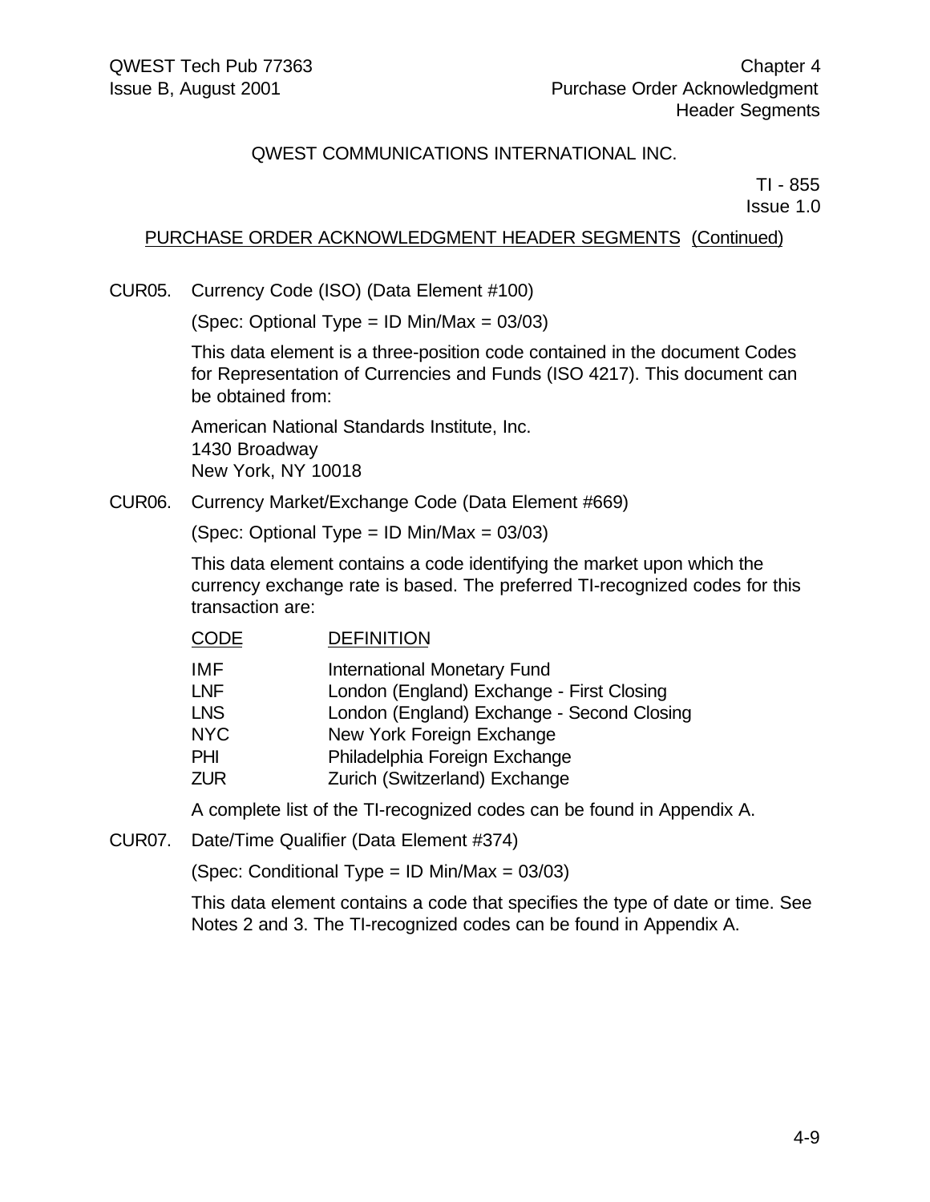QWEST COMMUNICATIONS INTERNATIONAL INC.

TI - 855
Issue 1.0

PURCHASE ORDER ACKNOWLEDGMENT HEADER SEGMENTS (Continued)

CUR05. Currency Code (ISO) (Data Element #100)

(Spec: Optional Type = ID Min/Max = 03/03)

This data element is a three-position code contained in the document Codes for Representation of Currencies and Funds (ISO 4217). This document can be obtained from:

American National Standards Institute, Inc.
1430 Broadway
New York, NY 10018

CUR06. Currency Market/Exchange Code (Data Element #669)

(Spec: Optional Type = ID Min/Max = 03/03)

This data element contains a code identifying the market upon which the currency exchange rate is based. The preferred TI-recognized codes for this transaction are:

| CODE | DEFINITION |
|---|---|
| IMF | International Monetary Fund |
| LNF | London (England) Exchange - First Closing |
| LNS | London (England) Exchange - Second Closing |
| NYC | New York Foreign Exchange |
| PHI | Philadelphia Foreign Exchange |
| ZUR | Zurich (Switzerland) Exchange |

A complete list of the TI-recognized codes can be found in Appendix A.

CUR07. Date/Time Qualifier (Data Element #374)

(Spec: Conditional Type = ID Min/Max = 03/03)

This data element contains a code that specifies the type of date or time. See Notes 2 and 3. The TI-recognized codes can be found in Appendix A.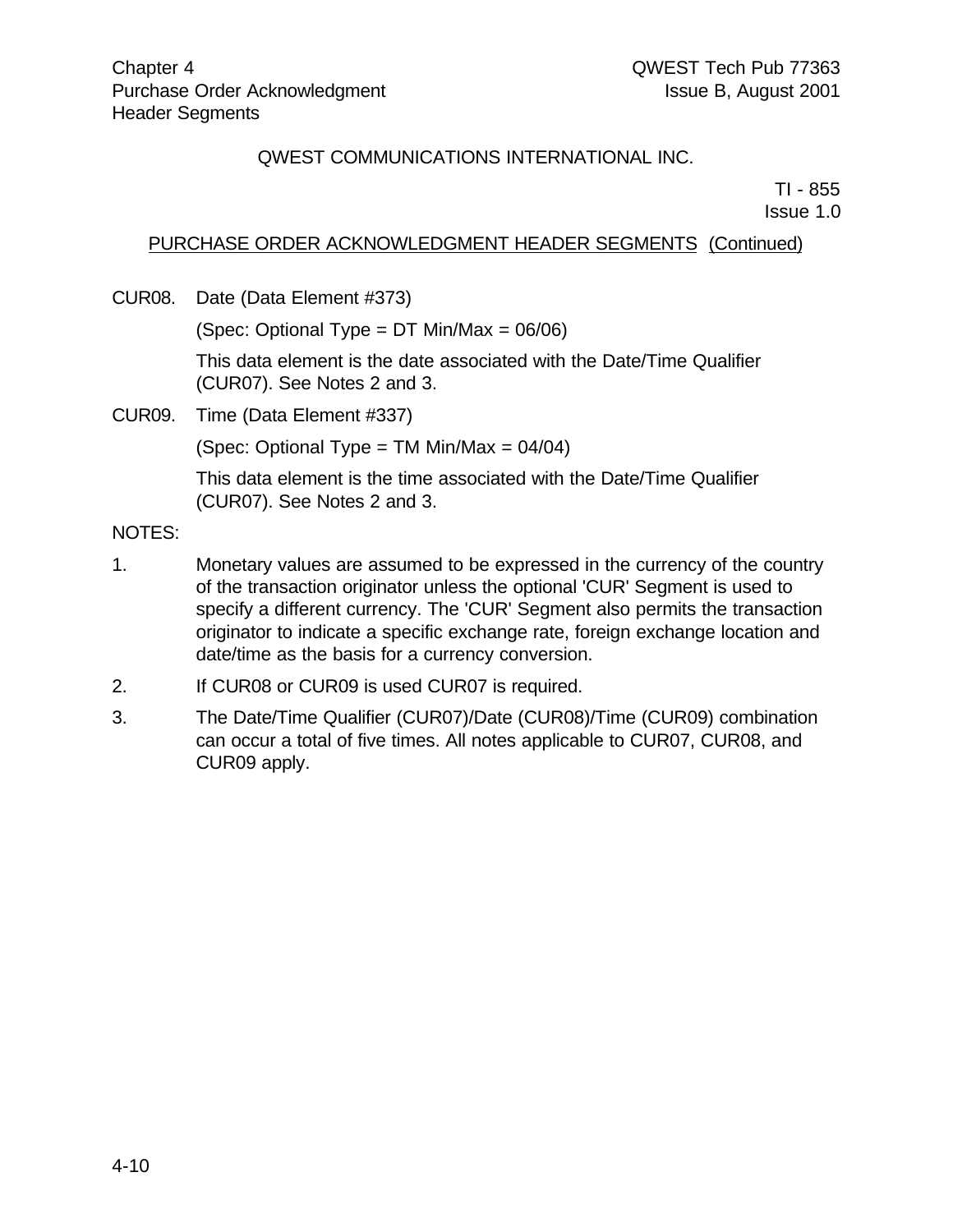QWEST COMMUNICATIONS INTERNATIONAL INC.

TI - 855
Issue 1.0

PURCHASE ORDER ACKNOWLEDGMENT HEADER SEGMENTS (Continued)

CUR08. Date (Data Element #373)

(Spec: Optional Type = DT Min/Max = 06/06)

This data element is the date associated with the Date/Time Qualifier (CUR07). See Notes 2 and 3.

CUR09. Time (Data Element #337)

(Spec: Optional Type = TM Min/Max = 04/04)

This data element is the time associated with the Date/Time Qualifier (CUR07). See Notes 2 and 3.

NOTES:

1. Monetary values are assumed to be expressed in the currency of the country of the transaction originator unless the optional 'CUR' Segment is used to specify a different currency. The 'CUR' Segment also permits the transaction originator to indicate a specific exchange rate, foreign exchange location and date/time as the basis for a currency conversion.
2. If CUR08 or CUR09 is used CUR07 is required.
3. The Date/Time Qualifier (CUR07)/Date (CUR08)/Time (CUR09) combination can occur a total of five times. All notes applicable to CUR07, CUR08, and CUR09 apply.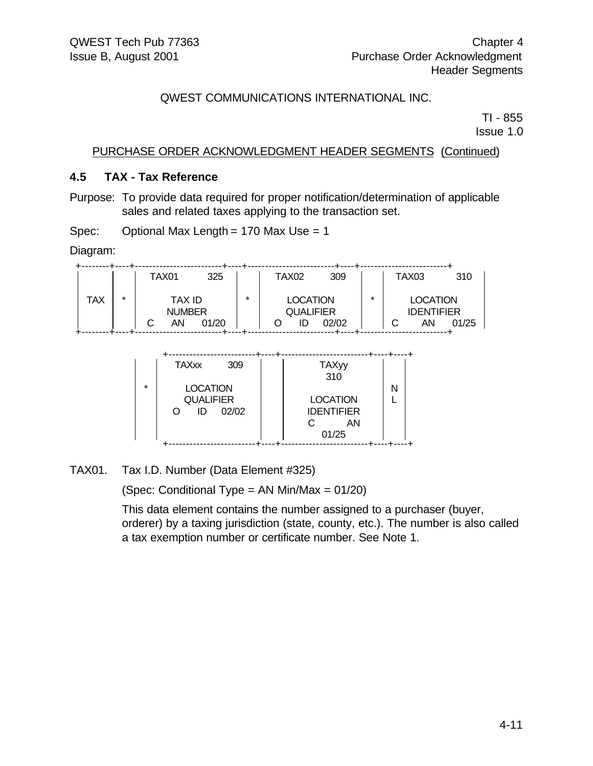QWEST COMMUNICATIONS INTERNATIONAL INC.

TI - 855
Issue 1.0

PURCHASE ORDER ACKNOWLEDGMENT HEADER SEGMENTS (Continued)

### 4.5 TAX - Tax Reference

Purpose: To provide data required for proper notification/determination of applicable sales and related taxes applying to the transaction set.

Spec: Optional Max Length = 170 Max Use = 1

Diagram:

```
 +--------+----+-------------------------+----+-------------------------+----+-------------------------+
 |        |    |   TAX01         325     |    |   TAX02         309     |    |   TAX03           310   |
 |        |    |                         |    |                         |    |                         |
 |  TAX   | *  |        TAX ID           | *  |       LOCATION          | *  |       LOCATION          |
 |        |    |        NUMBER           |    |       QUALIFIER         |    |       IDENTIFIER        |
 |        |    |  C      AN      01/20   |    |  O      ID     02/02    |    |  C       AN      01/25  |
 +--------+----+-------------------------+----+-------------------------+----+-------------------------+

          +-------------------------+----+-------------------------+----+----+
     |    |   TAXxx          309    |    |          TAXyy          |    |    |
     |    |                         |    |           310           |    |    |
     | *  |       LOCATION          |    |                         | N  |    |
     |    |       QUALIFIER         |    |        LOCATION         | L  |    |
     |    |   O      ID     02/02   |    |       IDENTIFIER        |    |    |
     |    |                         |    |        C          AN    |    |    |
     |    |                         |    |          01/25          |    |    |
          +-------------------------+----+-------------------------+----+----+
```

TAX01. Tax I.D. Number (Data Element #325)

(Spec: Conditional Type = AN Min/Max = 01/20)

This data element contains the number assigned to a purchaser (buyer, orderer) by a taxing jurisdiction (state, county, etc.). The number is also called a tax exemption number or certificate number. See Note 1.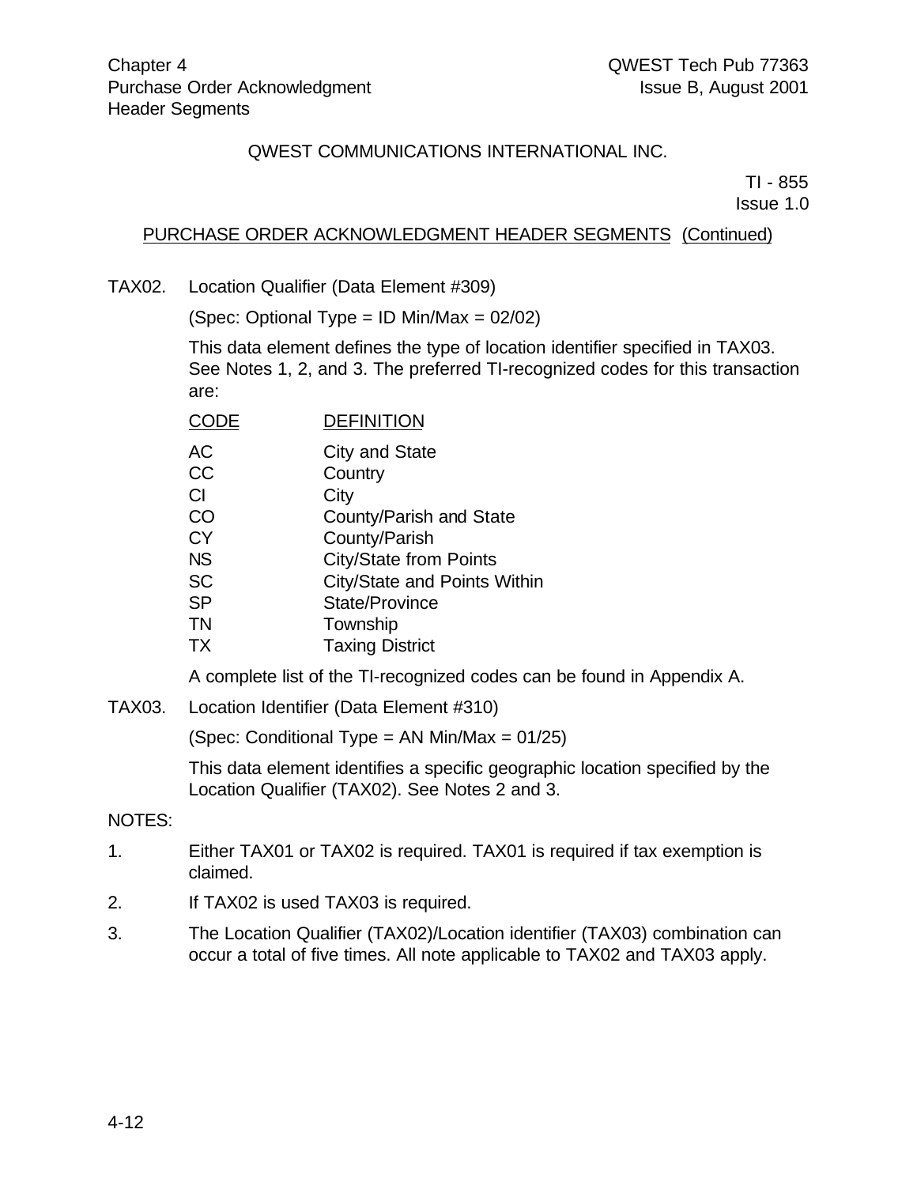QWEST COMMUNICATIONS INTERNATIONAL INC.

TI - 855
Issue 1.0

PURCHASE ORDER ACKNOWLEDGMENT HEADER SEGMENTS (Continued)

TAX02. Location Qualifier (Data Element #309)

(Spec: Optional Type = ID Min/Max = 02/02)

This data element defines the type of location identifier specified in TAX03. See Notes 1, 2, and 3. The preferred TI-recognized codes for this transaction are:

| CODE | DEFINITION |
|---|---|
| AC | City and State |
| CC | Country |
| CI | City |
| CO | County/Parish and State |
| CY | County/Parish |
| NS | City/State from Points |
| SC | City/State and Points Within |
| SP | State/Province |
| TN | Township |
| TX | Taxing District |

A complete list of the TI-recognized codes can be found in Appendix A.

TAX03. Location Identifier (Data Element #310)

(Spec: Conditional Type = AN Min/Max = 01/25)

This data element identifies a specific geographic location specified by the Location Qualifier (TAX02). See Notes 2 and 3.

NOTES:

1. Either TAX01 or TAX02 is required. TAX01 is required if tax exemption is claimed.
2. If TAX02 is used TAX03 is required.
3. The Location Qualifier (TAX02)/Location identifier (TAX03) combination can occur a total of five times. All note applicable to TAX02 and TAX03 apply.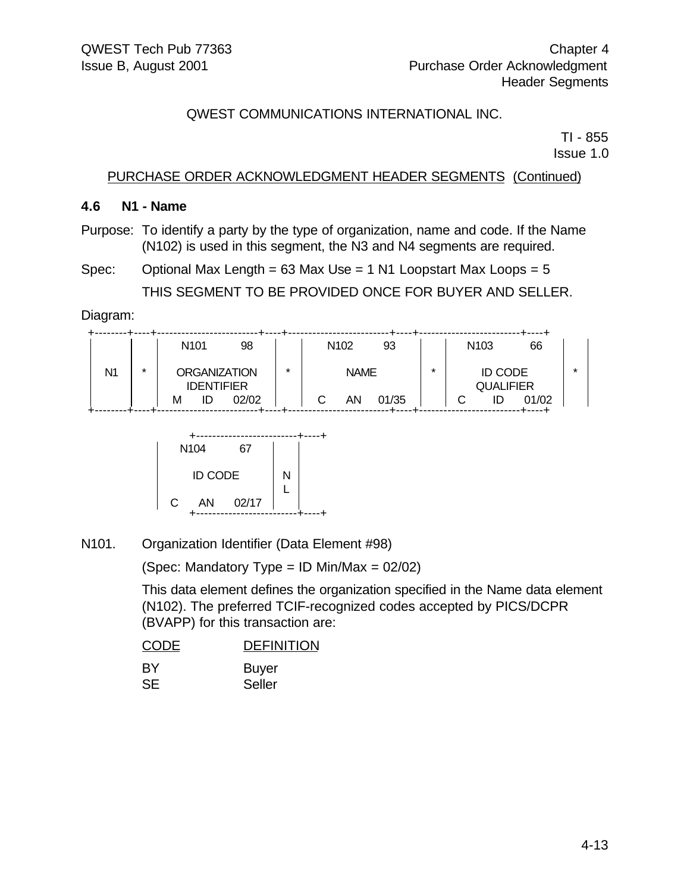QWEST COMMUNICATIONS INTERNATIONAL INC.

TI - 855
Issue 1.0

PURCHASE ORDER ACKNOWLEDGMENT HEADER SEGMENTS (Continued)

### 4.6 N1 - Name

Purpose: To identify a party by the type of organization, name and code. If the Name (N102) is used in this segment, the N3 and N4 segments are required.

Spec: Optional Max Length = 63 Max Use = 1 N1 Loopstart Max Loops = 5

THIS SEGMENT TO BE PROVIDED ONCE FOR BUYER AND SELLER.

Diagram:

```
 +--------+----+-------------------------+----+-------------------------+----+-------------------------+----+
 |        |    |  N101          98       |    |  N102         93        |    |  N103          66       |    |
 |   N1   | *  |  ORGANIZATION           | *  |        NAME             | *  |     ID CODE             | *  |
 |        |    |   IDENTIFIER            |    |                         |    |    QUALIFIER            |    |
 |        |    |  M    ID    02/02      |    |  C    AN    01/35      |    |  C    ID    01/02      |    |
 +--------+----+-------------------------+----+-------------------------+----+-------------------------+----+

        +-------------------------+----+
        |  N104          67       |    |
        |     ID CODE             | N  |
        |                         | L  |
        |  C    AN    02/17      |    |
        +-------------------------+----+
```

N101. Organization Identifier (Data Element #98)

(Spec: Mandatory Type = ID Min/Max = 02/02)

This data element defines the organization specified in the Name data element (N102). The preferred TCIF-recognized codes accepted by PICS/DCPR (BVAPP) for this transaction are:

| CODE | DEFINITION |
|---|---|
| BY | Buyer |
| SE | Seller |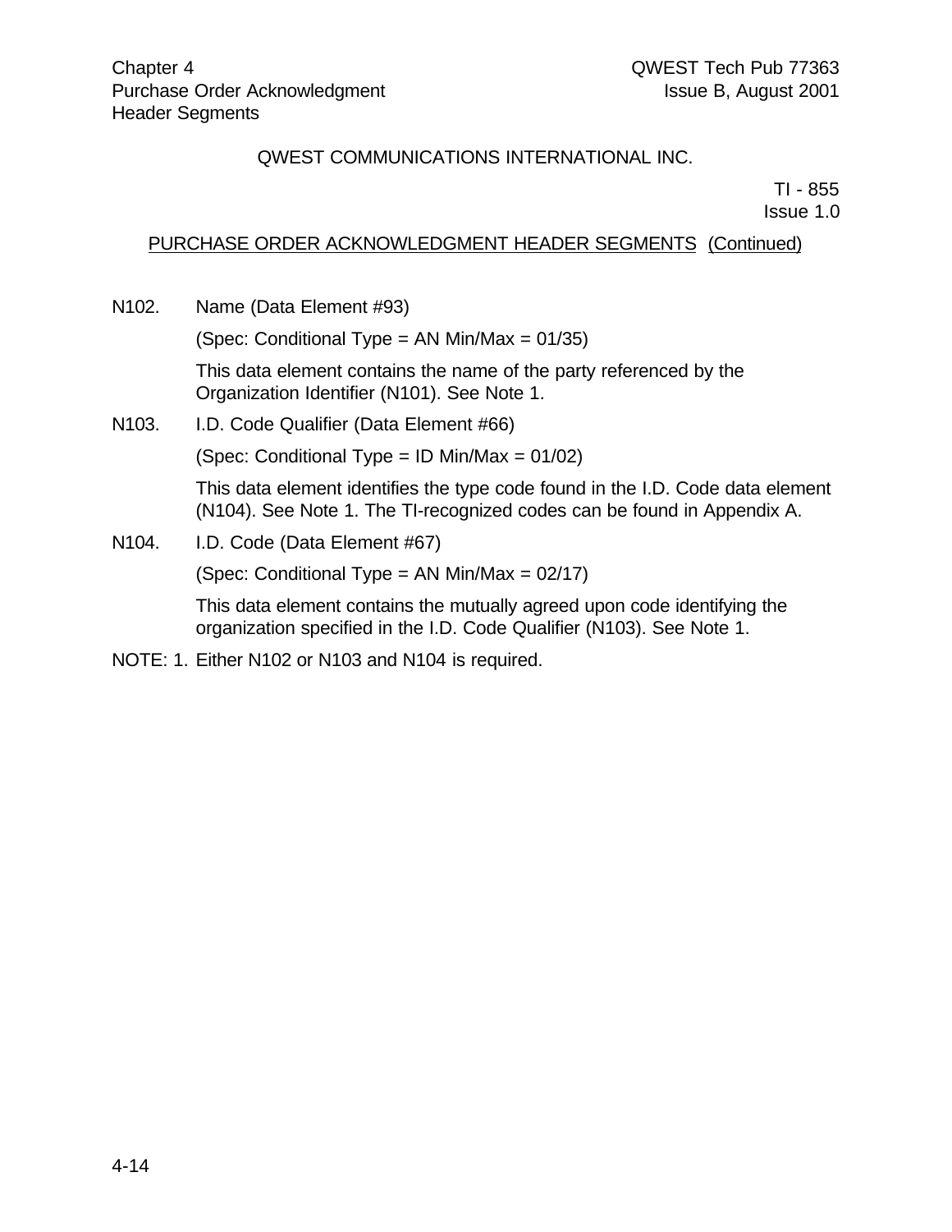QWEST COMMUNICATIONS INTERNATIONAL INC.

TI - 855
Issue 1.0

PURCHASE ORDER ACKNOWLEDGMENT HEADER SEGMENTS (Continued)

N102. Name (Data Element #93)

(Spec: Conditional Type = AN Min/Max = 01/35)

This data element contains the name of the party referenced by the Organization Identifier (N101). See Note 1.

N103. I.D. Code Qualifier (Data Element #66)

(Spec: Conditional Type = ID Min/Max = 01/02)

This data element identifies the type code found in the I.D. Code data element (N104). See Note 1. The TI-recognized codes can be found in Appendix A.

N104. I.D. Code (Data Element #67)

(Spec: Conditional Type = AN Min/Max = 02/17)

This data element contains the mutually agreed upon code identifying the organization specified in the I.D. Code Qualifier (N103). See Note 1.

NOTE: 1. Either N102 or N103 and N104 is required.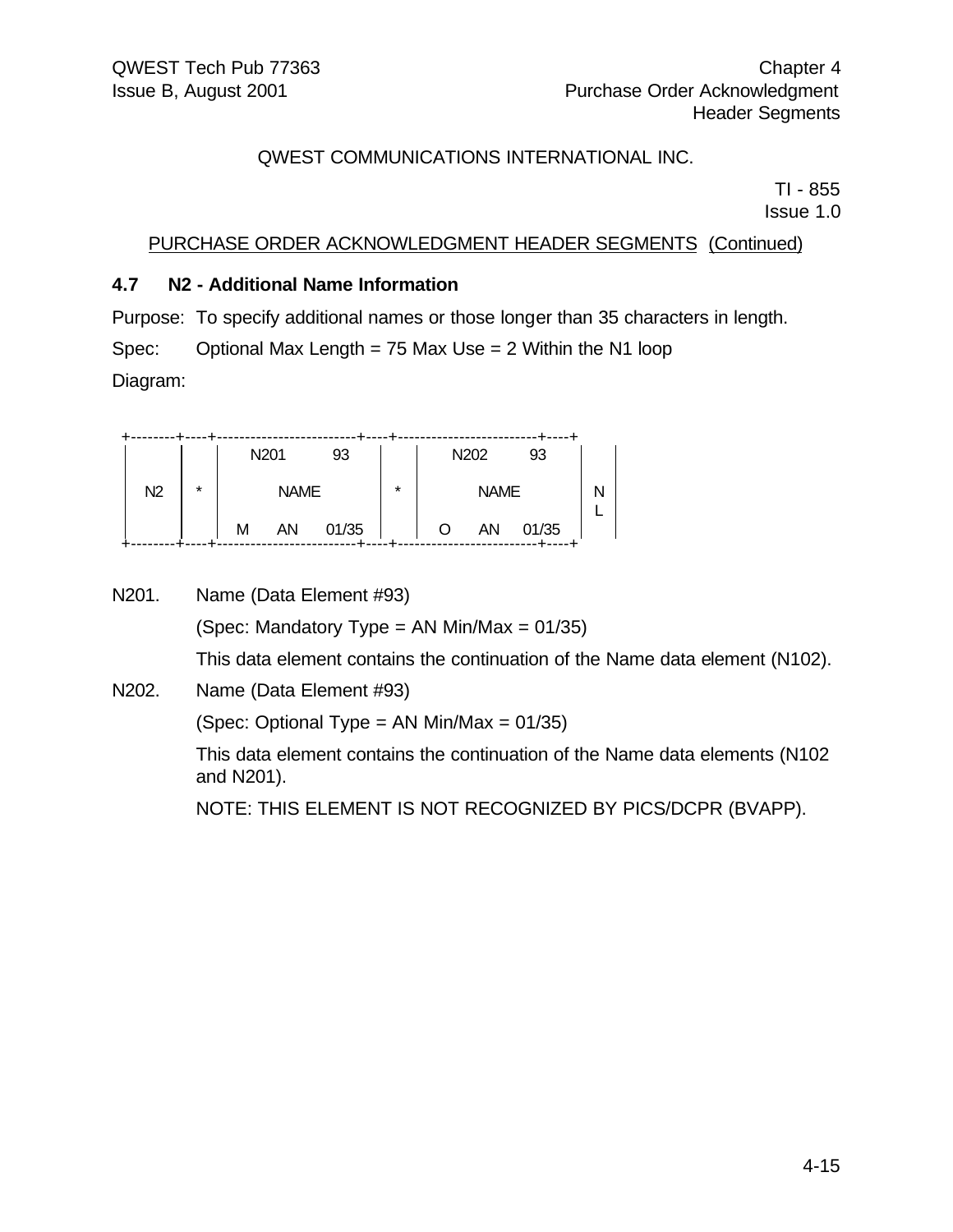QWEST COMMUNICATIONS INTERNATIONAL INC.

TI - 855
Issue 1.0

PURCHASE ORDER ACKNOWLEDGMENT HEADER SEGMENTS (Continued)

### 4.7 N2 - Additional Name Information

Purpose: To specify additional names or those longer than 35 characters in length.

Spec: Optional Max Length = 75 Max Use = 2 Within the N1 loop

Diagram:

```
+--------+----+-------------------------+----+-------------------------+----+
|        |    |  N201          93       |    |  N202          93       |    |
|   N2   | *  |         NAME            | *  |         NAME            | N  |
|        |    |                         |    |                         | L  |
|        |    |  M     AN     01/35     |    |  O     AN     01/35     |    |
+--------+----+-------------------------+----+-------------------------+----+
```

N201. Name (Data Element #93)

(Spec: Mandatory Type = AN Min/Max = 01/35)

This data element contains the continuation of the Name data element (N102).

N202. Name (Data Element #93)

(Spec: Optional Type = AN Min/Max = 01/35)

This data element contains the continuation of the Name data elements (N102 and N201).

NOTE: THIS ELEMENT IS NOT RECOGNIZED BY PICS/DCPR (BVAPP).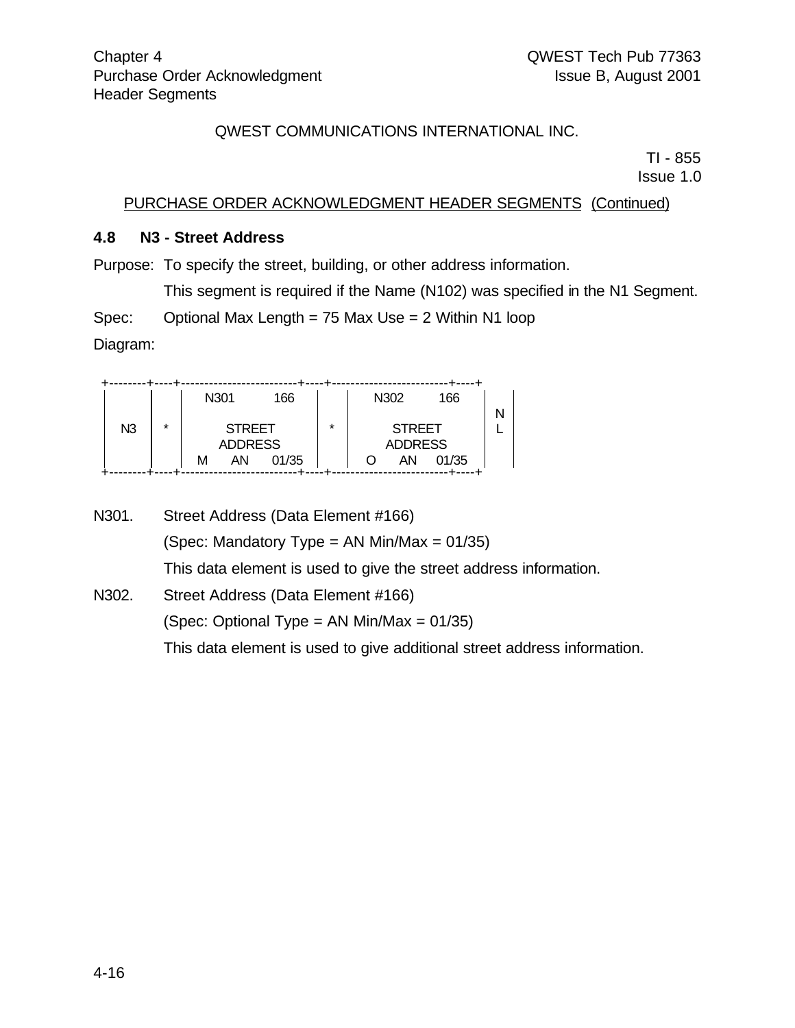QWEST COMMUNICATIONS INTERNATIONAL INC.

TI - 855
Issue 1.0

PURCHASE ORDER ACKNOWLEDGMENT HEADER SEGMENTS (Continued)

### 4.8 N3 - Street Address

Purpose: To specify the street, building, or other address information.

This segment is required if the Name (N102) was specified in the N1 Segment.

Spec: Optional Max Length = 75 Max Use = 2 Within N1 loop

Diagram:

```
+--------+----+-------------------------+----+-------------------------+----+
|        |    |  N301        166        |    |  N302        166        | N  |
|  N3    | *  |      STREET             | *  |      STREET             | L  |
|        |    |      ADDRESS            |    |      ADDRESS            |    |
|        |    |  M     AN      01/35    |    |  O     AN      01/35    |    |
+--------+----+-------------------------+----+-------------------------+----+
```

N301. Street Address (Data Element #166)

(Spec: Mandatory Type = AN Min/Max = 01/35)

This data element is used to give the street address information.

N302. Street Address (Data Element #166)

(Spec: Optional Type = AN Min/Max = 01/35)

This data element is used to give additional street address information.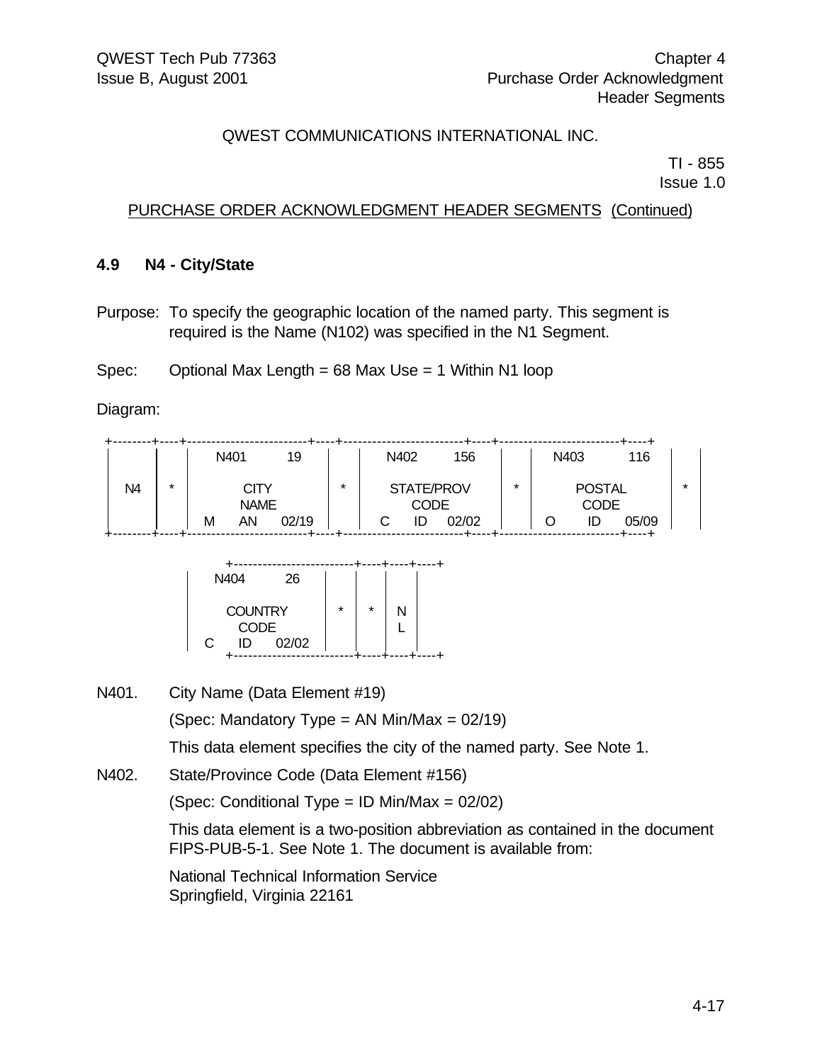QWEST COMMUNICATIONS INTERNATIONAL INC.

TI - 855
Issue 1.0

PURCHASE ORDER ACKNOWLEDGMENT HEADER SEGMENTS (Continued)

### 4.9 N4 - City/State

Purpose: To specify the geographic location of the named party. This segment is required is the Name (N102) was specified in the N1 Segment.

Spec: Optional Max Length = 68 Max Use = 1 Within N1 loop

Diagram:

```
+--------+----+------------------------+----+------------------------+----+------------------------+----+
|        |    |  N401          19      |    |  N402         156      |    |  N403          116     |    |
|        |    |                        |    |                        |    |                        |    |
|   N4   |  * |        CITY            |  * |     STATE/PROV         |  * |       POSTAL           |  * |
|        |    |        NAME            |    |        CODE            |    |        CODE            |    |
|        |    |  M     AN     02/19    |    |  C     ID     02/02    |    |  O     ID     05/09    |    |
+--------+----+------------------------+----+------------------------+----+------------------------+----+

               +------------------------+----+----+----+
               |  N404          26      |    |    |    |
               |                        |    |    |    |
               |      COUNTRY           |  * |  * |  N |
               |        CODE            |    |    |  L |
               |  C     ID     02/02    |    |    |    |
               +------------------------+----+----+----+
```

N401. City Name (Data Element #19)

(Spec: Mandatory Type = AN Min/Max = 02/19)

This data element specifies the city of the named party. See Note 1.

N402. State/Province Code (Data Element #156)

(Spec: Conditional Type = ID Min/Max = 02/02)

This data element is a two-position abbreviation as contained in the document FIPS-PUB-5-1. See Note 1. The document is available from:

National Technical Information Service
Springfield, Virginia 22161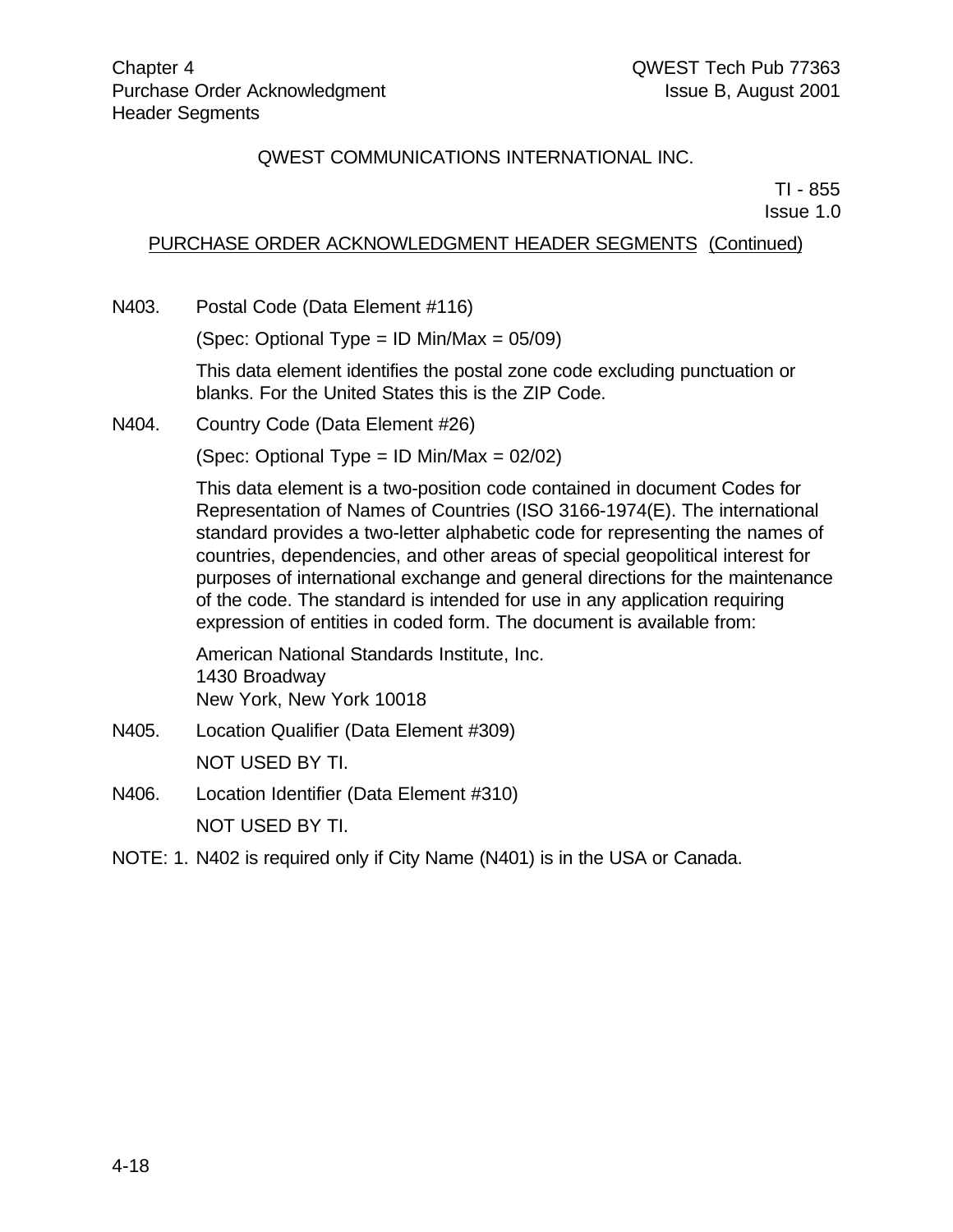QWEST COMMUNICATIONS INTERNATIONAL INC.

TI - 855
Issue 1.0

PURCHASE ORDER ACKNOWLEDGMENT HEADER SEGMENTS (Continued)

N403. Postal Code (Data Element #116)

(Spec: Optional Type = ID Min/Max = 05/09)

This data element identifies the postal zone code excluding punctuation or blanks. For the United States this is the ZIP Code.

N404. Country Code (Data Element #26)

(Spec: Optional Type = ID Min/Max = 02/02)

This data element is a two-position code contained in document Codes for Representation of Names of Countries (ISO 3166-1974(E). The international standard provides a two-letter alphabetic code for representing the names of countries, dependencies, and other areas of special geopolitical interest for purposes of international exchange and general directions for the maintenance of the code. The standard is intended for use in any application requiring expression of entities in coded form. The document is available from:

American National Standards Institute, Inc.
1430 Broadway
New York, New York 10018

N405. Location Qualifier (Data Element #309)

NOT USED BY TI.

N406. Location Identifier (Data Element #310)

NOT USED BY TI.

NOTE: 1. N402 is required only if City Name (N401) is in the USA or Canada.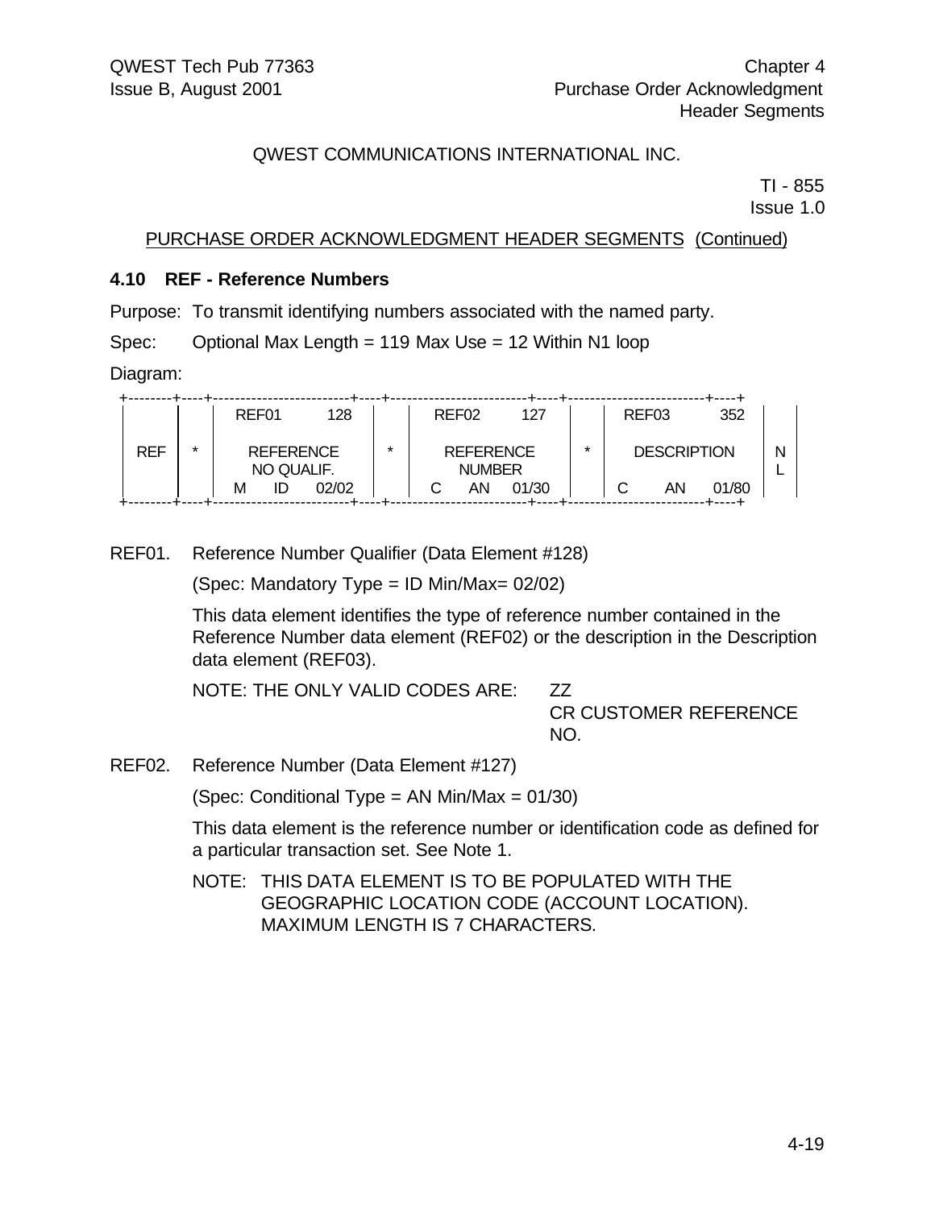QWEST COMMUNICATIONS INTERNATIONAL INC.

TI - 855
Issue 1.0

PURCHASE ORDER ACKNOWLEDGMENT HEADER SEGMENTS (Continued)

### 4.10 REF - Reference Numbers

Purpose: To transmit identifying numbers associated with the named party.

Spec: Optional Max Length = 119 Max Use = 12 Within N1 loop

Diagram:

```
+--------+----+-------------------------+----+-------------------------+----+-------------------------+----+
|        |    |  REF01          128     |    |  REF02          127     |    |  REF03           352    |    |
|  REF   | *  |     REFERENCE           | *  |     REFERENCE           | *  |    DESCRIPTION          | N  |
|        |    |     NO QUALIF.          |    |      NUMBER             |    |                         | L  |
|        |    |  M     ID      02/02    |    |  C     AN     01/30     |    |  C       AN      01/80  |    |
+--------+----+-------------------------+----+-------------------------+----+-------------------------+----+
```

REF01. Reference Number Qualifier (Data Element #128)

(Spec: Mandatory Type = ID Min/Max= 02/02)

This data element identifies the type of reference number contained in the Reference Number data element (REF02) or the description in the Description data element (REF03).

NOTE: THE ONLY VALID CODES ARE: ZZ
CR CUSTOMER REFERENCE NO.

REF02. Reference Number (Data Element #127)

(Spec: Conditional Type = AN Min/Max = 01/30)

This data element is the reference number or identification code as defined for a particular transaction set. See Note 1.

NOTE: THIS DATA ELEMENT IS TO BE POPULATED WITH THE GEOGRAPHIC LOCATION CODE (ACCOUNT LOCATION). MAXIMUM LENGTH IS 7 CHARACTERS.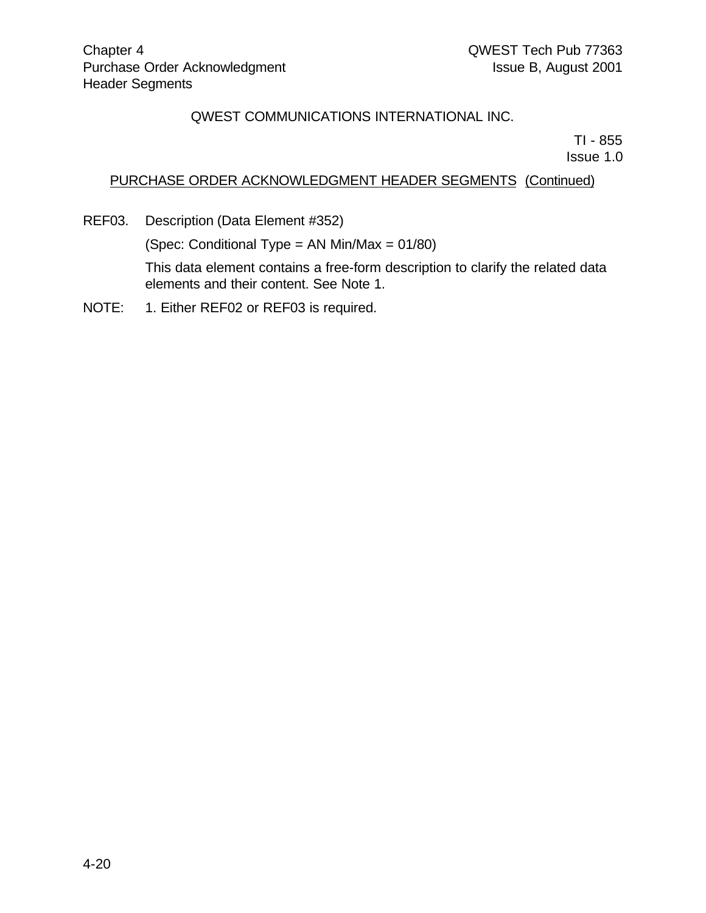QWEST COMMUNICATIONS INTERNATIONAL INC.

TI - 855
Issue 1.0

PURCHASE ORDER ACKNOWLEDGMENT HEADER SEGMENTS (Continued)

REF03. Description (Data Element #352)

(Spec: Conditional Type = AN Min/Max = 01/80)

This data element contains a free-form description to clarify the related data elements and their content. See Note 1.

NOTE: 1. Either REF02 or REF03 is required.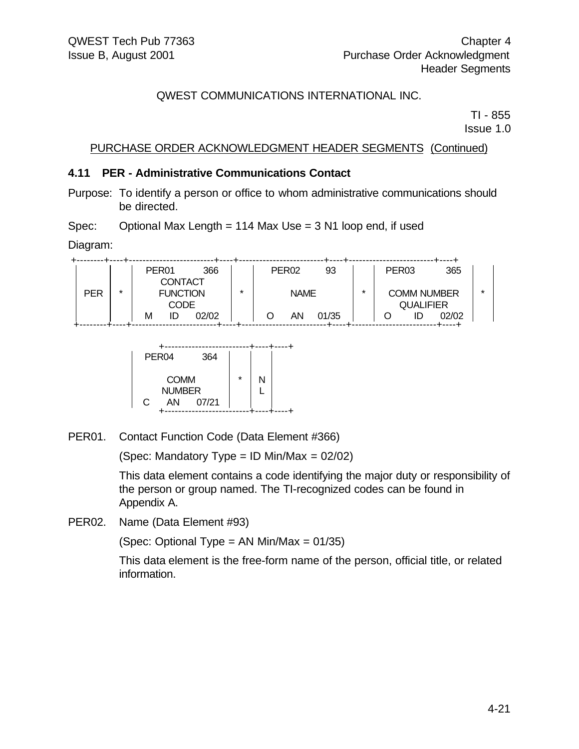QWEST COMMUNICATIONS INTERNATIONAL INC.

TI - 855
Issue 1.0

PURCHASE ORDER ACKNOWLEDGMENT HEADER SEGMENTS (Continued)

### 4.11 PER - Administrative Communications Contact

Purpose: To identify a person or office to whom administrative communications should be directed.

Spec: Optional Max Length = 114 Max Use = 3 N1 loop end, if used

Diagram:

```
+--------+----+------------------------+----+------------------------+----+------------------------+----+
|        |    | PER01          366     |    | PER02           93     |    | PER03          365     |    |
|        |    |     CONTACT            |    |                        |    |                        |    |
|  PER   | *  |     FUNCTION           | *  |        NAME            | *  |   COMM NUMBER          | *  |
|        |    |       CODE             |    |                        |    |    QUALIFIER           |    |
|        |    | M     ID     02/02     |    | O     AN     01/35     |    | O     ID     02/02     |    |
+--------+----+------------------------+----+------------------------+----+------------------------+----+

     +------------------------+----+----+
     | PER04          364     |    |    |
     |                        |    |    |
     |       COMM             | *  | N  |
     |      NUMBER            |    | L  |
     | C     AN     07/21     |    |    |
     +------------------------+----+----+
```

PER01. Contact Function Code (Data Element #366)

(Spec: Mandatory Type = ID Min/Max = 02/02)

This data element contains a code identifying the major duty or responsibility of the person or group named. The TI-recognized codes can be found in Appendix A.

PER02. Name (Data Element #93)

(Spec: Optional Type = AN Min/Max = 01/35)

This data element is the free-form name of the person, official title, or related information.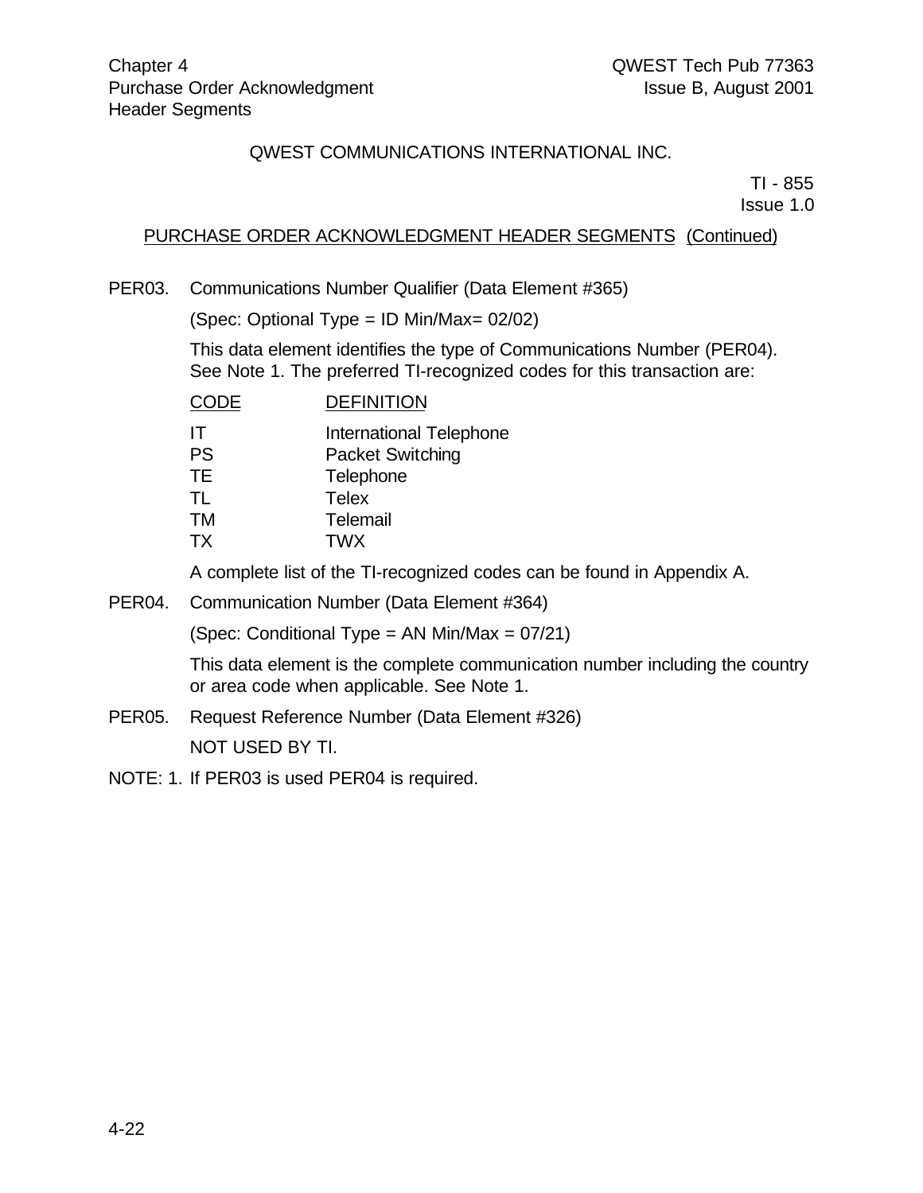QWEST COMMUNICATIONS INTERNATIONAL INC.

TI - 855
Issue 1.0

PURCHASE ORDER ACKNOWLEDGMENT HEADER SEGMENTS (Continued)

PER03. Communications Number Qualifier (Data Element #365)

(Spec: Optional Type = ID Min/Max= 02/02)

This data element identifies the type of Communications Number (PER04). See Note 1. The preferred TI-recognized codes for this transaction are:

| CODE | DEFINITION |
|---|---|
| IT | International Telephone |
| PS | Packet Switching |
| TE | Telephone |
| TL | Telex |
| TM | Telemail |
| TX | TWX |

A complete list of the TI-recognized codes can be found in Appendix A.

PER04. Communication Number (Data Element #364)

(Spec: Conditional Type = AN Min/Max = 07/21)

This data element is the complete communication number including the country or area code when applicable. See Note 1.

PER05. Request Reference Number (Data Element #326)

NOT USED BY TI.

NOTE: 1. If PER03 is used PER04 is required.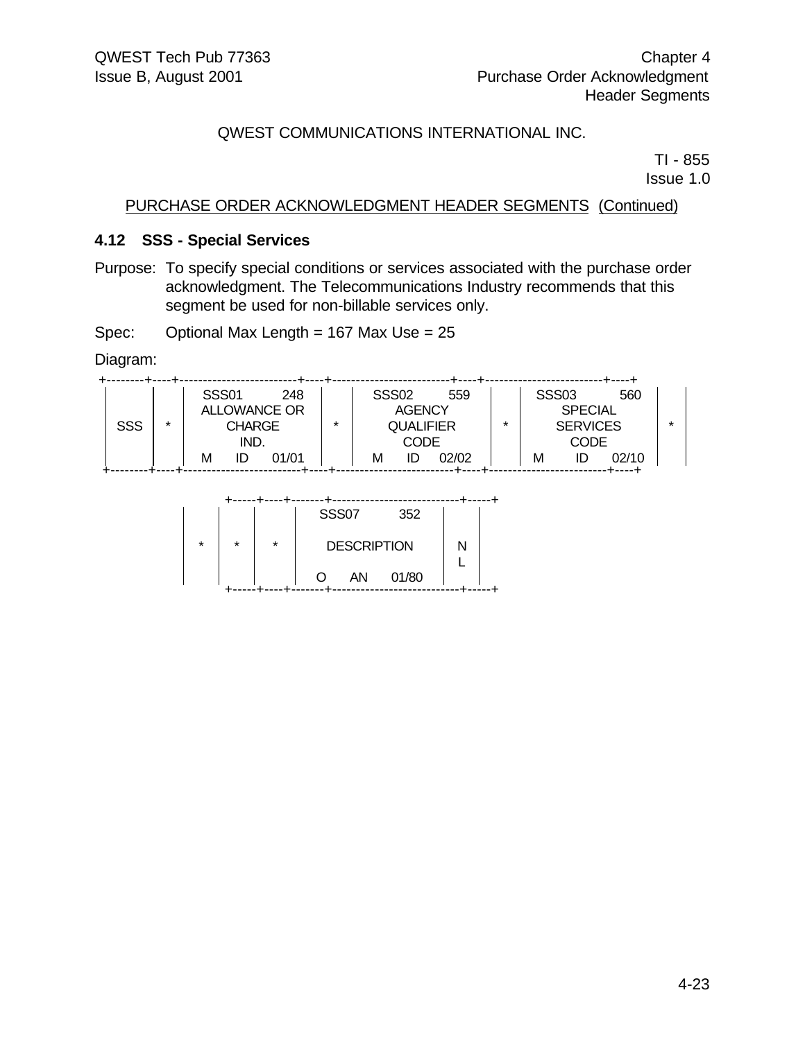QWEST COMMUNICATIONS INTERNATIONAL INC.

TI - 855
Issue 1.0

PURCHASE ORDER ACKNOWLEDGMENT HEADER SEGMENTS (Continued)

### 4.12 SSS - Special Services

Purpose: To specify special conditions or services associated with the purchase order acknowledgment. The Telecommunications Industry recommends that this segment be used for non-billable services only.

Spec: Optional Max Length = 167 Max Use = 25

Diagram:

```
+--------+----+------------------------+----+------------------------+----+------------------------+----+
|        |    | SSS01           248    |    | SSS02           559    |    | SSS03           560    |    |
|        |    | ALLOWANCE OR           |    |        AGENCY          |    |        SPECIAL         |    |
|  SSS   | *  |      CHARGE            | *  |      QUALIFIER         | *  |       SERVICES         | *  |
|        |    |       IND.             |    |        CODE            |    |         CODE           |    |
|        |    |  M     ID     01/01    |    |  M     ID     02/02    |    |  M     ID     02/10    |    |
+--------+----+------------------------+----+------------------------+----+------------------------+----+

          +-----+----+-------+--------------------------+-----+
          |     |    |       | SSS07           352      |     |
          |  *  | *  |   *   |       DESCRIPTION        |  N  |
          |     |    |       |                          |  L  |
          |     |    |       |  O     AN     01/80      |     |
          +-----+----+-------+--------------------------+-----+
```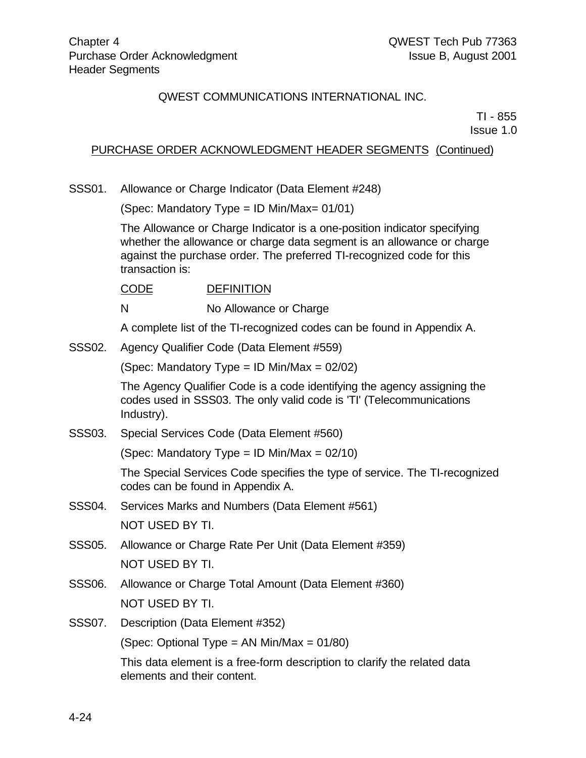QWEST COMMUNICATIONS INTERNATIONAL INC.

TI - 855
Issue 1.0

PURCHASE ORDER ACKNOWLEDGMENT HEADER SEGMENTS (Continued)

SSS01. Allowance or Charge Indicator (Data Element #248)

(Spec: Mandatory Type = ID Min/Max= 01/01)

The Allowance or Charge Indicator is a one-position indicator specifying whether the allowance or charge data segment is an allowance or charge against the purchase order. The preferred TI-recognized code for this transaction is:

| CODE | DEFINITION |
|---|---|
| N | No Allowance or Charge |

A complete list of the TI-recognized codes can be found in Appendix A.

SSS02. Agency Qualifier Code (Data Element #559)

(Spec: Mandatory Type = ID Min/Max = 02/02)

The Agency Qualifier Code is a code identifying the agency assigning the codes used in SSS03. The only valid code is 'TI' (Telecommunications Industry).

SSS03. Special Services Code (Data Element #560)

(Spec: Mandatory Type = ID Min/Max = 02/10)

The Special Services Code specifies the type of service. The TI-recognized codes can be found in Appendix A.

SSS04. Services Marks and Numbers (Data Element #561)

NOT USED BY TI.

SSS05. Allowance or Charge Rate Per Unit (Data Element #359)

NOT USED BY TI.

SSS06. Allowance or Charge Total Amount (Data Element #360)

NOT USED BY TI.

SSS07. Description (Data Element #352)

(Spec: Optional Type = AN Min/Max = 01/80)

This data element is a free-form description to clarify the related data elements and their content.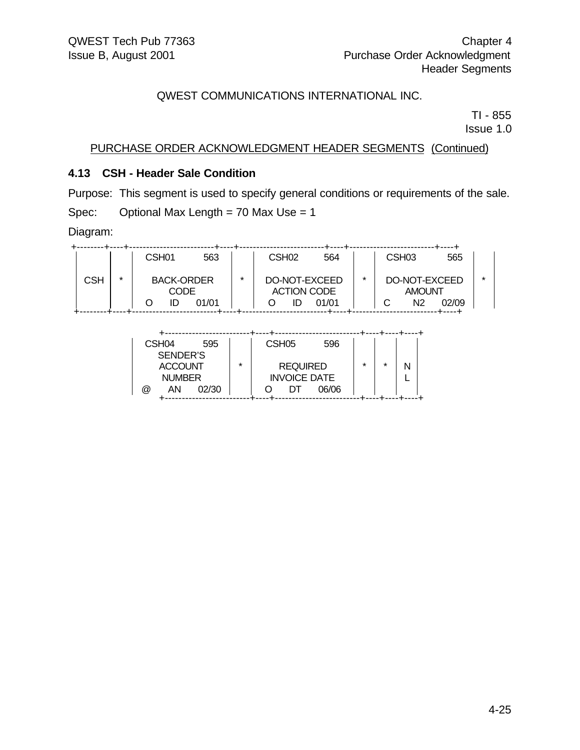QWEST COMMUNICATIONS INTERNATIONAL INC.

TI - 855
Issue 1.0

PURCHASE ORDER ACKNOWLEDGMENT HEADER SEGMENTS (Continued)

### 4.13 CSH - Header Sale Condition

Purpose: This segment is used to specify general conditions or requirements of the sale.

Spec: Optional Max Length = 70 Max Use = 1

Diagram:

```
+--------+----+------------------------+----+------------------------+----+------------------------+----+
|        |    | CSH01           563    |    | CSH02           564    |    | CSH03           565    |    |
|        |    |                        |    |                        |    |                        |    |
|  CSH   | *  |      BACK-ORDER        | *  |     DO-NOT-EXCEED      | *  |     DO-NOT-EXCEED      | *  |
|        |    |         CODE           |    |      ACTION CODE       |    |        AMOUNT          |    |
|        |    |  O     ID     01/01    |    |  O     ID     01/01    |    |  C     N2     02/09    |    |
+--------+----+------------------------+----+------------------------+----+------------------------+----+

              +------------------------+----+------------------------+----+----+----+
              | CSH04           595    |    | CSH05           596    |    |    |    |
              |       SENDER'S         |    |                        |    |    |    |
              |       ACCOUNT          | *  |        REQUIRED        | *  | *  | N  |
              |        NUMBER          |    |      INVOICE DATE      |    |    | L  |
              |  @     AN     02/30    |    |  O     DT     06/06    |    |    |    |
              +------------------------+----+------------------------+----+----+----+
```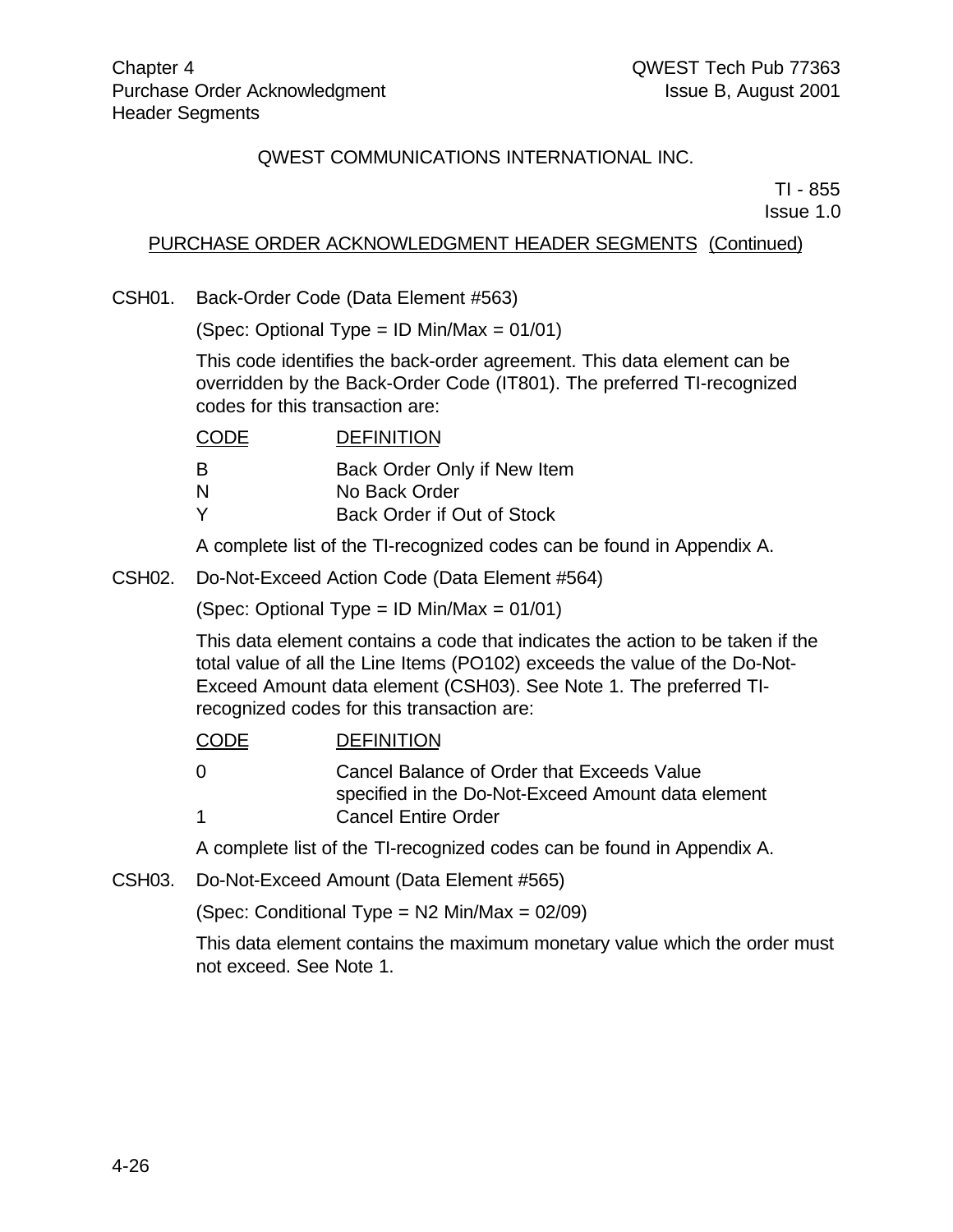QWEST COMMUNICATIONS INTERNATIONAL INC.

TI - 855
Issue 1.0

PURCHASE ORDER ACKNOWLEDGMENT HEADER SEGMENTS (Continued)

CSH01. Back-Order Code (Data Element #563)

(Spec: Optional Type = ID Min/Max = 01/01)

This code identifies the back-order agreement. This data element can be overridden by the Back-Order Code (IT801). The preferred TI-recognized codes for this transaction are:

| CODE | DEFINITION |
|---|---|
| B | Back Order Only if New Item |
| N | No Back Order |
| Y | Back Order if Out of Stock |

A complete list of the TI-recognized codes can be found in Appendix A.

CSH02. Do-Not-Exceed Action Code (Data Element #564)

(Spec: Optional Type = ID Min/Max = 01/01)

This data element contains a code that indicates the action to be taken if the total value of all the Line Items (PO102) exceeds the value of the Do-Not-Exceed Amount data element (CSH03). See Note 1. The preferred TI-recognized codes for this transaction are:

| CODE | DEFINITION |
|---|---|
| 0 | Cancel Balance of Order that Exceeds Value specified in the Do-Not-Exceed Amount data element |
| 1 | Cancel Entire Order |

A complete list of the TI-recognized codes can be found in Appendix A.

CSH03. Do-Not-Exceed Amount (Data Element #565)

(Spec: Conditional Type = N2 Min/Max = 02/09)

This data element contains the maximum monetary value which the order must not exceed. See Note 1.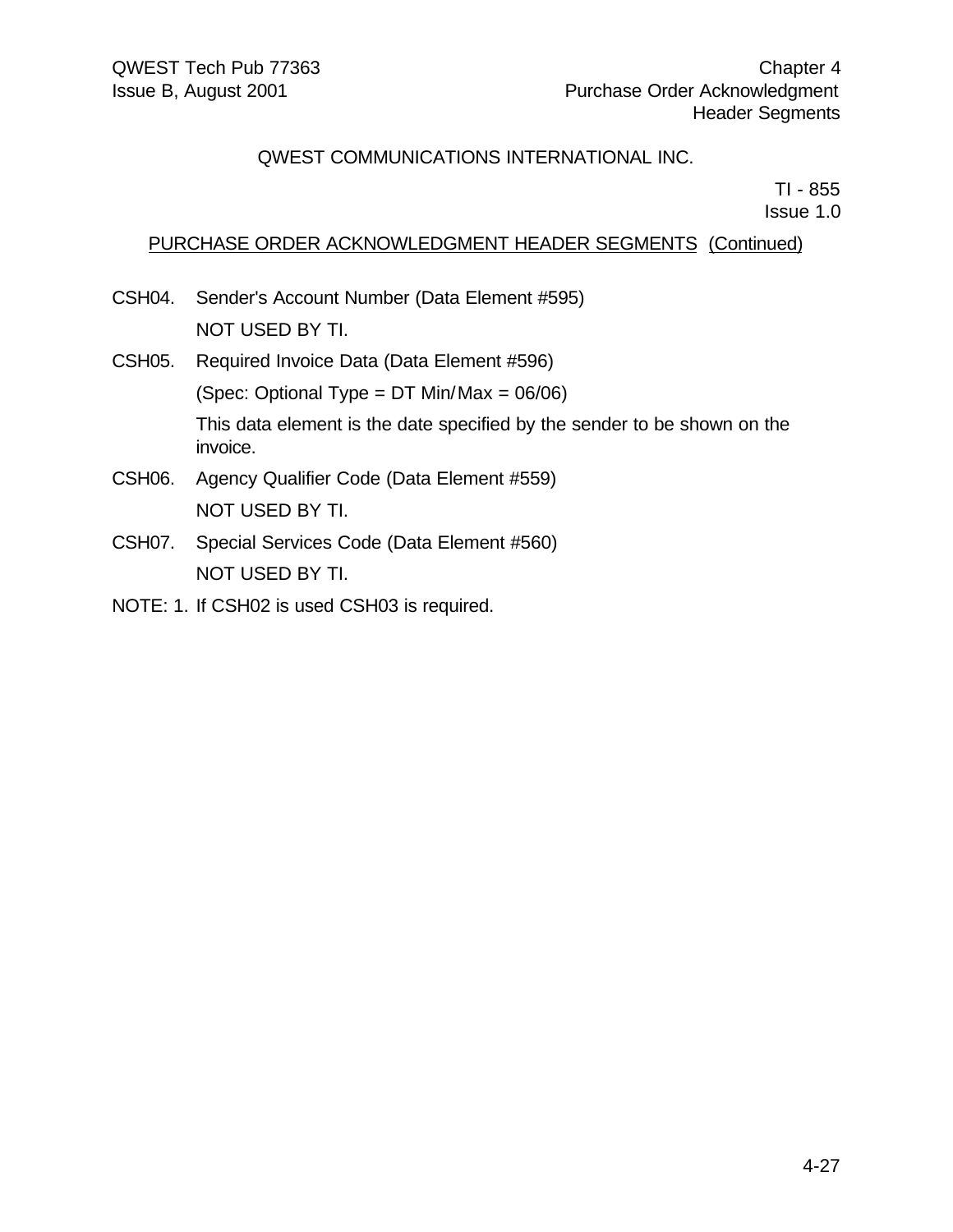QWEST COMMUNICATIONS INTERNATIONAL INC.

TI - 855
Issue 1.0

PURCHASE ORDER ACKNOWLEDGMENT HEADER SEGMENTS (Continued)

CSH04. Sender's Account Number (Data Element #595)

NOT USED BY TI.

CSH05. Required Invoice Data (Data Element #596)

(Spec: Optional Type = DT Min/Max = 06/06)

This data element is the date specified by the sender to be shown on the invoice.

CSH06. Agency Qualifier Code (Data Element #559)

NOT USED BY TI.

CSH07. Special Services Code (Data Element #560)

NOT USED BY TI.

NOTE: 1. If CSH02 is used CSH03 is required.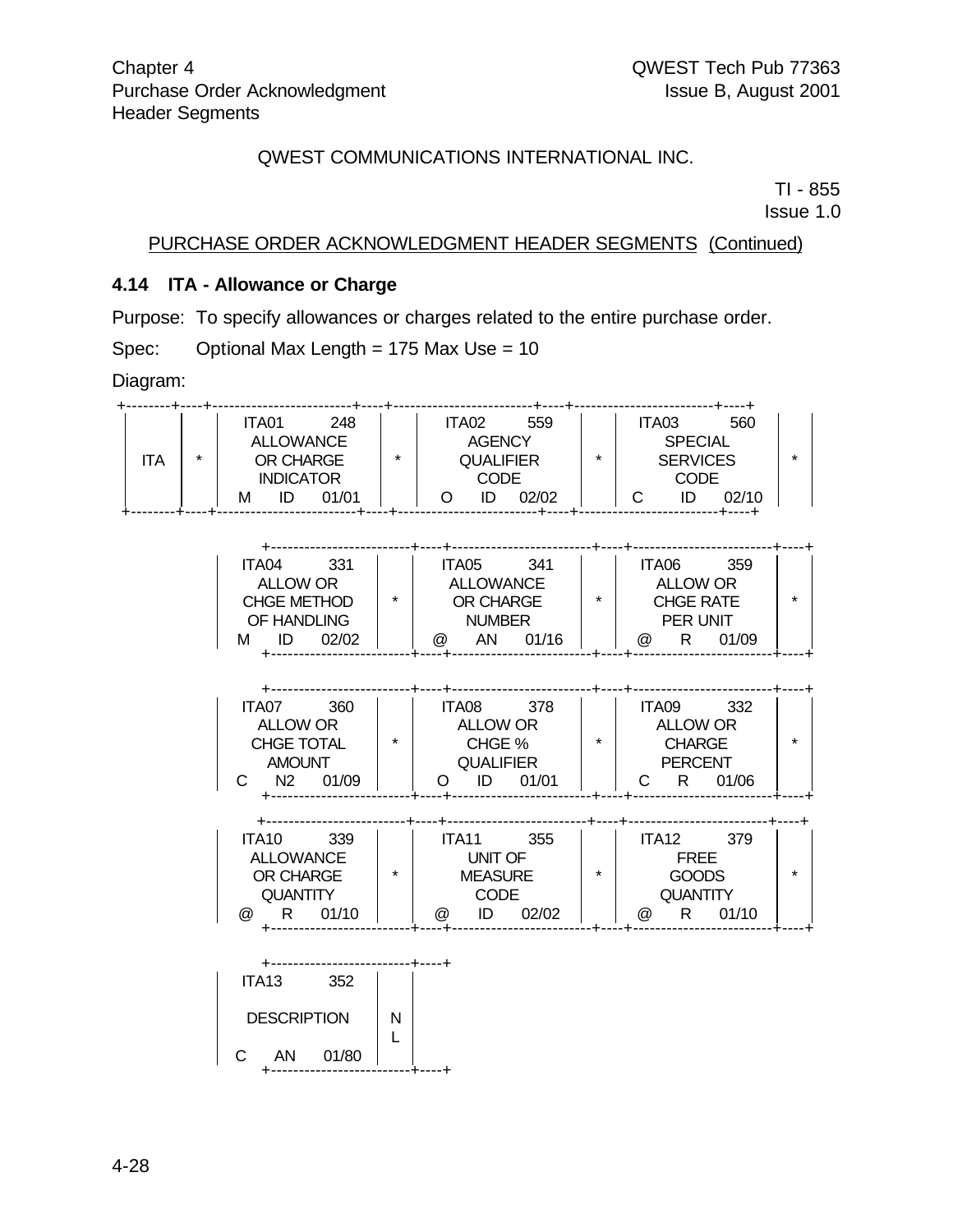QWEST COMMUNICATIONS INTERNATIONAL INC.

TI - 855
Issue 1.0

PURCHASE ORDER ACKNOWLEDGMENT HEADER SEGMENTS (Continued)

### 4.14 ITA - Allowance or Charge

Purpose: To specify allowances or charges related to the entire purchase order.

Spec: Optional Max Length = 175 Max Use = 10

Diagram:

```
+--------+----+------------------------+----+------------------------+----+------------------------+----+
|        |    | ITA01        248       |    | ITA02        559       |    | ITA03        560       |    |
|        |    |   ALLOWANCE            |    |    AGENCY              |    |    SPECIAL             |    |
|  ITA   | *  |   OR CHARGE            | *  |   QUALIFIER            | *  |   SERVICES             | *  |
|        |    |   INDICATOR            |    |     CODE               |    |     CODE               |    |
|        |    | M     ID     01/01     |    | O     ID     02/02     |    | C     ID     02/10     |    |
+--------+----+------------------------+----+------------------------+----+------------------------+----+

          +------------------------+----+------------------------+----+------------------------+----+
          | ITA04        331       |    | ITA05        341       |    | ITA06        359       |    |
          |   ALLOW OR             |    |   ALLOWANCE            |    |   ALLOW OR             |    |
          |  CHGE METHOD           | *  |   OR CHARGE            | *  |   CHGE RATE            | *  |
          |  OF HANDLING           |    |    NUMBER              |    |   PER UNIT             |    |
          | M     ID     02/02     |    | @     AN     01/16     |    | @     R      01/09     |    |
          +------------------------+----+------------------------+----+------------------------+----+

          +------------------------+----+------------------------+----+------------------------+----+
          | ITA07        360       |    | ITA08        378       |    | ITA09        332       |    |
          |   ALLOW OR             |    |   ALLOW OR             |    |   ALLOW OR             |    |
          |  CHGE TOTAL            | *  |    CHGE %              | *  |    CHARGE              | *  |
          |   AMOUNT               |    |   QUALIFIER            |    |    PERCENT             |    |
          | C     N2     01/09     |    | O     ID     01/01     |    | C     R      01/06     |    |
          +------------------------+----+------------------------+----+------------------------+----+

          +------------------------+----+------------------------+----+------------------------+----+
          | ITA10        339       |    | ITA11        355       |    | ITA12        379       |    |
          |   ALLOWANCE            |    |    UNIT OF             |    |     FREE               |    |
          |   OR CHARGE            | *  |    MEASURE             | *  |     GOODS              | *  |
          |   QUANTITY             |    |     CODE               |    |    QUANTITY            |    |
          | @     R      01/10     |    | @     ID     02/02     |    | @     R      01/10     |    |
          +------------------------+----+------------------------+----+------------------------+----+

          +------------------------+----+
          | ITA13        352       |    |
          |                        |    |
          |  DESCRIPTION           | N  |
          |                        | L  |
          | C     AN     01/80     |    |
          +------------------------+----+
```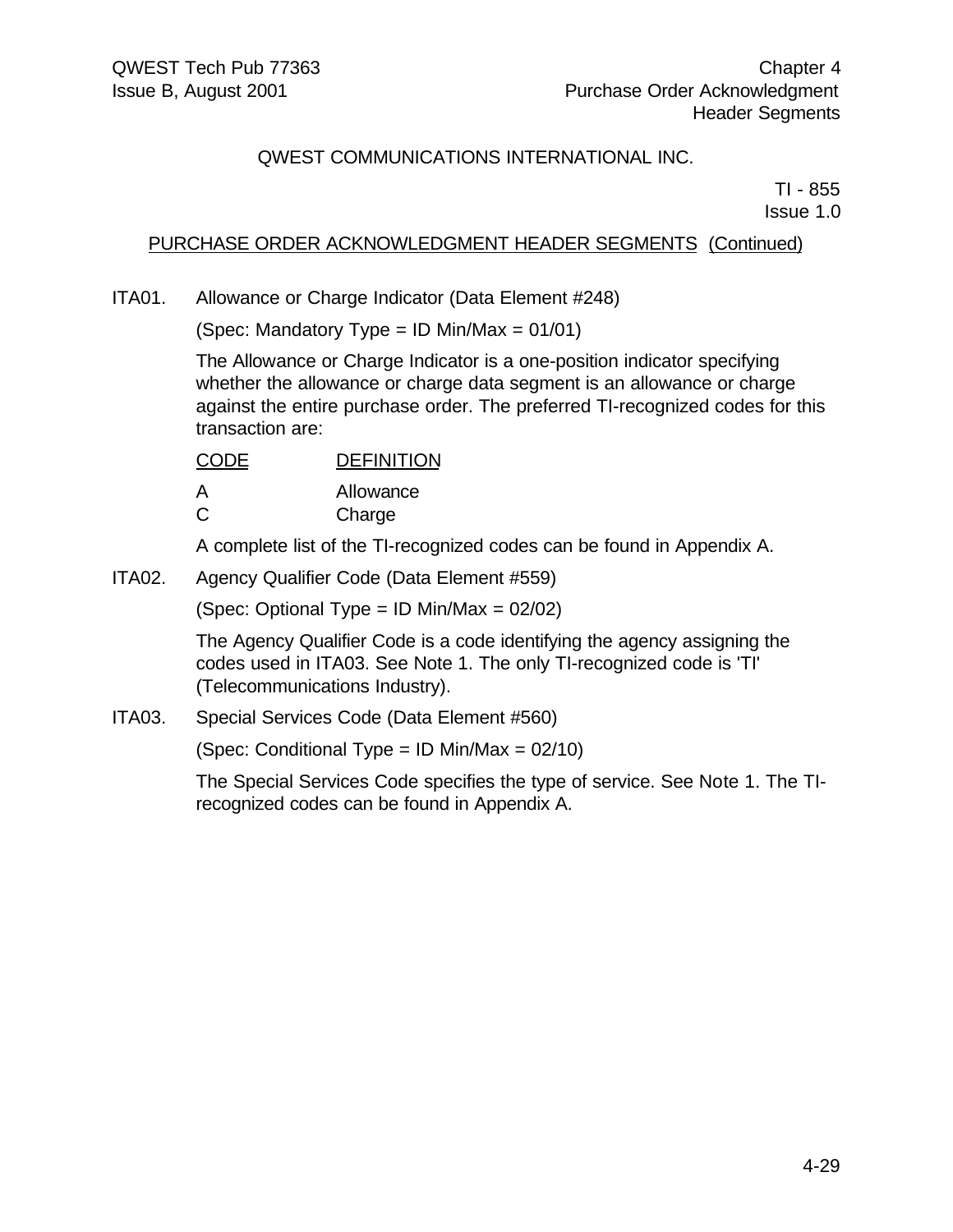QWEST COMMUNICATIONS INTERNATIONAL INC.

TI - 855
Issue 1.0

PURCHASE ORDER ACKNOWLEDGMENT HEADER SEGMENTS (Continued)

ITA01. Allowance or Charge Indicator (Data Element #248)

(Spec: Mandatory Type = ID Min/Max = 01/01)

The Allowance or Charge Indicator is a one-position indicator specifying whether the allowance or charge data segment is an allowance or charge against the entire purchase order. The preferred TI-recognized codes for this transaction are:

| CODE | DEFINITION |
|---|---|
| A | Allowance |
| C | Charge |

A complete list of the TI-recognized codes can be found in Appendix A.

ITA02. Agency Qualifier Code (Data Element #559)

(Spec: Optional Type = ID Min/Max = 02/02)

The Agency Qualifier Code is a code identifying the agency assigning the codes used in ITA03. See Note 1. The only TI-recognized code is 'TI' (Telecommunications Industry).

ITA03. Special Services Code (Data Element #560)

(Spec: Conditional Type = ID Min/Max = 02/10)

The Special Services Code specifies the type of service. See Note 1. The TI-recognized codes can be found in Appendix A.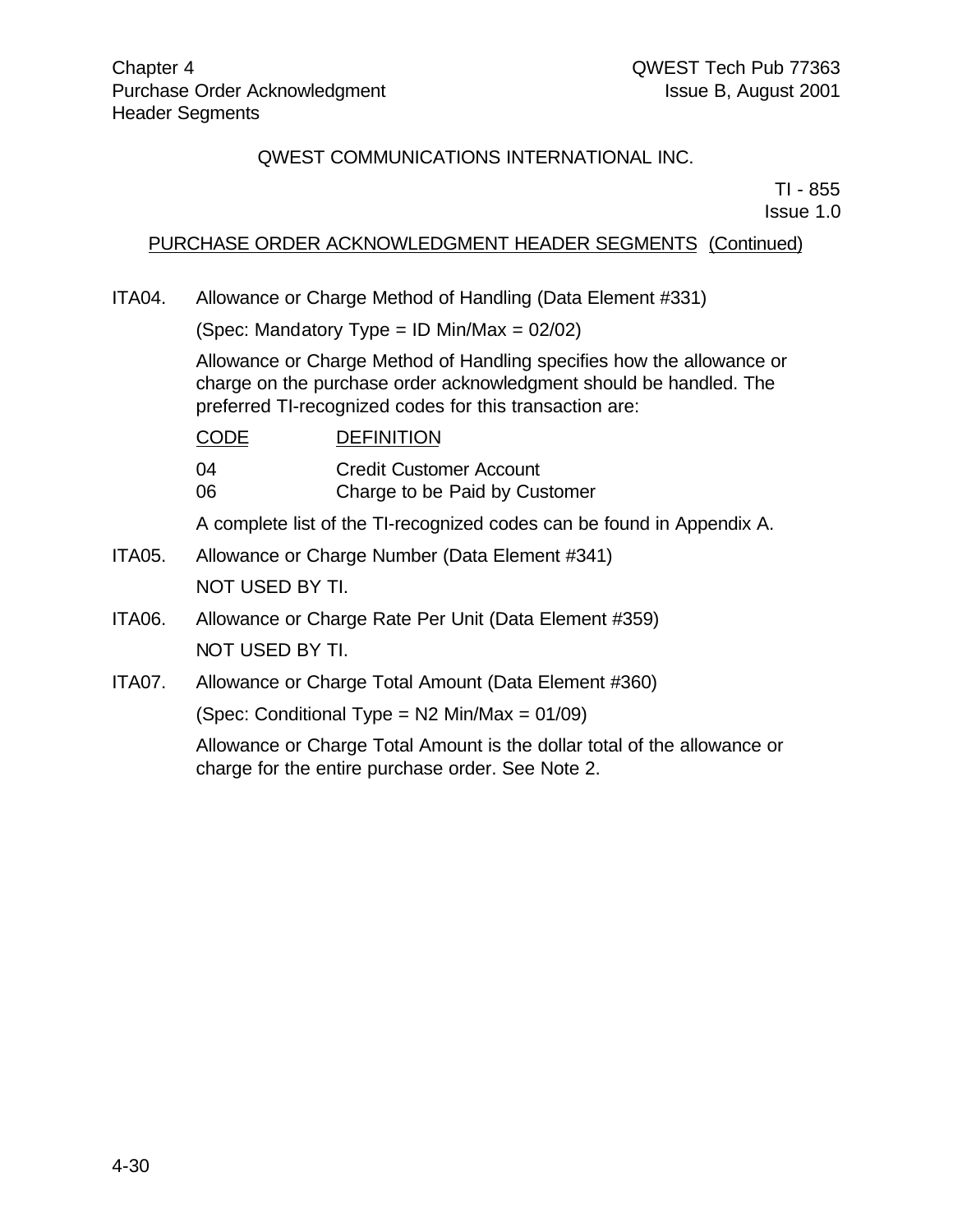QWEST COMMUNICATIONS INTERNATIONAL INC.

TI - 855
Issue 1.0

PURCHASE ORDER ACKNOWLEDGMENT HEADER SEGMENTS (Continued)

ITA04. Allowance or Charge Method of Handling (Data Element #331)

(Spec: Mandatory Type = ID Min/Max = 02/02)

Allowance or Charge Method of Handling specifies how the allowance or charge on the purchase order acknowledgment should be handled. The preferred TI-recognized codes for this transaction are:

| CODE | DEFINITION |
|---|---|
| 04 | Credit Customer Account |
| 06 | Charge to be Paid by Customer |

A complete list of the TI-recognized codes can be found in Appendix A.

ITA05. Allowance or Charge Number (Data Element #341)

NOT USED BY TI.

ITA06. Allowance or Charge Rate Per Unit (Data Element #359)

NOT USED BY TI.

ITA07. Allowance or Charge Total Amount (Data Element #360)

(Spec: Conditional Type = N2 Min/Max = 01/09)

Allowance or Charge Total Amount is the dollar total of the allowance or charge for the entire purchase order. See Note 2.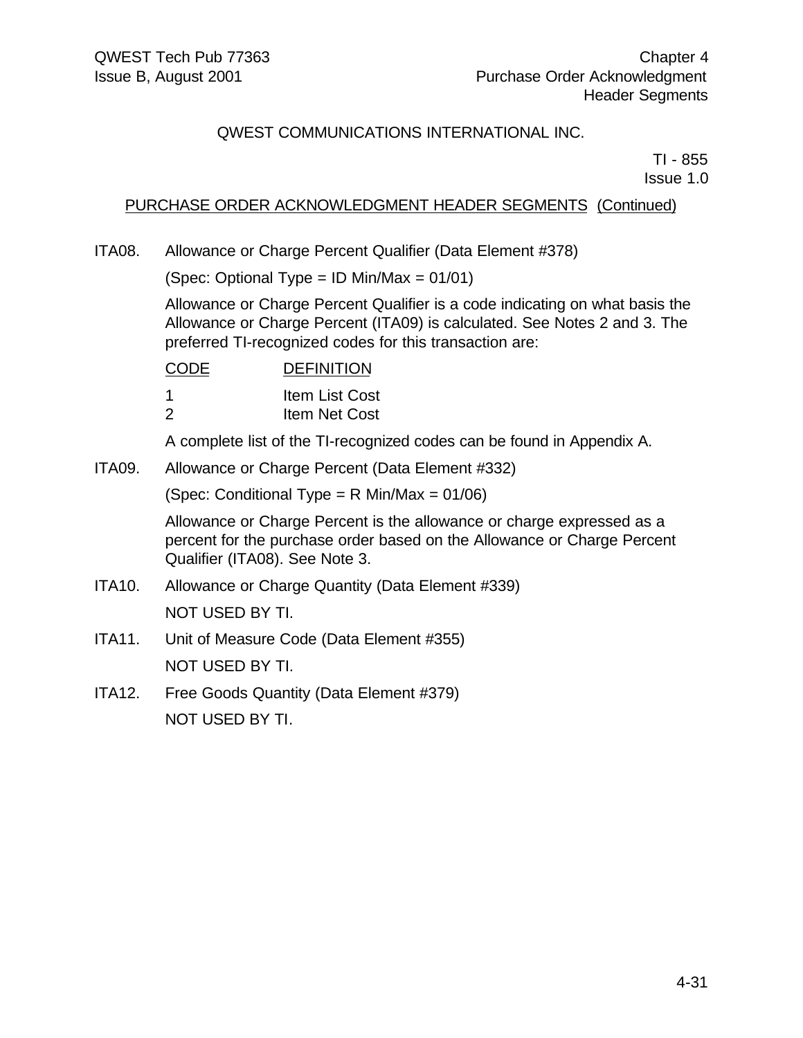QWEST COMMUNICATIONS INTERNATIONAL INC.

TI - 855
Issue 1.0

PURCHASE ORDER ACKNOWLEDGMENT HEADER SEGMENTS (Continued)

ITA08. Allowance or Charge Percent Qualifier (Data Element #378)

(Spec: Optional Type = ID Min/Max = 01/01)

Allowance or Charge Percent Qualifier is a code indicating on what basis the Allowance or Charge Percent (ITA09) is calculated. See Notes 2 and 3. The preferred TI-recognized codes for this transaction are:

| CODE | DEFINITION |
|---|---|
| 1 | Item List Cost |
| 2 | Item Net Cost |

A complete list of the TI-recognized codes can be found in Appendix A.

ITA09. Allowance or Charge Percent (Data Element #332)

(Spec: Conditional Type = R Min/Max = 01/06)

Allowance or Charge Percent is the allowance or charge expressed as a percent for the purchase order based on the Allowance or Charge Percent Qualifier (ITA08). See Note 3.

ITA10. Allowance or Charge Quantity (Data Element #339)

NOT USED BY TI.

ITA11. Unit of Measure Code (Data Element #355)

NOT USED BY TI.

ITA12. Free Goods Quantity (Data Element #379)

NOT USED BY TI.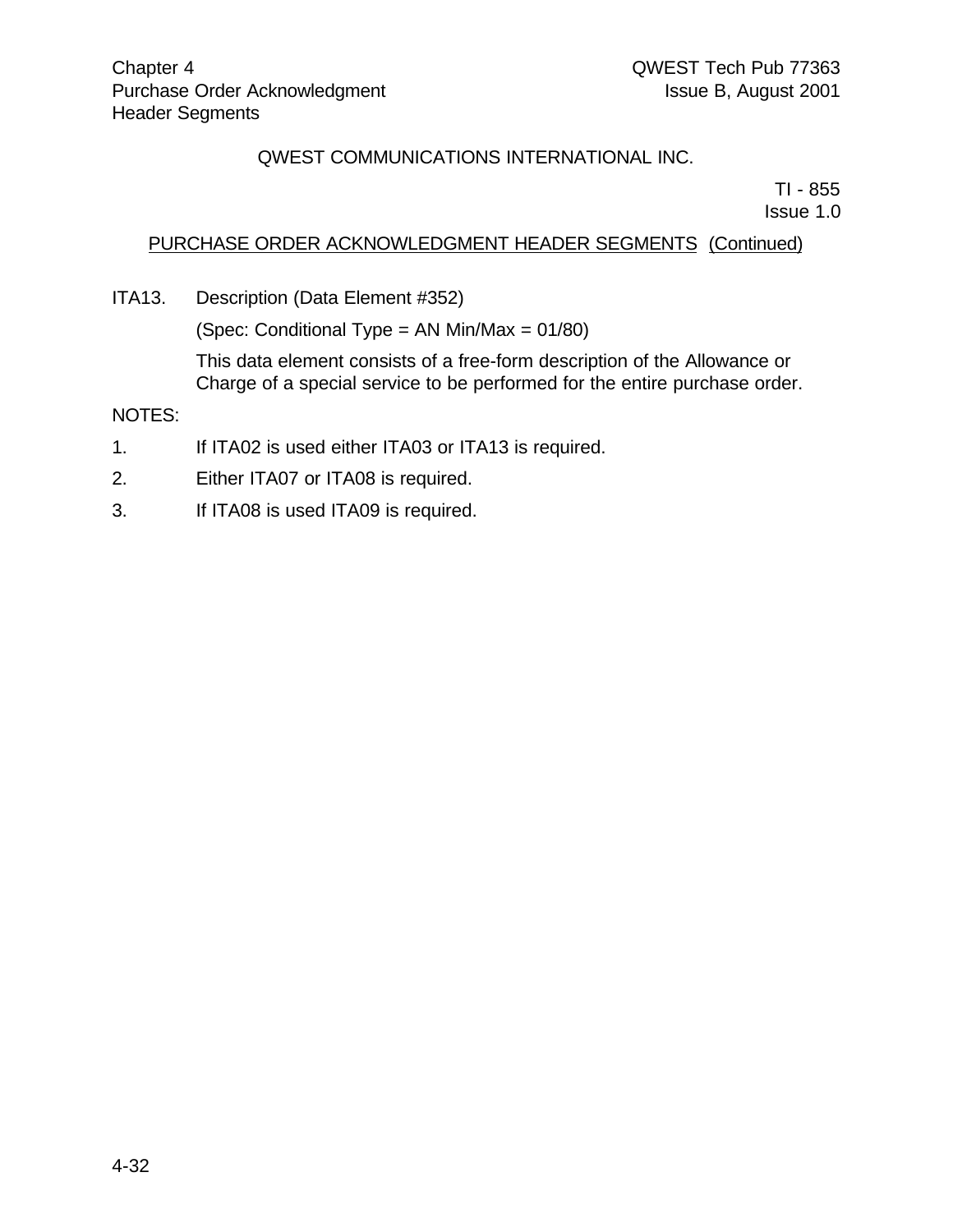QWEST COMMUNICATIONS INTERNATIONAL INC.

TI - 855
Issue 1.0

PURCHASE ORDER ACKNOWLEDGMENT HEADER SEGMENTS (Continued)

ITA13. Description (Data Element #352)

(Spec: Conditional Type = AN Min/Max = 01/80)

This data element consists of a free-form description of the Allowance or Charge of a special service to be performed for the entire purchase order.

NOTES:

1. If ITA02 is used either ITA03 or ITA13 is required.
2. Either ITA07 or ITA08 is required.
3. If ITA08 is used ITA09 is required.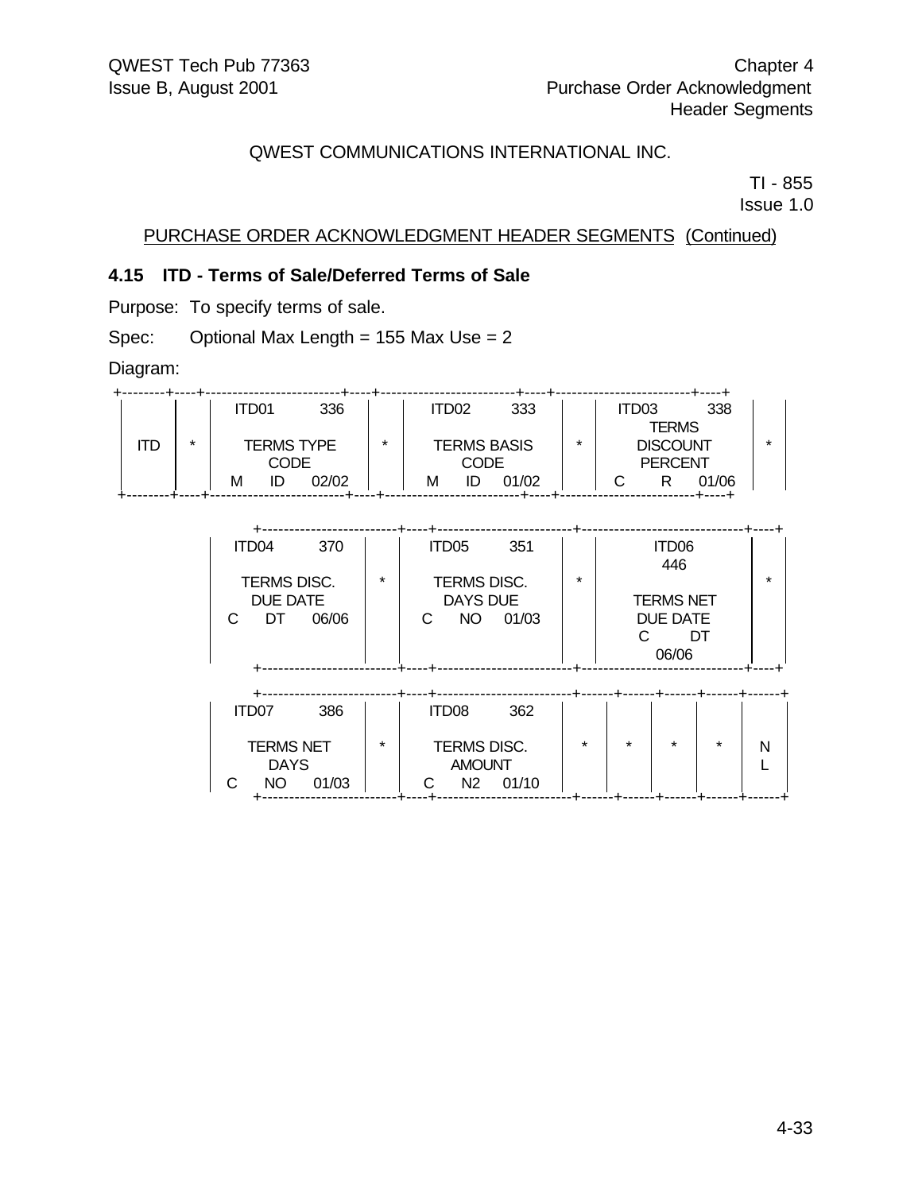QWEST COMMUNICATIONS INTERNATIONAL INC.

TI - 855
Issue 1.0

PURCHASE ORDER ACKNOWLEDGMENT HEADER SEGMENTS (Continued)

### 4.15 ITD - Terms of Sale/Deferred Terms of Sale

Purpose: To specify terms of sale.

Spec: Optional Max Length = 155 Max Use = 2

Diagram:

```
+--------+----+-------------------------+----+-------------------------+----+-------------------------+----+
|        |    |  ITD01         336      |    |  ITD02         333      |    |  ITD03         338      |    |
|        |    |                         |    |                         |    |        TERMS            |    |
|  ITD   | *  |     TERMS TYPE          | *  |     TERMS BASIS         | *  |       DISCOUNT          | *  |
|        |    |        CODE             |    |        CODE             |    |       PERCENT           |    |
|        |    |  M     ID     02/02     |    |  M     ID     01/02     |    |  C      R     01/06     |    |
+--------+----+-------------------------+----+-------------------------+----+-------------------------+----+

              +-------------------------+----+-------------------------+------------------------------+----+
              |  ITD04         370      |    |  ITD05         351      |           ITD06              |    |
              |                         |    |                         |            446               |    |
              |    TERMS DISC.          | *  |    TERMS DISC.          | *                            | *  |
              |     DUE DATE            |    |     DAYS DUE            |         TERMS NET            |    |
              |  C     DT     06/06     |    |  C     NO     01/03     |         DUE DATE             |    |
              |                         |    |                         |          C      DT           |    |
              |                         |    |                         |            06/06             |    |
              +-------------------------+----+-------------------------+------------------------------+----+

              +-------------------------+----+-------------------------+------+------+------+------+------+
              |  ITD07         386      |    |  ITD08         362      |      |      |      |      |      |
              |                         |    |                         |      |      |      |      |      |
              |    TERMS NET            | *  |    TERMS DISC.          |  *   |  *   |  *   |  *   |  N   |
              |      DAYS               |    |      AMOUNT             |      |      |      |      |  L   |
              |  C     NO     01/03     |    |  C     N2     01/10     |      |      |      |      |      |
              +-------------------------+----+-------------------------+------+------+------+------+------+
```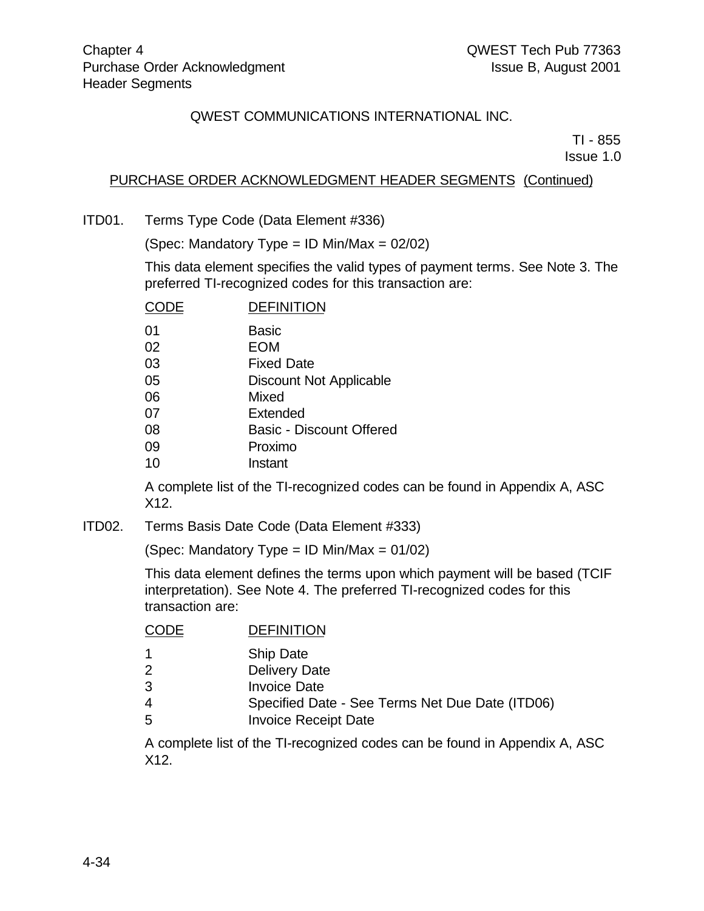QWEST COMMUNICATIONS INTERNATIONAL INC.

TI - 855
Issue 1.0

PURCHASE ORDER ACKNOWLEDGMENT HEADER SEGMENTS (Continued)

ITD01. Terms Type Code (Data Element #336)

(Spec: Mandatory Type = ID Min/Max = 02/02)

This data element specifies the valid types of payment terms. See Note 3. The preferred TI-recognized codes for this transaction are:

| CODE | DEFINITION |
| --- | --- |
| 01 | Basic |
| 02 | EOM |
| 03 | Fixed Date |
| 05 | Discount Not Applicable |
| 06 | Mixed |
| 07 | Extended |
| 08 | Basic - Discount Offered |
| 09 | Proximo |
| 10 | Instant |

A complete list of the TI-recognized codes can be found in Appendix A, ASC X12.

ITD02. Terms Basis Date Code (Data Element #333)

(Spec: Mandatory Type = ID Min/Max = 01/02)

This data element defines the terms upon which payment will be based (TCIF interpretation). See Note 4. The preferred TI-recognized codes for this transaction are:

| CODE | DEFINITION |
| --- | --- |
| 1 | Ship Date |
| 2 | Delivery Date |
| 3 | Invoice Date |
| 4 | Specified Date - See Terms Net Due Date (ITD06) |
| 5 | Invoice Receipt Date |

A complete list of the TI-recognized codes can be found in Appendix A, ASC X12.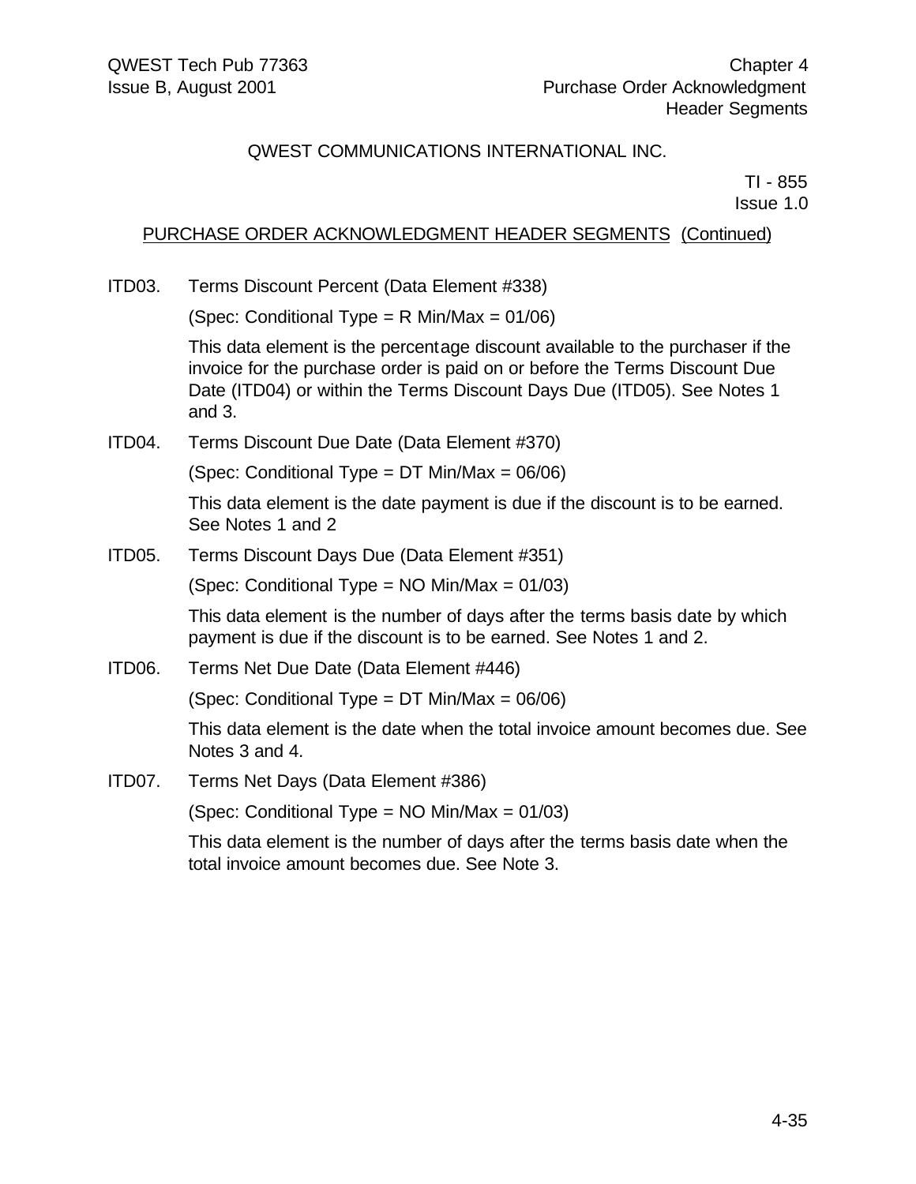PURCHASE ORDER ACKNOWLEDGMENT HEADER SEGMENTS (Continued)

ITD03. Terms Discount Percent (Data Element #338)

(Spec: Conditional Type = R Min/Max = 01/06)

This data element is the percentage discount available to the purchaser if the invoice for the purchase order is paid on or before the Terms Discount Due Date (ITD04) or within the Terms Discount Days Due (ITD05). See Notes 1 and 3.

ITD04. Terms Discount Due Date (Data Element #370)

(Spec: Conditional Type = DT Min/Max = 06/06)

This data element is the date payment is due if the discount is to be earned. See Notes 1 and 2

ITD05. Terms Discount Days Due (Data Element #351)

(Spec: Conditional Type = NO Min/Max = 01/03)

This data element is the number of days after the terms basis date by which payment is due if the discount is to be earned. See Notes 1 and 2.

ITD06. Terms Net Due Date (Data Element #446)

(Spec: Conditional Type = DT Min/Max = 06/06)

This data element is the date when the total invoice amount becomes due. See Notes 3 and 4.

ITD07. Terms Net Days (Data Element #386)

(Spec: Conditional Type = NO Min/Max = 01/03)

This data element is the number of days after the terms basis date when the total invoice amount becomes due. See Note 3.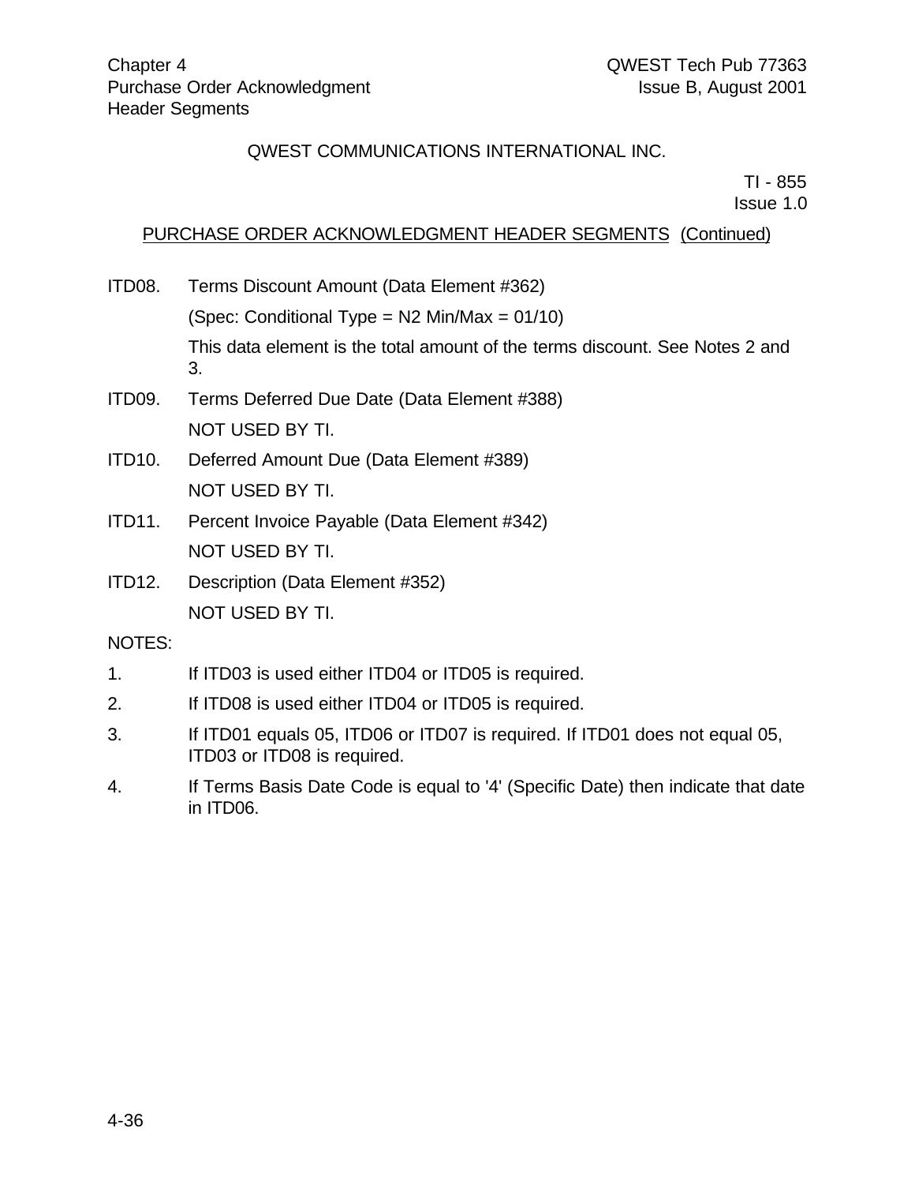QWEST COMMUNICATIONS INTERNATIONAL INC.

TI - 855
Issue 1.0

PURCHASE ORDER ACKNOWLEDGMENT HEADER SEGMENTS (Continued)

ITD08. Terms Discount Amount (Data Element #362)

(Spec: Conditional Type = N2 Min/Max = 01/10)

This data element is the total amount of the terms discount. See Notes 2 and 3.

ITD09. Terms Deferred Due Date (Data Element #388)

NOT USED BY TI.

ITD10. Deferred Amount Due (Data Element #389)

NOT USED BY TI.

ITD11. Percent Invoice Payable (Data Element #342)

NOT USED BY TI.

ITD12. Description (Data Element #352)

NOT USED BY TI.

NOTES:

1. If ITD03 is used either ITD04 or ITD05 is required.
2. If ITD08 is used either ITD04 or ITD05 is required.
3. If ITD01 equals 05, ITD06 or ITD07 is required. If ITD01 does not equal 05, ITD03 or ITD08 is required.
4. If Terms Basis Date Code is equal to '4' (Specific Date) then indicate that date in ITD06.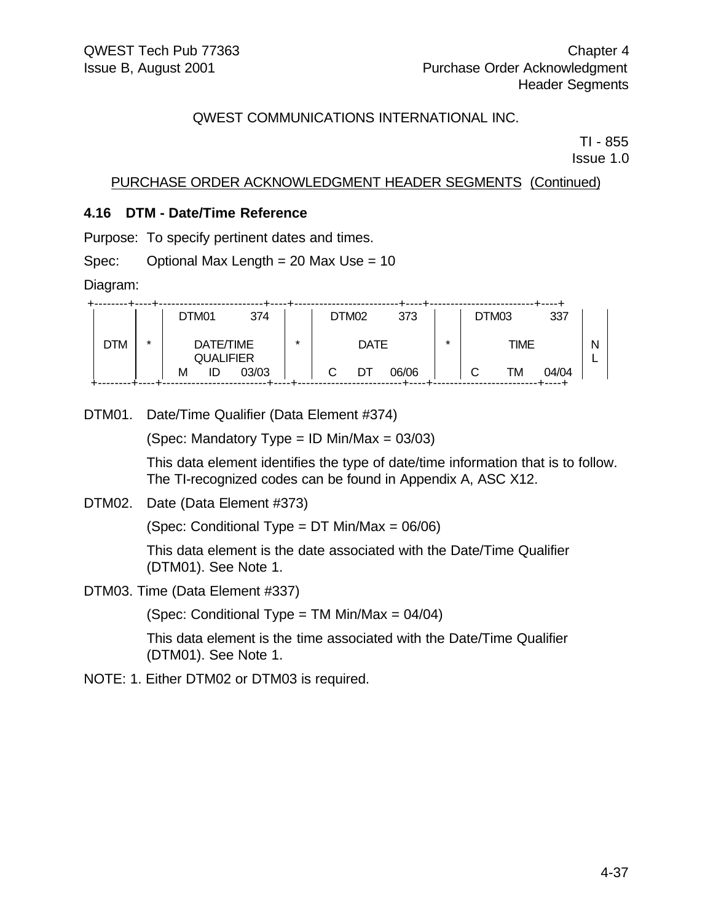QWEST COMMUNICATIONS INTERNATIONAL INC.

TI - 855
Issue 1.0

PURCHASE ORDER ACKNOWLEDGMENT HEADER SEGMENTS (Continued)

### 4.16 DTM - Date/Time Reference

Purpose: To specify pertinent dates and times.

Spec: Optional Max Length = 20 Max Use = 10

Diagram:

```
+--------+----+-------------------------+----+-------------------------+----+-------------------------+----+
|        |    |  DTM01          374     |    |  DTM02          373     |    |  DTM03          337     |    |
|        |    |                         |    |                         |    |                         |    |
|  DTM   | *  |       DATE/TIME         | *  |          DATE           | *  |          TIME           | N  |
|        |    |       QUALIFIER         |    |                         |    |                         | L  |
|        |    |   M      ID     03/03   |    |   C      DT     06/06   |    |   C      TM     04/04   |    |
+--------+----+-------------------------+----+-------------------------+----+-------------------------+----+
```

DTM01. Date/Time Qualifier (Data Element #374)

(Spec: Mandatory Type = ID Min/Max = 03/03)

This data element identifies the type of date/time information that is to follow. The TI-recognized codes can be found in Appendix A, ASC X12.

DTM02. Date (Data Element #373)

(Spec: Conditional Type = DT Min/Max = 06/06)

This data element is the date associated with the Date/Time Qualifier (DTM01). See Note 1.

DTM03. Time (Data Element #337)

(Spec: Conditional Type = TM Min/Max = 04/04)

This data element is the time associated with the Date/Time Qualifier (DTM01). See Note 1.

NOTE: 1. Either DTM02 or DTM03 is required.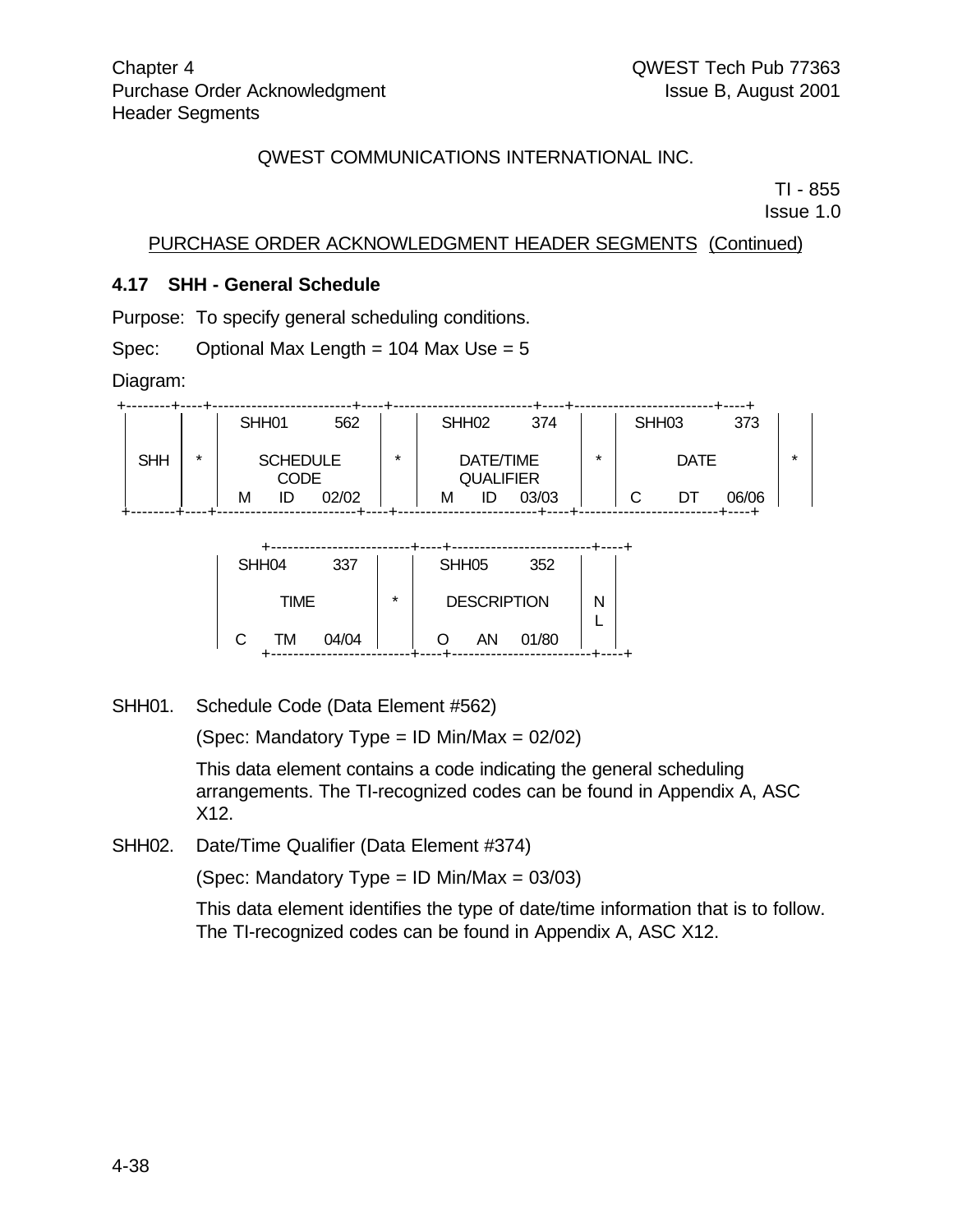QWEST COMMUNICATIONS INTERNATIONAL INC.

TI - 855
Issue 1.0

PURCHASE ORDER ACKNOWLEDGMENT HEADER SEGMENTS (Continued)

### 4.17 SHH - General Schedule

Purpose: To specify general scheduling conditions.

Spec: Optional Max Length = 104 Max Use = 5

Diagram:

```
+--------+----+-------------------------+----+-------------------------+----+-------------------------+----+
|        |    |  SHH01          562     |    |  SHH02          374     |    |  SHH03          373     |    |
|        |    |                         |    |                         |    |                         |    |
|  SHH   | *  |       SCHEDULE          | *  |       DATE/TIME         | *  |          DATE           | *  |
|        |    |         CODE            |    |       QUALIFIER         |    |                         |    |
|        |    |  M      ID      02/02   |    |  M      ID      03/03   |    |  C      DT      06/06   |    |
+--------+----+-------------------------+----+-------------------------+----+-------------------------+----+

              +-------------------------+----+-------------------------+----+
              |  SHH04          337     |    |  SHH05          352     |    |
              |                         |    |                         |    |
              |          TIME           | *  |       DESCRIPTION       | N  |
              |                         |    |                         | L  |
              |  C      TM      04/04   |    |  O      AN      01/80   |    |
              +-------------------------+----+-------------------------+----+
```

SHH01. Schedule Code (Data Element #562)

(Spec: Mandatory Type = ID Min/Max = 02/02)

This data element contains a code indicating the general scheduling arrangements. The TI-recognized codes can be found in Appendix A, ASC X12.

SHH02. Date/Time Qualifier (Data Element #374)

(Spec: Mandatory Type = ID Min/Max = 03/03)

This data element identifies the type of date/time information that is to follow. The TI-recognized codes can be found in Appendix A, ASC X12.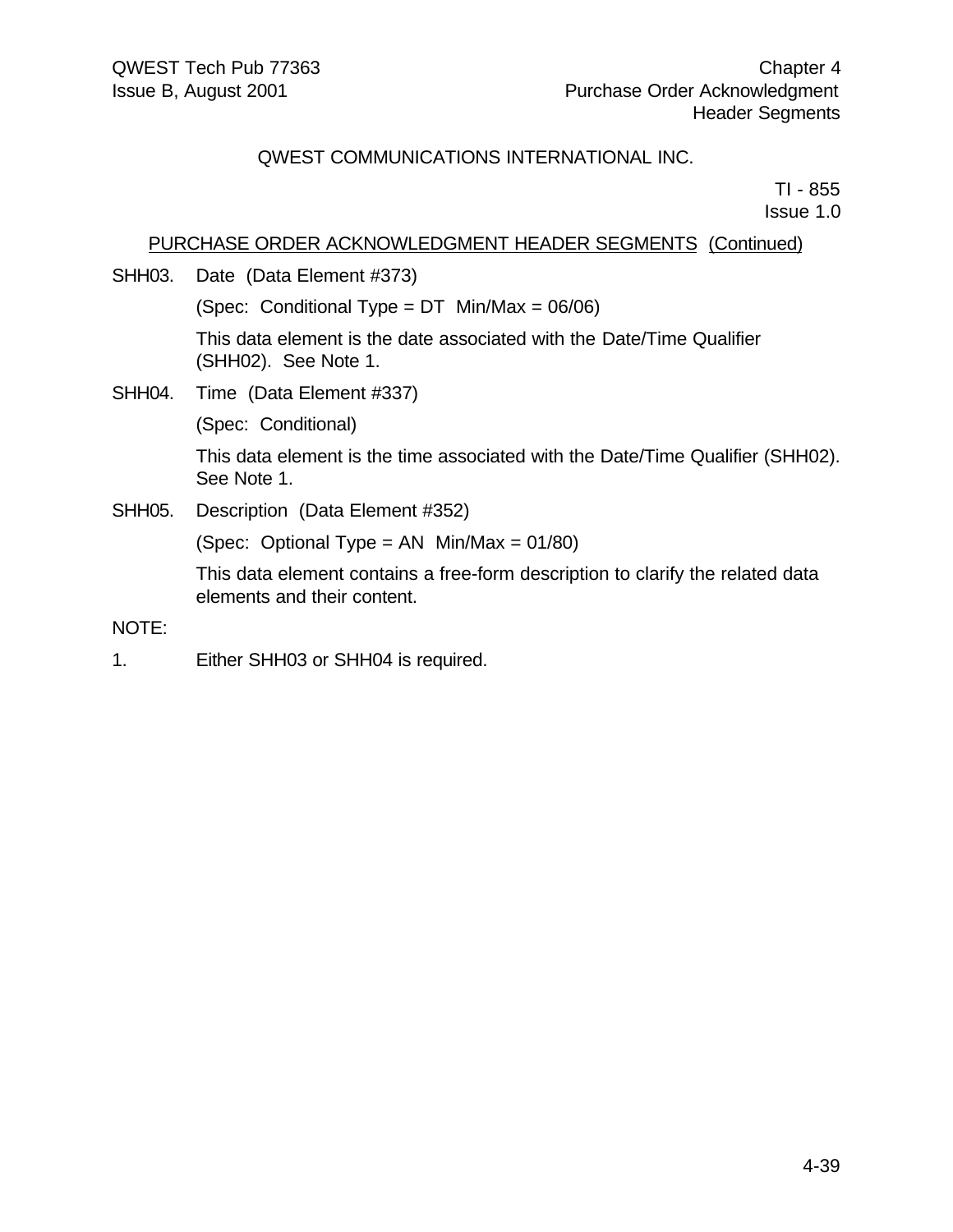## PURCHASE ORDER ACKNOWLEDGMENT HEADER SEGMENTS (Continued)

SHH03. Date (Data Element #373)

(Spec: Conditional Type = DT Min/Max = 06/06)

This data element is the date associated with the Date/Time Qualifier (SHH02). See Note 1.

SHH04. Time (Data Element #337)

(Spec: Conditional)

This data element is the time associated with the Date/Time Qualifier (SHH02). See Note 1.

SHH05. Description (Data Element #352)

(Spec: Optional Type = AN Min/Max = 01/80)

This data element contains a free-form description to clarify the related data elements and their content.

NOTE:

1. Either SHH03 or SHH04 is required.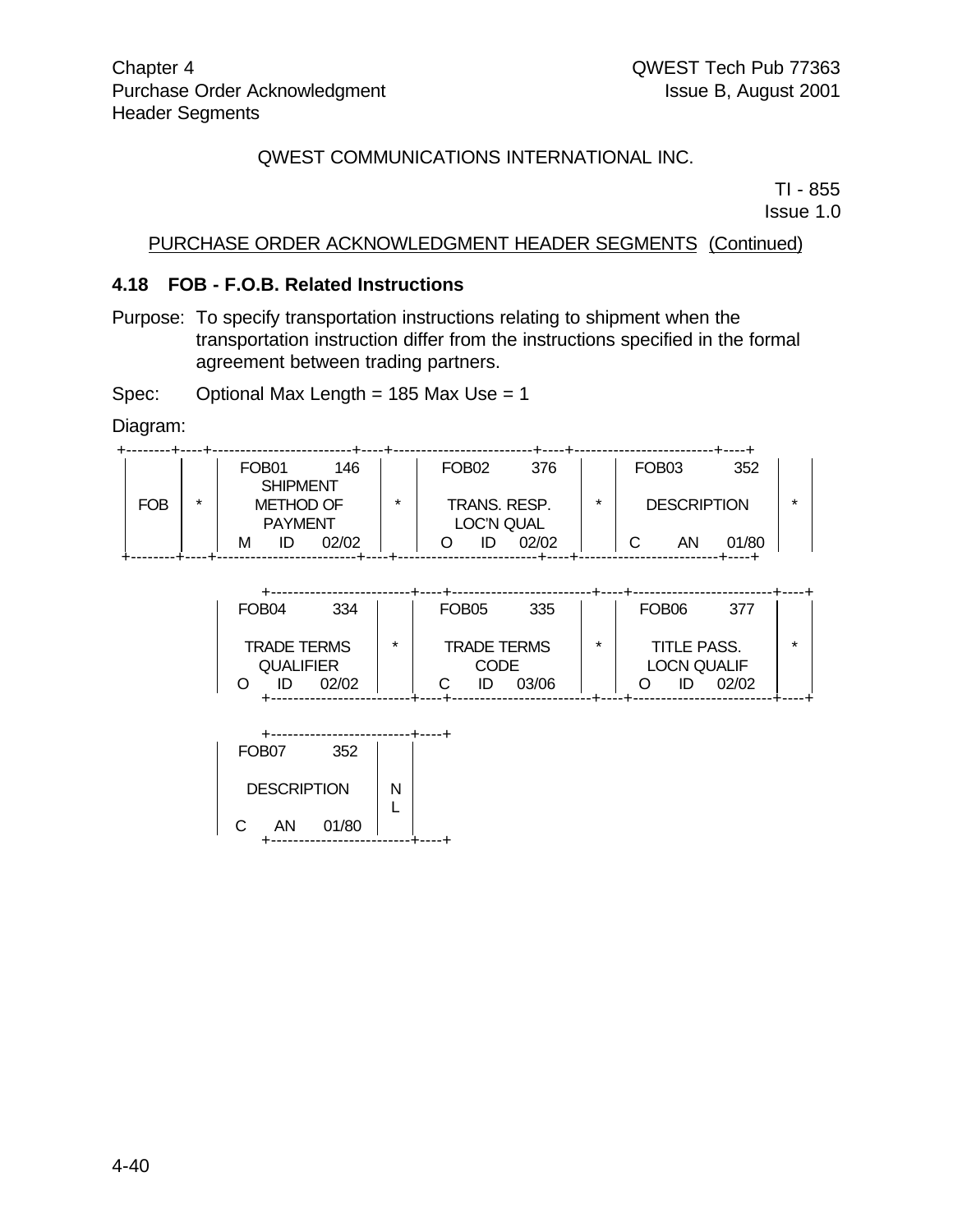QWEST COMMUNICATIONS INTERNATIONAL INC.

TI - 855
Issue 1.0

PURCHASE ORDER ACKNOWLEDGMENT HEADER SEGMENTS (Continued)

### 4.18 FOB - F.O.B. Related Instructions

Purpose: To specify transportation instructions relating to shipment when the transportation instruction differ from the instructions specified in the formal agreement between trading partners.

Spec: Optional Max Length = 185 Max Use = 1

Diagram:

```
+--------+----+------------------------+----+------------------------+----+------------------------+----+
|        |    | FOB01          146     |    | FOB02          376     |    | FOB03          352     |    |
|        |    |     SHIPMENT           |    |                        |    |                        |    |
|  FOB   | *  |    METHOD OF           | *  |    TRANS. RESP.        | *  |     DESCRIPTION        | *  |
|        |    |     PAYMENT            |    |     LOC'N QUAL         |    |                        |    |
|        |    | M      ID     02/02    |    | O      ID     02/02    |    | C      AN     01/80    |    |
+--------+----+------------------------+----+------------------------+----+------------------------+----+

              +------------------------+----+------------------------+----+------------------------+----+
              | FOB04          334     |    | FOB05          335     |    | FOB06          377     |    |
              |                        |    |                        |    |                        |    |
              |   TRADE TERMS          | *  |   TRADE TERMS          | *  |    TITLE PASS.         | *  |
              |    QUALIFIER           |    |      CODE              |    |    LOCN QUALIF         |    |
              | O      ID     02/02    |    | C      ID     03/06    |    | O      ID     02/02    |    |
              +------------------------+----+------------------------+----+------------------------+----+

              +------------------------+----+
              | FOB07          352     |    |
              |                        |    |
              |   DESCRIPTION          | N  |
              |                        | L  |
              | C      AN     01/80    |    |
              +------------------------+----+
```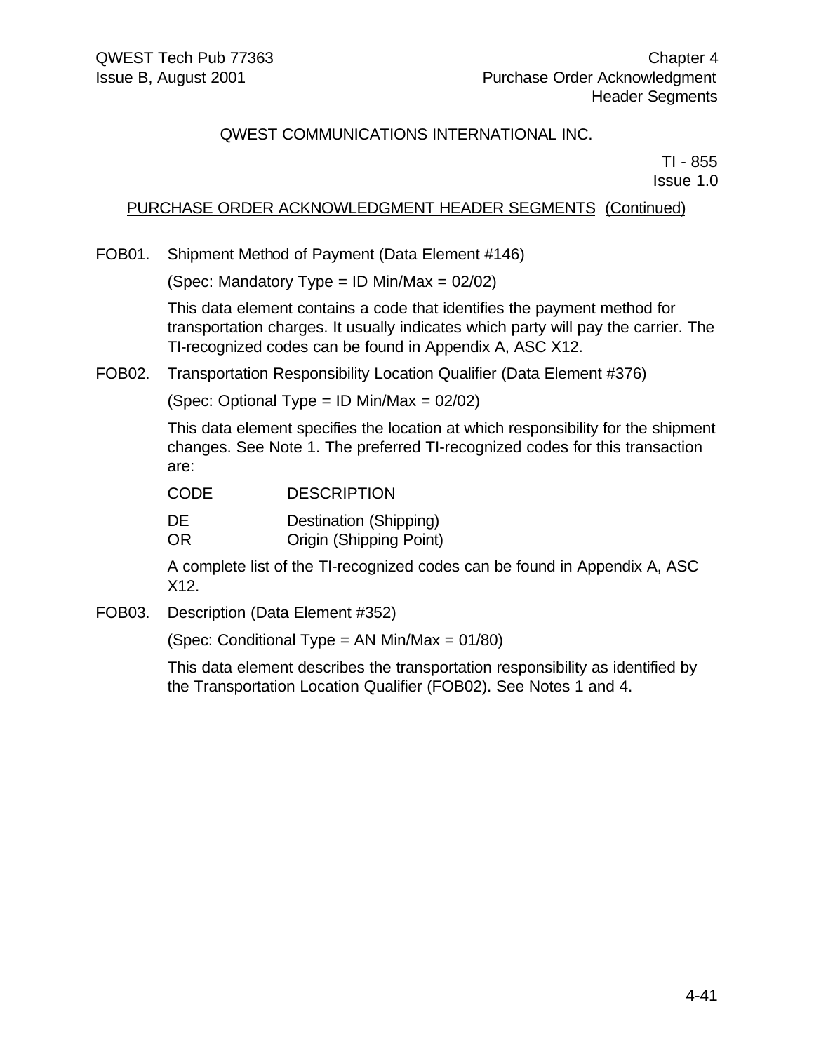QWEST COMMUNICATIONS INTERNATIONAL INC.

TI - 855
Issue 1.0

PURCHASE ORDER ACKNOWLEDGMENT HEADER SEGMENTS (Continued)

FOB01. Shipment Method of Payment (Data Element #146)

(Spec: Mandatory Type = ID Min/Max = 02/02)

This data element contains a code that identifies the payment method for transportation charges. It usually indicates which party will pay the carrier. The TI-recognized codes can be found in Appendix A, ASC X12.

FOB02. Transportation Responsibility Location Qualifier (Data Element #376)

(Spec: Optional Type = ID Min/Max = 02/02)

This data element specifies the location at which responsibility for the shipment changes. See Note 1. The preferred TI-recognized codes for this transaction are:

| CODE | DESCRIPTION |
|---|---|
| DE | Destination (Shipping) |
| OR | Origin (Shipping Point) |

A complete list of the TI-recognized codes can be found in Appendix A, ASC X12.

FOB03. Description (Data Element #352)

(Spec: Conditional Type = AN Min/Max = 01/80)

This data element describes the transportation responsibility as identified by the Transportation Location Qualifier (FOB02). See Notes 1 and 4.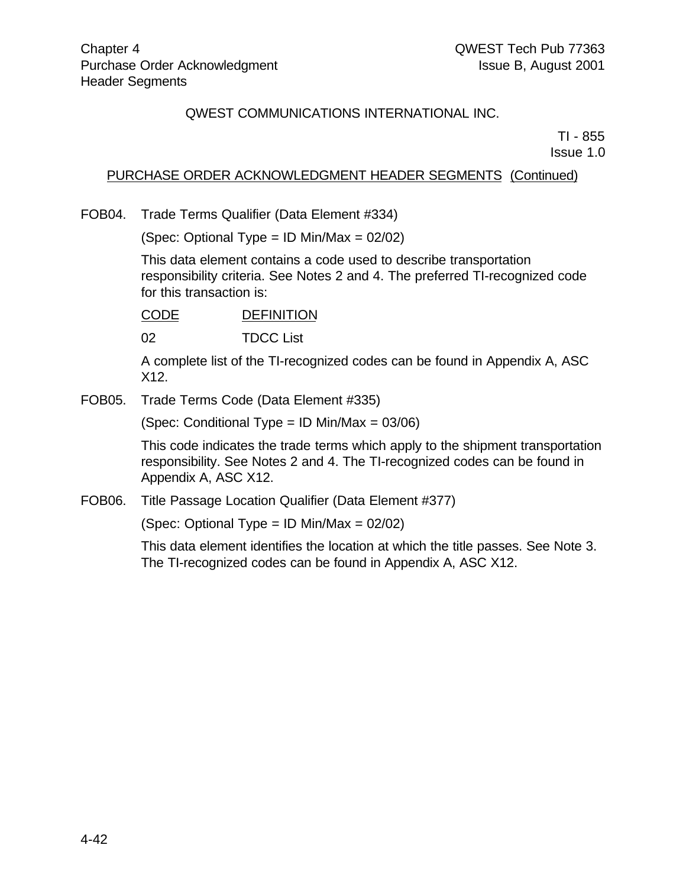QWEST COMMUNICATIONS INTERNATIONAL INC.

TI - 855
Issue 1.0

PURCHASE ORDER ACKNOWLEDGMENT HEADER SEGMENTS (Continued)

FOB04. Trade Terms Qualifier (Data Element #334)

(Spec: Optional Type = ID Min/Max = 02/02)

This data element contains a code used to describe transportation responsibility criteria. See Notes 2 and 4. The preferred TI-recognized code for this transaction is:

| CODE | DEFINITION |
| --- | --- |
| 02 | TDCC List |

A complete list of the TI-recognized codes can be found in Appendix A, ASC X12.

FOB05. Trade Terms Code (Data Element #335)

(Spec: Conditional Type = ID Min/Max = 03/06)

This code indicates the trade terms which apply to the shipment transportation responsibility. See Notes 2 and 4. The TI-recognized codes can be found in Appendix A, ASC X12.

FOB06. Title Passage Location Qualifier (Data Element #377)

(Spec: Optional Type = ID Min/Max = 02/02)

This data element identifies the location at which the title passes. See Note 3. The TI-recognized codes can be found in Appendix A, ASC X12.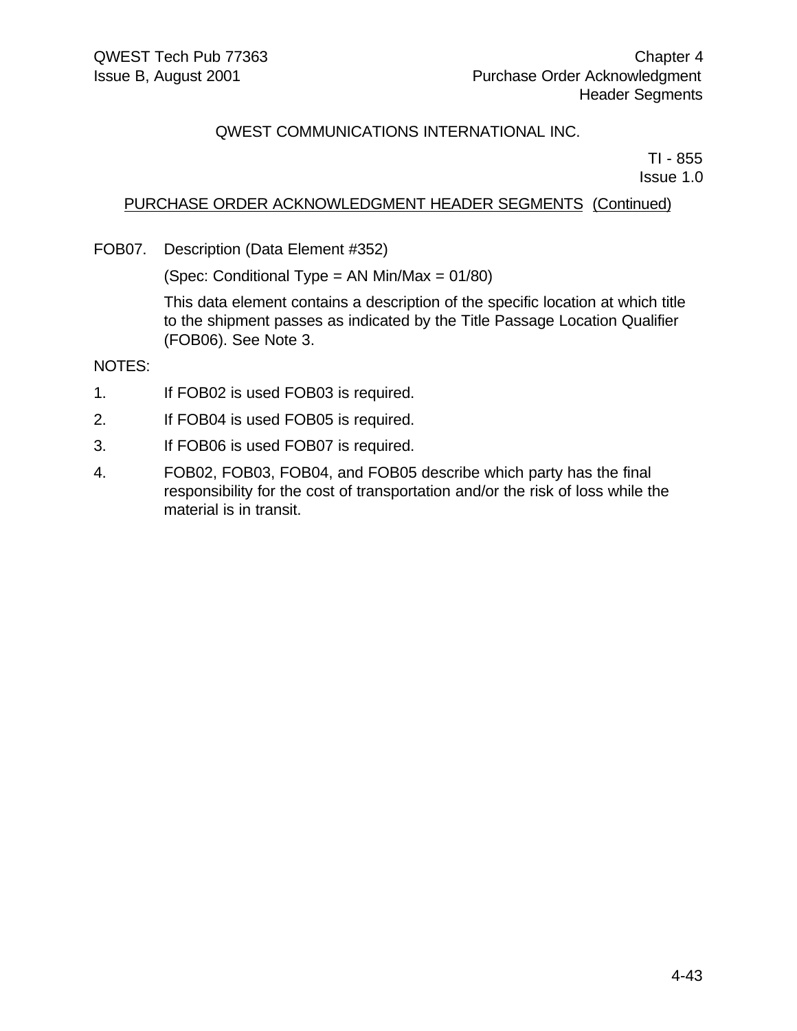QWEST COMMUNICATIONS INTERNATIONAL INC.

TI - 855
Issue 1.0

PURCHASE ORDER ACKNOWLEDGMENT HEADER SEGMENTS (Continued)

FOB07. Description (Data Element #352)

(Spec: Conditional Type = AN Min/Max = 01/80)

This data element contains a description of the specific location at which title to the shipment passes as indicated by the Title Passage Location Qualifier (FOB06). See Note 3.

NOTES:

1. If FOB02 is used FOB03 is required.
2. If FOB04 is used FOB05 is required.
3. If FOB06 is used FOB07 is required.
4. FOB02, FOB03, FOB04, and FOB05 describe which party has the final responsibility for the cost of transportation and/or the risk of loss while the material is in transit.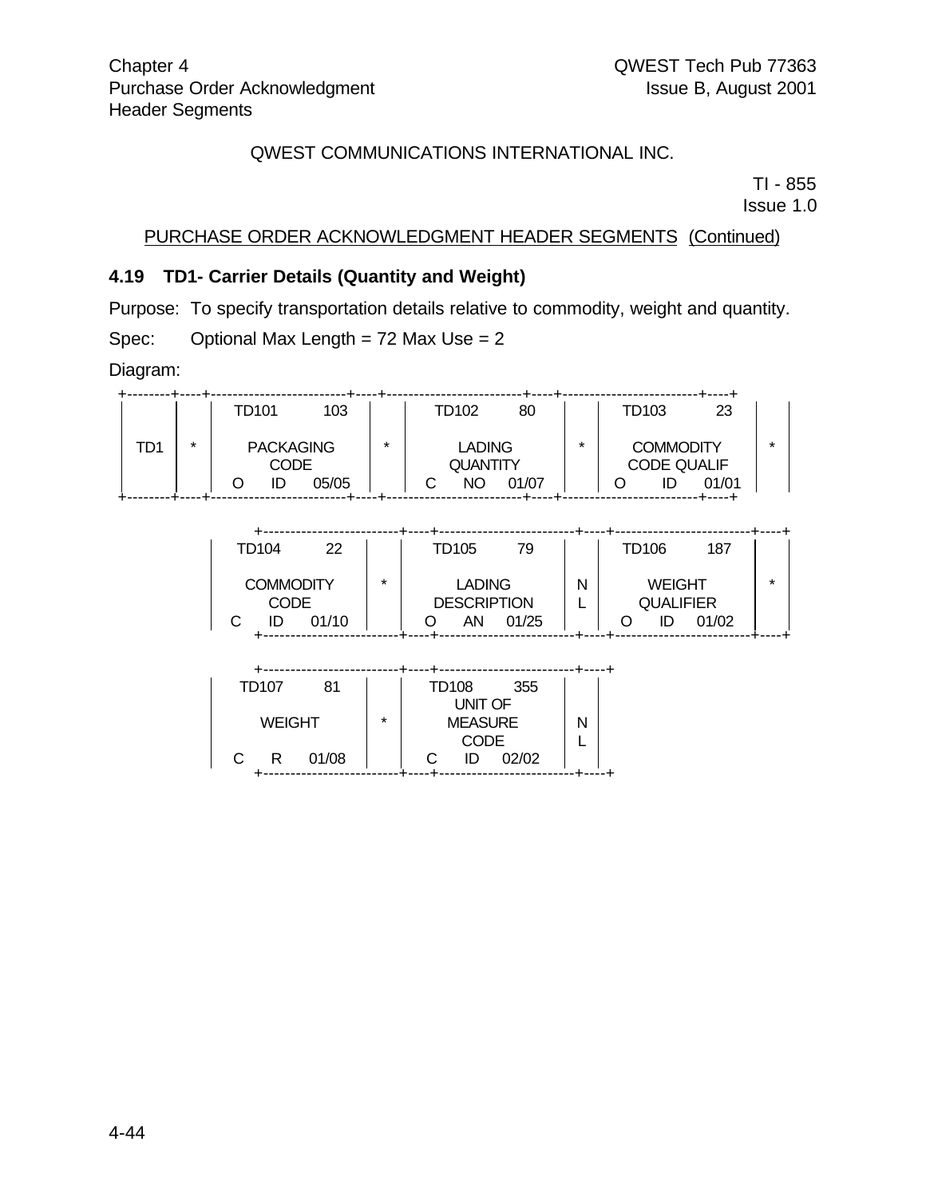QWEST COMMUNICATIONS INTERNATIONAL INC.

TI - 855
Issue 1.0

PURCHASE ORDER ACKNOWLEDGMENT HEADER SEGMENTS (Continued)

### 4.19 TD1- Carrier Details (Quantity and Weight)

Purpose: To specify transportation details relative to commodity, weight and quantity.

Spec: Optional Max Length = 72 Max Use = 2

Diagram:

```
+--------+----+-------------------------+----+-------------------------+----+-------------------------+----+
|        |    | TD101            103    |    | TD102           80      |    | TD103             23    |    |
|        |    |                         |    |                         |    |                         |    |
|  TD1   | *  |      PACKAGING          | *  |        LADING           | *  |       COMMODITY         | *  |
|        |    |         CODE            |    |       QUANTITY          |    |      CODE QUALIF        |    |
|        |    |  O      ID      05/05   |    |  C      NO     01/07    |    |  O       ID      01/01  |    |
+--------+----+-------------------------+----+-------------------------+----+-------------------------+----+

              +-------------------------+----+-------------------------+----+-------------------------+----+
              | TD104            22     |    | TD105           79      |    | TD106            187    |    |
              |                         |    |                         |    |                         |    |
              |     COMMODITY           | *  |        LADING           | N  |        WEIGHT           | *  |
              |        CODE             |    |     DESCRIPTION         | L  |       QUALIFIER         |    |
              |  C      ID      01/10   |    |  O      AN     01/25    |    |  O       ID      01/02  |    |
              +-------------------------+----+-------------------------+----+-------------------------+----+

              +-------------------------+----+-------------------------+----+
              | TD107            81     |    | TD108           355     |    |
              |                         |    |        UNIT OF          |    |
              |       WEIGHT            | *  |        MEASURE          | N  |
              |                         |    |         CODE            | L  |
              |  C      R       01/08   |    |  C      ID     02/02    |    |
              +-------------------------+----+-------------------------+----+
```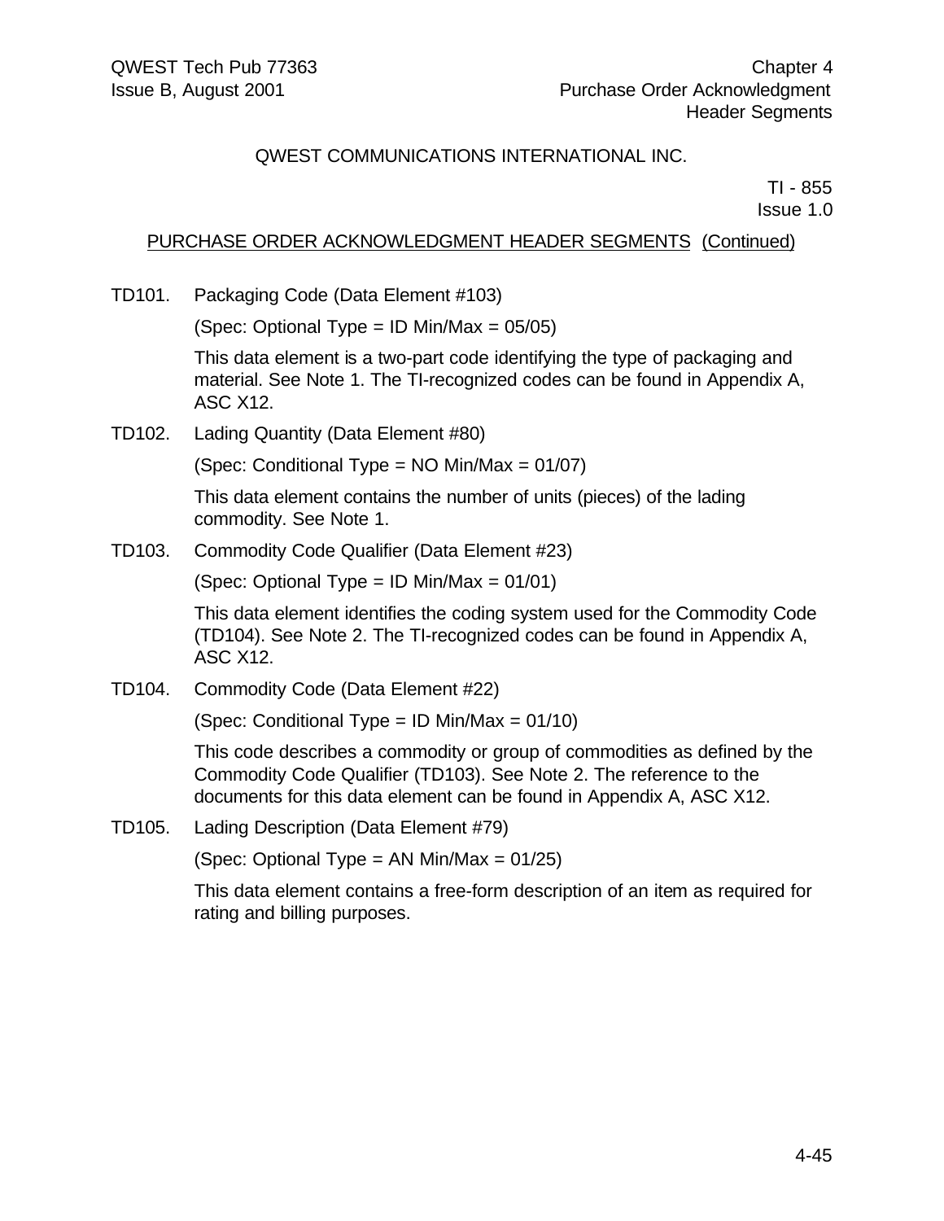PURCHASE ORDER ACKNOWLEDGMENT HEADER SEGMENTS (Continued)

TD101. Packaging Code (Data Element #103)

(Spec: Optional Type = ID Min/Max = 05/05)

This data element is a two-part code identifying the type of packaging and material. See Note 1. The TI-recognized codes can be found in Appendix A, ASC X12.

TD102. Lading Quantity (Data Element #80)

(Spec: Conditional Type = NO Min/Max = 01/07)

This data element contains the number of units (pieces) of the lading commodity. See Note 1.

TD103. Commodity Code Qualifier (Data Element #23)

(Spec: Optional Type = ID Min/Max = 01/01)

This data element identifies the coding system used for the Commodity Code (TD104). See Note 2. The TI-recognized codes can be found in Appendix A, ASC X12.

TD104. Commodity Code (Data Element #22)

(Spec: Conditional Type = ID Min/Max = 01/10)

This code describes a commodity or group of commodities as defined by the Commodity Code Qualifier (TD103). See Note 2. The reference to the documents for this data element can be found in Appendix A, ASC X12.

TD105. Lading Description (Data Element #79)

(Spec: Optional Type = AN Min/Max = 01/25)

This data element contains a free-form description of an item as required for rating and billing purposes.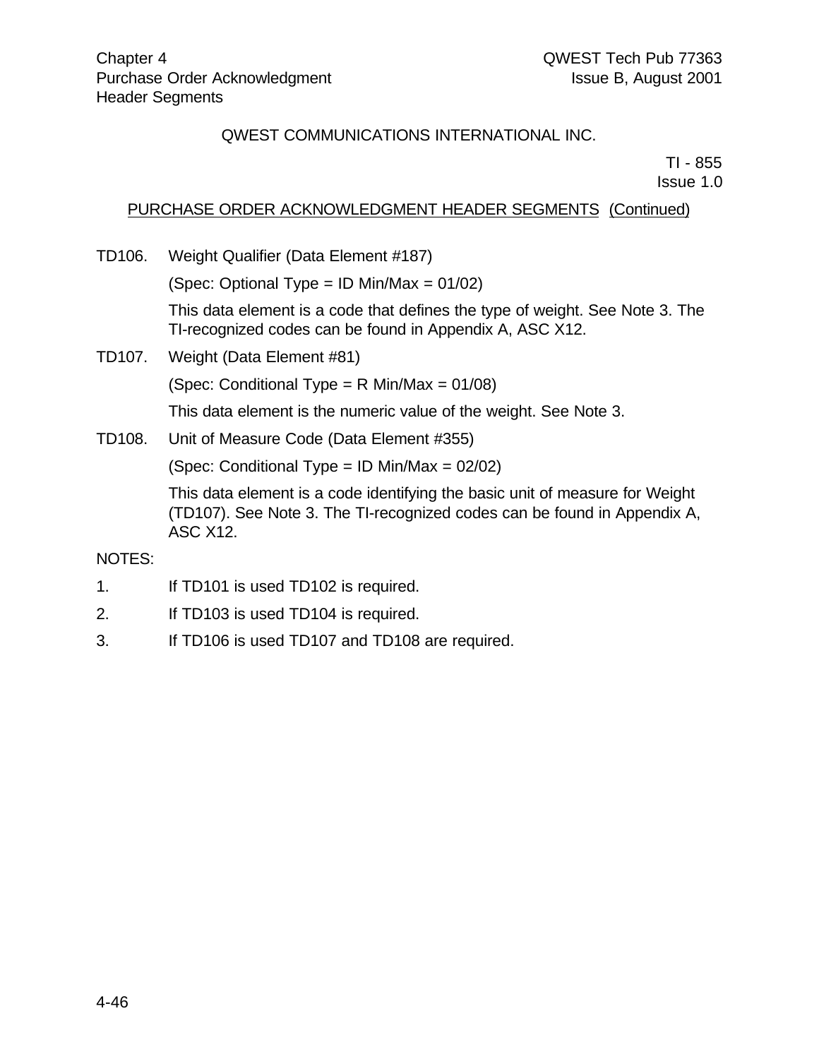QWEST COMMUNICATIONS INTERNATIONAL INC.

TI - 855
Issue 1.0

PURCHASE ORDER ACKNOWLEDGMENT HEADER SEGMENTS (Continued)

TD106. Weight Qualifier (Data Element #187)

(Spec: Optional Type = ID Min/Max = 01/02)

This data element is a code that defines the type of weight. See Note 3. The TI-recognized codes can be found in Appendix A, ASC X12.

TD107. Weight (Data Element #81)

(Spec: Conditional Type = R Min/Max = 01/08)

This data element is the numeric value of the weight. See Note 3.

TD108. Unit of Measure Code (Data Element #355)

(Spec: Conditional Type = ID Min/Max = 02/02)

This data element is a code identifying the basic unit of measure for Weight (TD107). See Note 3. The TI-recognized codes can be found in Appendix A, ASC X12.

NOTES:

1. If TD101 is used TD102 is required.
2. If TD103 is used TD104 is required.
3. If TD106 is used TD107 and TD108 are required.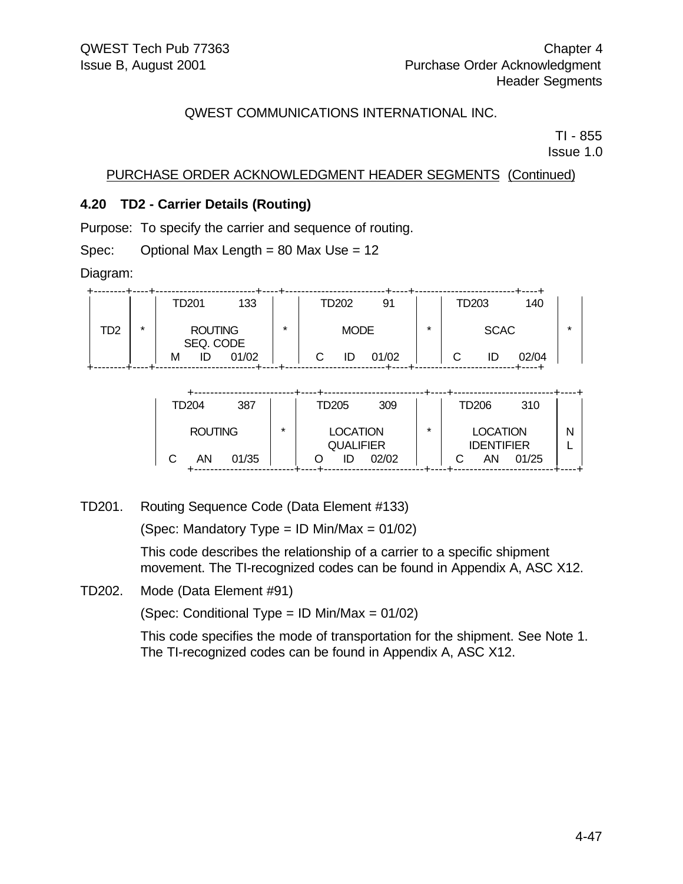PURCHASE ORDER ACKNOWLEDGMENT HEADER SEGMENTS (Continued)

### 4.20 TD2 - Carrier Details (Routing)

Purpose: To specify the carrier and sequence of routing.

Spec: Optional Max Length = 80 Max Use = 12

Diagram:

```
+--------+----+-------------------------+----+-------------------------+----+-------------------------+----+
|        |    |  TD201          133     |    |  TD202          91      |    |  TD203          140     |    |
|  TD2   | *  |       ROUTING           | *  |        MODE             | *  |         SCAC            | *  |
|        |    |      SEQ. CODE          |    |                         |    |                         |    |
|        |    |  M     ID      01/02    |    |  C     ID      01/02    |    |  C      ID      02/04   |    |
+--------+----+-------------------------+----+-------------------------+----+-------------------------+----+

              +-------------------------+----+-------------------------+----+-------------------------+----+
              |  TD204          387     |    |  TD205          309     |    |  TD206          310     |    |
              |       ROUTING           | *  |      LOCATION           | *  |      LOCATION           | N  |
              |                         |    |      QUALIFIER          |    |      IDENTIFIER         | L  |
              |  C     AN      01/35    |    |  O     ID      02/02    |    |  C     AN      01/25    |    |
              +-------------------------+----+-------------------------+----+-------------------------+----+
```

TD201. Routing Sequence Code (Data Element #133)

(Spec: Mandatory Type = ID Min/Max = 01/02)

This code describes the relationship of a carrier to a specific shipment movement. The TI-recognized codes can be found in Appendix A, ASC X12.

TD202. Mode (Data Element #91)

(Spec: Conditional Type = ID Min/Max = 01/02)

This code specifies the mode of transportation for the shipment. See Note 1. The TI-recognized codes can be found in Appendix A, ASC X12.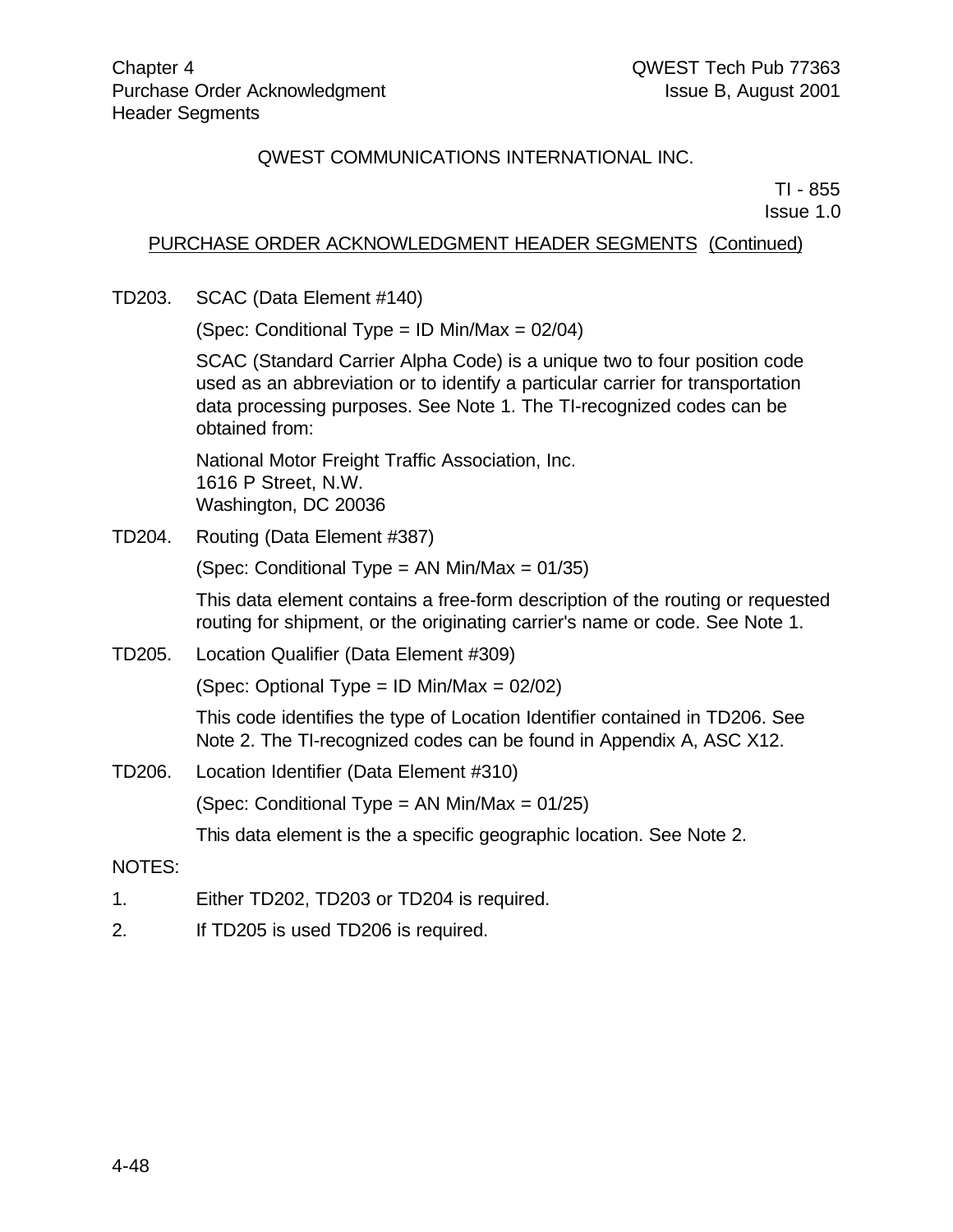QWEST COMMUNICATIONS INTERNATIONAL INC.

TI - 855
Issue 1.0

PURCHASE ORDER ACKNOWLEDGMENT HEADER SEGMENTS (Continued)

TD203. SCAC (Data Element #140)

(Spec: Conditional Type = ID Min/Max = 02/04)

SCAC (Standard Carrier Alpha Code) is a unique two to four position code used as an abbreviation or to identify a particular carrier for transportation data processing purposes. See Note 1. The TI-recognized codes can be obtained from:

National Motor Freight Traffic Association, Inc.
1616 P Street, N.W.
Washington, DC 20036

TD204. Routing (Data Element #387)

(Spec: Conditional Type = AN Min/Max = 01/35)

This data element contains a free-form description of the routing or requested routing for shipment, or the originating carrier's name or code. See Note 1.

TD205. Location Qualifier (Data Element #309)

(Spec: Optional Type = ID Min/Max = 02/02)

This code identifies the type of Location Identifier contained in TD206. See Note 2. The TI-recognized codes can be found in Appendix A, ASC X12.

TD206. Location Identifier (Data Element #310)

(Spec: Conditional Type = AN Min/Max = 01/25)

This data element is the a specific geographic location. See Note 2.

NOTES:

1. Either TD202, TD203 or TD204 is required.
2. If TD205 is used TD206 is required.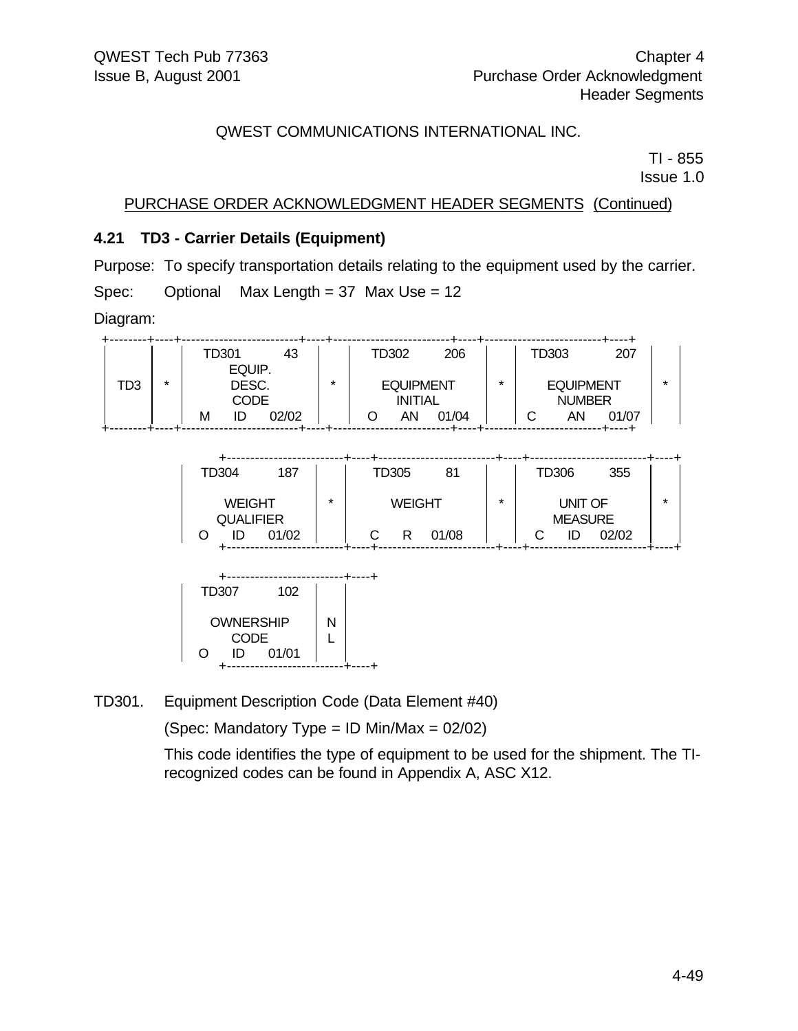PURCHASE ORDER ACKNOWLEDGMENT HEADER SEGMENTS (Continued)

### 4.21 TD3 - Carrier Details (Equipment)

Purpose: To specify transportation details relating to the equipment used by the carrier.

Spec: Optional Max Length = 37 Max Use = 12

Diagram:

```
+--------+----+-------------------------+----+-------------------------+----+-------------------------+----+
|        |    |  TD301          43      |    |  TD302          206     |    |  TD303           207    |    |
|        |    |        EQUIP.           |    |                         |    |                         |    |
|  TD3   | *  |         DESC.           | *  |       EQUIPMENT         | *  |       EQUIPMENT         | *  |
|        |    |         CODE            |    |        INITIAL          |    |        NUMBER           |    |
|        |    |  M      ID      02/02   |    |  O      AN     01/04    |    |  C       AN      01/07  |    |
+--------+----+-------------------------+----+-------------------------+----+-------------------------+----+

              +-------------------------+----+-------------------------+----+-------------------------+----+
              |  TD304          187     |    |  TD305           81     |    |  TD306          355     |    |
              |                         |    |                         |    |                         |    |
              |        WEIGHT           | *  |        WEIGHT           | *  |        UNIT OF          | *  |
              |       QUALIFIER         |    |                         |    |        MEASURE          |    |
              |  O      ID      01/02   |    |  C      R      01/08    |    |  C      ID      02/02   |    |
              +-------------------------+----+-------------------------+----+-------------------------+----+

              +-------------------------+----+
              |  TD307          102     |    |
              |                         |    |
              |       OWNERSHIP         | N  |
              |         CODE            | L  |
              |  O      ID      01/01   |    |
              +-------------------------+----+
```

TD301. Equipment Description Code (Data Element #40)

(Spec: Mandatory Type = ID Min/Max = 02/02)

This code identifies the type of equipment to be used for the shipment. The TI-recognized codes can be found in Appendix A, ASC X12.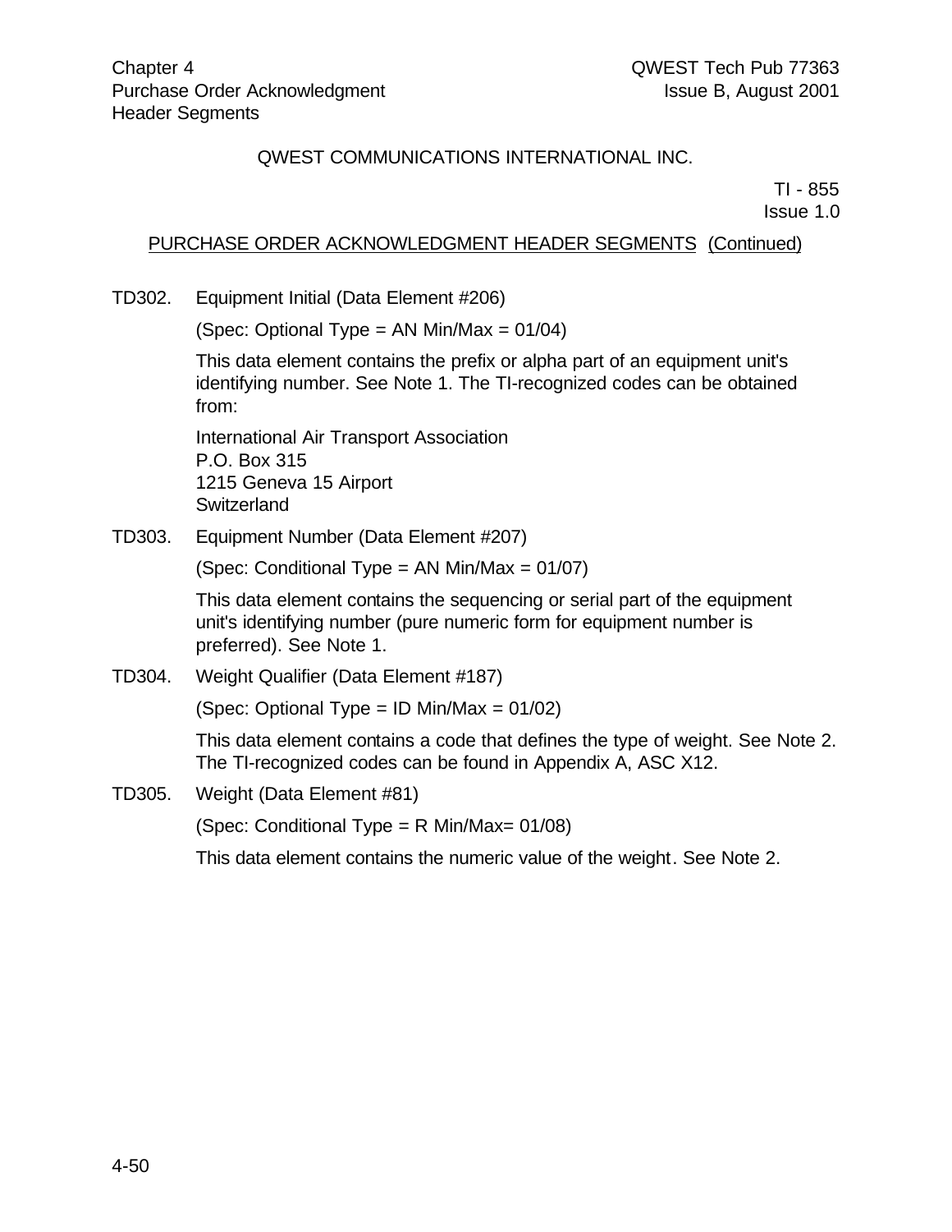QWEST COMMUNICATIONS INTERNATIONAL INC.

TI - 855
Issue 1.0

PURCHASE ORDER ACKNOWLEDGMENT HEADER SEGMENTS (Continued)

TD302. Equipment Initial (Data Element #206)

(Spec: Optional Type = AN Min/Max = 01/04)

This data element contains the prefix or alpha part of an equipment unit's identifying number. See Note 1. The TI-recognized codes can be obtained from:

International Air Transport Association
P.O. Box 315
1215 Geneva 15 Airport
Switzerland

TD303. Equipment Number (Data Element #207)

(Spec: Conditional Type = AN Min/Max = 01/07)

This data element contains the sequencing or serial part of the equipment unit's identifying number (pure numeric form for equipment number is preferred). See Note 1.

TD304. Weight Qualifier (Data Element #187)

(Spec: Optional Type = ID Min/Max = 01/02)

This data element contains a code that defines the type of weight. See Note 2. The TI-recognized codes can be found in Appendix A, ASC X12.

TD305. Weight (Data Element #81)

(Spec: Conditional Type = R Min/Max= 01/08)

This data element contains the numeric value of the weight. See Note 2.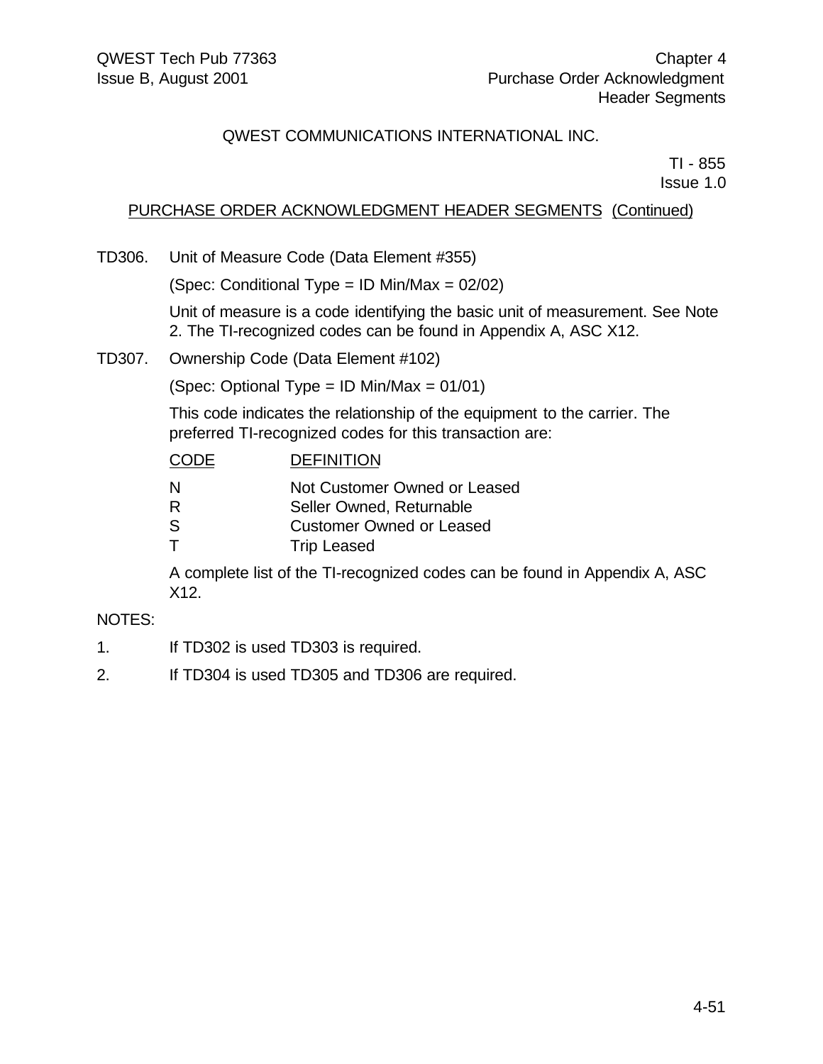QWEST COMMUNICATIONS INTERNATIONAL INC.

TI - 855
Issue 1.0

PURCHASE ORDER ACKNOWLEDGMENT HEADER SEGMENTS (Continued)

TD306. Unit of Measure Code (Data Element #355)

(Spec: Conditional Type = ID Min/Max = 02/02)

Unit of measure is a code identifying the basic unit of measurement. See Note 2. The TI-recognized codes can be found in Appendix A, ASC X12.

TD307. Ownership Code (Data Element #102)

(Spec: Optional Type = ID Min/Max = 01/01)

This code indicates the relationship of the equipment to the carrier. The preferred TI-recognized codes for this transaction are:

| CODE | DEFINITION |
|---|---|
| N | Not Customer Owned or Leased |
| R | Seller Owned, Returnable |
| S | Customer Owned or Leased |
| T | Trip Leased |

A complete list of the TI-recognized codes can be found in Appendix A, ASC X12.

NOTES:

1. If TD302 is used TD303 is required.
2. If TD304 is used TD305 and TD306 are required.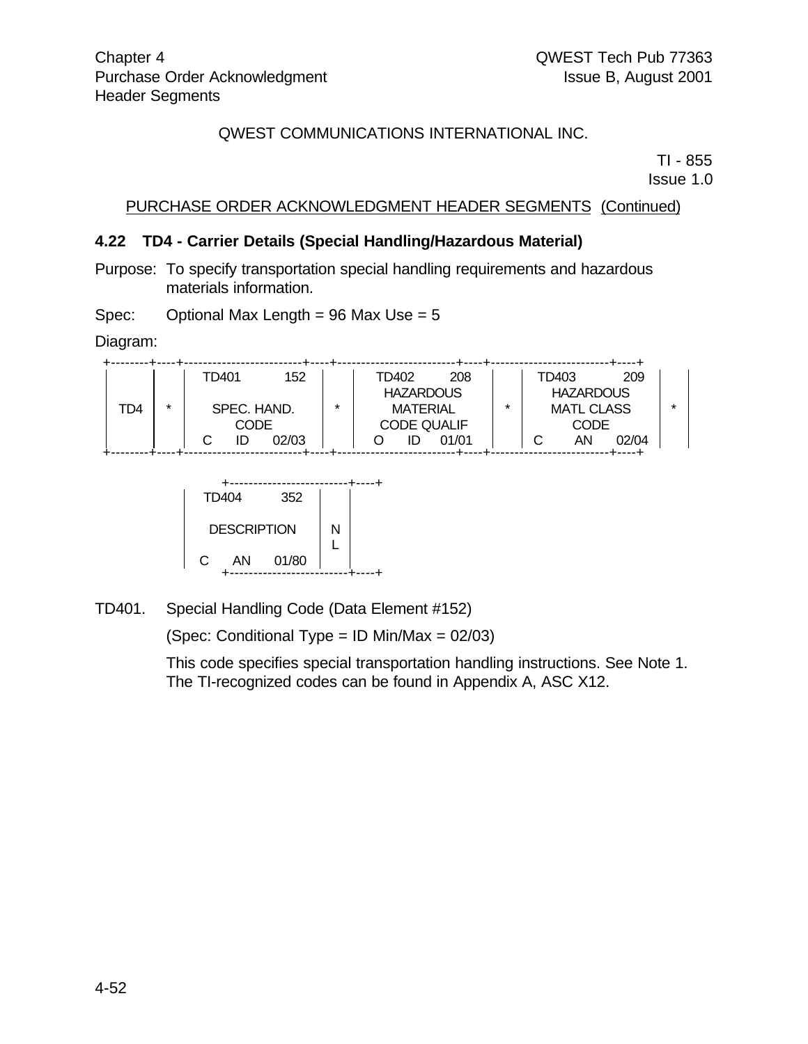QWEST COMMUNICATIONS INTERNATIONAL INC.

TI - 855
Issue 1.0

PURCHASE ORDER ACKNOWLEDGMENT HEADER SEGMENTS (Continued)

### 4.22 TD4 - Carrier Details (Special Handling/Hazardous Material)

Purpose: To specify transportation special handling requirements and hazardous materials information.

Spec: Optional Max Length = 96 Max Use = 5

Diagram:

```
+--------+----+-------------------------+----+-------------------------+----+-------------------------+----+
|        |    | TD401           152     |    | TD402         208       |    | TD403           209     |    |
|        |    |                         |    |       HAZARDOUS         |    |      HAZARDOUS          |    |
|  TD4   | *  |     SPEC. HAND.         | *  |       MATERIAL          | *  |     MATL CLASS          | *  |
|        |    |        CODE             |    |      CODE QUALIF        |    |        CODE             |    |
|        |    | C      ID      02/03    |    | O      ID      01/01    |    | C       AN       02/04  |    |
+--------+----+-------------------------+----+-------------------------+----+-------------------------+----+

        +-------------------------+----+
        | TD404           352     |    |
        |                         |    |
        |    DESCRIPTION          | N  |
        |                         | L  |
        | C      AN      01/80    |    |
        +-------------------------+----+
```

TD401. Special Handling Code (Data Element #152)

(Spec: Conditional Type = ID Min/Max = 02/03)

This code specifies special transportation handling instructions. See Note 1. The TI-recognized codes can be found in Appendix A, ASC X12.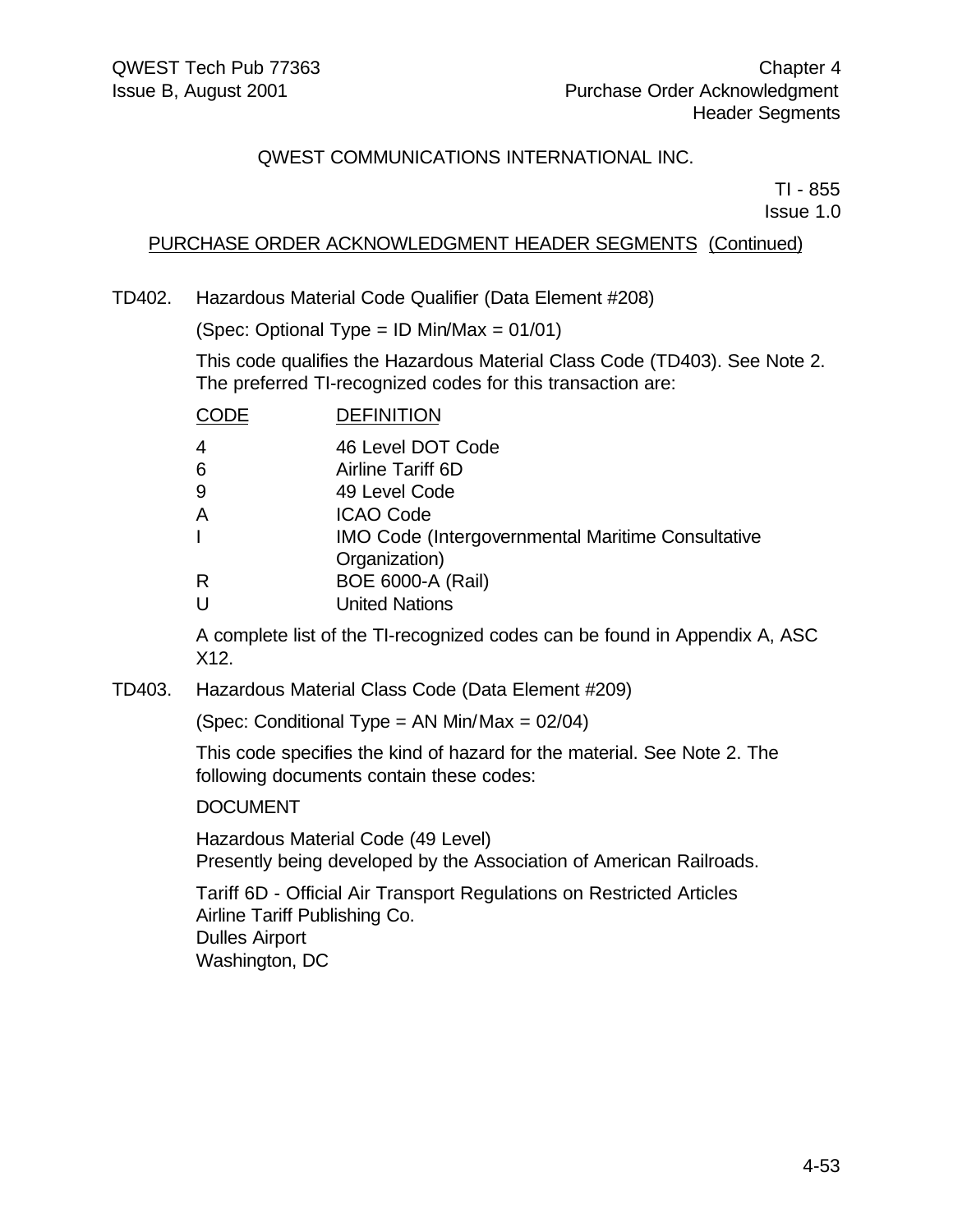QWEST COMMUNICATIONS INTERNATIONAL INC.

TI - 855
Issue 1.0

PURCHASE ORDER ACKNOWLEDGMENT HEADER SEGMENTS (Continued)

TD402. Hazardous Material Code Qualifier (Data Element #208)

(Spec: Optional Type = ID Min/Max = 01/01)

This code qualifies the Hazardous Material Class Code (TD403). See Note 2. The preferred TI-recognized codes for this transaction are:

| CODE | DEFINITION |
|---|---|
| 4 | 46 Level DOT Code |
| 6 | Airline Tariff 6D |
| 9 | 49 Level Code |
| A | ICAO Code |
| I | IMO Code (Intergovernmental Maritime Consultative Organization) |
| R | BOE 6000-A (Rail) |
| U | United Nations |

A complete list of the TI-recognized codes can be found in Appendix A, ASC X12.

TD403. Hazardous Material Class Code (Data Element #209)

(Spec: Conditional Type = AN Min/Max = 02/04)

This code specifies the kind of hazard for the material. See Note 2. The following documents contain these codes:

DOCUMENT

Hazardous Material Code (49 Level)
Presently being developed by the Association of American Railroads.

Tariff 6D - Official Air Transport Regulations on Restricted Articles
Airline Tariff Publishing Co.
Dulles Airport
Washington, DC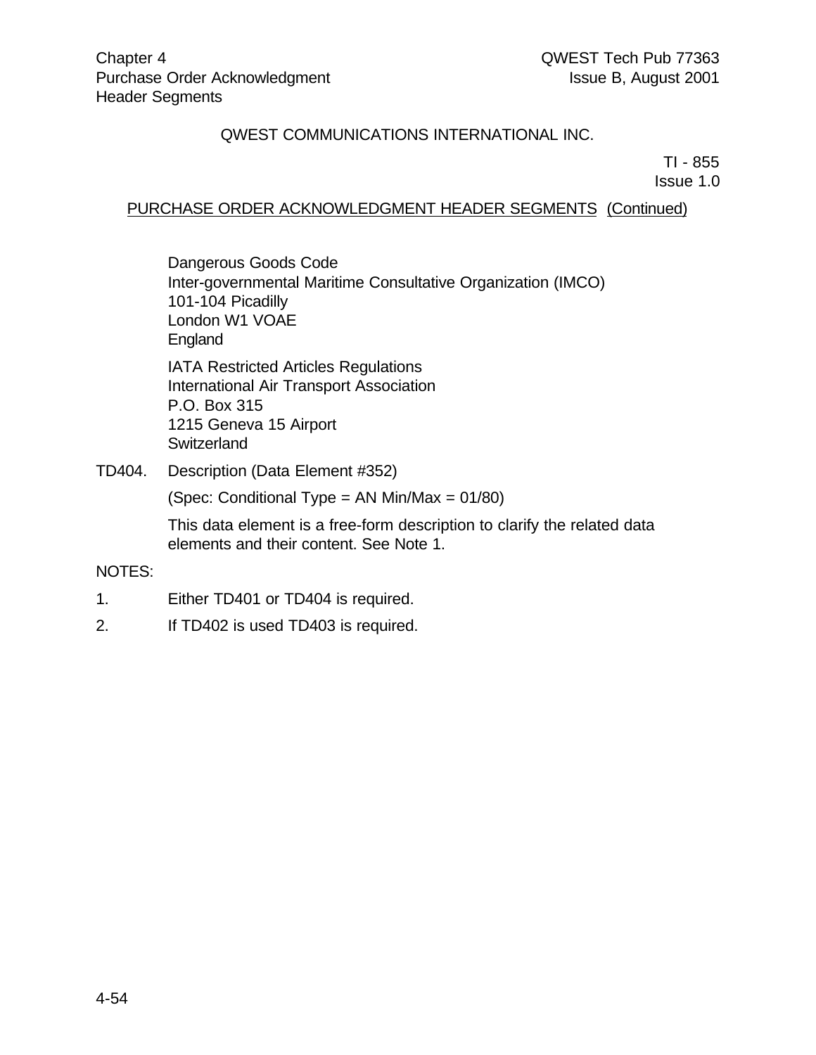PURCHASE ORDER ACKNOWLEDGMENT HEADER SEGMENTS (Continued)

Dangerous Goods Code
Inter-governmental Maritime Consultative Organization (IMCO)
101-104 Picadilly
London W1 VOAE
England

IATA Restricted Articles Regulations
International Air Transport Association
P.O. Box 315
1215 Geneva 15 Airport
Switzerland

TD404. Description (Data Element #352)

(Spec: Conditional Type = AN Min/Max = 01/80)

This data element is a free-form description to clarify the related data elements and their content. See Note 1.

NOTES:

1. Either TD401 or TD404 is required.
2. If TD402 is used TD403 is required.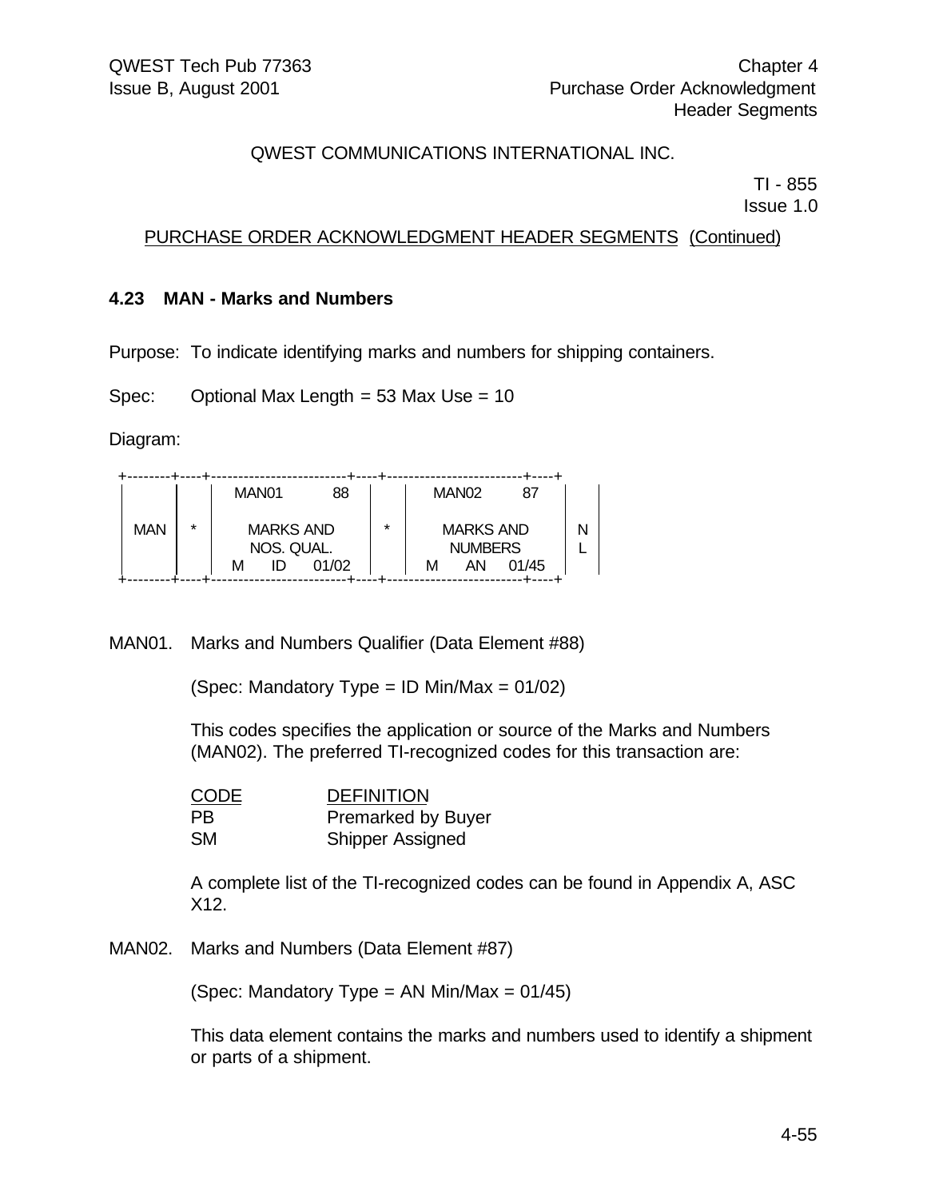QWEST COMMUNICATIONS INTERNATIONAL INC.

TI - 855
Issue 1.0

PURCHASE ORDER ACKNOWLEDGMENT HEADER SEGMENTS (Continued)

### 4.23 MAN - Marks and Numbers

Purpose: To indicate identifying marks and numbers for shipping containers.

Spec: Optional Max Length = 53 Max Use = 10

Diagram:

```
+--------+-----+-------------------------+-----+-------------------------+----+
|        |     | MAN01            88     |     | MAN02            87     |    |
|        |     |                         |     |                         |    |
|  MAN   |  *  |       MARKS AND         |  *  |       MARKS AND         | N  |
|        |     |       NOS. QUAL.        |     |        NUMBERS          | L  |
|        |     |  M      ID     01/02    |     |  M      AN     01/45    |    |
+--------+-----+-------------------------+-----+-------------------------+----+
```

MAN01. Marks and Numbers Qualifier (Data Element #88)

(Spec: Mandatory Type = ID Min/Max = 01/02)

This codes specifies the application or source of the Marks and Numbers (MAN02). The preferred TI-recognized codes for this transaction are:

| CODE | DEFINITION |
|---|---|
| PB | Premarked by Buyer |
| SM | Shipper Assigned |

A complete list of the TI-recognized codes can be found in Appendix A, ASC X12.

MAN02. Marks and Numbers (Data Element #87)

(Spec: Mandatory Type = AN Min/Max = 01/45)

This data element contains the marks and numbers used to identify a shipment or parts of a shipment.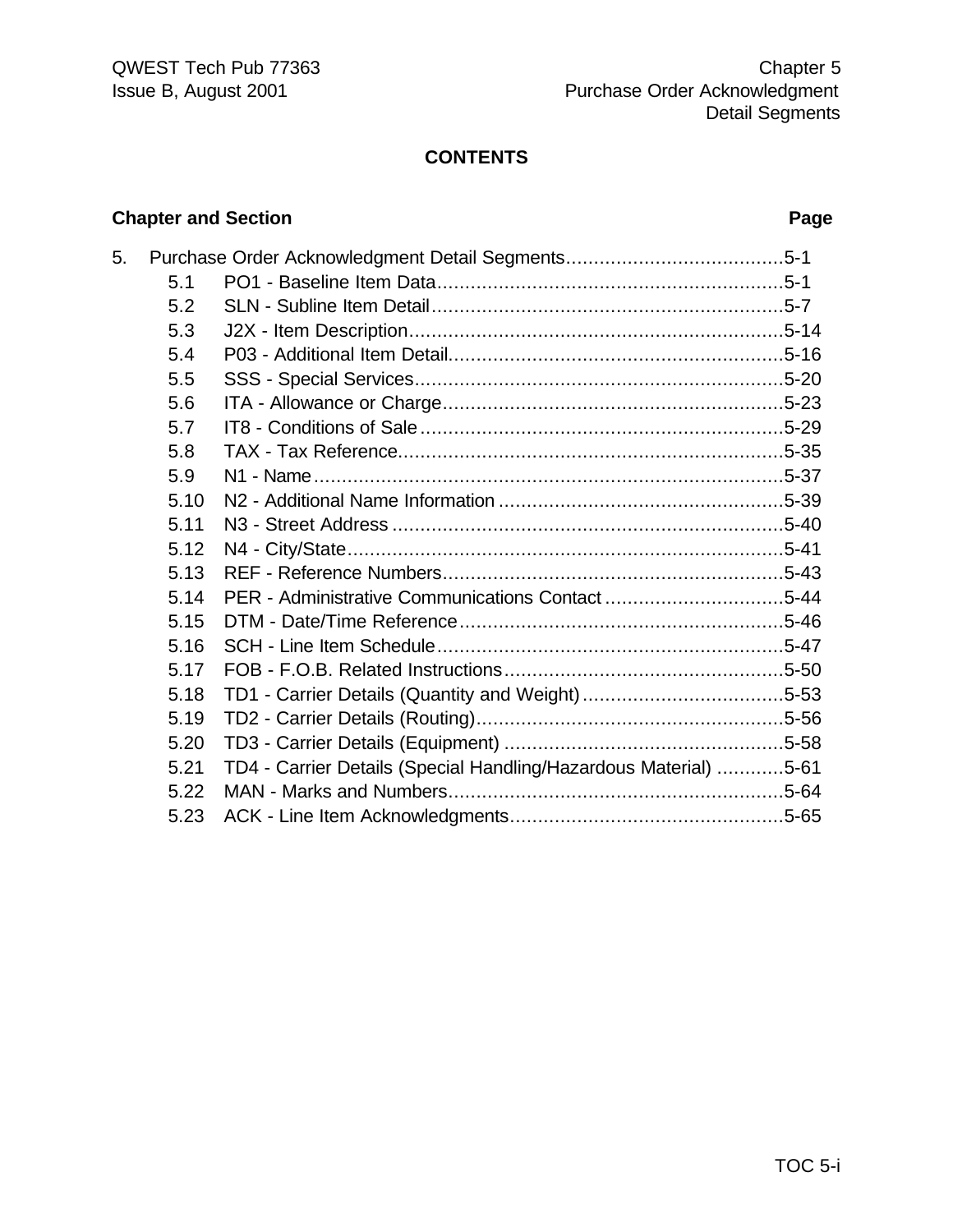# CONTENTS

| Chapter and Section | | Page |
|---|---|---|
| 5. | Purchase Order Acknowledgment Detail Segments | 5-1 |
| 5.1 | PO1 - Baseline Item Data | 5-1 |
| 5.2 | SLN - Subline Item Detail | 5-7 |
| 5.3 | J2X - Item Description | 5-14 |
| 5.4 | P03 - Additional Item Detail | 5-16 |
| 5.5 | SSS - Special Services | 5-20 |
| 5.6 | ITA - Allowance or Charge | 5-23 |
| 5.7 | IT8 - Conditions of Sale | 5-29 |
| 5.8 | TAX - Tax Reference | 5-35 |
| 5.9 | N1 - Name | 5-37 |
| 5.10 | N2 - Additional Name Information | 5-39 |
| 5.11 | N3 - Street Address | 5-40 |
| 5.12 | N4 - City/State | 5-41 |
| 5.13 | REF - Reference Numbers | 5-43 |
| 5.14 | PER - Administrative Communications Contact | 5-44 |
| 5.15 | DTM - Date/Time Reference | 5-46 |
| 5.16 | SCH - Line Item Schedule | 5-47 |
| 5.17 | FOB - F.O.B. Related Instructions | 5-50 |
| 5.18 | TD1 - Carrier Details (Quantity and Weight) | 5-53 |
| 5.19 | TD2 - Carrier Details (Routing) | 5-56 |
| 5.20 | TD3 - Carrier Details (Equipment) | 5-58 |
| 5.21 | TD4 - Carrier Details (Special Handling/Hazardous Material) | 5-61 |
| 5.22 | MAN - Marks and Numbers | 5-64 |
| 5.23 | ACK - Line Item Acknowledgments | 5-65 |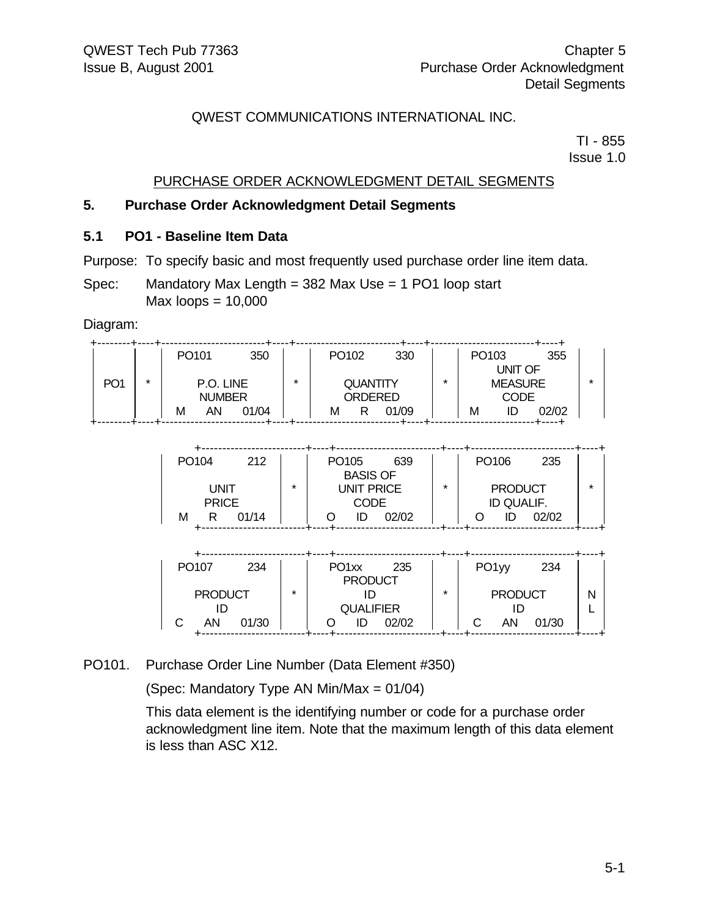QWEST COMMUNICATIONS INTERNATIONAL INC.

TI - 855
Issue 1.0

PURCHASE ORDER ACKNOWLEDGMENT DETAIL SEGMENTS

## 5. Purchase Order Acknowledgment Detail Segments

### 5.1 PO1 - Baseline Item Data

Purpose: To specify basic and most frequently used purchase order line item data.

Spec: Mandatory Max Length = 382 Max Use = 1 PO1 loop start
Max loops = 10,000

Diagram:

```
+--------+----+-------------------------+----+-------------------------+----+-------------------------+----+
|        |    | PO101            350    |    | PO102            330    |    | PO103            355    |    |
|        |    |                         |    |                         |    |        UNIT OF          |    |
|  PO1   | *  |        P.O. LINE        | *  |        QUANTITY         | *  |        MEASURE          | *  |
|        |    |         NUMBER          |    |         ORDERED         |    |          CODE           |    |
|        |    |  M      AN      01/04   |    |  M      R      01/09    |    |  M      ID      02/02   |    |
+--------+----+-------------------------+----+-------------------------+----+-------------------------+----+

              +-------------------------+----+-------------------------+----+-------------------------+----+
              | PO104            212    |    | PO105            639    |    | PO106            235    |    |
              |                         |    |        BASIS OF         |    |                         |    |
              |          UNIT           | *  |       UNIT PRICE        | *  |        PRODUCT          | *  |
              |          PRICE          |    |          CODE           |    |       ID QUALIF.        |    |
              |  M      R      01/14    |    |  O      ID      02/02   |    |  O      ID      02/02   |    |
              +-------------------------+----+-------------------------+----+-------------------------+----+

              +-------------------------+----+-------------------------+----+-------------------------+----+
              | PO107            234    |    | PO1xx            235    |    | PO1yy            234    |    |
              |                         |    |        PRODUCT          |    |                         |    |
              |        PRODUCT          | *  |           ID            | *  |        PRODUCT          | N  |
              |           ID            |    |        QUALIFIER        |    |           ID            | L  |
              |  C      AN      01/30   |    |  O      ID      02/02   |    |  C      AN      01/30   |    |
              +-------------------------+----+-------------------------+----+-------------------------+----+
```

PO101. Purchase Order Line Number (Data Element #350)

(Spec: Mandatory Type AN Min/Max = 01/04)

This data element is the identifying number or code for a purchase order acknowledgment line item. Note that the maximum length of this data element is less than ASC X12.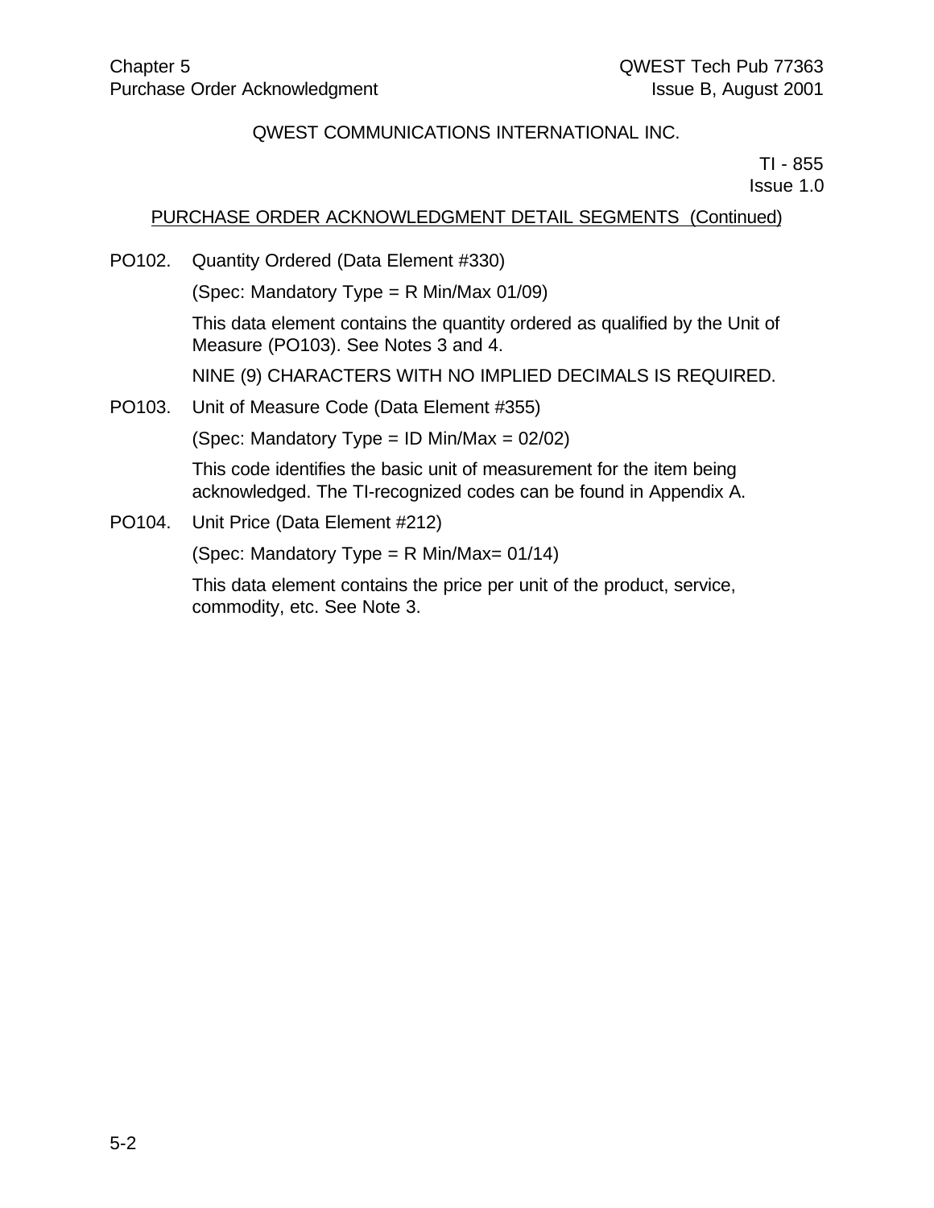QWEST COMMUNICATIONS INTERNATIONAL INC.

TI - 855
Issue 1.0

PURCHASE ORDER ACKNOWLEDGMENT DETAIL SEGMENTS (Continued)

PO102. Quantity Ordered (Data Element #330)

(Spec: Mandatory Type = R Min/Max 01/09)

This data element contains the quantity ordered as qualified by the Unit of Measure (PO103). See Notes 3 and 4.

NINE (9) CHARACTERS WITH NO IMPLIED DECIMALS IS REQUIRED.

PO103. Unit of Measure Code (Data Element #355)

(Spec: Mandatory Type = ID Min/Max = 02/02)

This code identifies the basic unit of measurement for the item being acknowledged. The TI-recognized codes can be found in Appendix A.

PO104. Unit Price (Data Element #212)

(Spec: Mandatory Type = R Min/Max= 01/14)

This data element contains the price per unit of the product, service, commodity, etc. See Note 3.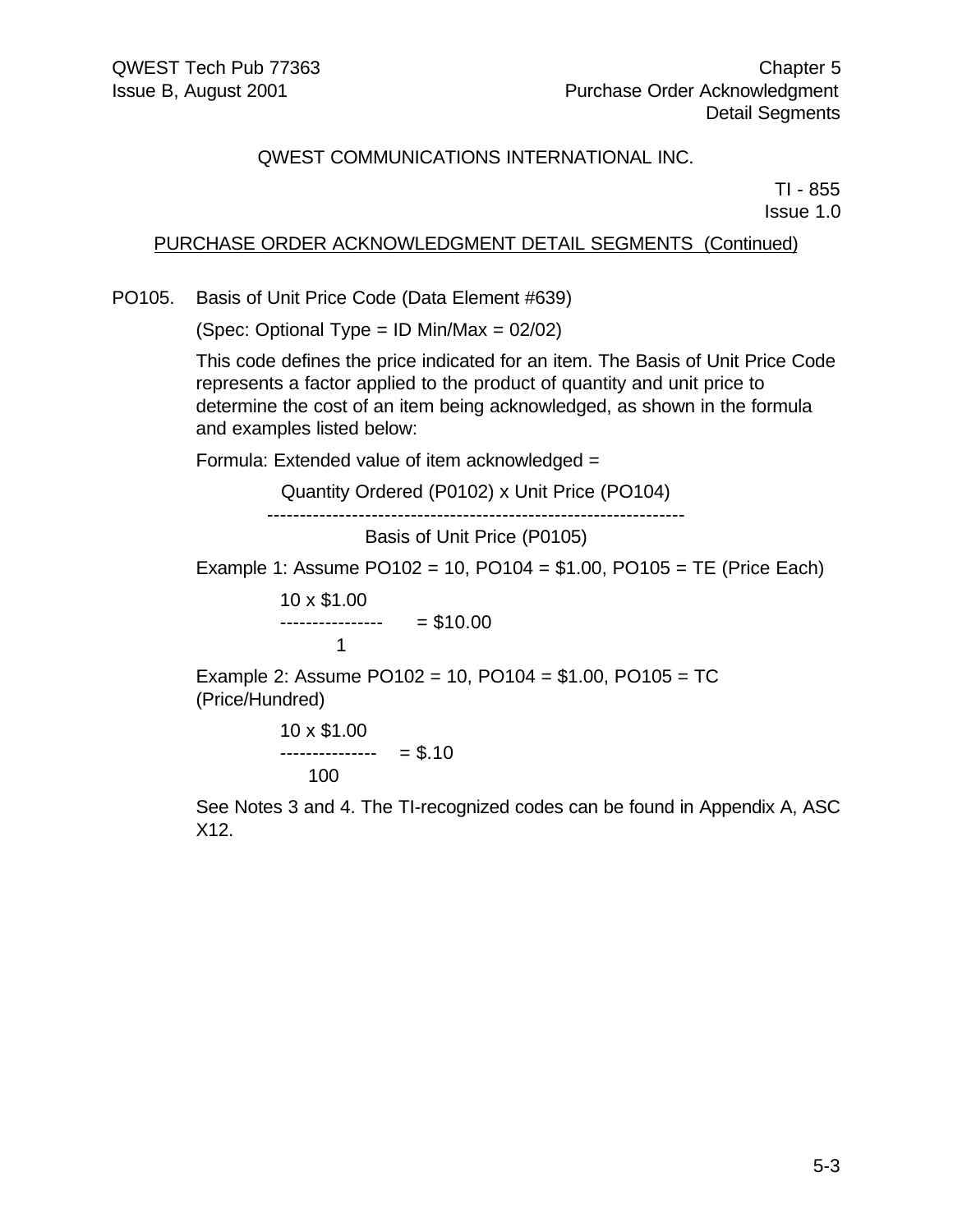QWEST COMMUNICATIONS INTERNATIONAL INC.

TI - 855
Issue 1.0

PURCHASE ORDER ACKNOWLEDGMENT DETAIL SEGMENTS (Continued)

PO105. Basis of Unit Price Code (Data Element #639)

(Spec: Optional Type = ID Min/Max = 02/02)

This code defines the price indicated for an item. The Basis of Unit Price Code represents a factor applied to the product of quantity and unit price to determine the cost of an item being acknowledged, as shown in the formula and examples listed below:

Formula: Extended value of item acknowledged =

$$\frac{\text{Quantity Ordered (P0102) x Unit Price (PO104)}}{\text{Basis of Unit Price (P0105)}}$$

Example 1: Assume PO102 = 10, PO104 = \$1.00, PO105 = TE (Price Each)

$$\frac{10 \times \$1.00}{1} = \$10.00$$

Example 2: Assume PO102 = 10, PO104 = \$1.00, PO105 = TC (Price/Hundred)

$$\frac{10 \times \$1.00}{100} = \$.10$$

See Notes 3 and 4. The TI-recognized codes can be found in Appendix A, ASC X12.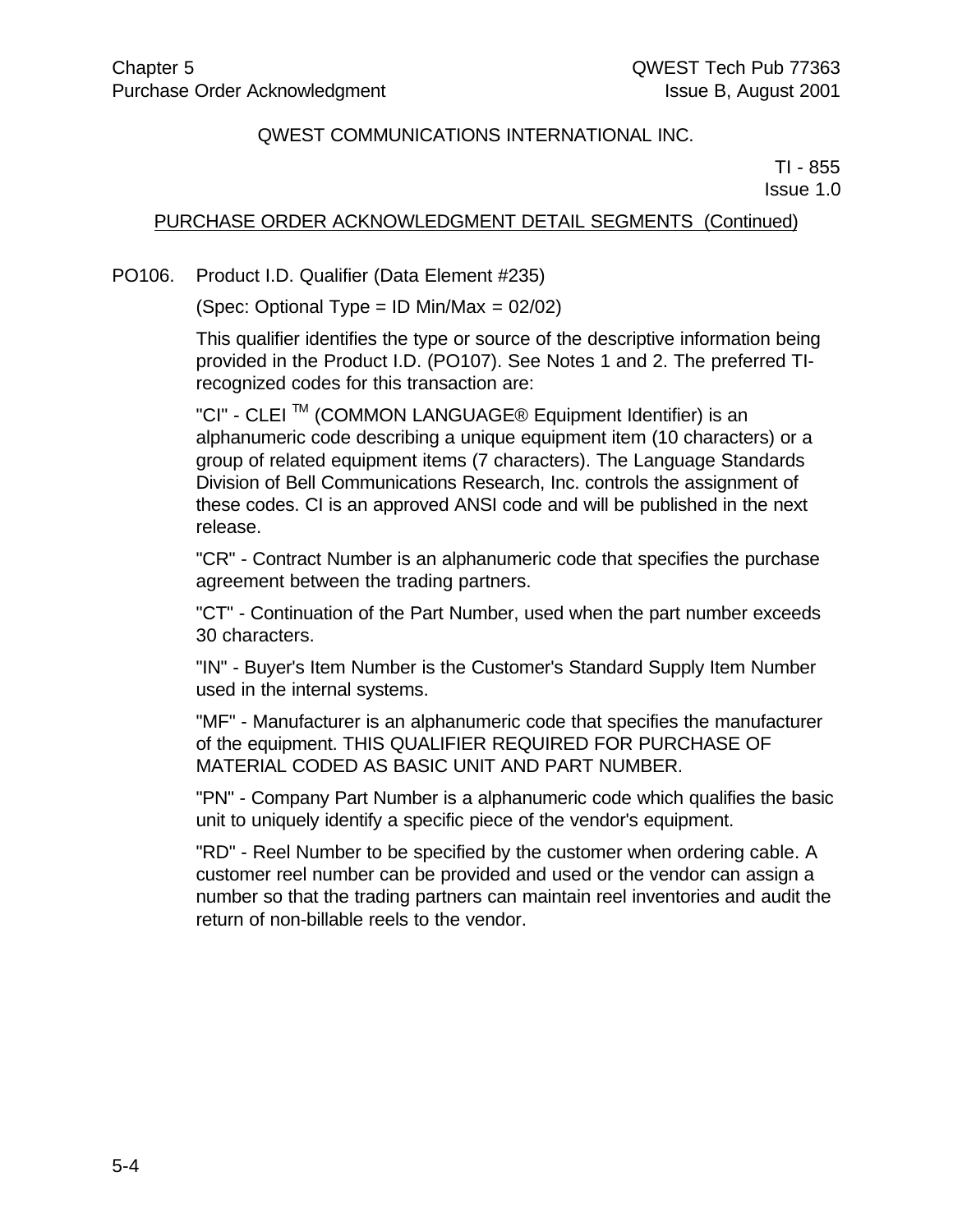QWEST COMMUNICATIONS INTERNATIONAL INC.

TI - 855
Issue 1.0

PURCHASE ORDER ACKNOWLEDGMENT DETAIL SEGMENTS (Continued)

PO106. Product I.D. Qualifier (Data Element #235)

(Spec: Optional Type = ID Min/Max = 02/02)

This qualifier identifies the type or source of the descriptive information being provided in the Product I.D. (PO107). See Notes 1 and 2. The preferred TI-recognized codes for this transaction are:

"CI" - CLEI ™ (COMMON LANGUAGE® Equipment Identifier) is an alphanumeric code describing a unique equipment item (10 characters) or a group of related equipment items (7 characters). The Language Standards Division of Bell Communications Research, Inc. controls the assignment of these codes. CI is an approved ANSI code and will be published in the next release.

"CR" - Contract Number is an alphanumeric code that specifies the purchase agreement between the trading partners.

"CT" - Continuation of the Part Number, used when the part number exceeds 30 characters.

"IN" - Buyer's Item Number is the Customer's Standard Supply Item Number used in the internal systems.

"MF" - Manufacturer is an alphanumeric code that specifies the manufacturer of the equipment. THIS QUALIFIER REQUIRED FOR PURCHASE OF MATERIAL CODED AS BASIC UNIT AND PART NUMBER.

"PN" - Company Part Number is a alphanumeric code which qualifies the basic unit to uniquely identify a specific piece of the vendor's equipment.

"RD" - Reel Number to be specified by the customer when ordering cable. A customer reel number can be provided and used or the vendor can assign a number so that the trading partners can maintain reel inventories and audit the return of non-billable reels to the vendor.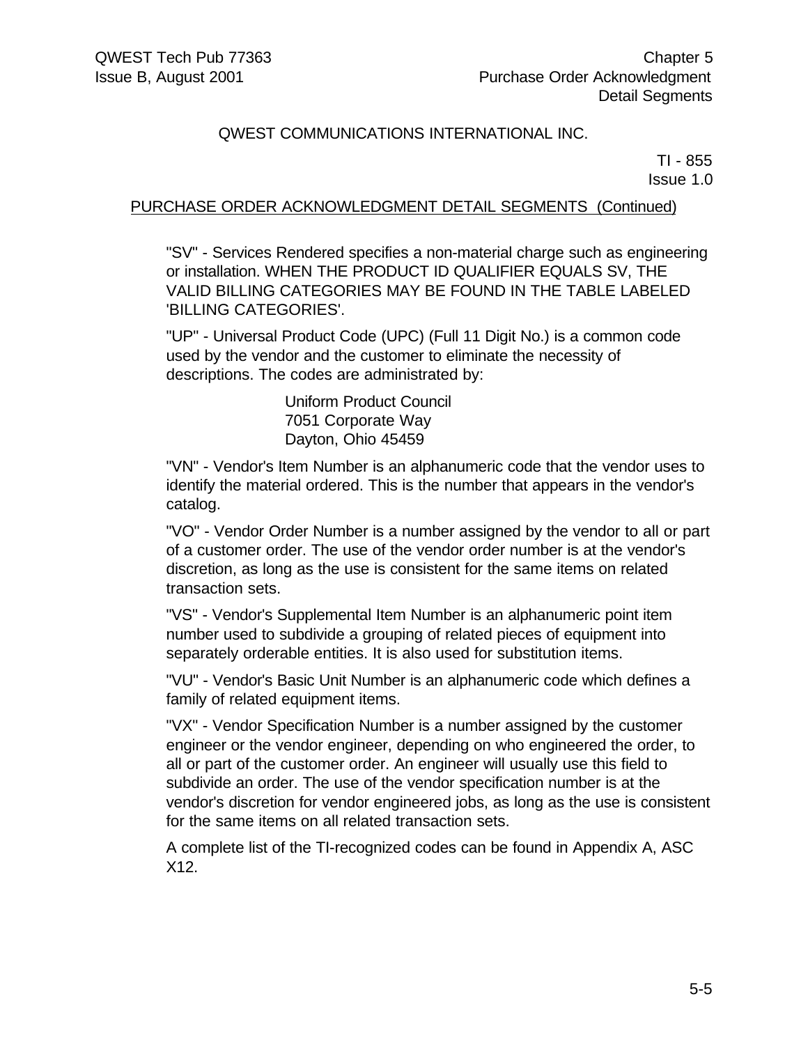PURCHASE ORDER ACKNOWLEDGMENT DETAIL SEGMENTS (Continued)

"SV" - Services Rendered specifies a non-material charge such as engineering or installation. WHEN THE PRODUCT ID QUALIFIER EQUALS SV, THE VALID BILLING CATEGORIES MAY BE FOUND IN THE TABLE LABELED 'BILLING CATEGORIES'.

"UP" - Universal Product Code (UPC) (Full 11 Digit No.) is a common code used by the vendor and the customer to eliminate the necessity of descriptions. The codes are administrated by:

> Uniform Product Council
> 7051 Corporate Way
> Dayton, Ohio 45459

"VN" - Vendor's Item Number is an alphanumeric code that the vendor uses to identify the material ordered. This is the number that appears in the vendor's catalog.

"VO" - Vendor Order Number is a number assigned by the vendor to all or part of a customer order. The use of the vendor order number is at the vendor's discretion, as long as the use is consistent for the same items on related transaction sets.

"VS" - Vendor's Supplemental Item Number is an alphanumeric point item number used to subdivide a grouping of related pieces of equipment into separately orderable entities. It is also used for substitution items.

"VU" - Vendor's Basic Unit Number is an alphanumeric code which defines a family of related equipment items.

"VX" - Vendor Specification Number is a number assigned by the customer engineer or the vendor engineer, depending on who engineered the order, to all or part of the customer order. An engineer will usually use this field to subdivide an order. The use of the vendor specification number is at the vendor's discretion for vendor engineered jobs, as long as the use is consistent for the same items on all related transaction sets.

A complete list of the TI-recognized codes can be found in Appendix A, ASC X12.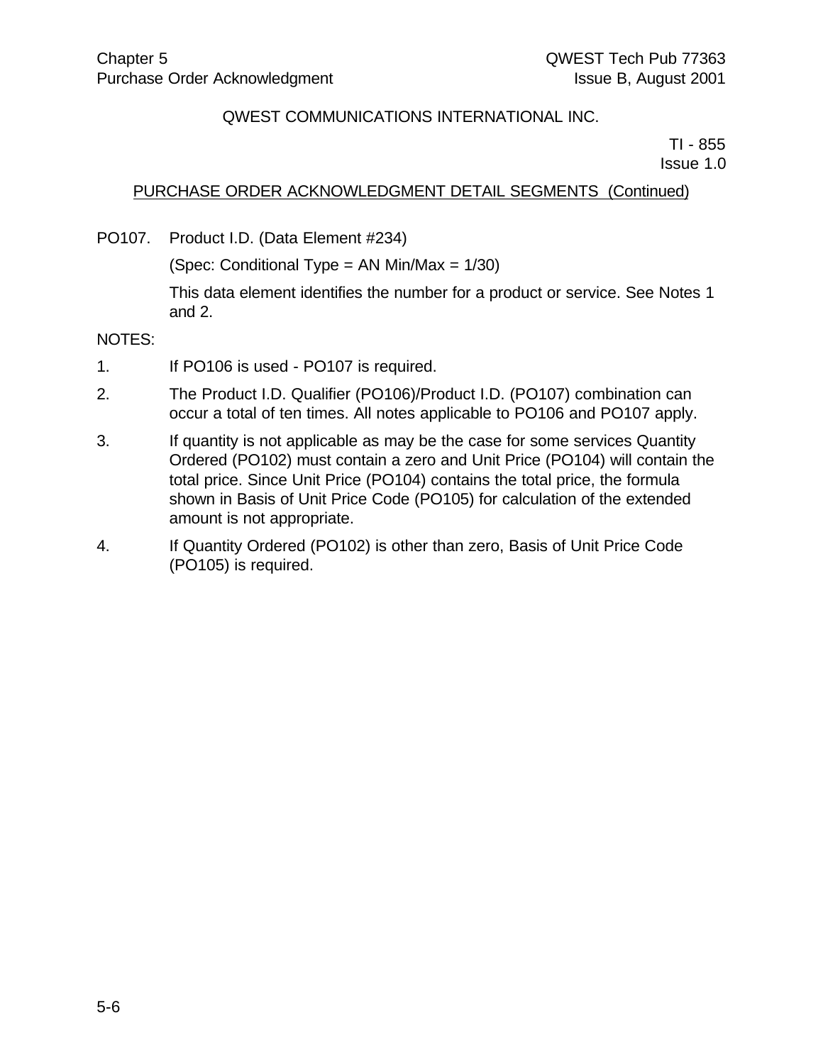QWEST COMMUNICATIONS INTERNATIONAL INC.

TI - 855
Issue 1.0

PURCHASE ORDER ACKNOWLEDGMENT DETAIL SEGMENTS (Continued)

PO107. Product I.D. (Data Element #234)

(Spec: Conditional Type = AN Min/Max = 1/30)

This data element identifies the number for a product or service. See Notes 1 and 2.

NOTES:

1. If PO106 is used - PO107 is required.
2. The Product I.D. Qualifier (PO106)/Product I.D. (PO107) combination can occur a total of ten times. All notes applicable to PO106 and PO107 apply.
3. If quantity is not applicable as may be the case for some services Quantity Ordered (PO102) must contain a zero and Unit Price (PO104) will contain the total price. Since Unit Price (PO104) contains the total price, the formula shown in Basis of Unit Price Code (PO105) for calculation of the extended amount is not appropriate.
4. If Quantity Ordered (PO102) is other than zero, Basis of Unit Price Code (PO105) is required.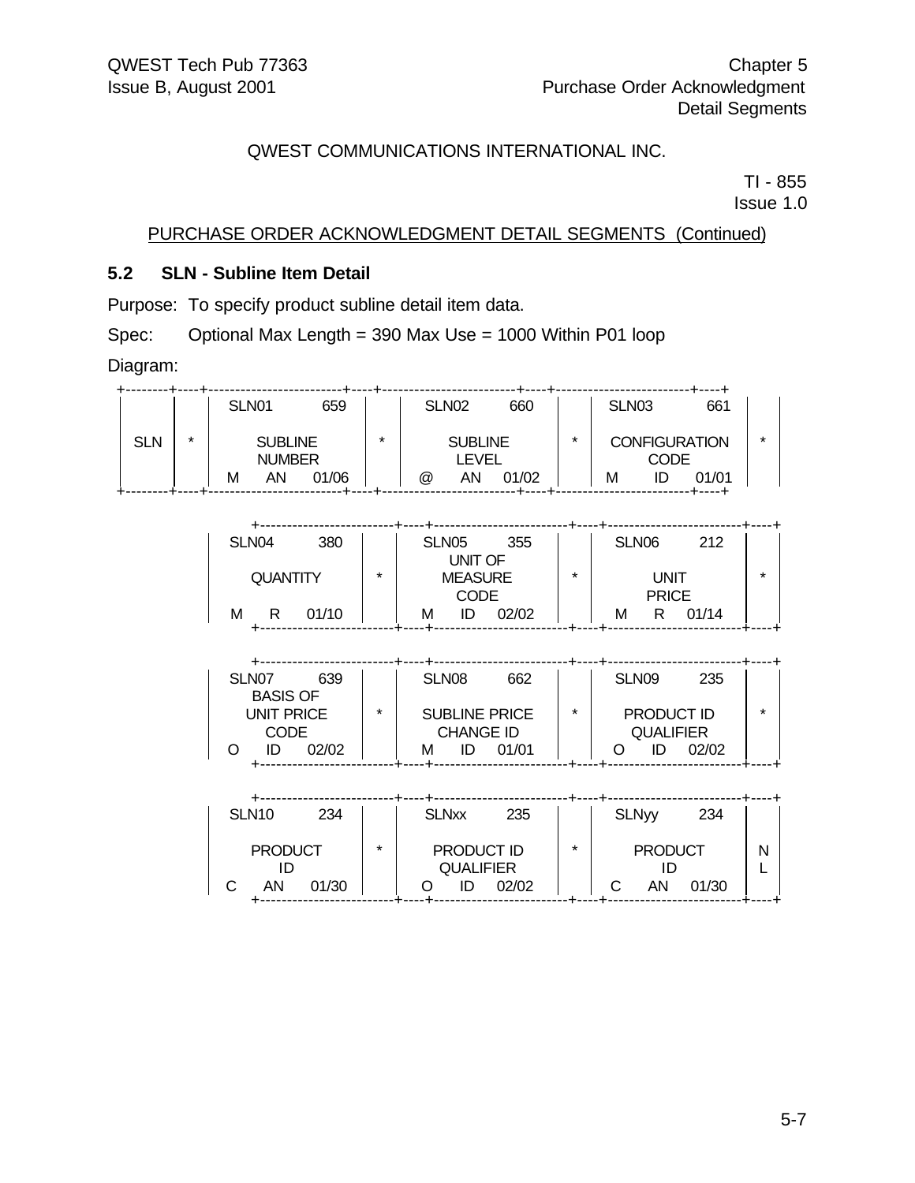QWEST COMMUNICATIONS INTERNATIONAL INC.

TI - 855
Issue 1.0

PURCHASE ORDER ACKNOWLEDGMENT DETAIL SEGMENTS (Continued)

### 5.2 SLN - Subline Item Detail

Purpose: To specify product subline detail item data.

Spec: Optional Max Length = 390 Max Use = 1000 Within P01 loop

Diagram:

```
+--------+----+------------------------+----+------------------------+----+------------------------+----+
|        |    | SLN01          659     |    | SLN02          660     |    | SLN03          661     |    |
|  SLN   | *  |       SUBLINE          | *  |       SUBLINE          | *  |   CONFIGURATION        | *  |
|        |    |       NUMBER           |    |        LEVEL           |    |        CODE            |    |
|        |    | M     AN     01/06     |    | @     AN     01/02     |    | M      ID      01/01   |    |
+--------+----+------------------------+----+------------------------+----+------------------------+----+

        +------------------------+----+------------------------+----+------------------------+----+
        | SLN04          380     |    | SLN05          355     |    | SLN06          212     |    |
        |                        |    |       UNIT OF          |    |                        |    |
        |      QUANTITY          | *  |       MEASURE          | *  |        UNIT            | *  |
        |                        |    |        CODE            |    |        PRICE           |    |
        | M      R      01/10    |    | M      ID     02/02    |    | M      R      01/14    |    |
        +------------------------+----+------------------------+----+------------------------+----+

        +------------------------+----+------------------------+----+------------------------+----+
        | SLN07          639     |    | SLN08          662     |    | SLN09          235     |    |
        |      BASIS OF          |    |                        |    |                        |    |
        |     UNIT PRICE         | *  |    SUBLINE PRICE       | *  |     PRODUCT ID         | *  |
        |        CODE            |    |      CHANGE ID         |    |      QUALIFIER         |    |
        | O      ID     02/02    |    | M      ID     01/01    |    | O      ID     02/02    |    |
        +------------------------+----+------------------------+----+------------------------+----+

        +------------------------+----+------------------------+----+------------------------+----+
        | SLN10          234     |    | SLNxx          235     |    | SLNyy          234     |    |
        |                        |    |                        |    |                        |    |
        |      PRODUCT           | *  |     PRODUCT ID         | *  |      PRODUCT           | N  |
        |        ID              |    |      QUALIFIER         |    |        ID              | L  |
        | C      AN     01/30    |    | O      ID     02/02    |    | C      AN     01/30    |    |
        +------------------------+----+------------------------+----+------------------------+----+
```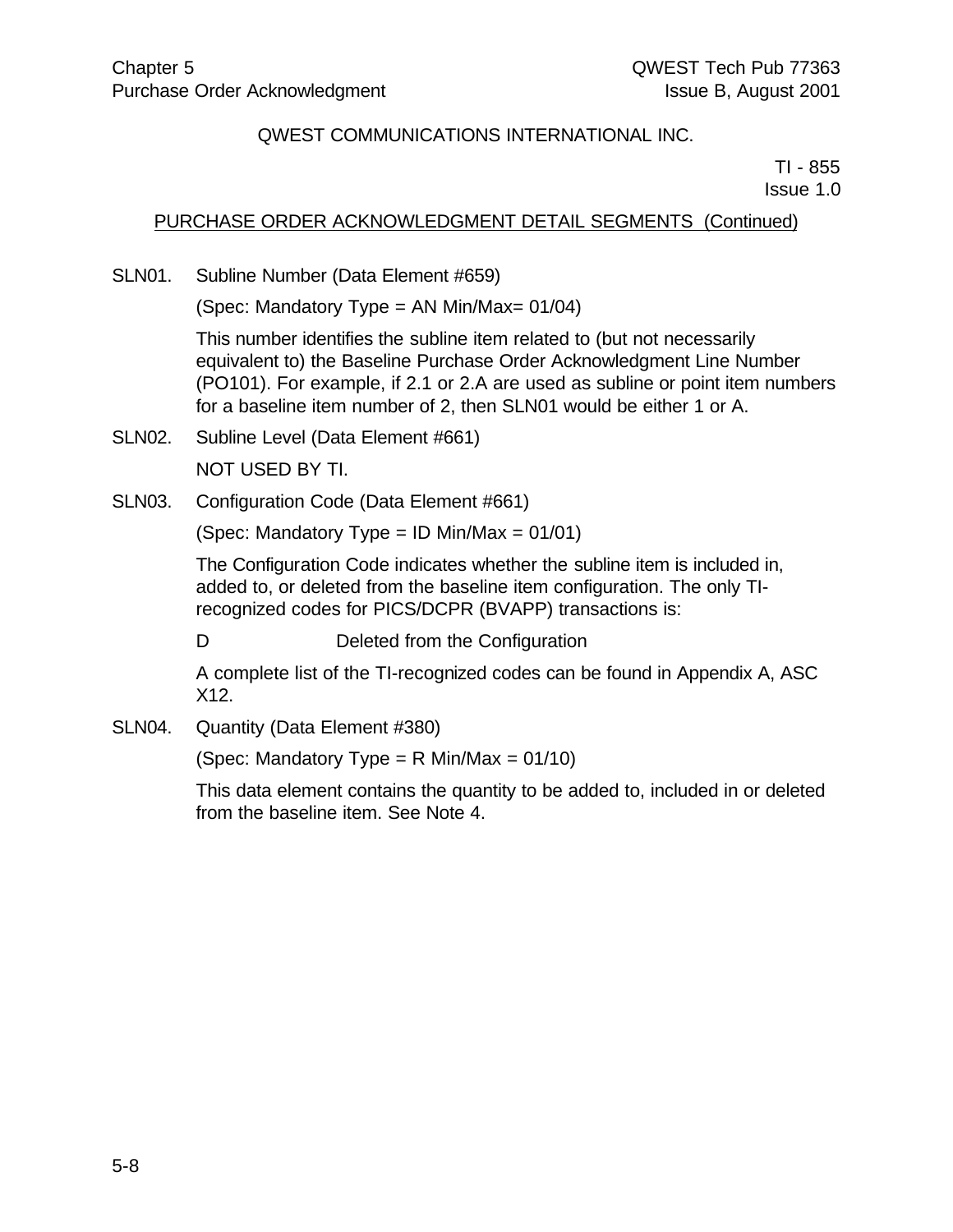QWEST COMMUNICATIONS INTERNATIONAL INC.

TI - 855
Issue 1.0

PURCHASE ORDER ACKNOWLEDGMENT DETAIL SEGMENTS (Continued)

SLN01. Subline Number (Data Element #659)

(Spec: Mandatory Type = AN Min/Max= 01/04)

This number identifies the subline item related to (but not necessarily equivalent to) the Baseline Purchase Order Acknowledgment Line Number (PO101). For example, if 2.1 or 2.A are used as subline or point item numbers for a baseline item number of 2, then SLN01 would be either 1 or A.

SLN02. Subline Level (Data Element #661)

NOT USED BY TI.

SLN03. Configuration Code (Data Element #661)

(Spec: Mandatory Type = ID Min/Max = 01/01)

The Configuration Code indicates whether the subline item is included in, added to, or deleted from the baseline item configuration. The only TI-recognized codes for PICS/DCPR (BVAPP) transactions is:

D Deleted from the Configuration

A complete list of the TI-recognized codes can be found in Appendix A, ASC X12.

SLN04. Quantity (Data Element #380)

(Spec: Mandatory Type = R Min/Max = 01/10)

This data element contains the quantity to be added to, included in or deleted from the baseline item. See Note 4.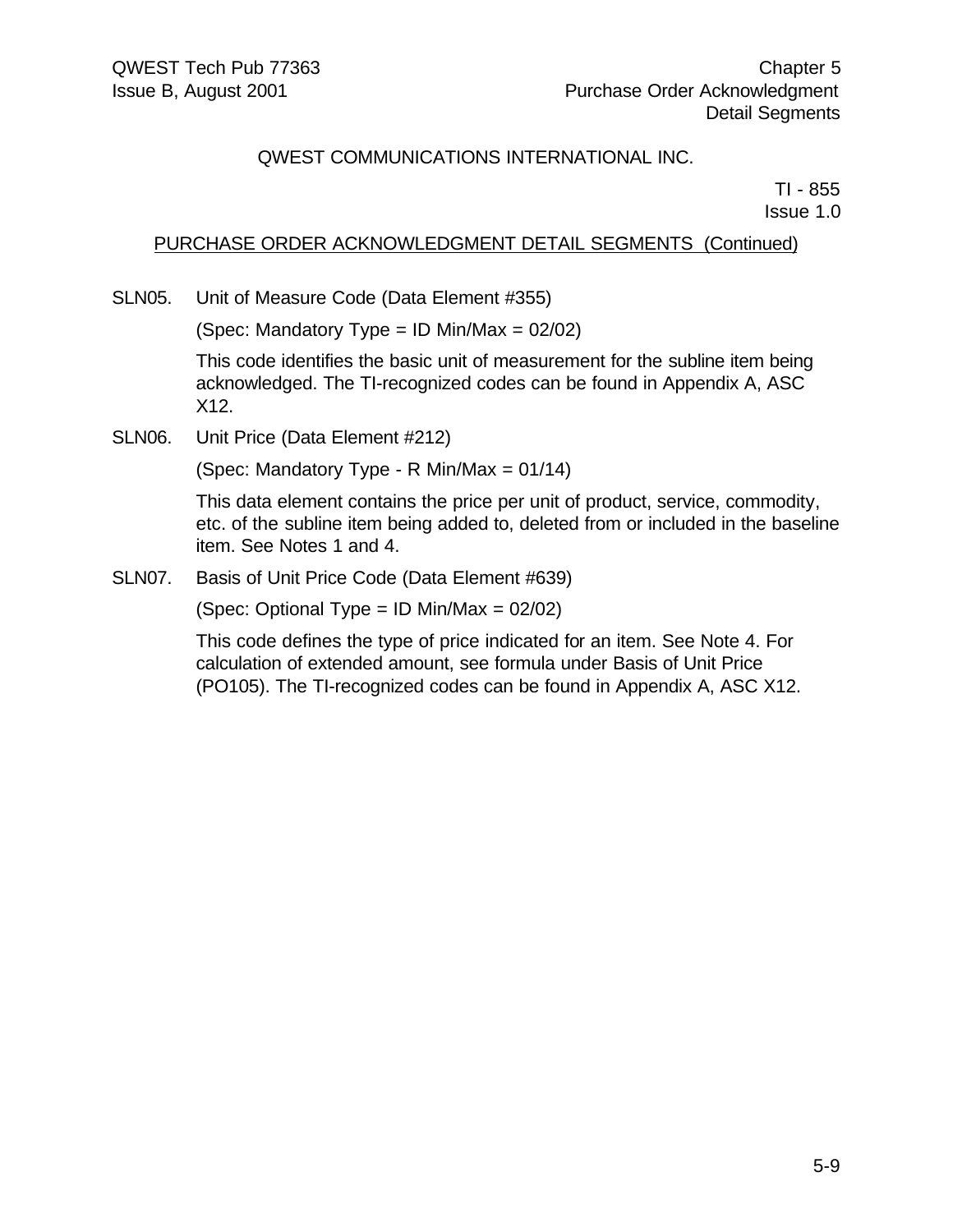QWEST COMMUNICATIONS INTERNATIONAL INC.

TI - 855
Issue 1.0

PURCHASE ORDER ACKNOWLEDGMENT DETAIL SEGMENTS (Continued)

SLN05. Unit of Measure Code (Data Element #355)

(Spec: Mandatory Type = ID Min/Max = 02/02)

This code identifies the basic unit of measurement for the subline item being acknowledged. The TI-recognized codes can be found in Appendix A, ASC X12.

SLN06. Unit Price (Data Element #212)

(Spec: Mandatory Type - R Min/Max = 01/14)

This data element contains the price per unit of product, service, commodity, etc. of the subline item being added to, deleted from or included in the baseline item. See Notes 1 and 4.

SLN07. Basis of Unit Price Code (Data Element #639)

(Spec: Optional Type = ID Min/Max = 02/02)

This code defines the type of price indicated for an item. See Note 4. For calculation of extended amount, see formula under Basis of Unit Price (PO105). The TI-recognized codes can be found in Appendix A, ASC X12.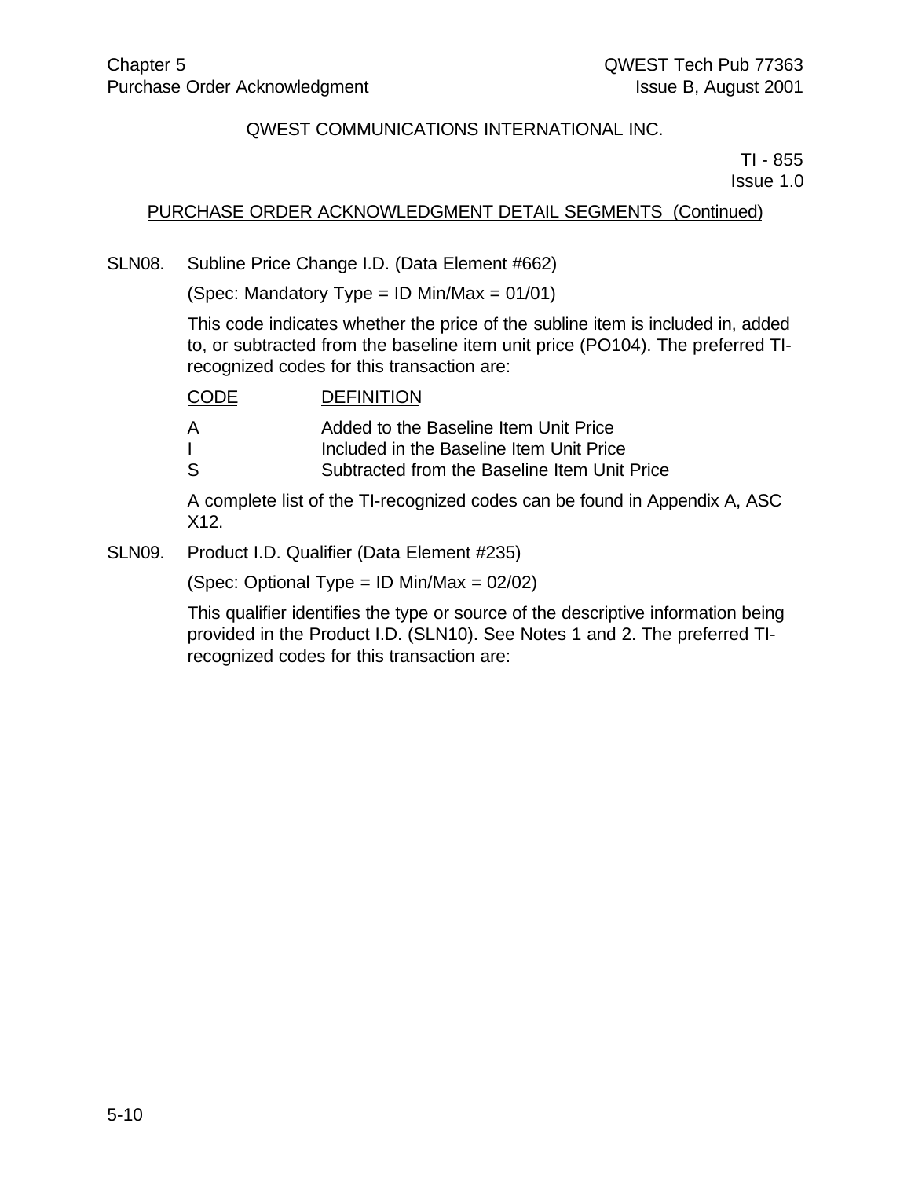QWEST COMMUNICATIONS INTERNATIONAL INC.

TI - 855
Issue 1.0

PURCHASE ORDER ACKNOWLEDGMENT DETAIL SEGMENTS (Continued)

SLN08. Subline Price Change I.D. (Data Element #662)

(Spec: Mandatory Type = ID Min/Max = 01/01)

This code indicates whether the price of the subline item is included in, added to, or subtracted from the baseline item unit price (PO104). The preferred TI-recognized codes for this transaction are:

| CODE | DEFINITION |
|---|---|
| A | Added to the Baseline Item Unit Price |
| I | Included in the Baseline Item Unit Price |
| S | Subtracted from the Baseline Item Unit Price |

A complete list of the TI-recognized codes can be found in Appendix A, ASC X12.

SLN09. Product I.D. Qualifier (Data Element #235)

(Spec: Optional Type = ID Min/Max = 02/02)

This qualifier identifies the type or source of the descriptive information being provided in the Product I.D. (SLN10). See Notes 1 and 2. The preferred TI-recognized codes for this transaction are: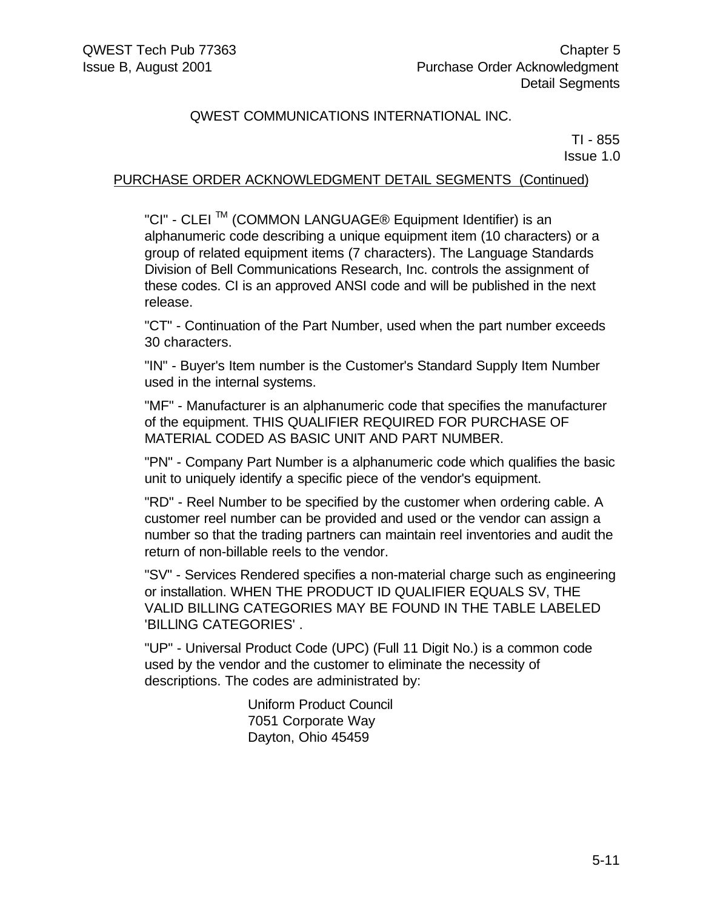PURCHASE ORDER ACKNOWLEDGMENT DETAIL SEGMENTS (Continued)

"CI" - CLEI ™ (COMMON LANGUAGE® Equipment Identifier) is an alphanumeric code describing a unique equipment item (10 characters) or a group of related equipment items (7 characters). The Language Standards Division of Bell Communications Research, Inc. controls the assignment of these codes. CI is an approved ANSI code and will be published in the next release.

"CT" - Continuation of the Part Number, used when the part number exceeds 30 characters.

"IN" - Buyer's Item number is the Customer's Standard Supply Item Number used in the internal systems.

"MF" - Manufacturer is an alphanumeric code that specifies the manufacturer of the equipment. THIS QUALIFIER REQUIRED FOR PURCHASE OF MATERIAL CODED AS BASIC UNIT AND PART NUMBER.

"PN" - Company Part Number is a alphanumeric code which qualifies the basic unit to uniquely identify a specific piece of the vendor's equipment.

"RD" - Reel Number to be specified by the customer when ordering cable. A customer reel number can be provided and used or the vendor can assign a number so that the trading partners can maintain reel inventories and audit the return of non-billable reels to the vendor.

"SV" - Services Rendered specifies a non-material charge such as engineering or installation. WHEN THE PRODUCT ID QUALIFIER EQUALS SV, THE VALID BILLING CATEGORIES MAY BE FOUND IN THE TABLE LABELED 'BILLING CATEGORIES' .

"UP" - Universal Product Code (UPC) (Full 11 Digit No.) is a common code used by the vendor and the customer to eliminate the necessity of descriptions. The codes are administrated by:

Uniform Product Council
7051 Corporate Way
Dayton, Ohio 45459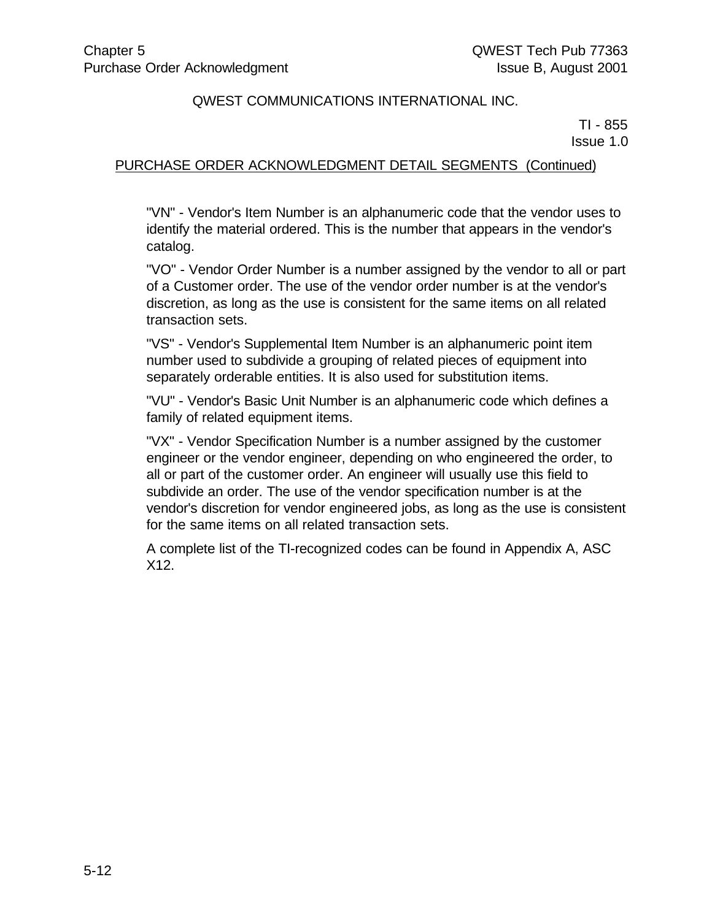QWEST COMMUNICATIONS INTERNATIONAL INC.

TI - 855
Issue 1.0

PURCHASE ORDER ACKNOWLEDGMENT DETAIL SEGMENTS (Continued)

"VN" - Vendor's Item Number is an alphanumeric code that the vendor uses to identify the material ordered. This is the number that appears in the vendor's catalog.

"VO" - Vendor Order Number is a number assigned by the vendor to all or part of a Customer order. The use of the vendor order number is at the vendor's discretion, as long as the use is consistent for the same items on all related transaction sets.

"VS" - Vendor's Supplemental Item Number is an alphanumeric point item number used to subdivide a grouping of related pieces of equipment into separately orderable entities. It is also used for substitution items.

"VU" - Vendor's Basic Unit Number is an alphanumeric code which defines a family of related equipment items.

"VX" - Vendor Specification Number is a number assigned by the customer engineer or the vendor engineer, depending on who engineered the order, to all or part of the customer order. An engineer will usually use this field to subdivide an order. The use of the vendor specification number is at the vendor's discretion for vendor engineered jobs, as long as the use is consistent for the same items on all related transaction sets.

A complete list of the TI-recognized codes can be found in Appendix A, ASC X12.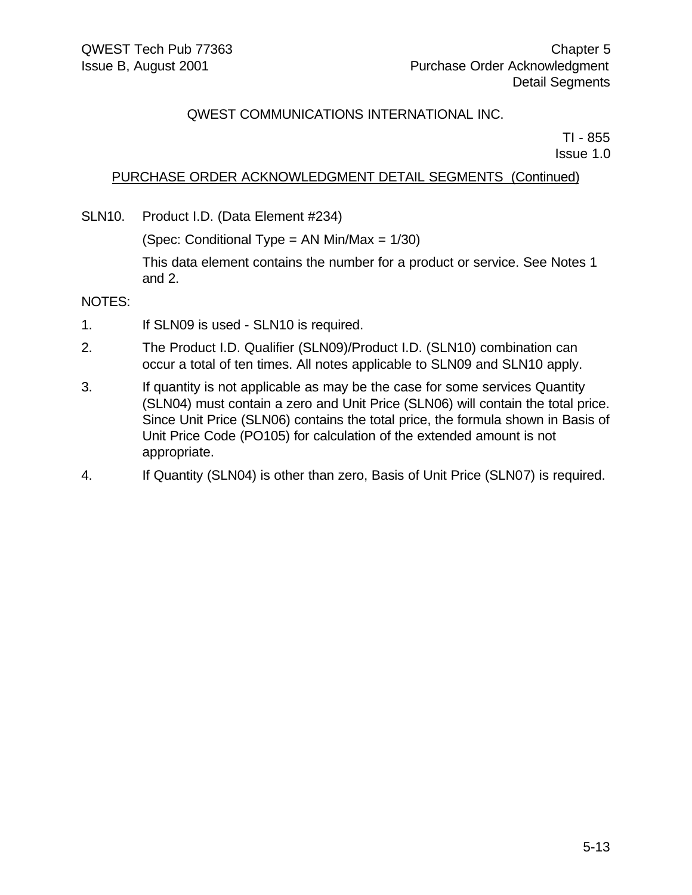QWEST COMMUNICATIONS INTERNATIONAL INC.

TI - 855
Issue 1.0

## PURCHASE ORDER ACKNOWLEDGMENT DETAIL SEGMENTS (Continued)

SLN10. Product I.D. (Data Element #234)

(Spec: Conditional Type = AN Min/Max = 1/30)

This data element contains the number for a product or service. See Notes 1 and 2.

NOTES:

1. If SLN09 is used - SLN10 is required.
2. The Product I.D. Qualifier (SLN09)/Product I.D. (SLN10) combination can occur a total of ten times. All notes applicable to SLN09 and SLN10 apply.
3. If quantity is not applicable as may be the case for some services Quantity (SLN04) must contain a zero and Unit Price (SLN06) will contain the total price. Since Unit Price (SLN06) contains the total price, the formula shown in Basis of Unit Price Code (PO105) for calculation of the extended amount is not appropriate.
4. If Quantity (SLN04) is other than zero, Basis of Unit Price (SLN07) is required.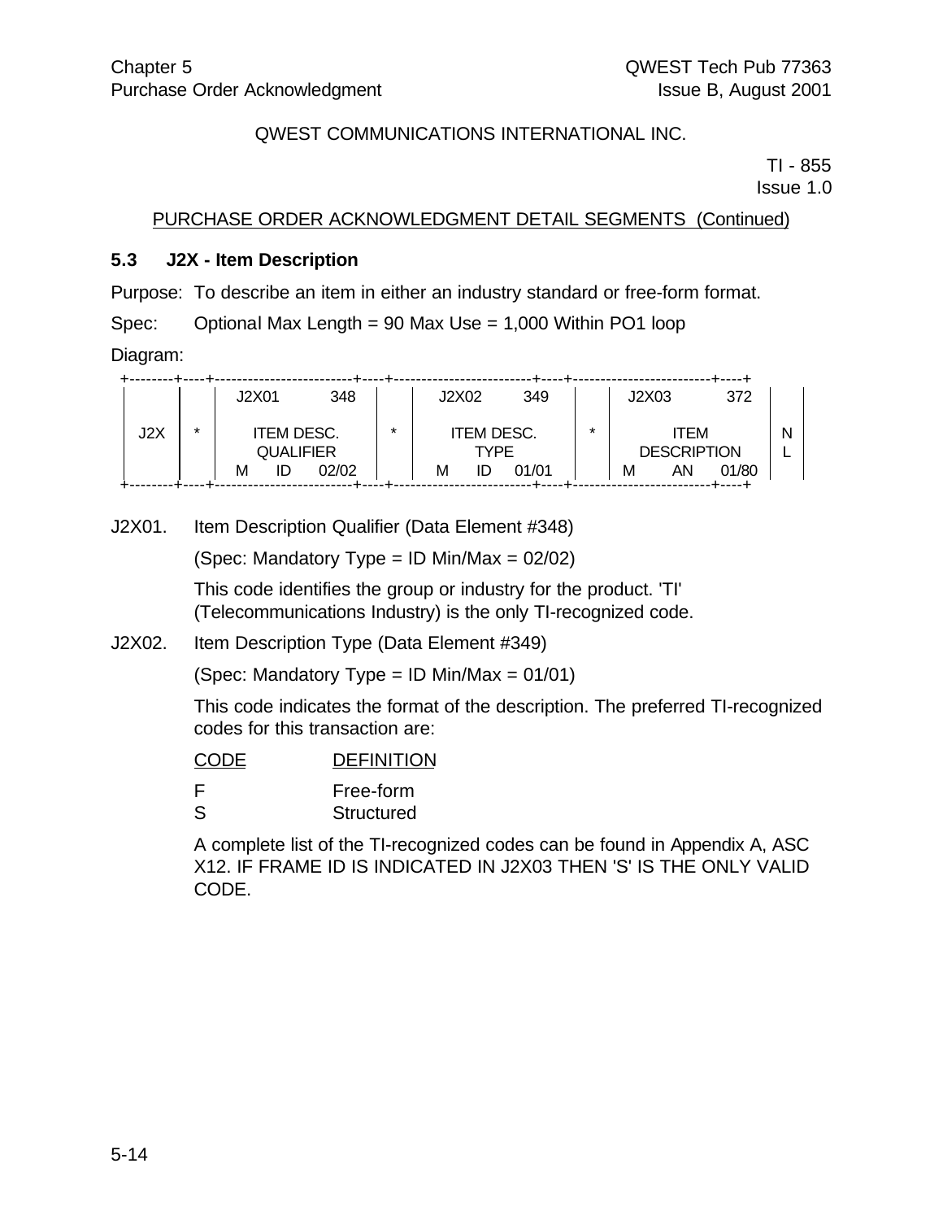QWEST COMMUNICATIONS INTERNATIONAL INC.

TI - 855
Issue 1.0

PURCHASE ORDER ACKNOWLEDGMENT DETAIL SEGMENTS (Continued)

### 5.3 J2X - Item Description

Purpose: To describe an item in either an industry standard or free-form format.

Spec: Optional Max Length = 90 Max Use = 1,000 Within PO1 loop

Diagram:

```
 +--------+----+------------------------+----+------------------------+----+------------------------+----+
 |        |    |  J2X01          348    |    |  J2X02         349     |    |  J2X03           372   |    |
 |        |    |                        |    |                        |    |                        |    |
 |  J2X   | *  |     ITEM DESC.         | *  |     ITEM DESC.         | *  |        ITEM            | N  |
 |        |    |     QUALIFIER          |    |       TYPE             |    |     DESCRIPTION        | L  |
 |        |    |  M     ID     02/02    |    |  M     ID     01/01    |    |  M       AN     01/80  |    |
 +--------+----+------------------------+----+------------------------+----+------------------------+----+
```

J2X01. Item Description Qualifier (Data Element #348)

(Spec: Mandatory Type = ID Min/Max = 02/02)

This code identifies the group or industry for the product. 'TI' (Telecommunications Industry) is the only TI-recognized code.

J2X02. Item Description Type (Data Element #349)

(Spec: Mandatory Type = ID Min/Max = 01/01)

This code indicates the format of the description. The preferred TI-recognized codes for this transaction are:

| CODE | DEFINITION |
|---|---|
| F | Free-form |
| S | Structured |

A complete list of the TI-recognized codes can be found in Appendix A, ASC X12. IF FRAME ID IS INDICATED IN J2X03 THEN 'S' IS THE ONLY VALID CODE.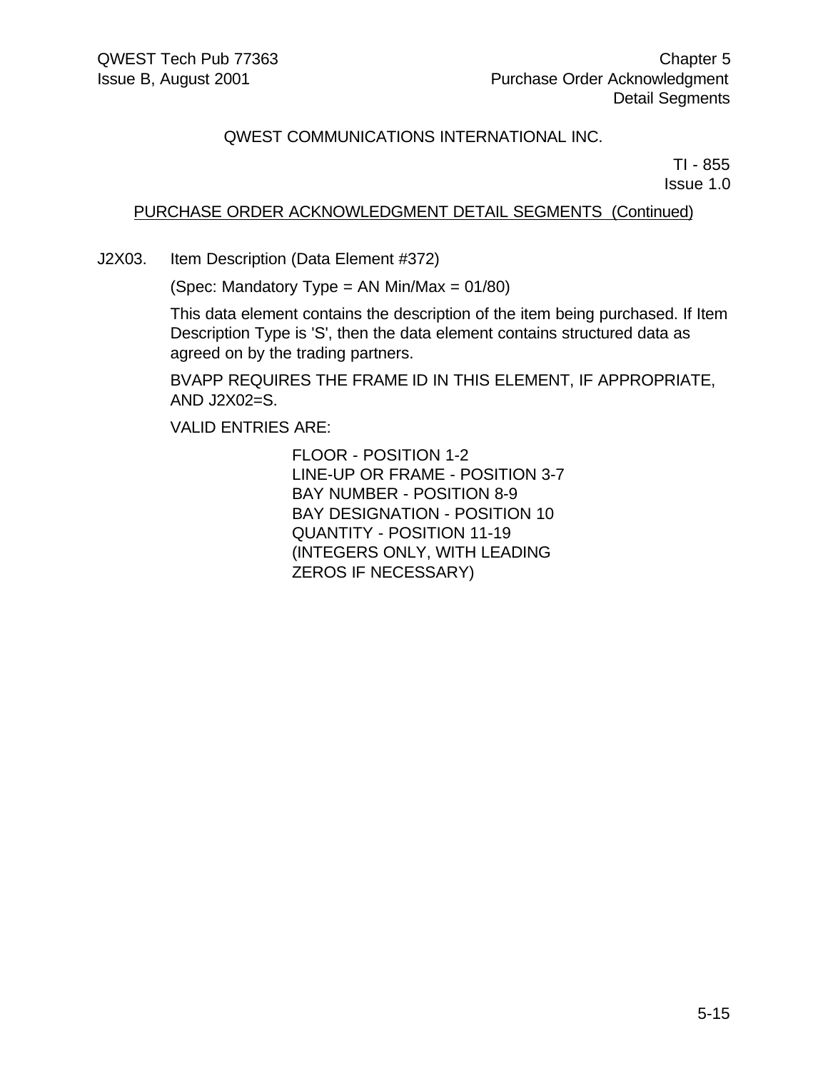PURCHASE ORDER ACKNOWLEDGMENT DETAIL SEGMENTS (Continued)

J2X03. Item Description (Data Element #372)

(Spec: Mandatory Type = AN Min/Max = 01/80)

This data element contains the description of the item being purchased. If Item Description Type is 'S', then the data element contains structured data as agreed on by the trading partners.

BVAPP REQUIRES THE FRAME ID IN THIS ELEMENT, IF APPROPRIATE, AND J2X02=S.

VALID ENTRIES ARE:

FLOOR - POSITION 1-2
LINE-UP OR FRAME - POSITION 3-7
BAY NUMBER - POSITION 8-9
BAY DESIGNATION - POSITION 10
QUANTITY - POSITION 11-19
(INTEGERS ONLY, WITH LEADING ZEROS IF NECESSARY)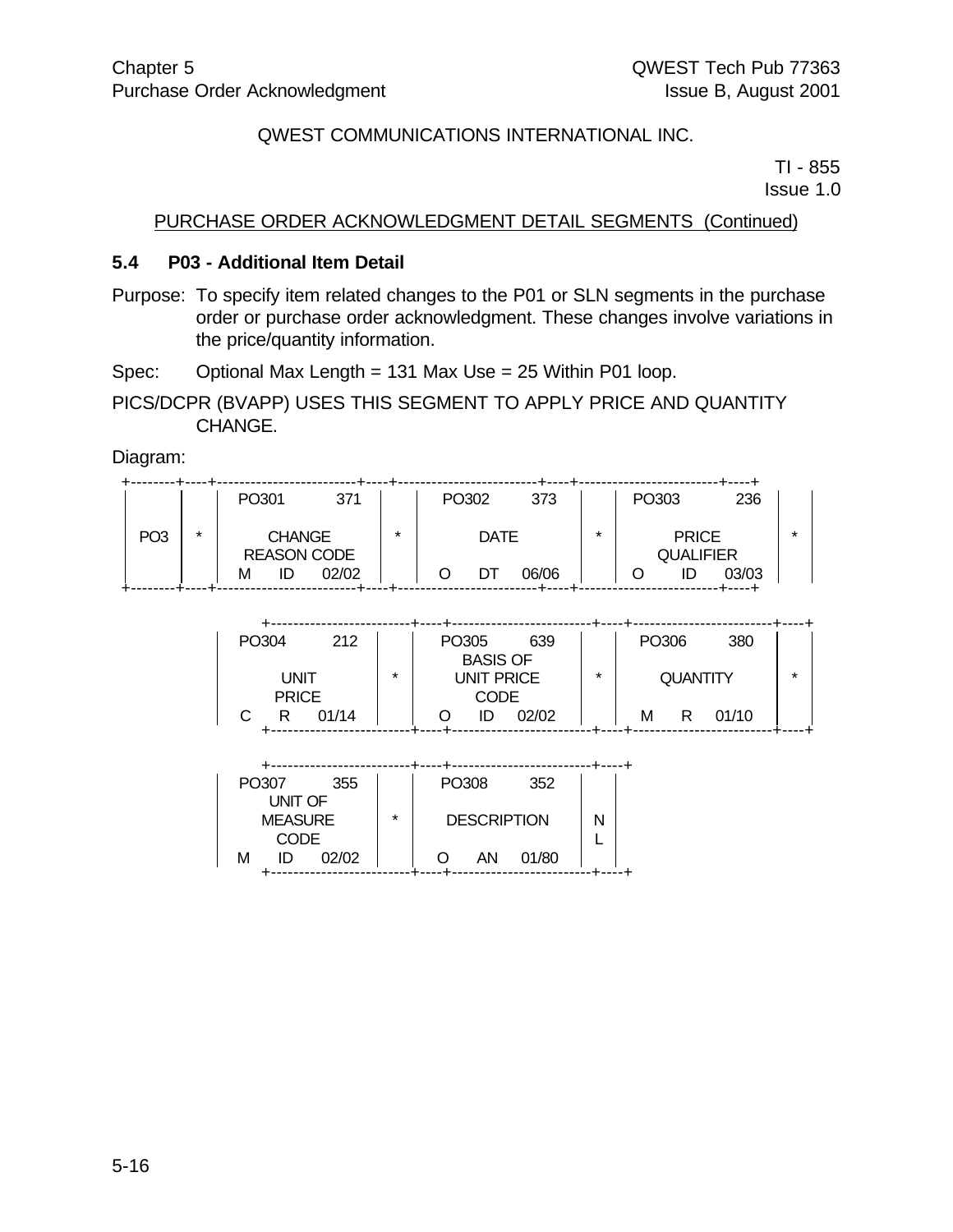QWEST COMMUNICATIONS INTERNATIONAL INC.

TI - 855
Issue 1.0

PURCHASE ORDER ACKNOWLEDGMENT DETAIL SEGMENTS (Continued)

### 5.4 P03 - Additional Item Detail

Purpose: To specify item related changes to the P01 or SLN segments in the purchase order or purchase order acknowledgment. These changes involve variations in the price/quantity information.

Spec: Optional Max Length = 131 Max Use = 25 Within P01 loop.

PICS/DCPR (BVAPP) USES THIS SEGMENT TO APPLY PRICE AND QUANTITY CHANGE.

Diagram:

```
+--------+----+-------------------------+----+-------------------------+----+-------------------------+----+
|        |    | PO301           371     |    | PO302         373       |    | PO303           236     |    |
|        |    |                         |    |                         |    |                         |    |
|  PO3   | *  |        CHANGE           | *  |         DATE            | *  |         PRICE           | *  |
|        |    |      REASON CODE        |    |                         |    |       QUALIFIER         |    |
|        |    | M      ID      02/02    |    | O      DT      06/06    |    | O       ID      03/03   |    |
+--------+----+-------------------------+----+-------------------------+----+-------------------------+----+

              +-------------------------+----+-------------------------+----+-------------------------+----+
              | PO304           212     |    | PO305         639       |    | PO306           380     |    |
              |                         |    |       BASIS OF          |    |                         |    |
              |        UNIT             | *  |      UNIT PRICE         | *  |       QUANTITY          | *  |
              |        PRICE            |    |         CODE            |    |                         |    |
              | C      R      01/14     |    | O      ID      02/02    |    | M      R      01/10     |    |
              +-------------------------+----+-------------------------+----+-------------------------+----+

              +-------------------------+----+-------------------------+----+
              | PO307           355     |    | PO308         352       |    |
              |       UNIT OF           |    |                         |    |
              |       MEASURE           | *  |      DESCRIPTION        | N  |
              |        CODE             |    |                         | L  |
              | M      ID      02/02    |    | O      AN      01/80    |    |
              +-------------------------+----+-------------------------+----+
```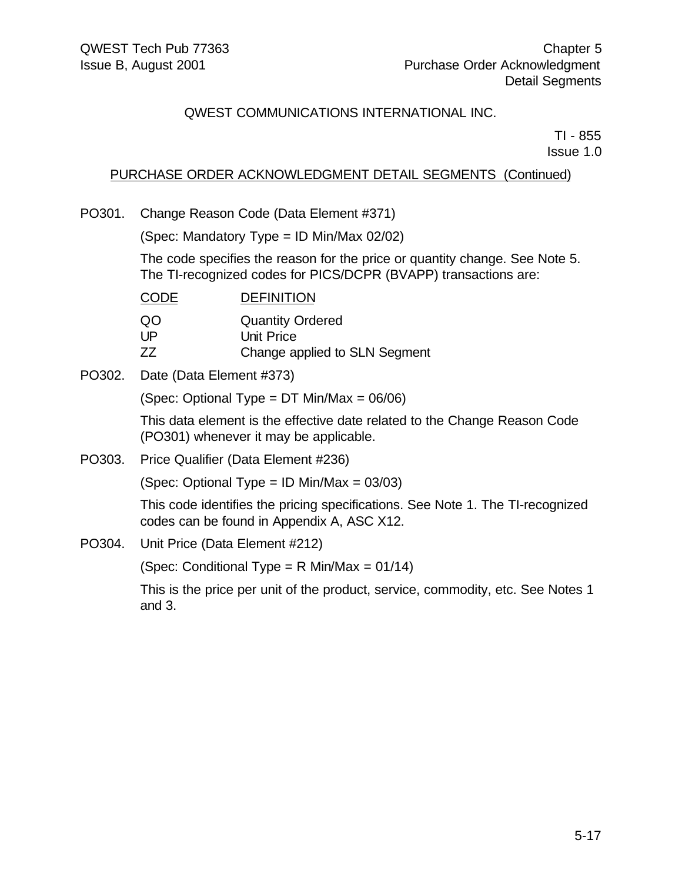QWEST COMMUNICATIONS INTERNATIONAL INC.

TI - 855
Issue 1.0

PURCHASE ORDER ACKNOWLEDGMENT DETAIL SEGMENTS (Continued)

PO301. Change Reason Code (Data Element #371)

(Spec: Mandatory Type = ID Min/Max 02/02)

The code specifies the reason for the price or quantity change. See Note 5. The TI-recognized codes for PICS/DCPR (BVAPP) transactions are:

| CODE | DEFINITION |
| --- | --- |
| QO | Quantity Ordered |
| UP | Unit Price |
| ZZ | Change applied to SLN Segment |

PO302. Date (Data Element #373)

(Spec: Optional Type = DT Min/Max = 06/06)

This data element is the effective date related to the Change Reason Code (PO301) whenever it may be applicable.

PO303. Price Qualifier (Data Element #236)

(Spec: Optional Type = ID Min/Max = 03/03)

This code identifies the pricing specifications. See Note 1. The TI-recognized codes can be found in Appendix A, ASC X12.

PO304. Unit Price (Data Element #212)

(Spec: Conditional Type = R Min/Max = 01/14)

This is the price per unit of the product, service, commodity, etc. See Notes 1 and 3.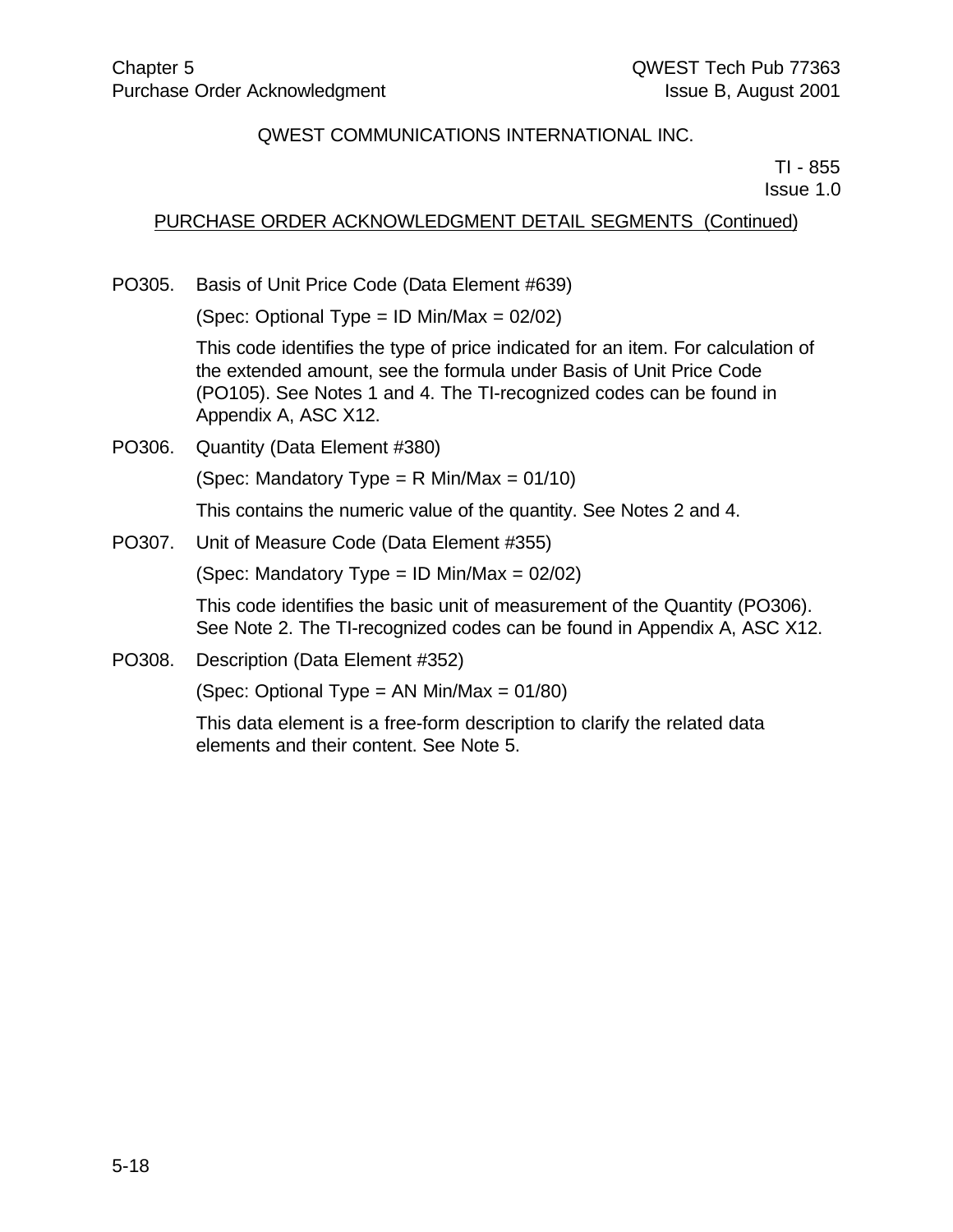QWEST COMMUNICATIONS INTERNATIONAL INC.

TI - 855
Issue 1.0

PURCHASE ORDER ACKNOWLEDGMENT DETAIL SEGMENTS (Continued)

PO305. Basis of Unit Price Code (Data Element #639)

(Spec: Optional Type = ID Min/Max = 02/02)

This code identifies the type of price indicated for an item. For calculation of the extended amount, see the formula under Basis of Unit Price Code (PO105). See Notes 1 and 4. The TI-recognized codes can be found in Appendix A, ASC X12.

PO306. Quantity (Data Element #380)

(Spec: Mandatory Type = R Min/Max = 01/10)

This contains the numeric value of the quantity. See Notes 2 and 4.

PO307. Unit of Measure Code (Data Element #355)

(Spec: Mandatory Type = ID Min/Max = 02/02)

This code identifies the basic unit of measurement of the Quantity (PO306). See Note 2. The TI-recognized codes can be found in Appendix A, ASC X12.

PO308. Description (Data Element #352)

(Spec: Optional Type = AN Min/Max = 01/80)

This data element is a free-form description to clarify the related data elements and their content. See Note 5.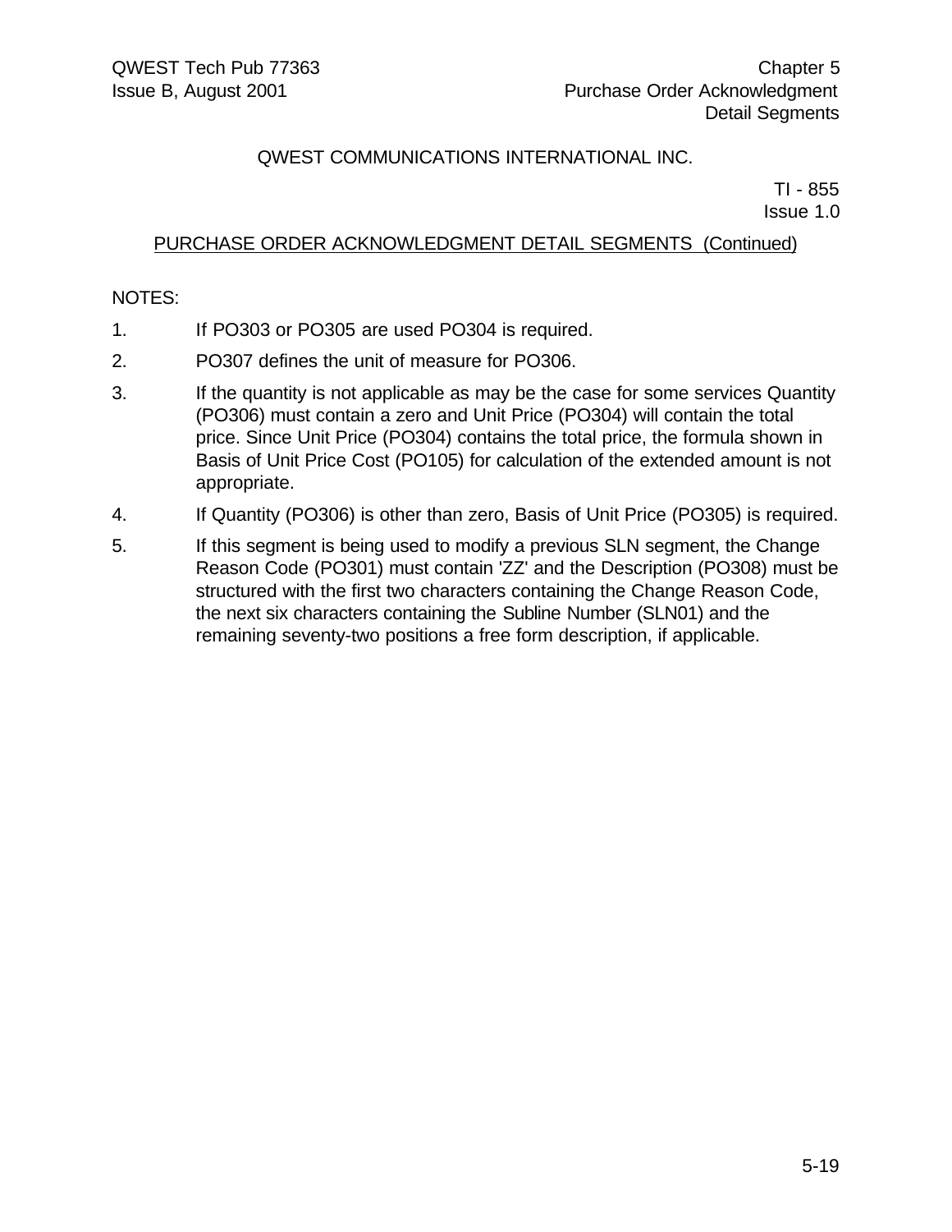QWEST COMMUNICATIONS INTERNATIONAL INC.

TI - 855
Issue 1.0

PURCHASE ORDER ACKNOWLEDGMENT DETAIL SEGMENTS (Continued)

NOTES:

1. If PO303 or PO305 are used PO304 is required.
2. PO307 defines the unit of measure for PO306.
3. If the quantity is not applicable as may be the case for some services Quantity (PO306) must contain a zero and Unit Price (PO304) will contain the total price. Since Unit Price (PO304) contains the total price, the formula shown in Basis of Unit Price Cost (PO105) for calculation of the extended amount is not appropriate.
4. If Quantity (PO306) is other than zero, Basis of Unit Price (PO305) is required.
5. If this segment is being used to modify a previous SLN segment, the Change Reason Code (PO301) must contain 'ZZ' and the Description (PO308) must be structured with the first two characters containing the Change Reason Code, the next six characters containing the Subline Number (SLN01) and the remaining seventy-two positions a free form description, if applicable.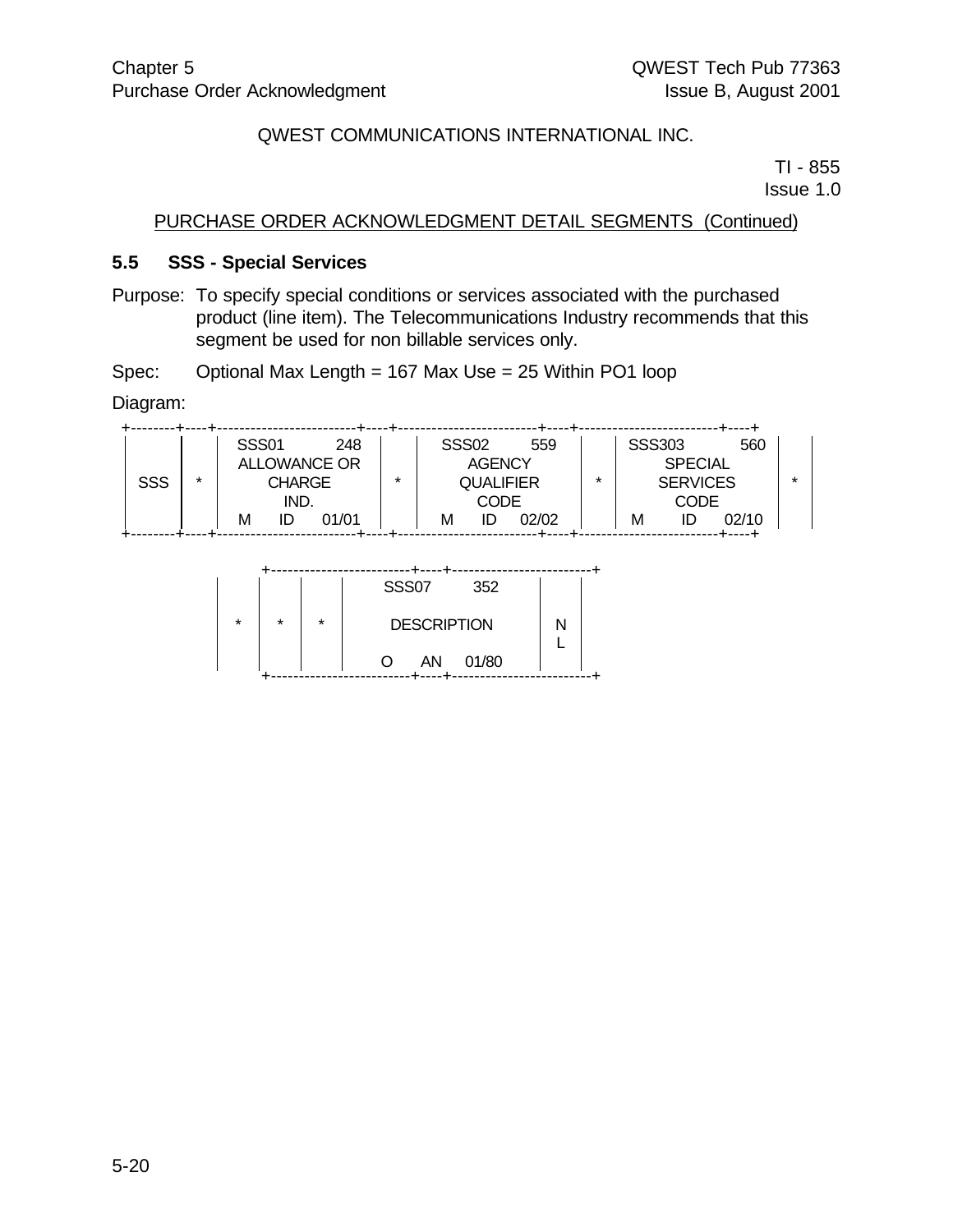QWEST COMMUNICATIONS INTERNATIONAL INC.

TI - 855
Issue 1.0

PURCHASE ORDER ACKNOWLEDGMENT DETAIL SEGMENTS (Continued)

### 5.5 SSS - Special Services

Purpose: To specify special conditions or services associated with the purchased product (line item). The Telecommunications Industry recommends that this segment be used for non billable services only.

Spec: Optional Max Length = 167 Max Use = 25 Within PO1 loop

Diagram:

```
 +--------+----+-------------------------+----+-------------------------+----+-------------------------+----+
 |        |    | SSS01           248     |    | SSS02         559       |    | SSS303            560   |    |
 |        |    | ALLOWANCE OR            |    |   AGENCY                |    |   SPECIAL               |    |
 |  SSS   | *  |    CHARGE               | *  |  QUALIFIER              | *  |   SERVICES              | *  |
 |        |    |     IND.                |    |    CODE                 |    |    CODE                 |    |
 |        |    | M     ID     01/01      |    | M     ID    02/02       |    | M      ID      02/10    |    |
 +--------+----+-------------------------+----+-------------------------+----+-------------------------+----+

                 +-------------------------+----+-------------------------+
          |      |      |      |   SSS07        352    |     |
          |      |      |      |                       |     |
          |  *   |  *   |  *   |   DESCRIPTION         |  N  |
          |      |      |      |                       |  L  |
          |      |      |      |  O     AN    01/80    |     |
                 +-------------------------+----+-------------------------+
```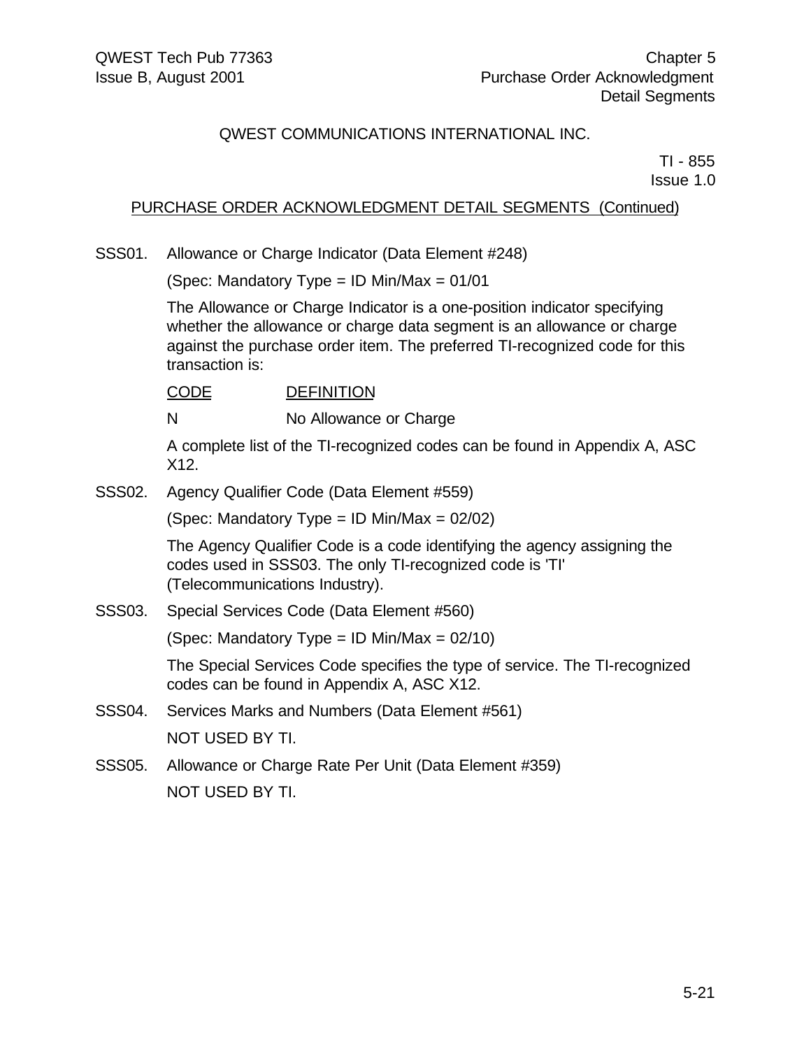QWEST COMMUNICATIONS INTERNATIONAL INC.

TI - 855
Issue 1.0

PURCHASE ORDER ACKNOWLEDGMENT DETAIL SEGMENTS (Continued)

SSS01. Allowance or Charge Indicator (Data Element #248)

(Spec: Mandatory Type = ID Min/Max = 01/01

The Allowance or Charge Indicator is a one-position indicator specifying whether the allowance or charge data segment is an allowance or charge against the purchase order item. The preferred TI-recognized code for this transaction is:

| CODE | DEFINITION |
|---|---|
| N | No Allowance or Charge |

A complete list of the TI-recognized codes can be found in Appendix A, ASC X12.

SSS02. Agency Qualifier Code (Data Element #559)

(Spec: Mandatory Type = ID Min/Max = 02/02)

The Agency Qualifier Code is a code identifying the agency assigning the codes used in SSS03. The only TI-recognized code is 'TI' (Telecommunications Industry).

SSS03. Special Services Code (Data Element #560)

(Spec: Mandatory Type = ID Min/Max = 02/10)

The Special Services Code specifies the type of service. The TI-recognized codes can be found in Appendix A, ASC X12.

SSS04. Services Marks and Numbers (Data Element #561)

NOT USED BY TI.

SSS05. Allowance or Charge Rate Per Unit (Data Element #359)

NOT USED BY TI.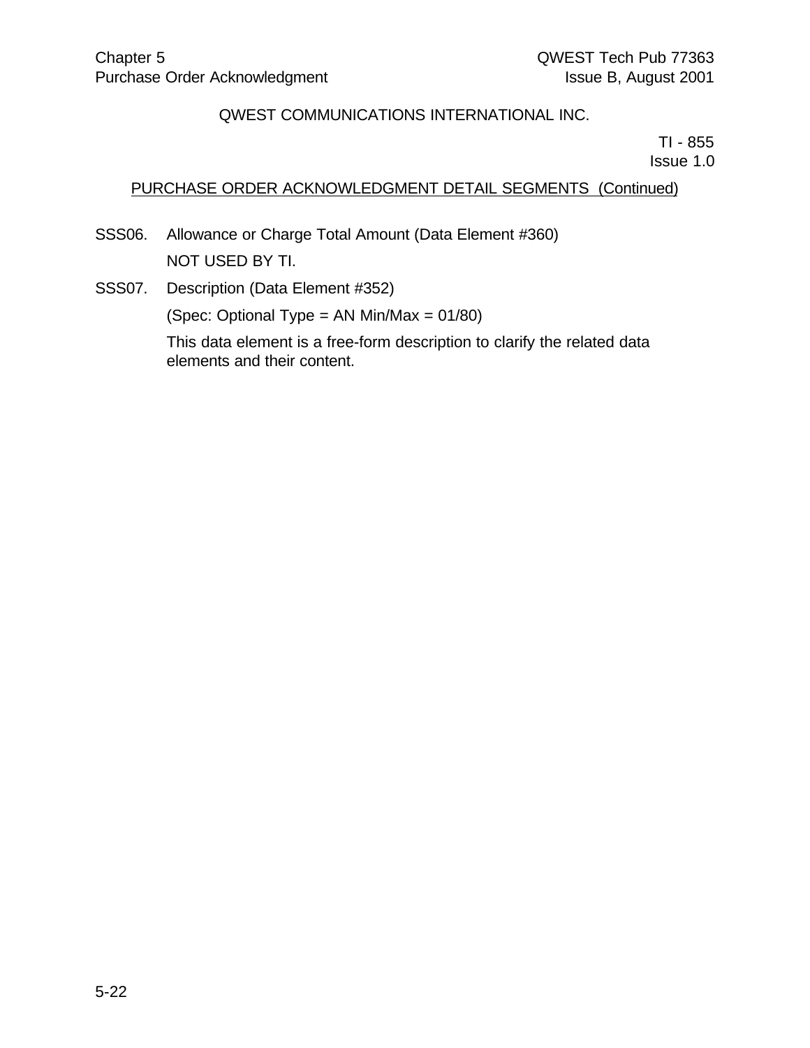QWEST COMMUNICATIONS INTERNATIONAL INC.

TI - 855
Issue 1.0

PURCHASE ORDER ACKNOWLEDGMENT DETAIL SEGMENTS (Continued)

SSS06. Allowance or Charge Total Amount (Data Element #360)

NOT USED BY TI.

SSS07. Description (Data Element #352)

(Spec: Optional Type = AN Min/Max = 01/80)

This data element is a free-form description to clarify the related data elements and their content.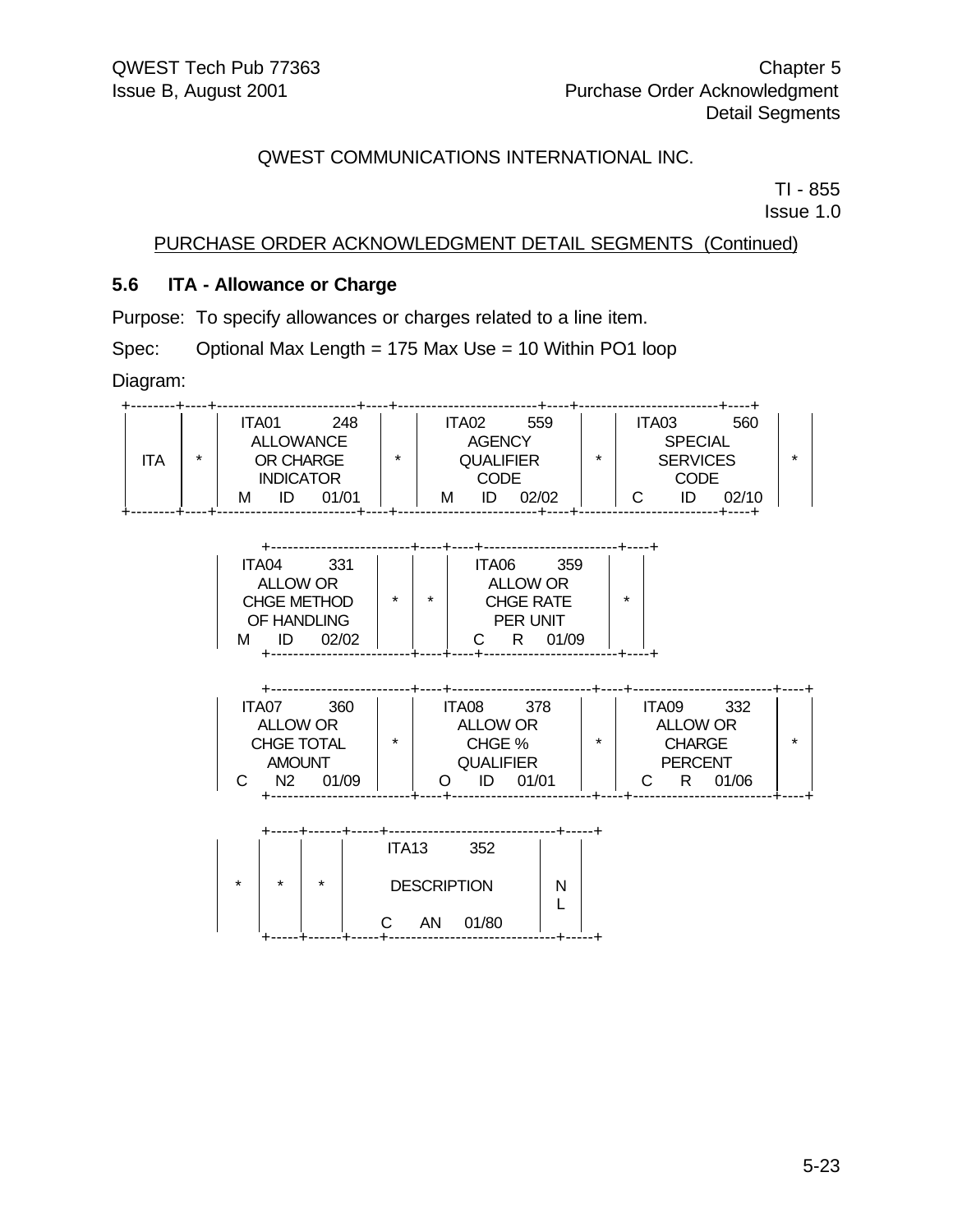QWEST COMMUNICATIONS INTERNATIONAL INC.

TI - 855
Issue 1.0

PURCHASE ORDER ACKNOWLEDGMENT DETAIL SEGMENTS (Continued)

## 5.6 ITA - Allowance or Charge

Purpose: To specify allowances or charges related to a line item.

Spec: Optional Max Length = 175 Max Use = 10 Within PO1 loop

Diagram:

```
+--------+----+-----------------------+----+-----------------------+----+-----------------------+----+
|        |    | ITA01          248    |    | ITA02          559    |    | ITA03          560    |    |
|        |    |    ALLOWANCE          |    |     AGENCY            |    |     SPECIAL           |    |
|  ITA   | *  |    OR CHARGE          | *  |    QUALIFIER          | *  |    SERVICES           | *  |
|        |    |    INDICATOR          |    |      CODE             |    |      CODE             |    |
|        |    |  M     ID     01/01   |    |  M     ID     02/02   |    |  C     ID     02/10   |    |
+--------+----+-----------------------+----+-----------------------+----+-----------------------+----+

     +-----------------------+----+----+-----------------------+----+
     | ITA04          331    |    |    | ITA06          359    |    |
     |    ALLOW OR           |    |    |    ALLOW OR           |    |
     |   CHGE METHOD         | *  | *  |    CHGE RATE          | *  |
     |   OF HANDLING         |    |    |     PER UNIT          |    |
     |  M     ID     02/02   |    |    |  C     R      01/09   |    |
     +-----------------------+----+----+-----------------------+----+

     +-----------------------+----+-----------------------+----+-----------------------+----+
     | ITA07          360    |    | ITA08          378    |    | ITA09          332    |    |
     |    ALLOW OR           |    |    ALLOW OR           |    |    ALLOW OR           |    |
     |   CHGE TOTAL          | *  |     CHGE %            | *  |     CHARGE            | *  |
     |     AMOUNT            |    |    QUALIFIER          |    |     PERCENT           |    |
     |  C     N2     01/09   |    |  O     ID     01/01   |    |  C     R      01/06   |    |
     +-----------------------+----+-----------------------+----+-----------------------+----+

     +----+----+----+-----------------------------+----+
     |    |    |    | ITA13          352          |    |
     | *  | *  | *  |      DESCRIPTION            | N  |
     |    |    |    |                             | L  |
     |    |    |    |  C     AN     01/80         |    |
     +----+----+----+-----------------------------+----+
```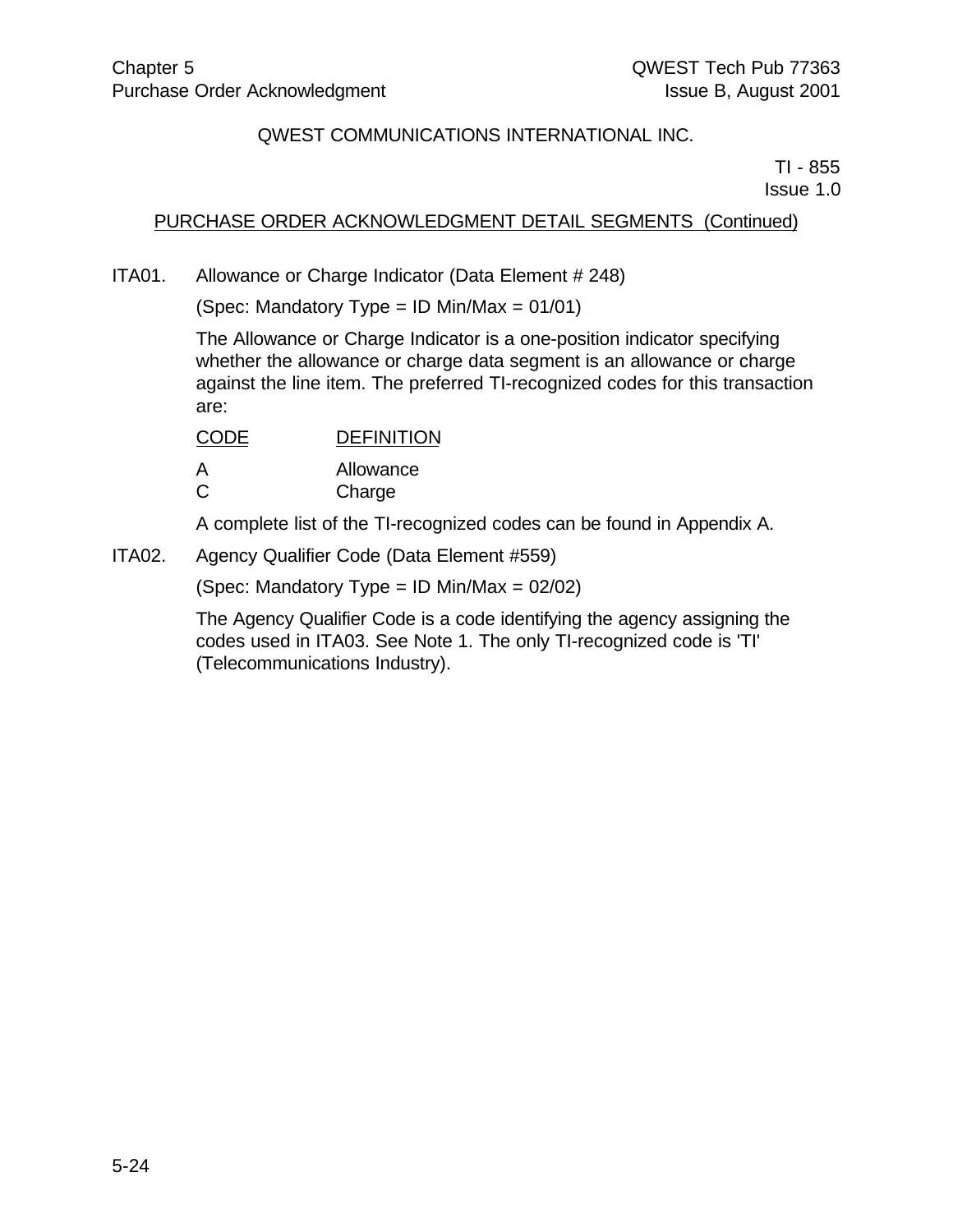QWEST COMMUNICATIONS INTERNATIONAL INC.

TI - 855
Issue 1.0

PURCHASE ORDER ACKNOWLEDGMENT DETAIL SEGMENTS (Continued)

ITA01. Allowance or Charge Indicator (Data Element # 248)

(Spec: Mandatory Type = ID Min/Max = 01/01)

The Allowance or Charge Indicator is a one-position indicator specifying whether the allowance or charge data segment is an allowance or charge against the line item. The preferred TI-recognized codes for this transaction are:

| CODE | DEFINITION |
|---|---|
| A | Allowance |
| C | Charge |

A complete list of the TI-recognized codes can be found in Appendix A.

ITA02. Agency Qualifier Code (Data Element #559)

(Spec: Mandatory Type = ID Min/Max = 02/02)

The Agency Qualifier Code is a code identifying the agency assigning the codes used in ITA03. See Note 1. The only TI-recognized code is 'TI' (Telecommunications Industry).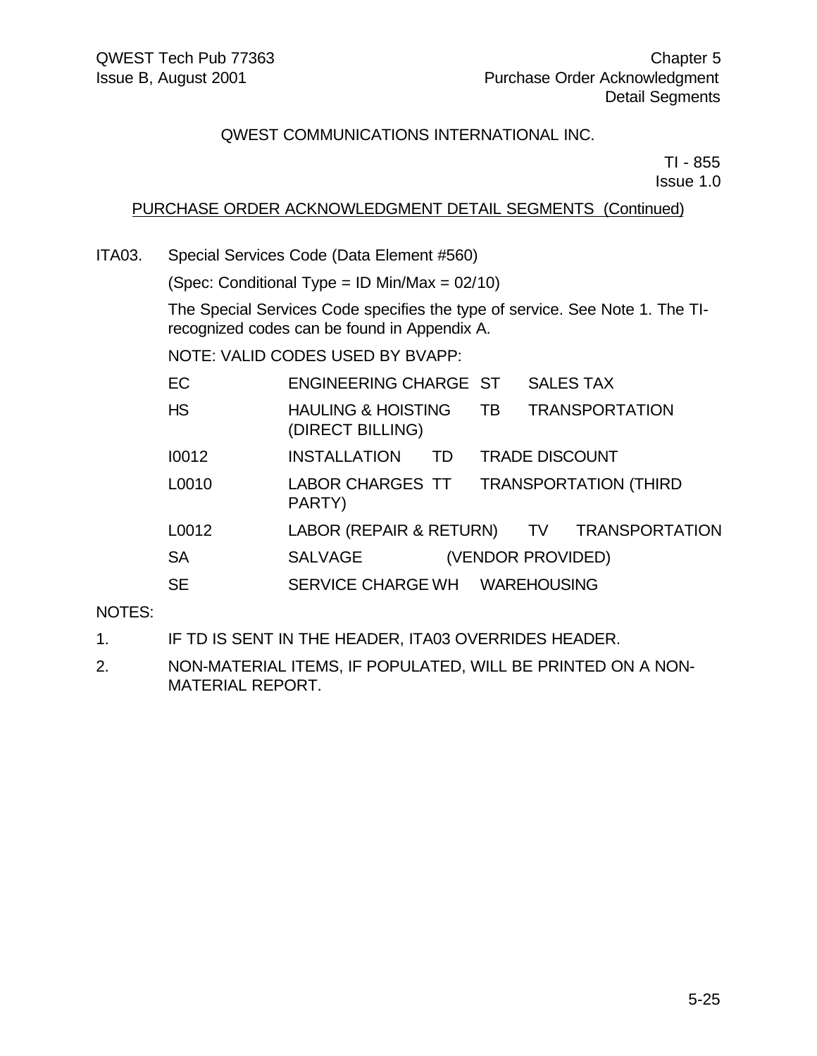QWEST COMMUNICATIONS INTERNATIONAL INC.

TI - 855
Issue 1.0

PURCHASE ORDER ACKNOWLEDGMENT DETAIL SEGMENTS (Continued)

ITA03. Special Services Code (Data Element #560)

(Spec: Conditional Type = ID Min/Max = 02/10)

The Special Services Code specifies the type of service. See Note 1. The TI-recognized codes can be found in Appendix A.

NOTE: VALID CODES USED BY BVAPP:

| Code | Description | Code | Description |
|---|---|---|---|
| EC | ENGINEERING CHARGE | ST | SALES TAX |
| HS | HAULING & HOISTING (DIRECT BILLING) | TB | TRANSPORTATION |
| I0012 | INSTALLATION | TD | TRADE DISCOUNT |
| L0010 | LABOR CHARGES | TT | TRANSPORTATION (THIRD PARTY) |
| L0012 | LABOR (REPAIR & RETURN) | TV | TRANSPORTATION (VENDOR PROVIDED) |
| SA | SALVAGE | | |
| SE | SERVICE CHARGE | WH | WAREHOUSING |

NOTES:

1. IF TD IS SENT IN THE HEADER, ITA03 OVERRIDES HEADER.
2. NON-MATERIAL ITEMS, IF POPULATED, WILL BE PRINTED ON A NON-MATERIAL REPORT.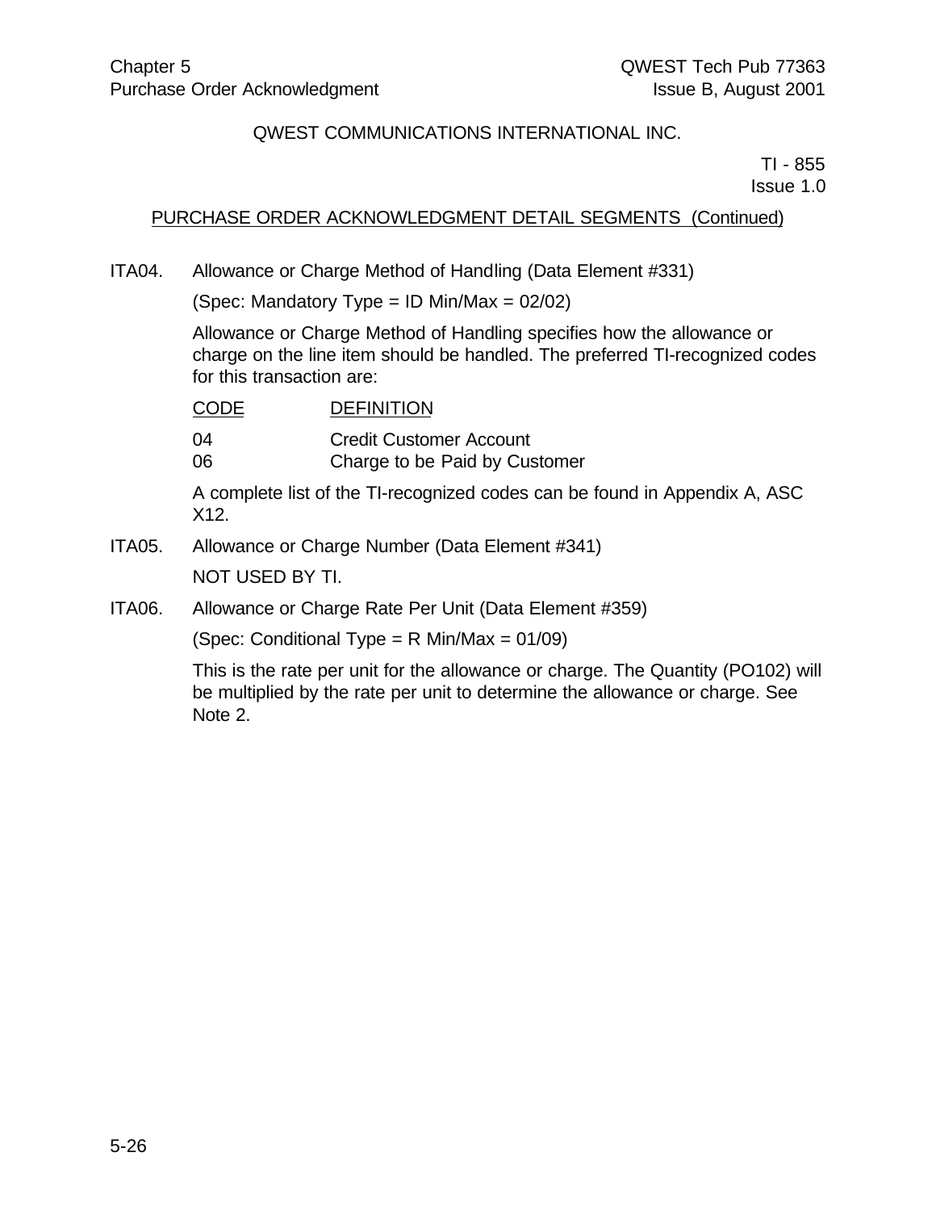QWEST COMMUNICATIONS INTERNATIONAL INC.

TI - 855
Issue 1.0

PURCHASE ORDER ACKNOWLEDGMENT DETAIL SEGMENTS (Continued)

ITA04. Allowance or Charge Method of Handling (Data Element #331)

(Spec: Mandatory Type = ID Min/Max = 02/02)

Allowance or Charge Method of Handling specifies how the allowance or charge on the line item should be handled. The preferred TI-recognized codes for this transaction are:

| CODE | DEFINITION |
|---|---|
| 04 | Credit Customer Account |
| 06 | Charge to be Paid by Customer |

A complete list of the TI-recognized codes can be found in Appendix A, ASC X12.

ITA05. Allowance or Charge Number (Data Element #341)

NOT USED BY TI.

ITA06. Allowance or Charge Rate Per Unit (Data Element #359)

(Spec: Conditional Type = R Min/Max = 01/09)

This is the rate per unit for the allowance or charge. The Quantity (PO102) will be multiplied by the rate per unit to determine the allowance or charge. See Note 2.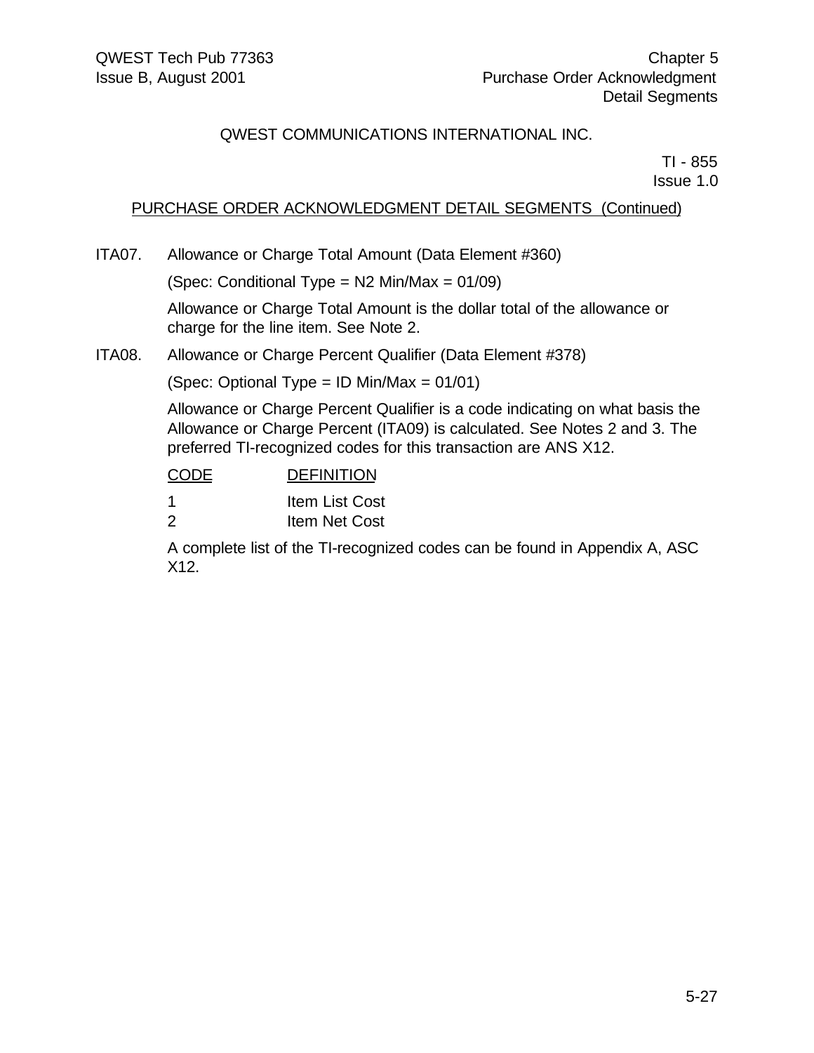QWEST COMMUNICATIONS INTERNATIONAL INC.

TI - 855
Issue 1.0

PURCHASE ORDER ACKNOWLEDGMENT DETAIL SEGMENTS (Continued)

ITA07. Allowance or Charge Total Amount (Data Element #360)

(Spec: Conditional Type = N2 Min/Max = 01/09)

Allowance or Charge Total Amount is the dollar total of the allowance or charge for the line item. See Note 2.

ITA08. Allowance or Charge Percent Qualifier (Data Element #378)

(Spec: Optional Type = ID Min/Max = 01/01)

Allowance or Charge Percent Qualifier is a code indicating on what basis the Allowance or Charge Percent (ITA09) is calculated. See Notes 2 and 3. The preferred TI-recognized codes for this transaction are ANS X12.

| CODE | DEFINITION |
| --- | --- |
| 1 | Item List Cost |
| 2 | Item Net Cost |

A complete list of the TI-recognized codes can be found in Appendix A, ASC X12.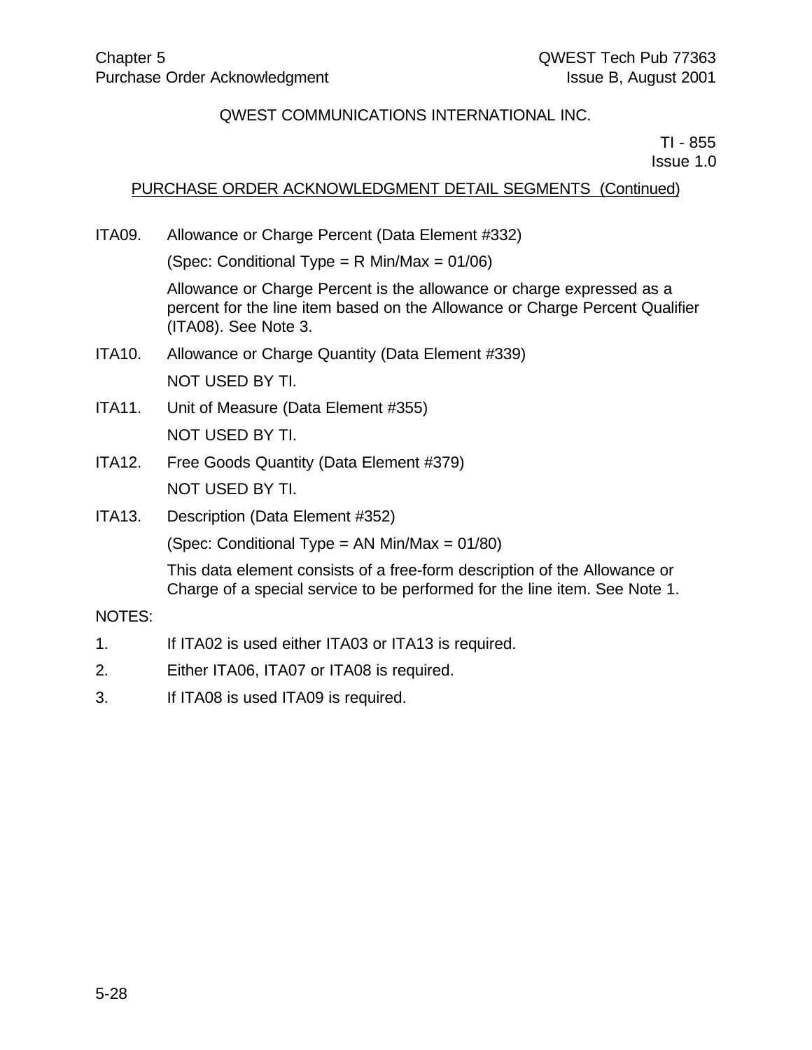QWEST COMMUNICATIONS INTERNATIONAL INC.

TI - 855
Issue 1.0

PURCHASE ORDER ACKNOWLEDGMENT DETAIL SEGMENTS (Continued)

ITA09. Allowance or Charge Percent (Data Element #332)

(Spec: Conditional Type = R Min/Max = 01/06)

Allowance or Charge Percent is the allowance or charge expressed as a percent for the line item based on the Allowance or Charge Percent Qualifier (ITA08). See Note 3.

ITA10. Allowance or Charge Quantity (Data Element #339)

NOT USED BY TI.

ITA11. Unit of Measure (Data Element #355)

NOT USED BY TI.

ITA12. Free Goods Quantity (Data Element #379)

NOT USED BY TI.

ITA13. Description (Data Element #352)

(Spec: Conditional Type = AN Min/Max = 01/80)

This data element consists of a free-form description of the Allowance or Charge of a special service to be performed for the line item. See Note 1.

NOTES:

1. If ITA02 is used either ITA03 or ITA13 is required.
2. Either ITA06, ITA07 or ITA08 is required.
3. If ITA08 is used ITA09 is required.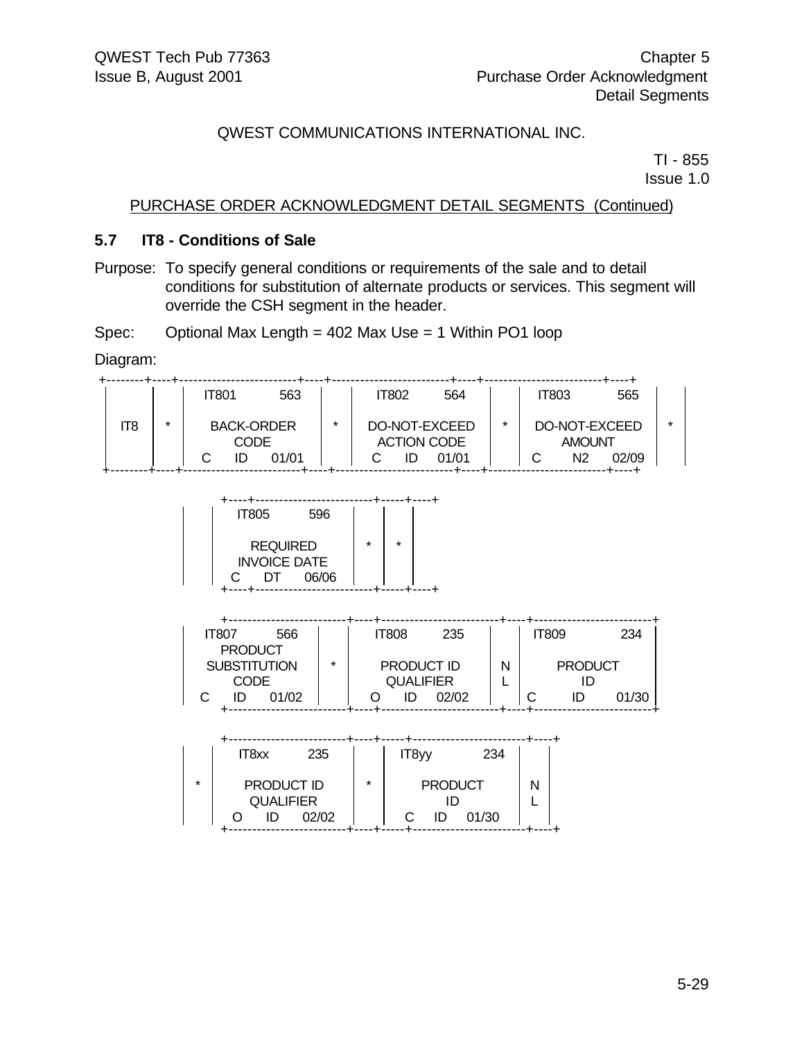QWEST COMMUNICATIONS INTERNATIONAL INC.

TI - 855
Issue 1.0

PURCHASE ORDER ACKNOWLEDGMENT DETAIL SEGMENTS (Continued)

### 5.7 IT8 - Conditions of Sale

Purpose: To specify general conditions or requirements of the sale and to detail conditions for substitution of alternate products or services. This segment will override the CSH segment in the header.

Spec: Optional Max Length = 402 Max Use = 1 Within PO1 loop

Diagram:

```
 +--------+----+-------------------------+----+-------------------------+----+-------------------------+----+
 |        |    |  IT801           563    |    |  IT802          564     |    |  IT803            565   |    |
 |  IT8   | *  |     BACK-ORDER          | *  |   DO-NOT-EXCEED         | *  |   DO-NOT-EXCEED         | *  |
 |        |    |       CODE              |    |    ACTION CODE          |    |      AMOUNT             |    |
 |        |    |  C     ID      01/01    |    |  C     ID     01/01     |    |  C      N2      02/09   |    |
 +--------+----+-------------------------+----+-------------------------+----+-------------------------+----+

          +----+-------------------------+-----+----+
          |    |  IT805          596     |     |    |
          |    |      REQUIRED           |  *  | *  |
          |    |    INVOICE DATE         |     |    |
          |    |  C     DT      06/06    |     |    |
          +----+-------------------------+-----+----+

          +-------------------------+----+-------------------------+----+-------------------------+
          |  IT807           566    |    |  IT808          235     |    |  IT809            234   |
          |     PRODUCT             |    |                         |    |                         |
          |   SUBSTITUTION          | *  |    PRODUCT ID           | N  |      PRODUCT            |
          |      CODE               |    |     QUALIFIER           | L  |        ID               |
          |  C     ID      01/02    |    |  O     ID      02/02    |    |  C      ID      01/30   |
          +-------------------------+----+-------------------------+----+-------------------------+

          +----+-------------------------+----+-----+------------------------+----+
          |    |  IT8xx           235    |    |     IT8yy             234    |    |
          | *  |     PRODUCT ID          | *  |        PRODUCT               | N  |
          |    |      QUALIFIER          |    |          ID                  | L  |
          |    |  O     ID      02/02    |    |     C     ID     01/30       |    |
          +----+-------------------------+----+-----+------------------------+----+
```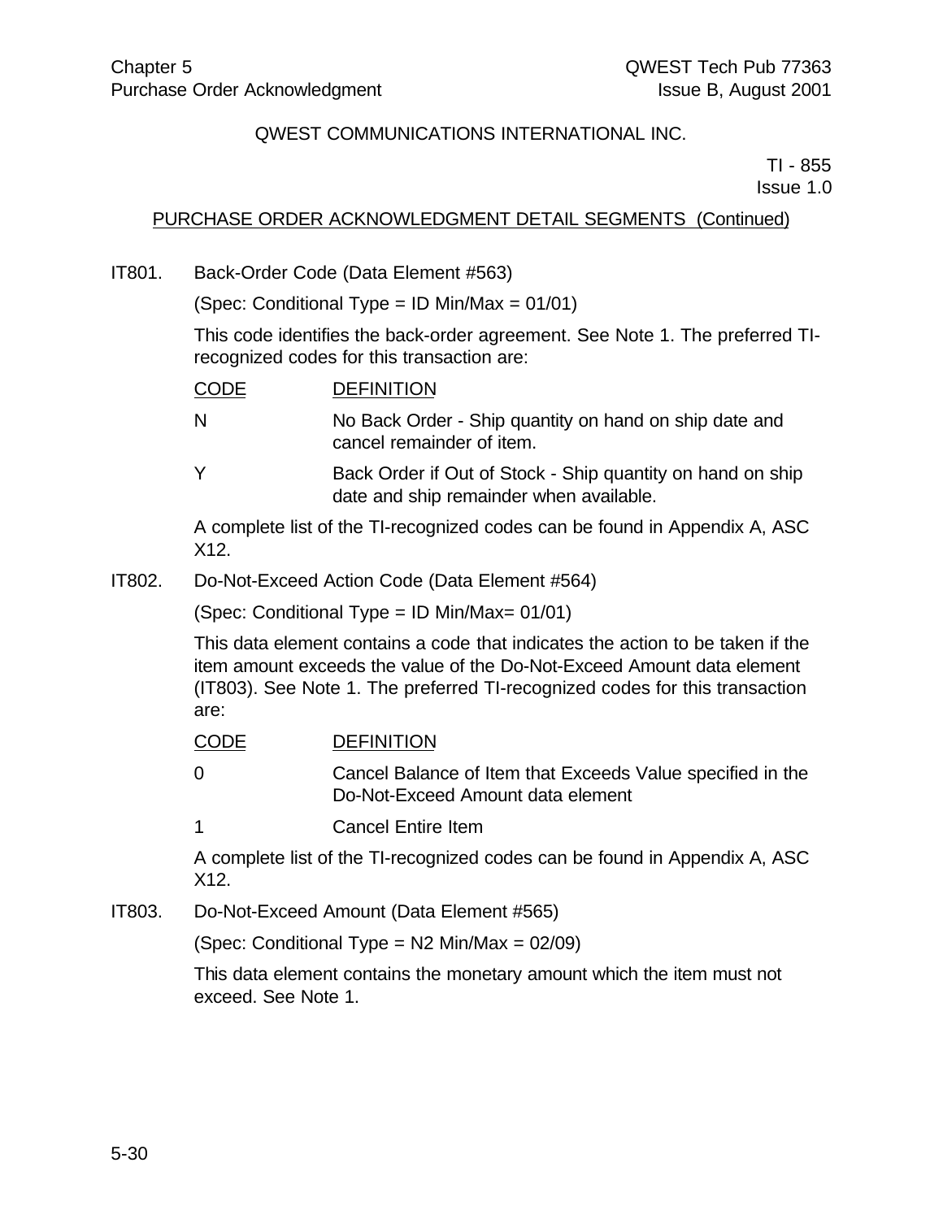QWEST COMMUNICATIONS INTERNATIONAL INC.

TI - 855
Issue 1.0

PURCHASE ORDER ACKNOWLEDGMENT DETAIL SEGMENTS (Continued)

IT801. Back-Order Code (Data Element #563)

(Spec: Conditional Type = ID Min/Max = 01/01)

This code identifies the back-order agreement. See Note 1. The preferred TI-recognized codes for this transaction are:

| CODE | DEFINITION |
|---|---|
| N | No Back Order - Ship quantity on hand on ship date and cancel remainder of item. |
| Y | Back Order if Out of Stock - Ship quantity on hand on ship date and ship remainder when available. |

A complete list of the TI-recognized codes can be found in Appendix A, ASC X12.

IT802. Do-Not-Exceed Action Code (Data Element #564)

(Spec: Conditional Type = ID Min/Max= 01/01)

This data element contains a code that indicates the action to be taken if the item amount exceeds the value of the Do-Not-Exceed Amount data element (IT803). See Note 1. The preferred TI-recognized codes for this transaction are:

| CODE | DEFINITION |
|---|---|
| 0 | Cancel Balance of Item that Exceeds Value specified in the Do-Not-Exceed Amount data element |
| 1 | Cancel Entire Item |

A complete list of the TI-recognized codes can be found in Appendix A, ASC X12.

IT803. Do-Not-Exceed Amount (Data Element #565)

(Spec: Conditional Type = N2 Min/Max = 02/09)

This data element contains the monetary amount which the item must not exceed. See Note 1.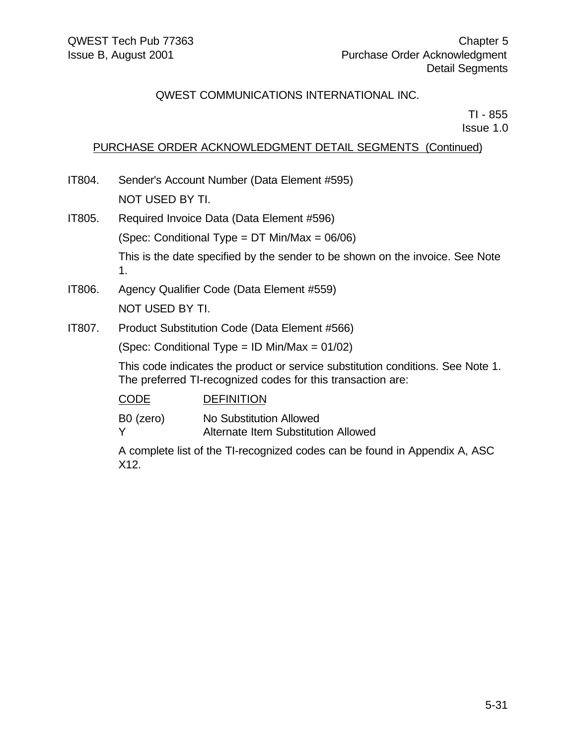QWEST COMMUNICATIONS INTERNATIONAL INC.

TI - 855
Issue 1.0

PURCHASE ORDER ACKNOWLEDGMENT DETAIL SEGMENTS (Continued)

IT804. Sender's Account Number (Data Element #595)

NOT USED BY TI.

IT805. Required Invoice Data (Data Element #596)

(Spec: Conditional Type = DT Min/Max = 06/06)

This is the date specified by the sender to be shown on the invoice. See Note 1.

IT806. Agency Qualifier Code (Data Element #559)

NOT USED BY TI.

IT807. Product Substitution Code (Data Element #566)

(Spec: Conditional Type = ID Min/Max = 01/02)

This code indicates the product or service substitution conditions. See Note 1. The preferred TI-recognized codes for this transaction are:

| CODE | DEFINITION |
|---|---|
| B0 (zero) | No Substitution Allowed |
| Y | Alternate Item Substitution Allowed |

A complete list of the TI-recognized codes can be found in Appendix A, ASC X12.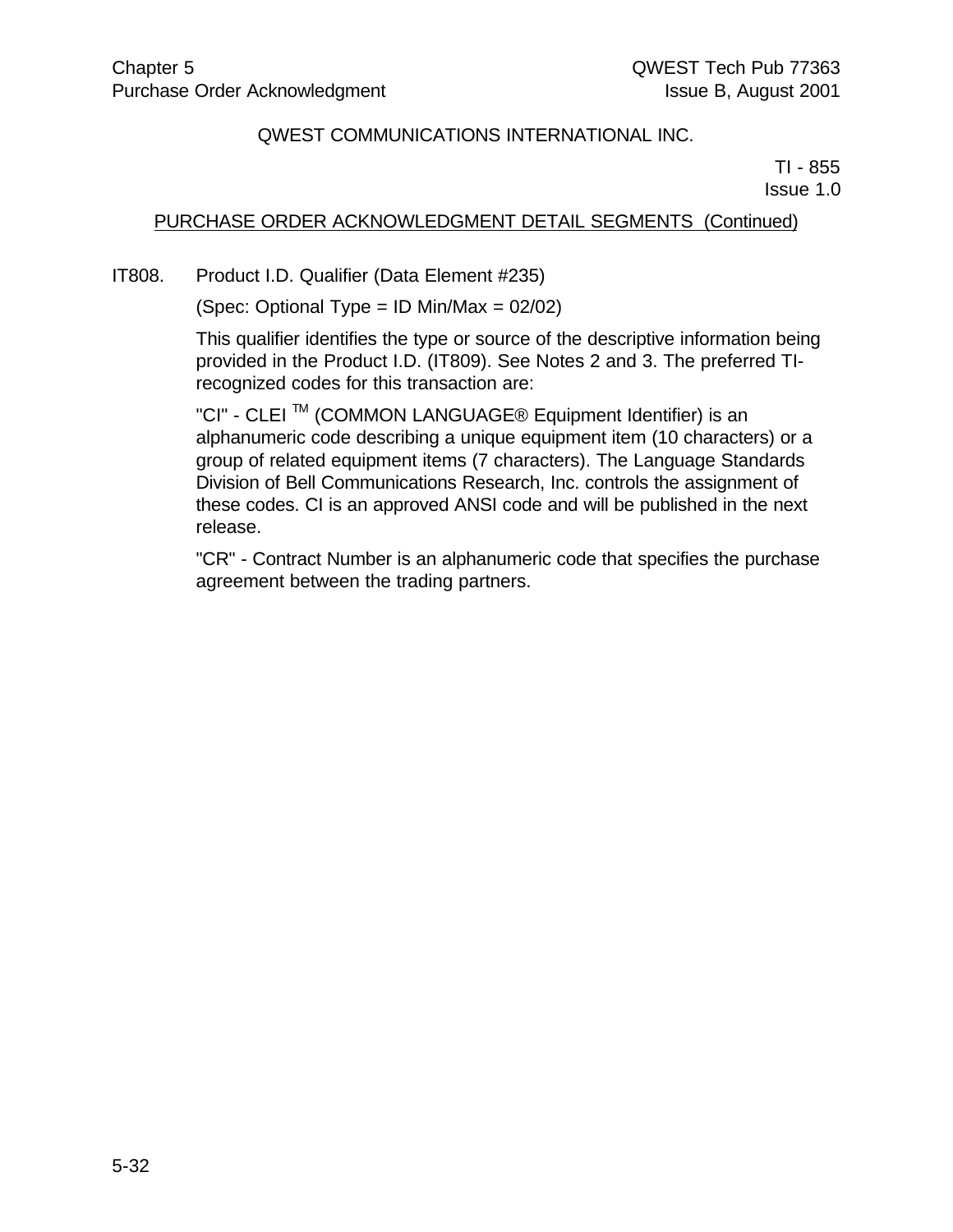QWEST COMMUNICATIONS INTERNATIONAL INC.

TI - 855
Issue 1.0

PURCHASE ORDER ACKNOWLEDGMENT DETAIL SEGMENTS (Continued)

IT808. Product I.D. Qualifier (Data Element #235)

(Spec: Optional Type = ID Min/Max = 02/02)

This qualifier identifies the type or source of the descriptive information being provided in the Product I.D. (IT809). See Notes 2 and 3. The preferred TI-recognized codes for this transaction are:

"CI" - CLEI ™ (COMMON LANGUAGE® Equipment Identifier) is an alphanumeric code describing a unique equipment item (10 characters) or a group of related equipment items (7 characters). The Language Standards Division of Bell Communications Research, Inc. controls the assignment of these codes. CI is an approved ANSI code and will be published in the next release.

"CR" - Contract Number is an alphanumeric code that specifies the purchase agreement between the trading partners.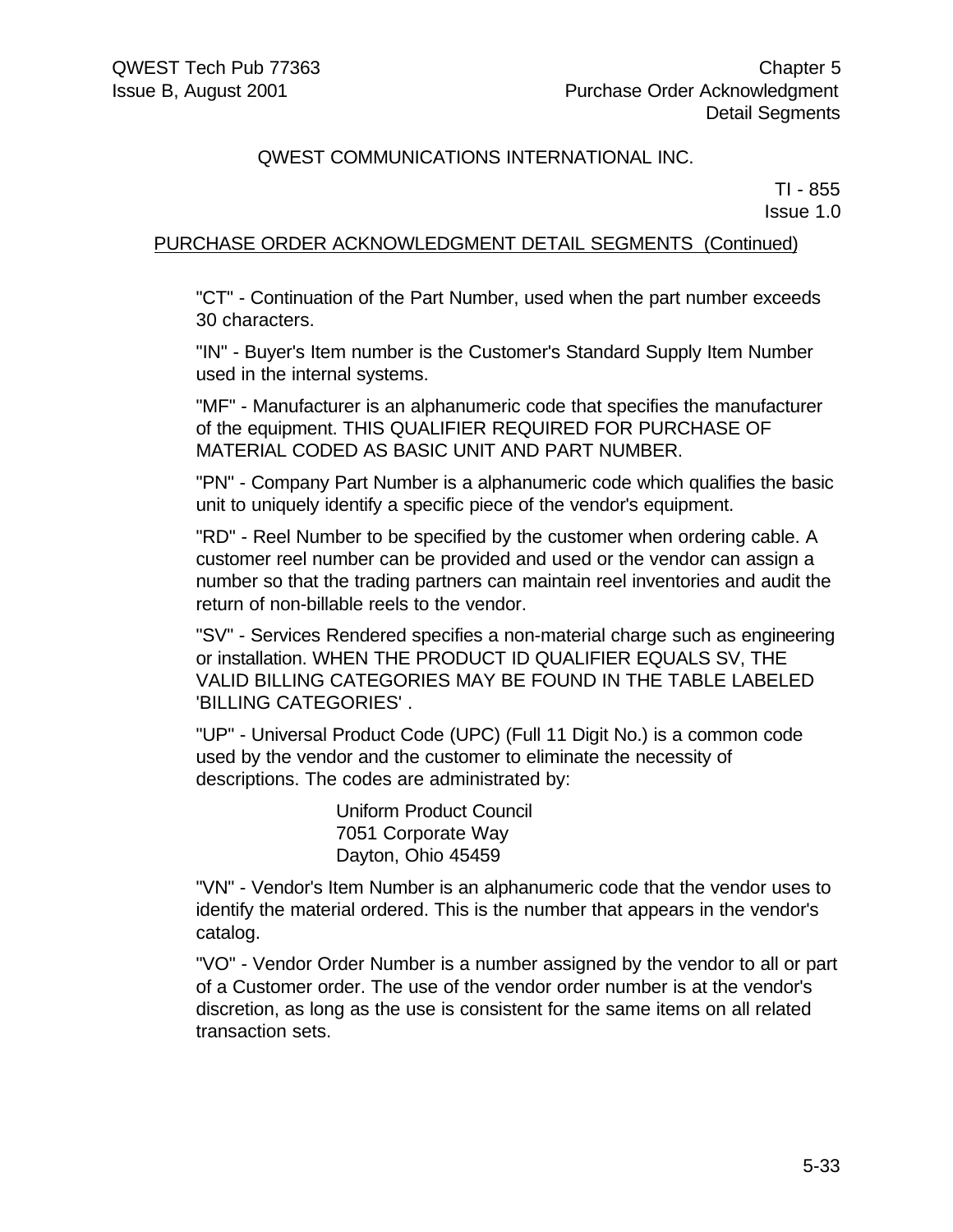QWEST COMMUNICATIONS INTERNATIONAL INC.

TI - 855
Issue 1.0

PURCHASE ORDER ACKNOWLEDGMENT DETAIL SEGMENTS (Continued)

"CT" - Continuation of the Part Number, used when the part number exceeds 30 characters.

"IN" - Buyer's Item number is the Customer's Standard Supply Item Number used in the internal systems.

"MF" - Manufacturer is an alphanumeric code that specifies the manufacturer of the equipment. THIS QUALIFIER REQUIRED FOR PURCHASE OF MATERIAL CODED AS BASIC UNIT AND PART NUMBER.

"PN" - Company Part Number is a alphanumeric code which qualifies the basic unit to uniquely identify a specific piece of the vendor's equipment.

"RD" - Reel Number to be specified by the customer when ordering cable. A customer reel number can be provided and used or the vendor can assign a number so that the trading partners can maintain reel inventories and audit the return of non-billable reels to the vendor.

"SV" - Services Rendered specifies a non-material charge such as engineering or installation. WHEN THE PRODUCT ID QUALIFIER EQUALS SV, THE VALID BILLING CATEGORIES MAY BE FOUND IN THE TABLE LABELED 'BILLING CATEGORIES' .

"UP" - Universal Product Code (UPC) (Full 11 Digit No.) is a common code used by the vendor and the customer to eliminate the necessity of descriptions. The codes are administrated by:

Uniform Product Council
7051 Corporate Way
Dayton, Ohio 45459

"VN" - Vendor's Item Number is an alphanumeric code that the vendor uses to identify the material ordered. This is the number that appears in the vendor's catalog.

"VO" - Vendor Order Number is a number assigned by the vendor to all or part of a Customer order. The use of the vendor order number is at the vendor's discretion, as long as the use is consistent for the same items on all related transaction sets.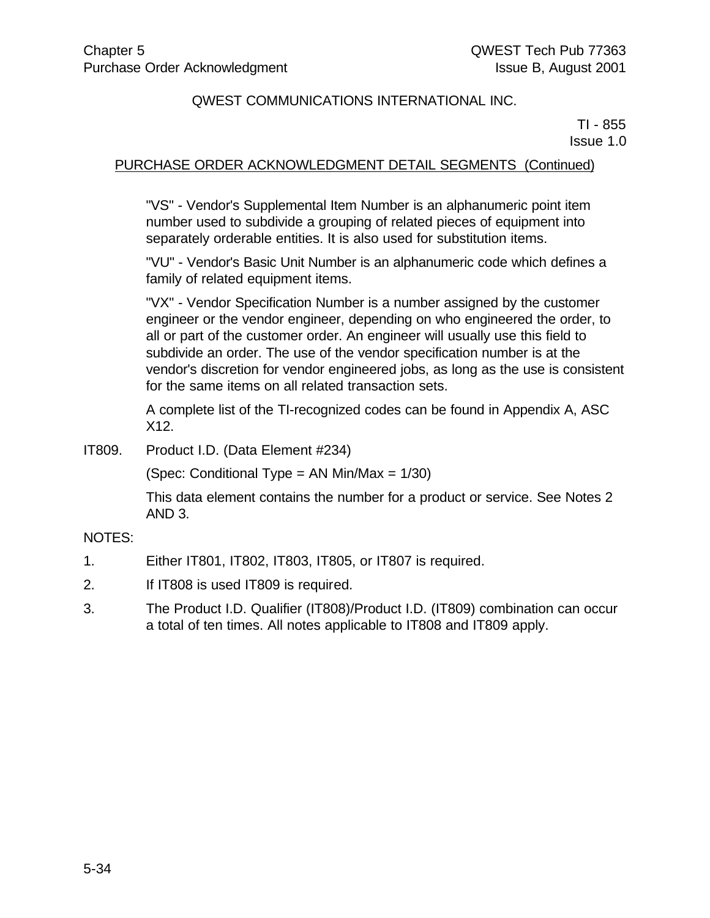QWEST COMMUNICATIONS INTERNATIONAL INC.

TI - 855
Issue 1.0

PURCHASE ORDER ACKNOWLEDGMENT DETAIL SEGMENTS (Continued)

"VS" - Vendor's Supplemental Item Number is an alphanumeric point item number used to subdivide a grouping of related pieces of equipment into separately orderable entities. It is also used for substitution items.

"VU" - Vendor's Basic Unit Number is an alphanumeric code which defines a family of related equipment items.

"VX" - Vendor Specification Number is a number assigned by the customer engineer or the vendor engineer, depending on who engineered the order, to all or part of the customer order. An engineer will usually use this field to subdivide an order. The use of the vendor specification number is at the vendor's discretion for vendor engineered jobs, as long as the use is consistent for the same items on all related transaction sets.

A complete list of the TI-recognized codes can be found in Appendix A, ASC X12.

IT809. Product I.D. (Data Element #234)

(Spec: Conditional Type = AN Min/Max = 1/30)

This data element contains the number for a product or service. See Notes 2 AND 3.

NOTES:

1. Either IT801, IT802, IT803, IT805, or IT807 is required.
2. If IT808 is used IT809 is required.
3. The Product I.D. Qualifier (IT808)/Product I.D. (IT809) combination can occur a total of ten times. All notes applicable to IT808 and IT809 apply.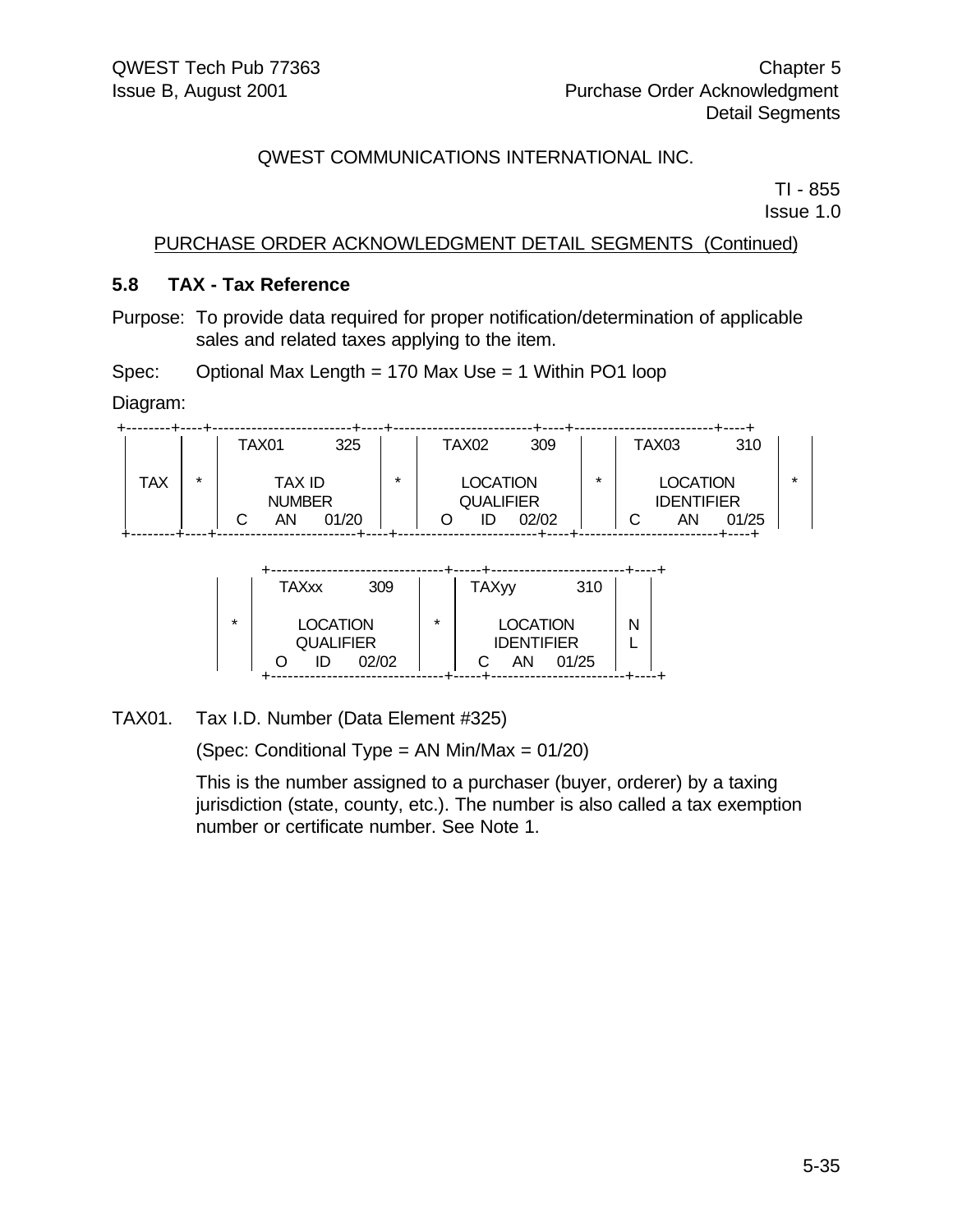QWEST COMMUNICATIONS INTERNATIONAL INC.

TI - 855
Issue 1.0

PURCHASE ORDER ACKNOWLEDGMENT DETAIL SEGMENTS (Continued)

### 5.8 TAX - Tax Reference

Purpose: To provide data required for proper notification/determination of applicable sales and related taxes applying to the item.

Spec: Optional Max Length = 170 Max Use = 1 Within PO1 loop

Diagram:

| TAX | * | TAX01 325<br>TAX ID NUMBER<br>C AN 01/20 | * | TAX02 309<br>LOCATION QUALIFIER<br>O ID 02/02 | * | TAX03 310<br>LOCATION IDENTIFIER<br>C AN 01/25 | * |
|---|---|---|---|---|---|---|---|

| * | TAXxx 309<br>LOCATION QUALIFIER<br>O ID 02/02 | * | TAXyy 310<br>LOCATION IDENTIFIER<br>C AN 01/25 | NL |
|---|---|---|---|---|

TAX01. Tax I.D. Number (Data Element #325)

(Spec: Conditional Type = AN Min/Max = 01/20)

This is the number assigned to a purchaser (buyer, orderer) by a taxing jurisdiction (state, county, etc.). The number is also called a tax exemption number or certificate number. See Note 1.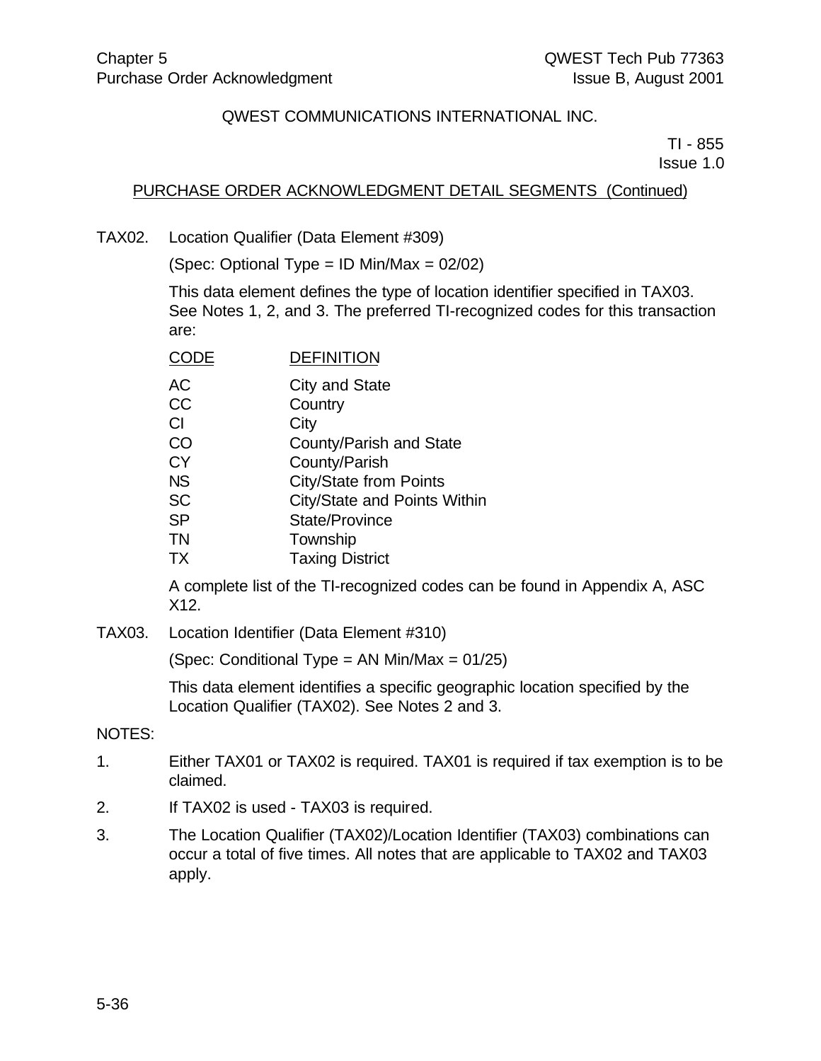QWEST COMMUNICATIONS INTERNATIONAL INC.

TI - 855
Issue 1.0

PURCHASE ORDER ACKNOWLEDGMENT DETAIL SEGMENTS (Continued)

TAX02. Location Qualifier (Data Element #309)

(Spec: Optional Type = ID Min/Max = 02/02)

This data element defines the type of location identifier specified in TAX03. See Notes 1, 2, and 3. The preferred TI-recognized codes for this transaction are:

| CODE | DEFINITION |
|---|---|
| AC | City and State |
| CC | Country |
| CI | City |
| CO | County/Parish and State |
| CY | County/Parish |
| NS | City/State from Points |
| SC | City/State and Points Within |
| SP | State/Province |
| TN | Township |
| TX | Taxing District |

A complete list of the TI-recognized codes can be found in Appendix A, ASC X12.

TAX03. Location Identifier (Data Element #310)

(Spec: Conditional Type = AN Min/Max = 01/25)

This data element identifies a specific geographic location specified by the Location Qualifier (TAX02). See Notes 2 and 3.

NOTES:

1. Either TAX01 or TAX02 is required. TAX01 is required if tax exemption is to be claimed.
2. If TAX02 is used - TAX03 is required.
3. The Location Qualifier (TAX02)/Location Identifier (TAX03) combinations can occur a total of five times. All notes that are applicable to TAX02 and TAX03 apply.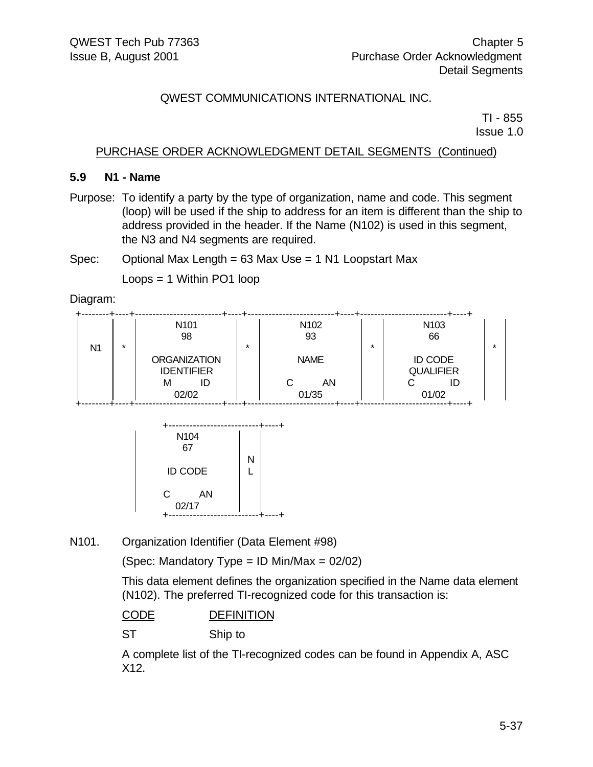QWEST COMMUNICATIONS INTERNATIONAL INC.

TI - 855
Issue 1.0

PURCHASE ORDER ACKNOWLEDGMENT DETAIL SEGMENTS (Continued)

### 5.9 N1 - Name

Purpose: To identify a party by the type of organization, name and code. This segment (loop) will be used if the ship to address for an item is different than the ship to address provided in the header. If the Name (N102) is used in this segment, the N3 and N4 segments are required.

Spec: Optional Max Length = 63 Max Use = 1 N1 Loopstart Max

Loops = 1 Within PO1 loop

Diagram:

```
+--------+----+-------------------------+----+-------------------------+----+-------------------------+----+
|        |    |          N101           |    |          N102           |    |          N103           |    |
|        |    |           98            |    |           93            |    |           66            |    |
|   N1   | *  |                         | *  |                         | *  |                         | *  |
|        |    |      ORGANIZATION       |    |          NAME           |    |        ID CODE          |    |
|        |    |       IDENTIFIER        |    |                         |    |       QUALIFIER         |    |
|        |    |       M        ID       |    |       C        AN       |    |       C        ID       |    |
|        |    |         02/02           |    |         01/35           |    |         01/02           |    |
+--------+----+-------------------------+----+-------------------------+----+-------------------------+----+

            +-------------------------+----+
            |          N104           |    |
            |           67            |    |
            |                         | N  |
            |        ID CODE          | L  |
            |                         |    |
            |       C        AN       |    |
            |         02/17           |    |
            +-------------------------+----+
```

N101. Organization Identifier (Data Element #98)

(Spec: Mandatory Type = ID Min/Max = 02/02)

This data element defines the organization specified in the Name data element (N102). The preferred TI-recognized code for this transaction is:

| CODE | DEFINITION |
|---|---|
| ST | Ship to |

A complete list of the TI-recognized codes can be found in Appendix A, ASC X12.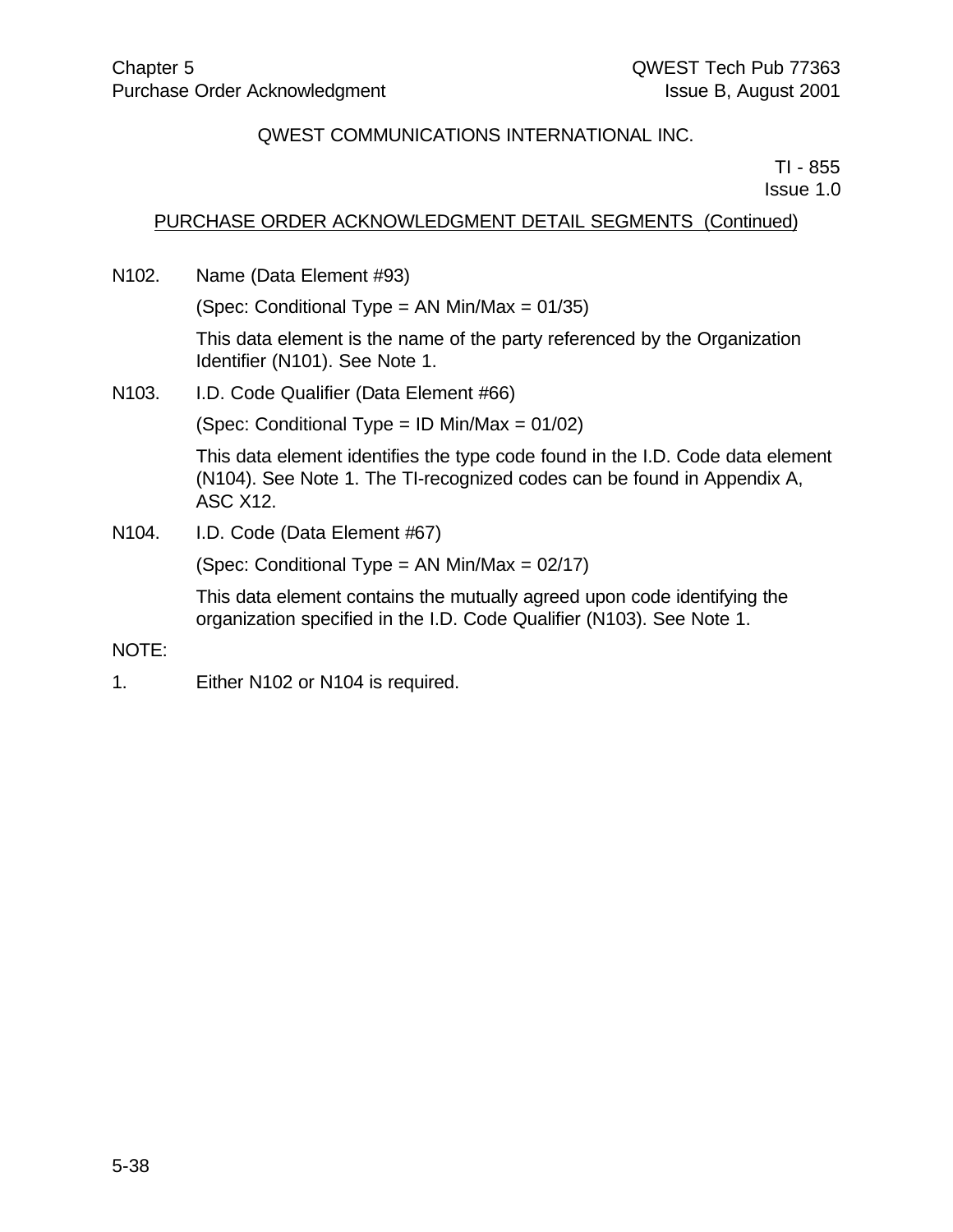QWEST COMMUNICATIONS INTERNATIONAL INC.

TI - 855
Issue 1.0

PURCHASE ORDER ACKNOWLEDGMENT DETAIL SEGMENTS (Continued)

N102. Name (Data Element #93)

(Spec: Conditional Type = AN Min/Max = 01/35)

This data element is the name of the party referenced by the Organization Identifier (N101). See Note 1.

N103. I.D. Code Qualifier (Data Element #66)

(Spec: Conditional Type = ID Min/Max = 01/02)

This data element identifies the type code found in the I.D. Code data element (N104). See Note 1. The TI-recognized codes can be found in Appendix A, ASC X12.

N104. I.D. Code (Data Element #67)

(Spec: Conditional Type = AN Min/Max = 02/17)

This data element contains the mutually agreed upon code identifying the organization specified in the I.D. Code Qualifier (N103). See Note 1.

NOTE:

1. Either N102 or N104 is required.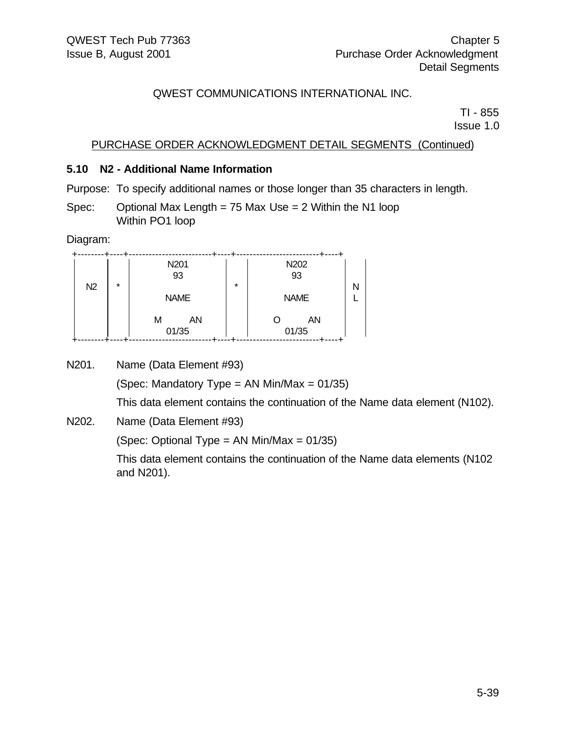QWEST COMMUNICATIONS INTERNATIONAL INC.

TI - 855
Issue 1.0

PURCHASE ORDER ACKNOWLEDGMENT DETAIL SEGMENTS (Continued)

### 5.10 N2 - Additional Name Information

Purpose: To specify additional names or those longer than 35 characters in length.

Spec: Optional Max Length = 75 Max Use = 2 Within the N1 loop
Within PO1 loop

Diagram:

```
 +--------+----+-------------------------+----+-------------------------+----+
 |        |    |          N201           |    |          N202           |    |
 |        |    |           93            |    |           93            |    |
 |   N2   | *  |                         | *  |                         | N  |
 |        |    |          NAME           |    |          NAME           | L  |
 |        |    |                         |    |                         |    |
 |        |    |        M      AN        |    |        O      AN        |    |
 |        |    |          01/35          |    |          01/35          |    |
 +--------+----+-------------------------+----+-------------------------+----+
```

N201. Name (Data Element #93)

(Spec: Mandatory Type = AN Min/Max = 01/35)

This data element contains the continuation of the Name data element (N102).

N202. Name (Data Element #93)

(Spec: Optional Type = AN Min/Max = 01/35)

This data element contains the continuation of the Name data elements (N102 and N201).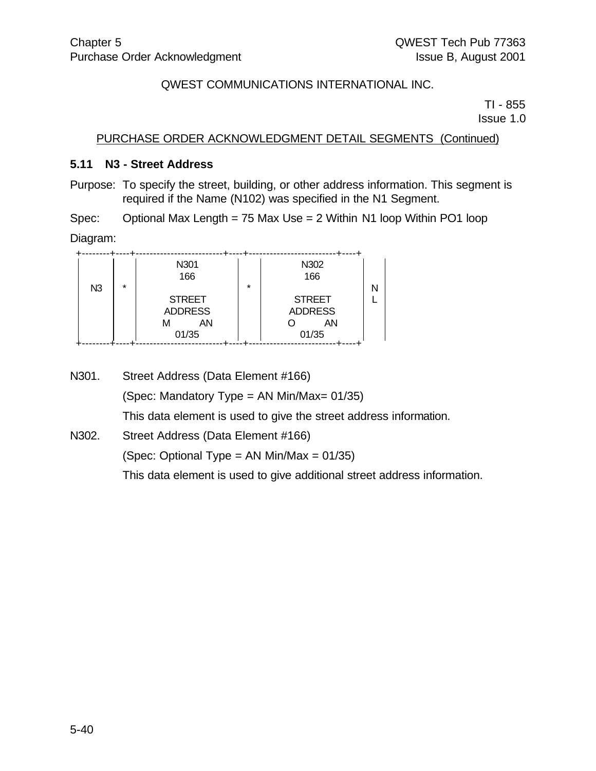QWEST COMMUNICATIONS INTERNATIONAL INC.

TI - 855
Issue 1.0

PURCHASE ORDER ACKNOWLEDGMENT DETAIL SEGMENTS (Continued)

### 5.11 N3 - Street Address

Purpose: To specify the street, building, or other address information. This segment is required if the Name (N102) was specified in the N1 Segment.

Spec: Optional Max Length = 75 Max Use = 2 Within N1 loop Within PO1 loop

Diagram:

```
+--------+----+-------------------------+----+-------------------------+----+
|        |    |          N301           |    |          N302           |    |
|        |    |           166           |    |           166           |    |
|   N3   | *  |                         | *  |                         | N  |
|        |    |         STREET          |    |         STREET          | L  |
|        |    |         ADDRESS         |    |         ADDRESS         |    |
|        |    |        M     AN         |    |        O     AN         |    |
|        |    |          01/35          |    |          01/35          |    |
+--------+----+-------------------------+----+-------------------------+----+
```

N301. Street Address (Data Element #166)

(Spec: Mandatory Type = AN Min/Max= 01/35)

This data element is used to give the street address information.

N302. Street Address (Data Element #166)

(Spec: Optional Type = AN Min/Max = 01/35)

This data element is used to give additional street address information.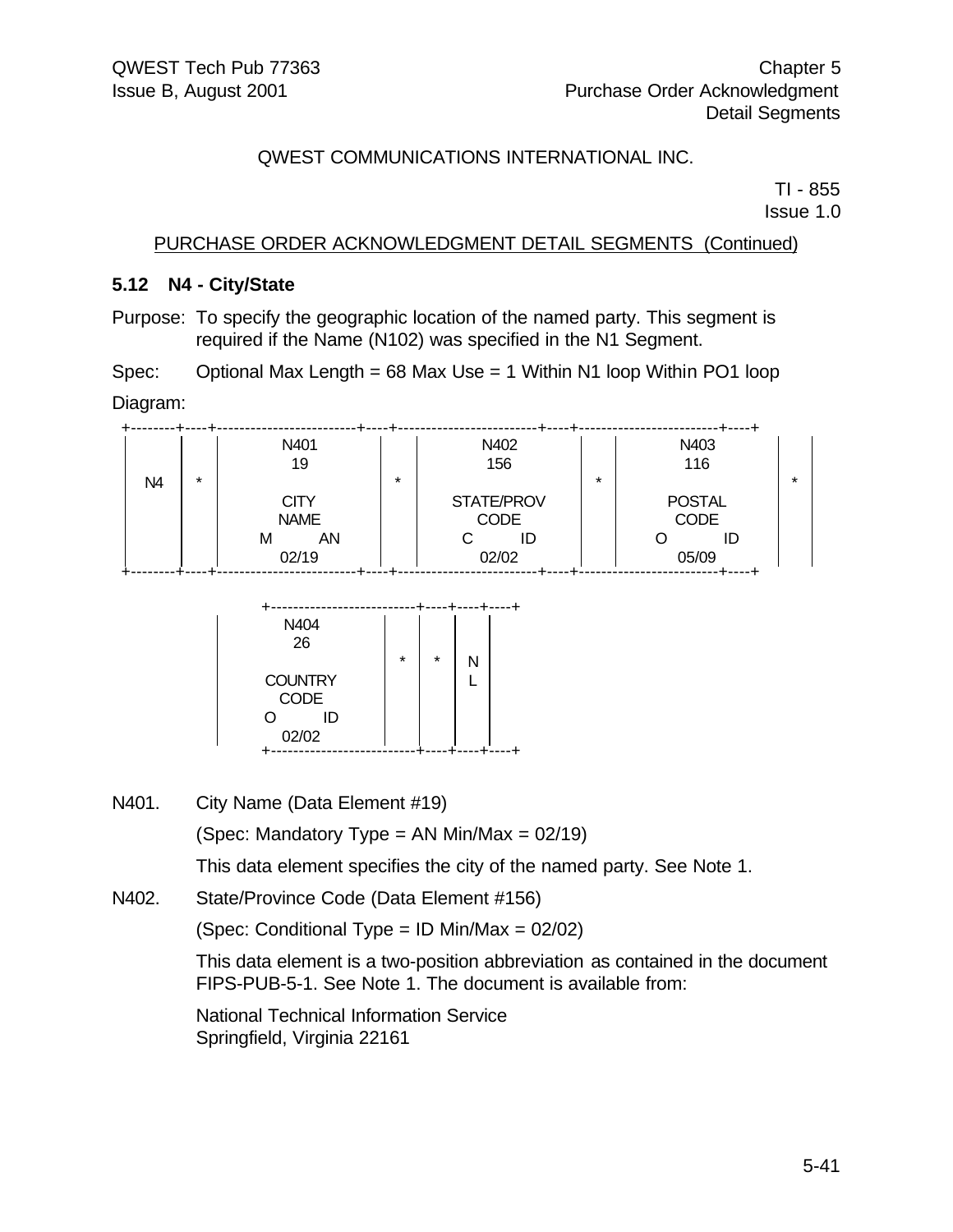PURCHASE ORDER ACKNOWLEDGMENT DETAIL SEGMENTS (Continued)

### 5.12 N4 - City/State

Purpose: To specify the geographic location of the named party. This segment is required if the Name (N102) was specified in the N1 Segment.

Spec: Optional Max Length = 68 Max Use = 1 Within N1 loop Within PO1 loop

Diagram:

```
+--------+----+------------------------+----+------------------------+----+------------------------+----+
|        |    |         N401           |    |         N402           |    |         N403           |    |
|        |    |          19            |    |          156           |    |          116           |    |
|   N4   | *  |                        | *  |                        | *  |                        | *  |
|        |    |         CITY           |    |       STATE/PROV       |    |        POSTAL          |    |
|        |    |         NAME           |    |         CODE           |    |         CODE           |    |
|        |    |      M        AN       |    |      C        ID       |    |      O        ID       |    |
|        |    |        02/19           |    |        02/02           |    |        05/09           |    |
+--------+----+------------------------+----+------------------------+----+------------------------+----+

                  +------------------------+----+----+----+
                  |         N404           |    |    |    |
                  |          26            |    |    |    |
                  |                        | *  | *  | N  |
                  |        COUNTRY         |    |    | L  |
                  |         CODE           |    |    |    |
                  |      O        ID       |    |    |    |
                  |        02/02           |    |    |    |
                  +------------------------+----+----+----+
```

N401. City Name (Data Element #19)

(Spec: Mandatory Type = AN Min/Max = 02/19)

This data element specifies the city of the named party. See Note 1.

N402. State/Province Code (Data Element #156)

(Spec: Conditional Type = ID Min/Max = 02/02)

This data element is a two-position abbreviation as contained in the document FIPS-PUB-5-1. See Note 1. The document is available from:

National Technical Information Service
Springfield, Virginia 22161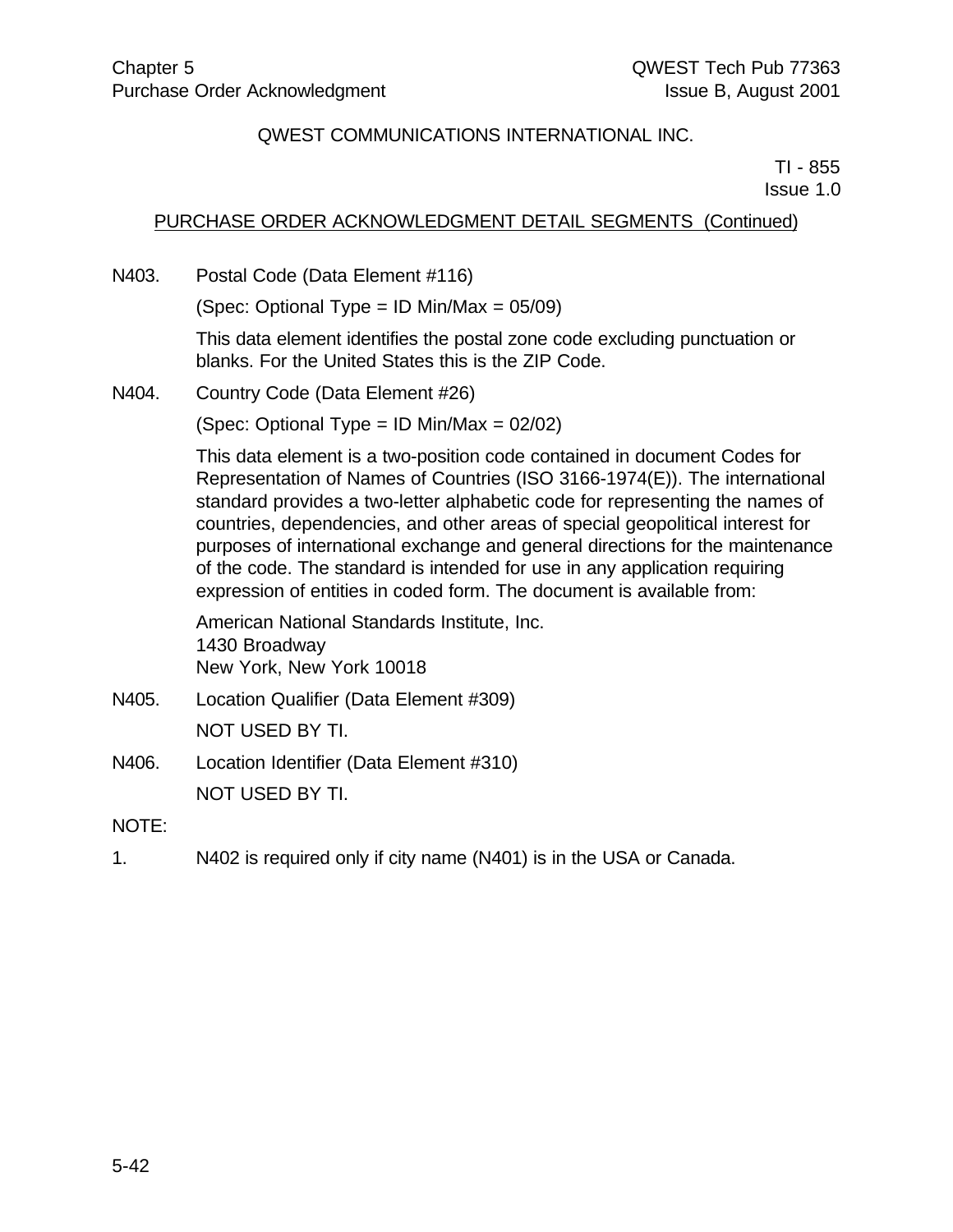QWEST COMMUNICATIONS INTERNATIONAL INC.

TI - 855
Issue 1.0

PURCHASE ORDER ACKNOWLEDGMENT DETAIL SEGMENTS (Continued)

N403. Postal Code (Data Element #116)

(Spec: Optional Type = ID Min/Max = 05/09)

This data element identifies the postal zone code excluding punctuation or blanks. For the United States this is the ZIP Code.

N404. Country Code (Data Element #26)

(Spec: Optional Type = ID Min/Max = 02/02)

This data element is a two-position code contained in document Codes for Representation of Names of Countries (ISO 3166-1974(E)). The international standard provides a two-letter alphabetic code for representing the names of countries, dependencies, and other areas of special geopolitical interest for purposes of international exchange and general directions for the maintenance of the code. The standard is intended for use in any application requiring expression of entities in coded form. The document is available from:

American National Standards Institute, Inc.
1430 Broadway
New York, New York 10018

N405. Location Qualifier (Data Element #309)

NOT USED BY TI.

N406. Location Identifier (Data Element #310)

NOT USED BY TI.

NOTE:

1. N402 is required only if city name (N401) is in the USA or Canada.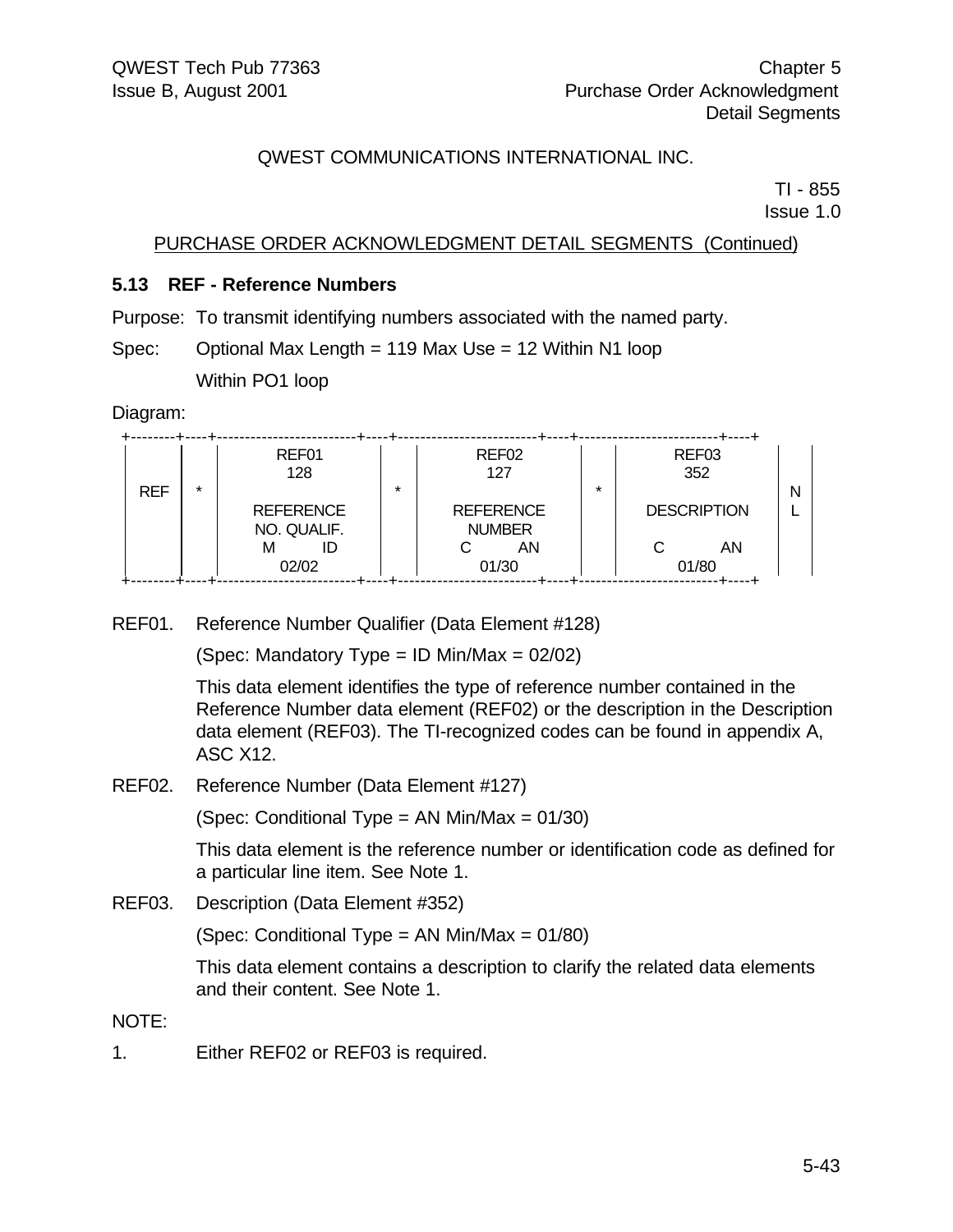QWEST COMMUNICATIONS INTERNATIONAL INC.

TI - 855
Issue 1.0

PURCHASE ORDER ACKNOWLEDGMENT DETAIL SEGMENTS (Continued)

### 5.13 REF - Reference Numbers

Purpose: To transmit identifying numbers associated with the named party.

Spec: Optional Max Length = 119 Max Use = 12 Within N1 loop

Within PO1 loop

Diagram:

| REF | * | REF01<br>128<br><br>REFERENCE<br>NO. QUALIF.<br>M ID<br>02/02 | * | REF02<br>127<br><br>REFERENCE<br>NUMBER<br>C AN<br>01/30 | * | REF03<br>352<br><br>DESCRIPTION<br><br>C AN<br>01/80 | NL |
|---|---|---|---|---|---|---|---|

REF01. Reference Number Qualifier (Data Element #128)

(Spec: Mandatory Type = ID Min/Max = 02/02)

This data element identifies the type of reference number contained in the Reference Number data element (REF02) or the description in the Description data element (REF03). The TI-recognized codes can be found in appendix A, ASC X12.

REF02. Reference Number (Data Element #127)

(Spec: Conditional Type = AN Min/Max = 01/30)

This data element is the reference number or identification code as defined for a particular line item. See Note 1.

REF03. Description (Data Element #352)

(Spec: Conditional Type = AN Min/Max = 01/80)

This data element contains a description to clarify the related data elements and their content. See Note 1.

NOTE:

1. Either REF02 or REF03 is required.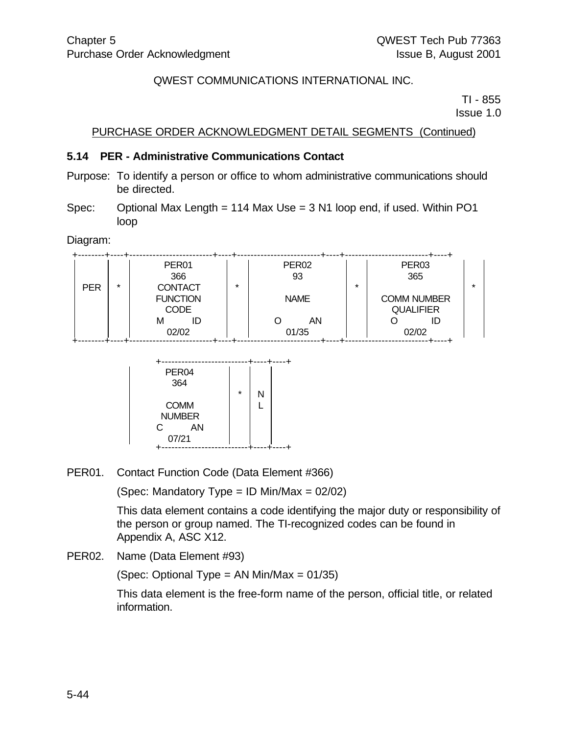QWEST COMMUNICATIONS INTERNATIONAL INC.

TI - 855
Issue 1.0

PURCHASE ORDER ACKNOWLEDGMENT DETAIL SEGMENTS (Continued)

### 5.14 PER - Administrative Communications Contact

Purpose: To identify a person or office to whom administrative communications should be directed.

Spec: Optional Max Length = 114 Max Use = 3 N1 loop end, if used. Within PO1 loop

Diagram:

| PER | * | PER01<br>366<br>CONTACT FUNCTION CODE<br>M ID<br>02/02 | * | PER02<br>93<br>NAME<br>O AN<br>01/35 | * | PER03<br>365<br>COMM NUMBER QUALIFIER<br>O ID<br>02/02 | * |
|---|---|---|---|---|---|---|---|

| PER04<br>364<br>COMM NUMBER<br>C AN<br>07/21 | * | NL |
|---|---|---|

PER01. Contact Function Code (Data Element #366)

(Spec: Mandatory Type = ID Min/Max = 02/02)

This data element contains a code identifying the major duty or responsibility of the person or group named. The TI-recognized codes can be found in Appendix A, ASC X12.

PER02. Name (Data Element #93)

(Spec: Optional Type = AN Min/Max = 01/35)

This data element is the free-form name of the person, official title, or related information.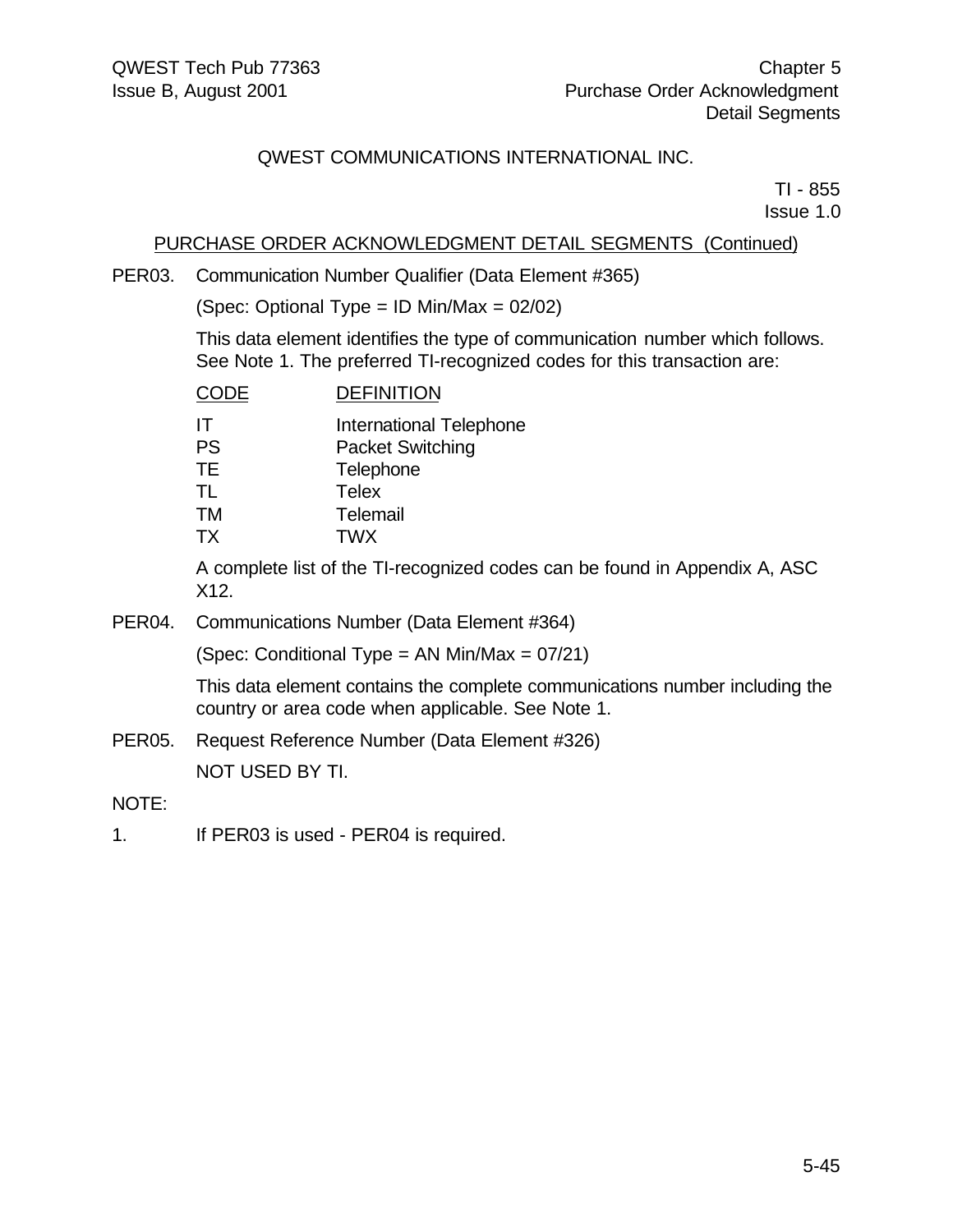QWEST COMMUNICATIONS INTERNATIONAL INC.

TI - 855
Issue 1.0

PURCHASE ORDER ACKNOWLEDGMENT DETAIL SEGMENTS (Continued)

PER03. Communication Number Qualifier (Data Element #365)

(Spec: Optional Type = ID Min/Max = 02/02)

This data element identifies the type of communication number which follows. See Note 1. The preferred TI-recognized codes for this transaction are:

| CODE | DEFINITION |
|---|---|
| IT | International Telephone |
| PS | Packet Switching |
| TE | Telephone |
| TL | Telex |
| TM | Telemail |
| TX | TWX |

A complete list of the TI-recognized codes can be found in Appendix A, ASC X12.

PER04. Communications Number (Data Element #364)

(Spec: Conditional Type = AN Min/Max = 07/21)

This data element contains the complete communications number including the country or area code when applicable. See Note 1.

PER05. Request Reference Number (Data Element #326)

NOT USED BY TI.

NOTE:

1. If PER03 is used - PER04 is required.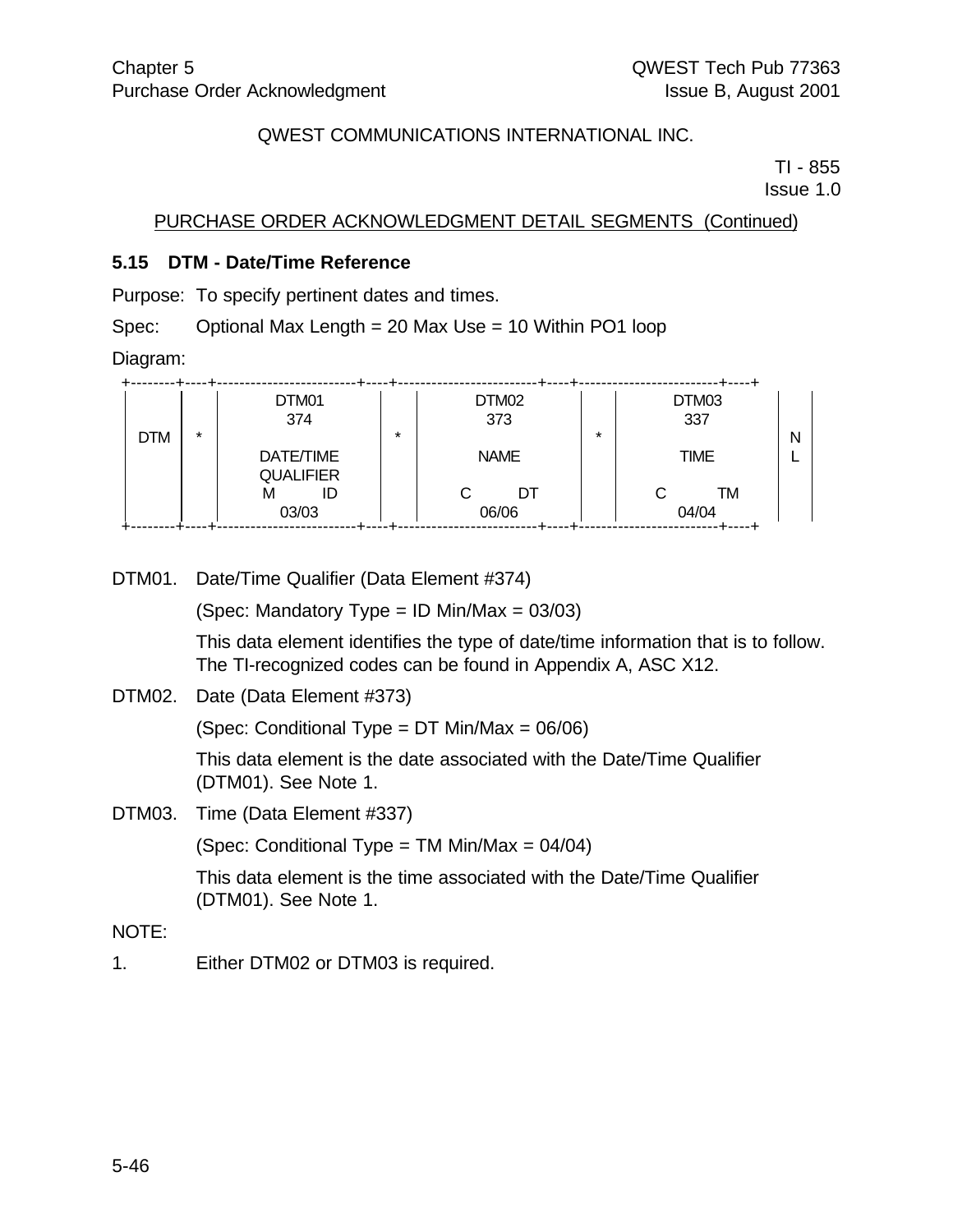QWEST COMMUNICATIONS INTERNATIONAL INC.

TI - 855
Issue 1.0

PURCHASE ORDER ACKNOWLEDGMENT DETAIL SEGMENTS (Continued)

### 5.15 DTM - Date/Time Reference

Purpose: To specify pertinent dates and times.

Spec: Optional Max Length = 20 Max Use = 10 Within PO1 loop

Diagram:

```
+--------+----+-------------------------+----+-------------------------+----+-------------------------+----+
|        |    |          DTM01          |    |          DTM02          |    |          DTM03          |    |
|        |    |           374           |    |           373           |    |           337           |    |
|  DTM   | *  |                         | *  |                         | *  |                         | N  |
|        |    |        DATE/TIME        |    |          NAME           |    |          TIME           | L  |
|        |    |        QUALIFIER        |    |                         |    |                         |    |
|        |    |       M        ID       |    |       C        DT       |    |       C        TM       |    |
|        |    |          03/03          |    |          06/06          |    |          04/04          |    |
+--------+----+-------------------------+----+-------------------------+----+-------------------------+----+
```

DTM01. Date/Time Qualifier (Data Element #374)

(Spec: Mandatory Type = ID Min/Max = 03/03)

This data element identifies the type of date/time information that is to follow. The TI-recognized codes can be found in Appendix A, ASC X12.

DTM02. Date (Data Element #373)

(Spec: Conditional Type = DT Min/Max = 06/06)

This data element is the date associated with the Date/Time Qualifier (DTM01). See Note 1.

DTM03. Time (Data Element #337)

(Spec: Conditional Type = TM Min/Max = 04/04)

This data element is the time associated with the Date/Time Qualifier (DTM01). See Note 1.

NOTE:

1. Either DTM02 or DTM03 is required.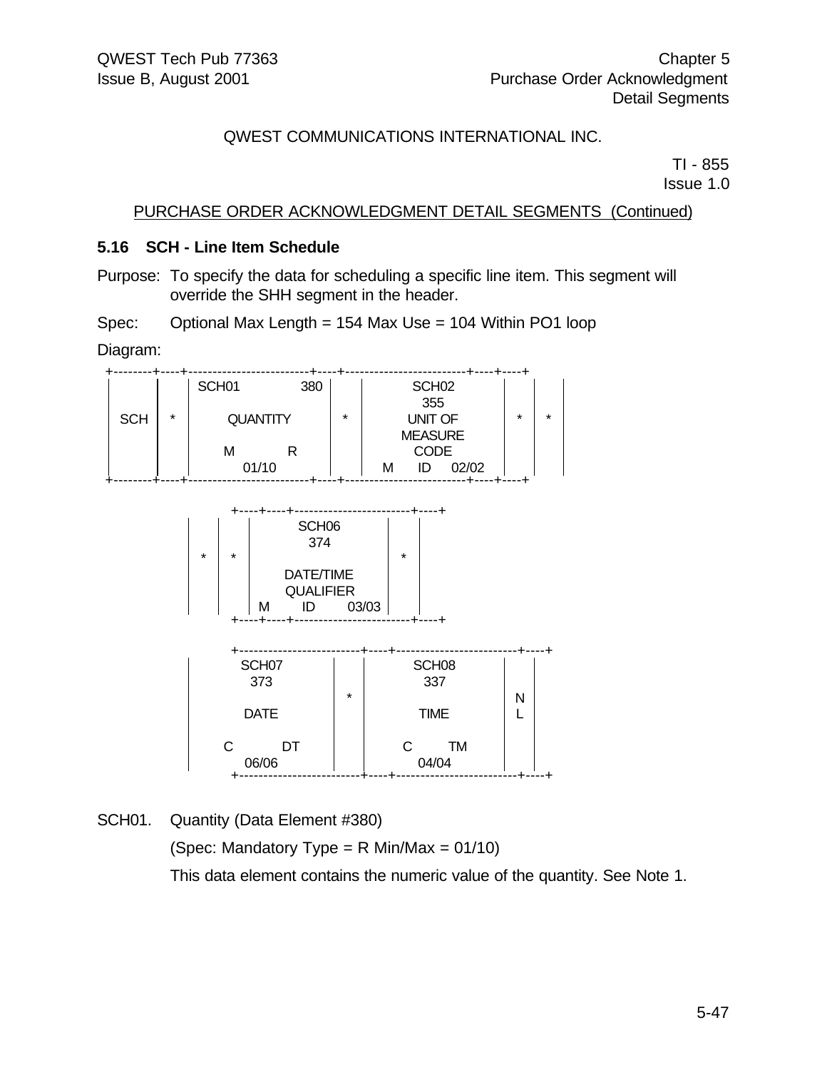QWEST COMMUNICATIONS INTERNATIONAL INC.

TI - 855
Issue 1.0

PURCHASE ORDER ACKNOWLEDGMENT DETAIL SEGMENTS (Continued)

### 5.16 SCH - Line Item Schedule

Purpose: To specify the data for scheduling a specific line item. This segment will override the SHH segment in the header.

Spec: Optional Max Length = 154 Max Use = 104 Within PO1 loop

Diagram:

```
+--------+----+-------------------------+----+-------------------------+----+----+
|        |    | SCH01              380  |    |          SCH02          |    |    |
|        |    |                         |    |           355           |    |    |
|  SCH   | *  |        QUANTITY         | *  |         UNIT OF         | *  | *  |
|        |    |                         |    |         MEASURE         |    |    |
|        |    |     M            R      |    |          CODE           |    |    |
|        |    |          01/10          |    |   M      ID     02/02   |    |    |
+--------+----+-------------------------+----+-------------------------+----+----+

     +----+----+-----------------------+----+
     |    |    |         SCH06         |    |
     |    |    |          374          |    |
     | *  | *  |                       | *  |
     |    |    |       DATE/TIME       |    |
     |    |    |       QUALIFIER       |    |
     |    |    |  M       ID     03/03 |    |
     +----+----+-----------------------+----+

     +-------------------------+----+------------------------+----+
     |        SCH07            |    |         SCH08          |    |
     |         373             |    |          337           |    |
     |                         | *  |                        | N  |
     |        DATE             |    |          TIME          | L  |
     |                         |    |                        |    |
     |     C          DT       |    |      C         TM      |    |
     |         06/06           |    |         04/04          |    |
     +-------------------------+----+------------------------+----+
```

SCH01. Quantity (Data Element #380)

(Spec: Mandatory Type = R Min/Max = 01/10)

This data element contains the numeric value of the quantity. See Note 1.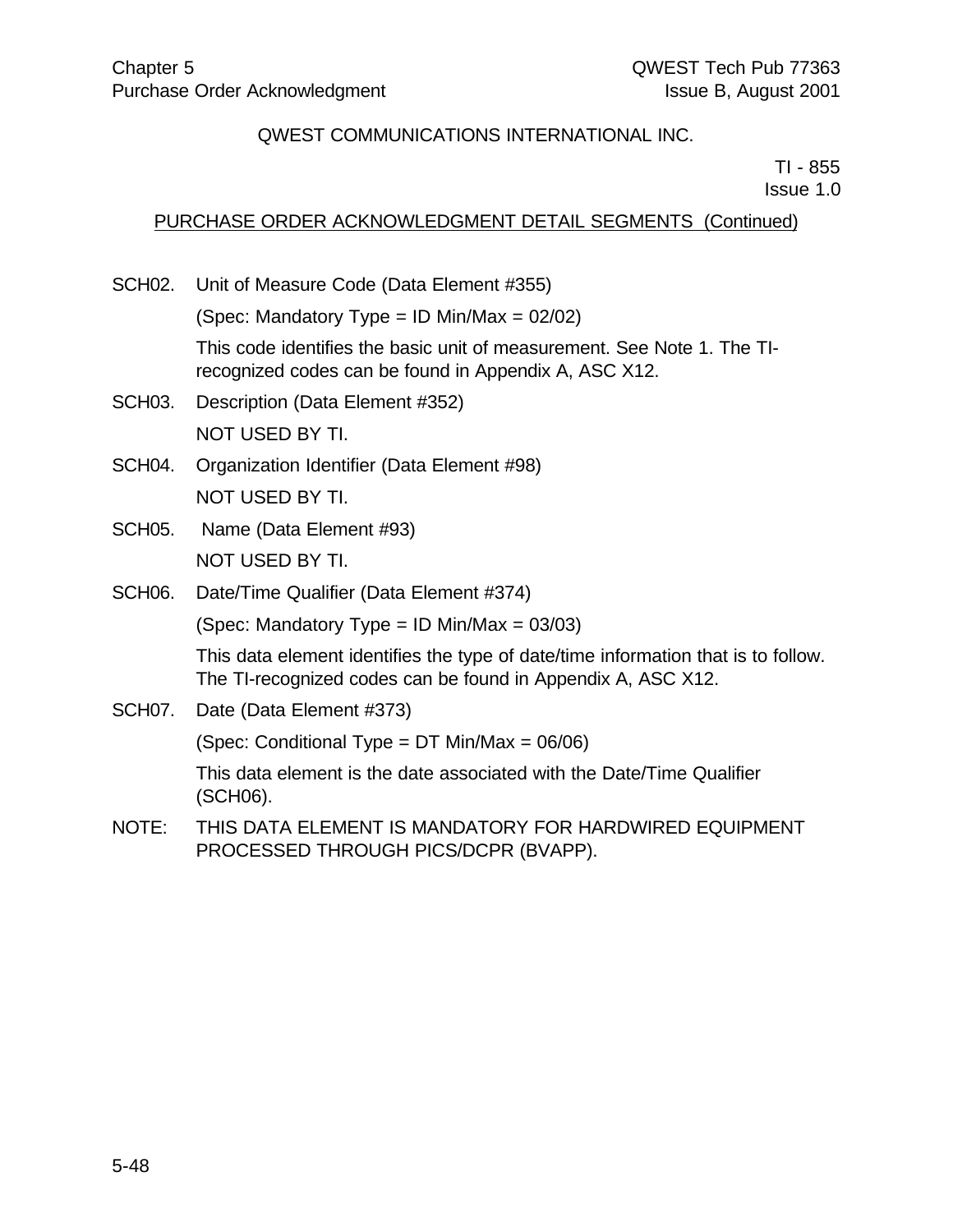QWEST COMMUNICATIONS INTERNATIONAL INC.

TI - 855
Issue 1.0

PURCHASE ORDER ACKNOWLEDGMENT DETAIL SEGMENTS (Continued)

SCH02. Unit of Measure Code (Data Element #355)

(Spec: Mandatory Type = ID Min/Max = 02/02)

This code identifies the basic unit of measurement. See Note 1. The TI-recognized codes can be found in Appendix A, ASC X12.

SCH03. Description (Data Element #352)

NOT USED BY TI.

SCH04. Organization Identifier (Data Element #98)

NOT USED BY TI.

SCH05. Name (Data Element #93)

NOT USED BY TI.

SCH06. Date/Time Qualifier (Data Element #374)

(Spec: Mandatory Type = ID Min/Max = 03/03)

This data element identifies the type of date/time information that is to follow. The TI-recognized codes can be found in Appendix A, ASC X12.

SCH07. Date (Data Element #373)

(Spec: Conditional Type = DT Min/Max = 06/06)

This data element is the date associated with the Date/Time Qualifier (SCH06).

NOTE: THIS DATA ELEMENT IS MANDATORY FOR HARDWIRED EQUIPMENT PROCESSED THROUGH PICS/DCPR (BVAPP).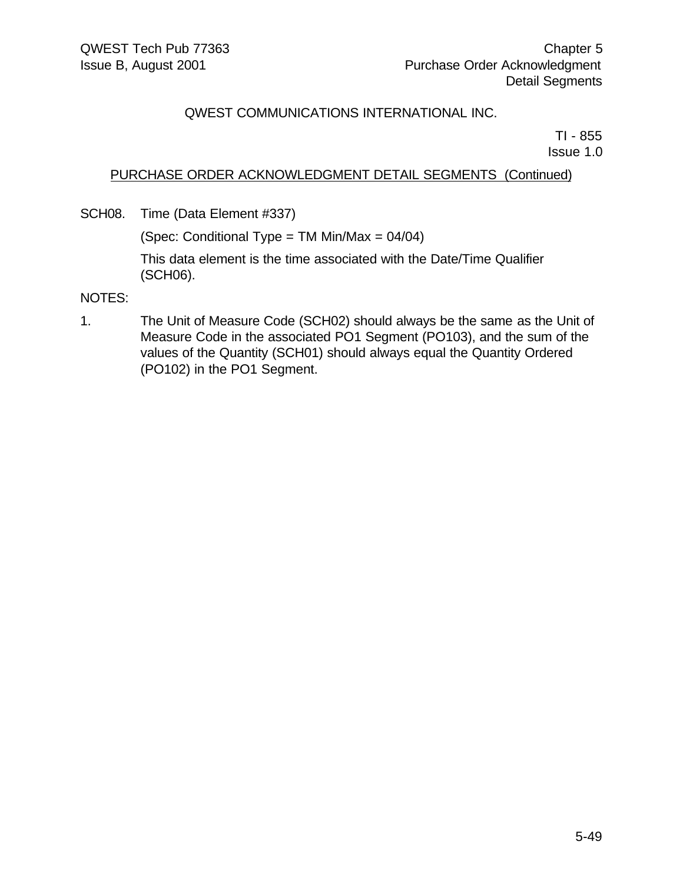QWEST COMMUNICATIONS INTERNATIONAL INC.

TI - 855
Issue 1.0

PURCHASE ORDER ACKNOWLEDGMENT DETAIL SEGMENTS (Continued)

SCH08. Time (Data Element #337)

(Spec: Conditional Type = TM Min/Max = 04/04)

This data element is the time associated with the Date/Time Qualifier (SCH06).

NOTES:

1. The Unit of Measure Code (SCH02) should always be the same as the Unit of Measure Code in the associated PO1 Segment (PO103), and the sum of the values of the Quantity (SCH01) should always equal the Quantity Ordered (PO102) in the PO1 Segment.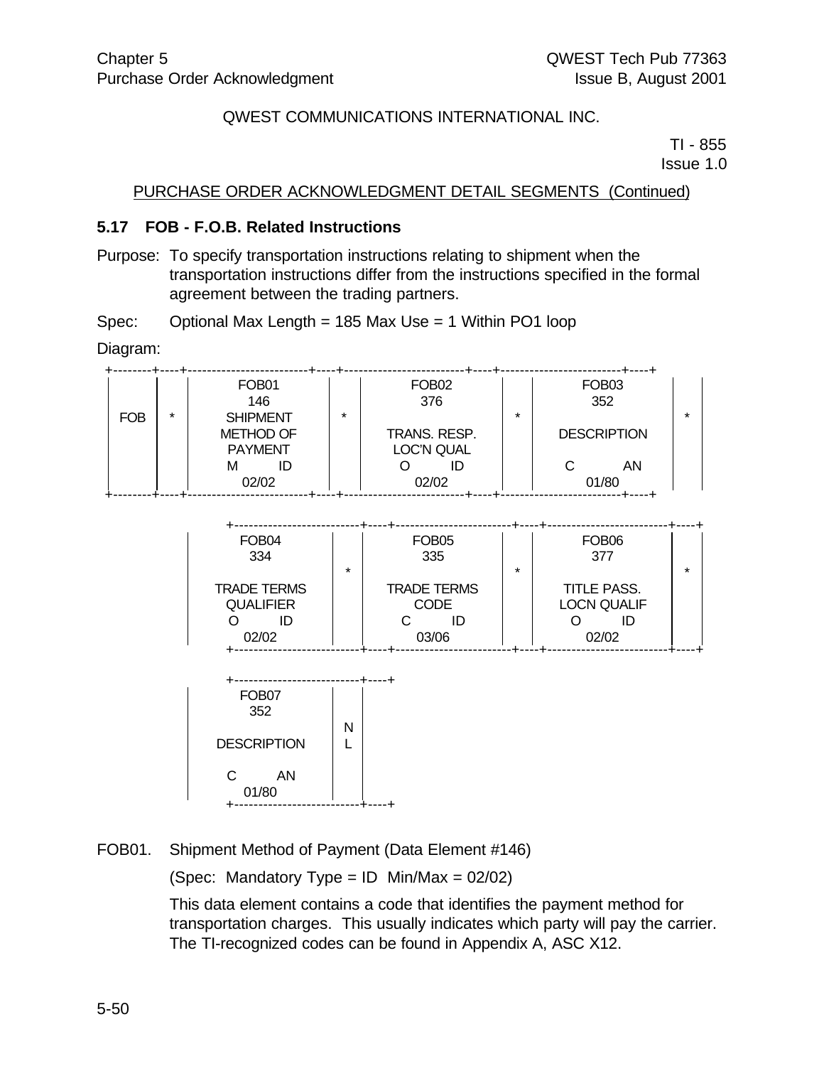QWEST COMMUNICATIONS INTERNATIONAL INC.

TI - 855
Issue 1.0

PURCHASE ORDER ACKNOWLEDGMENT DETAIL SEGMENTS (Continued)

### 5.17 FOB - F.O.B. Related Instructions

Purpose: To specify transportation instructions relating to shipment when the transportation instructions differ from the instructions specified in the formal agreement between the trading partners.

Spec: Optional Max Length = 185 Max Use = 1 Within PO1 loop

Diagram:

```
+--------+----+------------------------+----+------------------------+----+------------------------+----+
|        |    |         FOB01          |    |         FOB02          |    |         FOB03          |    |
|        |    |          146           |    |          376           |    |          352           |    |
|  FOB   | *  |        SHIPMENT        | *  |                        | *  |                        | *  |
|        |    |       METHOD OF        |    |     TRANS. RESP.       |    |      DESCRIPTION       |    |
|        |    |        PAYMENT         |    |      LOC'N QUAL        |    |                        |    |
|        |    |       M       ID       |    |      O       ID        |    |      C        AN       |    |
|        |    |         02/02          |    |         02/02          |    |         01/80          |    |
+--------+----+------------------------+----+------------------------+----+------------------------+----+

     +------------------------+----+------------------------+----+------------------------+----+
     |         FOB04          |    |         FOB05          |    |         FOB06          |    |
     |          334           |    |          335           |    |          377           |    |
     |                        | *  |                        | *  |                        | *  |
     |      TRADE TERMS       |    |      TRADE TERMS       |    |      TITLE PASS.       |    |
     |       QUALIFIER        |    |         CODE           |    |      LOCN QUALIF       |    |
     |      O       ID        |    |      C       ID        |    |      O       ID        |    |
     |         02/02          |    |         03/06          |    |         02/02          |    |
     +------------------------+----+------------------------+----+------------------------+----+

     +------------------------+----+
     |         FOB07          |    |
     |          352           |    |
     |                        | N  |
     |      DESCRIPTION       | L  |
     |                        |    |
     |      C        AN       |    |
     |         01/80          |    |
     +------------------------+----+
```

FOB01. Shipment Method of Payment (Data Element #146)

(Spec: Mandatory Type = ID Min/Max = 02/02)

This data element contains a code that identifies the payment method for transportation charges. This usually indicates which party will pay the carrier. The TI-recognized codes can be found in Appendix A, ASC X12.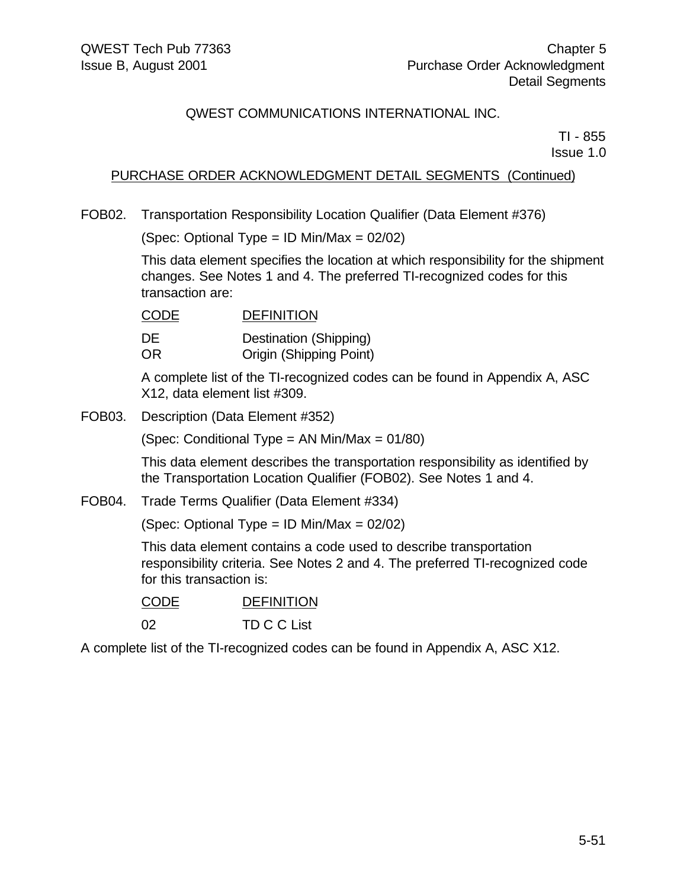QWEST COMMUNICATIONS INTERNATIONAL INC.

TI - 855
Issue 1.0

PURCHASE ORDER ACKNOWLEDGMENT DETAIL SEGMENTS (Continued)

FOB02. Transportation Responsibility Location Qualifier (Data Element #376)

(Spec: Optional Type = ID Min/Max = 02/02)

This data element specifies the location at which responsibility for the shipment changes. See Notes 1 and 4. The preferred TI-recognized codes for this transaction are:

| CODE | DEFINITION |
|---|---|
| DE | Destination (Shipping) |
| OR | Origin (Shipping Point) |

A complete list of the TI-recognized codes can be found in Appendix A, ASC X12, data element list #309.

FOB03. Description (Data Element #352)

(Spec: Conditional Type = AN Min/Max = 01/80)

This data element describes the transportation responsibility as identified by the Transportation Location Qualifier (FOB02). See Notes 1 and 4.

FOB04. Trade Terms Qualifier (Data Element #334)

(Spec: Optional Type = ID Min/Max = 02/02)

This data element contains a code used to describe transportation responsibility criteria. See Notes 2 and 4. The preferred TI-recognized code for this transaction is:

| CODE | DEFINITION |
|---|---|
| 02 | TD C C List |

A complete list of the TI-recognized codes can be found in Appendix A, ASC X12.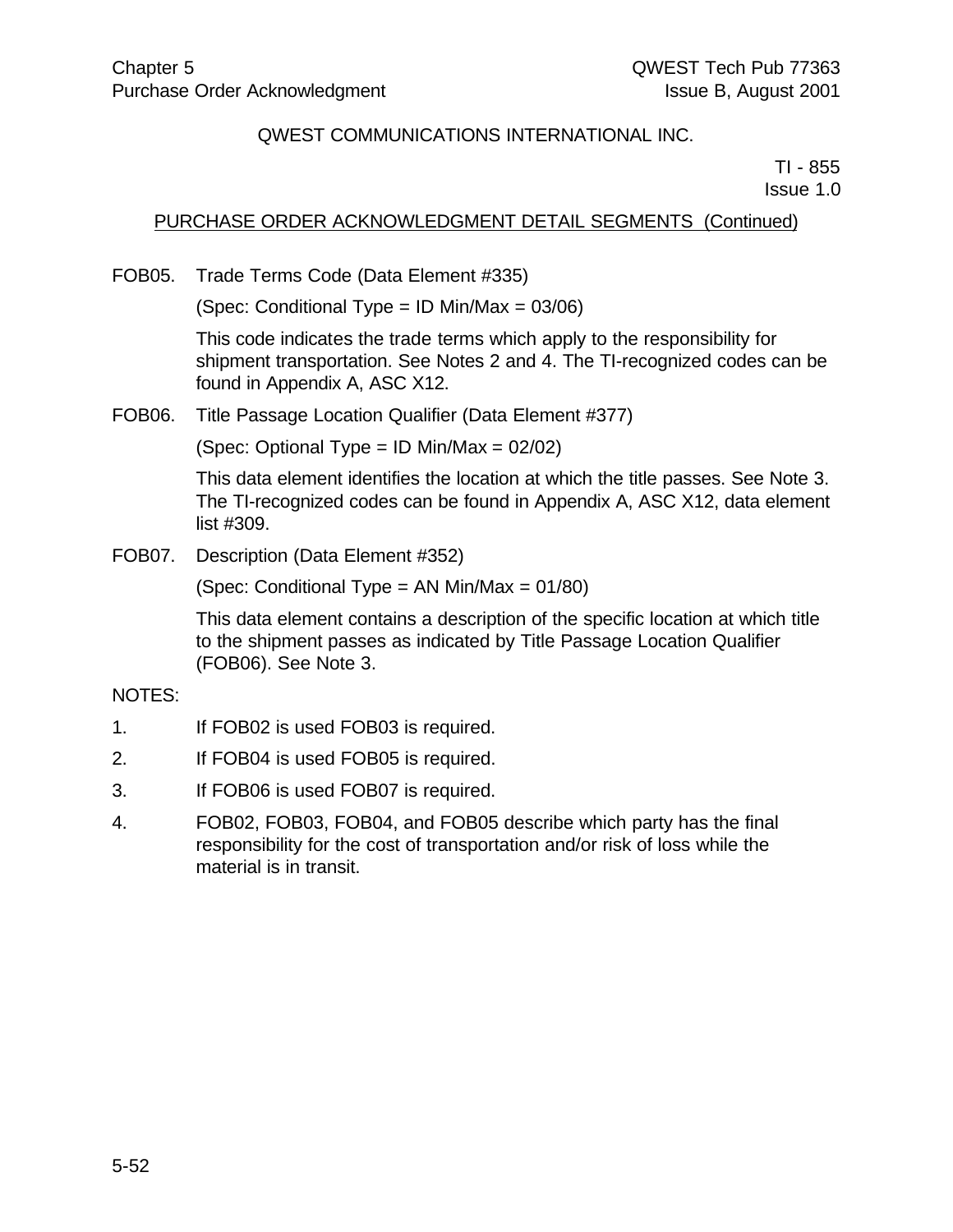QWEST COMMUNICATIONS INTERNATIONAL INC.

TI - 855
Issue 1.0

PURCHASE ORDER ACKNOWLEDGMENT DETAIL SEGMENTS (Continued)

FOB05. Trade Terms Code (Data Element #335)

(Spec: Conditional Type = ID Min/Max = 03/06)

This code indicates the trade terms which apply to the responsibility for shipment transportation. See Notes 2 and 4. The TI-recognized codes can be found in Appendix A, ASC X12.

FOB06. Title Passage Location Qualifier (Data Element #377)

(Spec: Optional Type = ID Min/Max = 02/02)

This data element identifies the location at which the title passes. See Note 3. The TI-recognized codes can be found in Appendix A, ASC X12, data element list #309.

FOB07. Description (Data Element #352)

(Spec: Conditional Type = AN Min/Max = 01/80)

This data element contains a description of the specific location at which title to the shipment passes as indicated by Title Passage Location Qualifier (FOB06). See Note 3.

NOTES:

1. If FOB02 is used FOB03 is required.
2. If FOB04 is used FOB05 is required.
3. If FOB06 is used FOB07 is required.
4. FOB02, FOB03, FOB04, and FOB05 describe which party has the final responsibility for the cost of transportation and/or risk of loss while the material is in transit.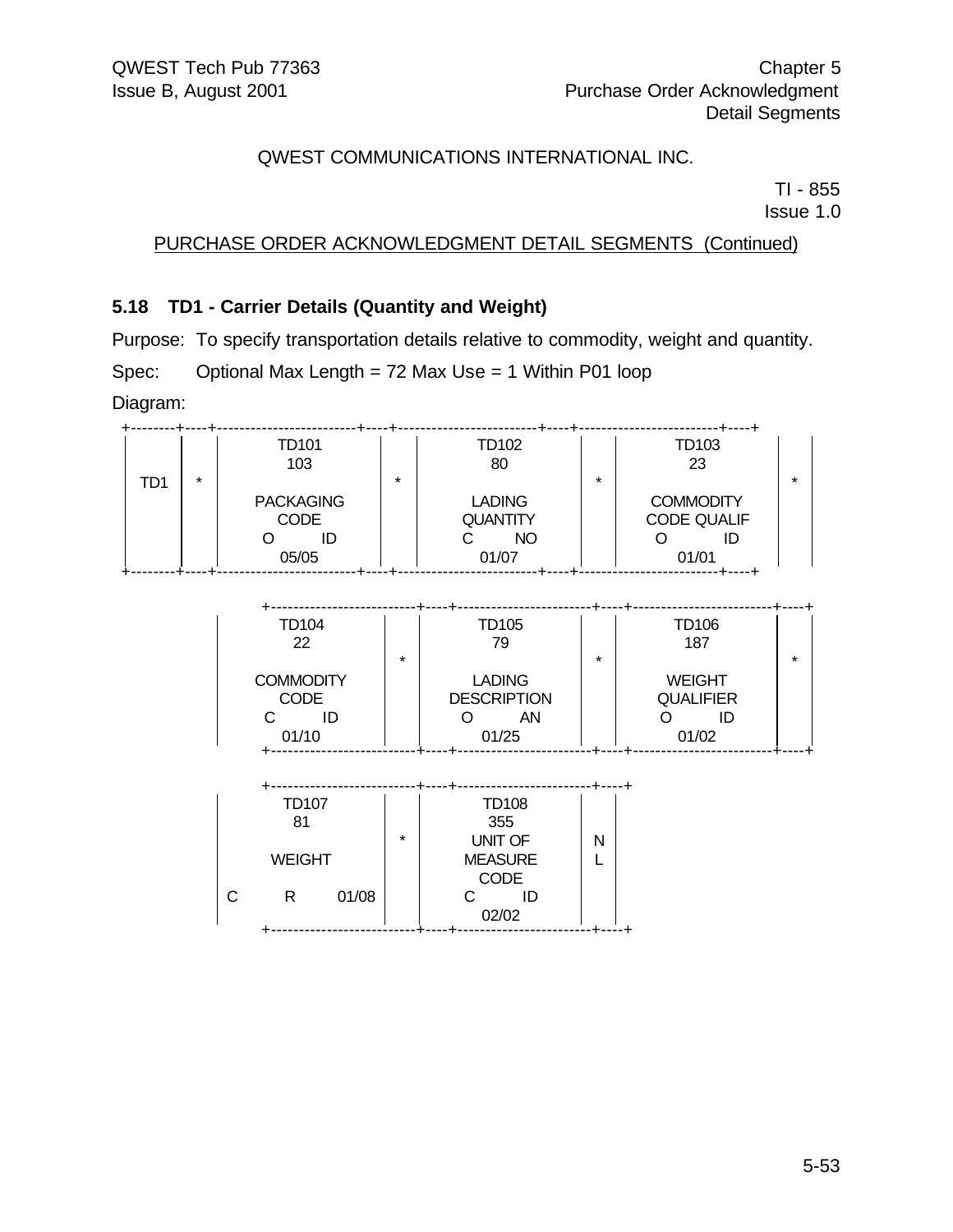PURCHASE ORDER ACKNOWLEDGMENT DETAIL SEGMENTS (Continued)

### 5.18 TD1 - Carrier Details (Quantity and Weight)

Purpose: To specify transportation details relative to commodity, weight and quantity.

Spec: Optional Max Length = 72 Max Use = 1 Within P01 loop

Diagram:

```
+--------+----+-------------------------+----+-------------------------+----+-------------------------+----+
|        |    |          TD101          |    |          TD102          |    |          TD103          |    |
|        |    |           103           |    |            80           |    |            23           |    |
|  TD1   | *  |                         | *  |                         | *  |                         | *  |
|        |    |        PACKAGING        |    |          LADING         |    |        COMMODITY        |    |
|        |    |           CODE          |    |         QUANTITY        |    |       CODE QUALIF       |    |
|        |    |        O       ID       |    |        C       NO       |    |        O       ID       |    |
|        |    |          05/05          |    |          01/07          |    |          01/01          |    |
+--------+----+-------------------------+----+-------------------------+----+-------------------------+----+

              +-------------------------+----+-------------------------+----+-------------------------+----+
              |          TD104          |    |          TD105          |    |          TD106          |    |
              |            22           |    |            79           |    |           187           |    |
              |                         | *  |                         | *  |                         | *  |
              |        COMMODITY        |    |          LADING         |    |          WEIGHT         |    |
              |           CODE          |    |       DESCRIPTION       |    |        QUALIFIER        |    |
              |        C       ID       |    |        O       AN       |    |        O       ID       |    |
              |          01/10          |    |          01/25          |    |          01/02          |    |
              +-------------------------+----+-------------------------+----+-------------------------+----+

              +-------------------------+----+-------------------------+----+
              |          TD107          |    |          TD108          |    |
              |            81           |    |           355           |    |
              |                         | *  |         UNIT OF         | N  |
              |          WEIGHT         |    |         MEASURE         | L  |
              |                         |    |           CODE          |    |
              |  C        R       01/08 |    |        C       ID       |    |
              |                         |    |          02/02          |    |
              +-------------------------+----+-------------------------+----+
```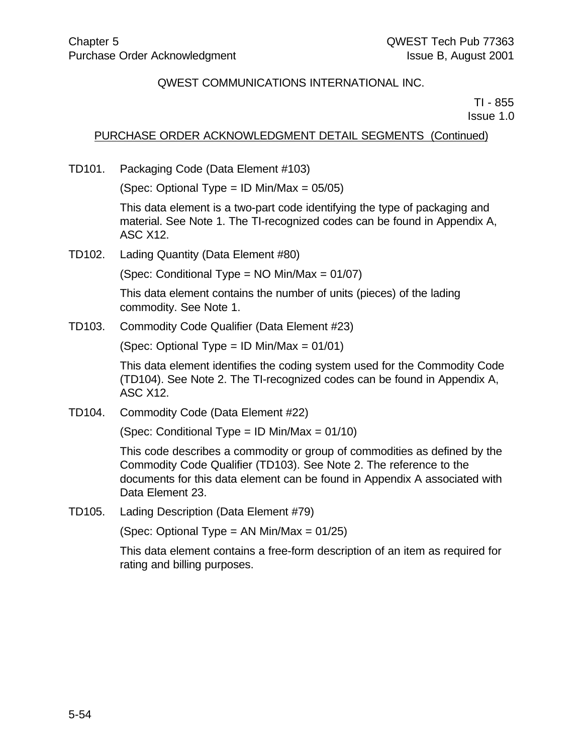QWEST COMMUNICATIONS INTERNATIONAL INC.

TI - 855
Issue 1.0

PURCHASE ORDER ACKNOWLEDGMENT DETAIL SEGMENTS (Continued)

TD101. Packaging Code (Data Element #103)

(Spec: Optional Type = ID Min/Max = 05/05)

This data element is a two-part code identifying the type of packaging and material. See Note 1. The TI-recognized codes can be found in Appendix A, ASC X12.

TD102. Lading Quantity (Data Element #80)

(Spec: Conditional Type = NO Min/Max = 01/07)

This data element contains the number of units (pieces) of the lading commodity. See Note 1.

TD103. Commodity Code Qualifier (Data Element #23)

(Spec: Optional Type = ID Min/Max = 01/01)

This data element identifies the coding system used for the Commodity Code (TD104). See Note 2. The TI-recognized codes can be found in Appendix A, ASC X12.

TD104. Commodity Code (Data Element #22)

(Spec: Conditional Type = ID Min/Max = 01/10)

This code describes a commodity or group of commodities as defined by the Commodity Code Qualifier (TD103). See Note 2. The reference to the documents for this data element can be found in Appendix A associated with Data Element 23.

TD105. Lading Description (Data Element #79)

(Spec: Optional Type = AN Min/Max = 01/25)

This data element contains a free-form description of an item as required for rating and billing purposes.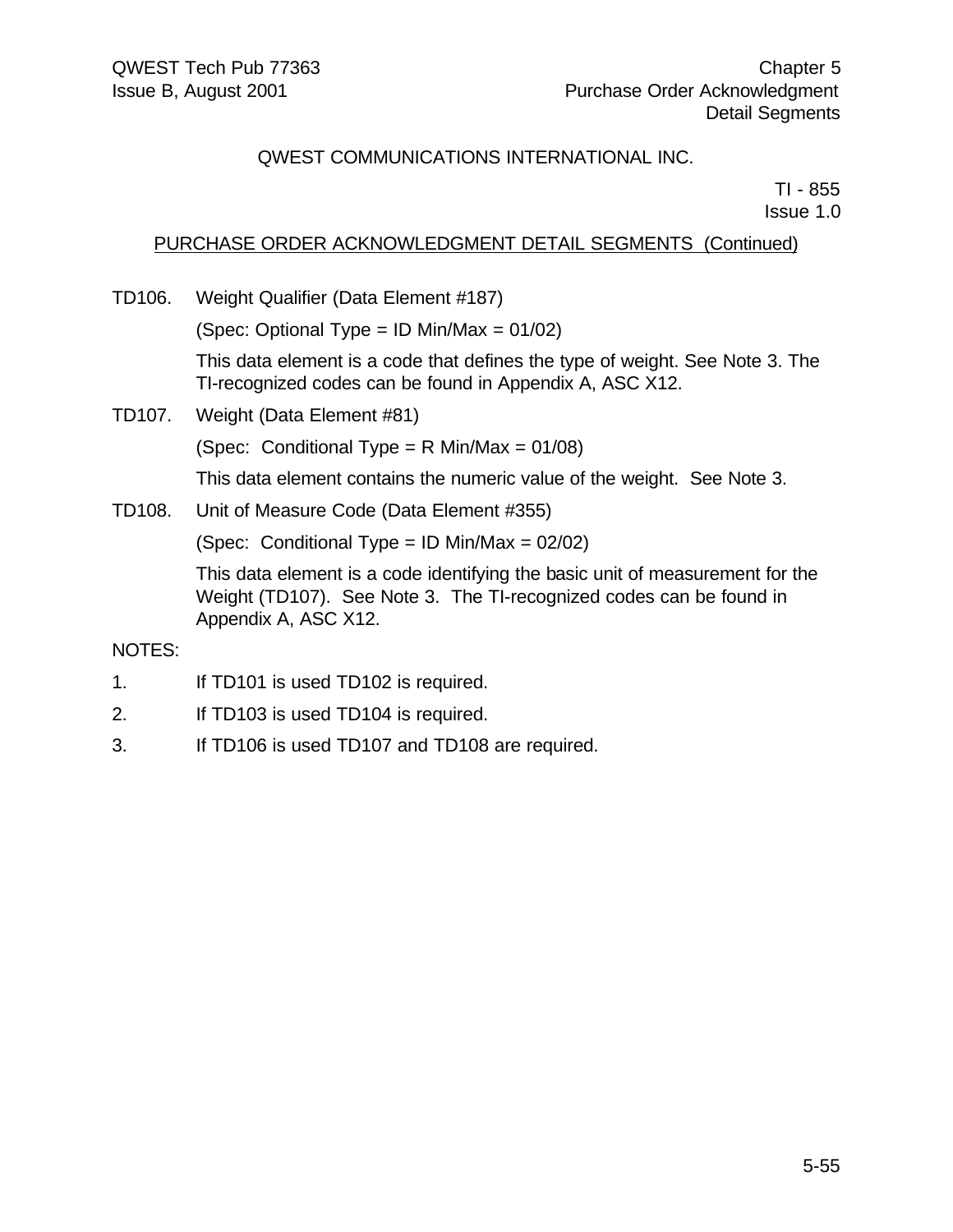QWEST COMMUNICATIONS INTERNATIONAL INC.

TI - 855
Issue 1.0

PURCHASE ORDER ACKNOWLEDGMENT DETAIL SEGMENTS (Continued)

TD106. Weight Qualifier (Data Element #187)

(Spec: Optional Type = ID Min/Max = 01/02)

This data element is a code that defines the type of weight. See Note 3. The TI-recognized codes can be found in Appendix A, ASC X12.

TD107. Weight (Data Element #81)

(Spec: Conditional Type = R Min/Max = 01/08)

This data element contains the numeric value of the weight. See Note 3.

TD108. Unit of Measure Code (Data Element #355)

(Spec: Conditional Type = ID Min/Max = 02/02)

This data element is a code identifying the basic unit of measurement for the Weight (TD107). See Note 3. The TI-recognized codes can be found in Appendix A, ASC X12.

NOTES:

1. If TD101 is used TD102 is required.
2. If TD103 is used TD104 is required.
3. If TD106 is used TD107 and TD108 are required.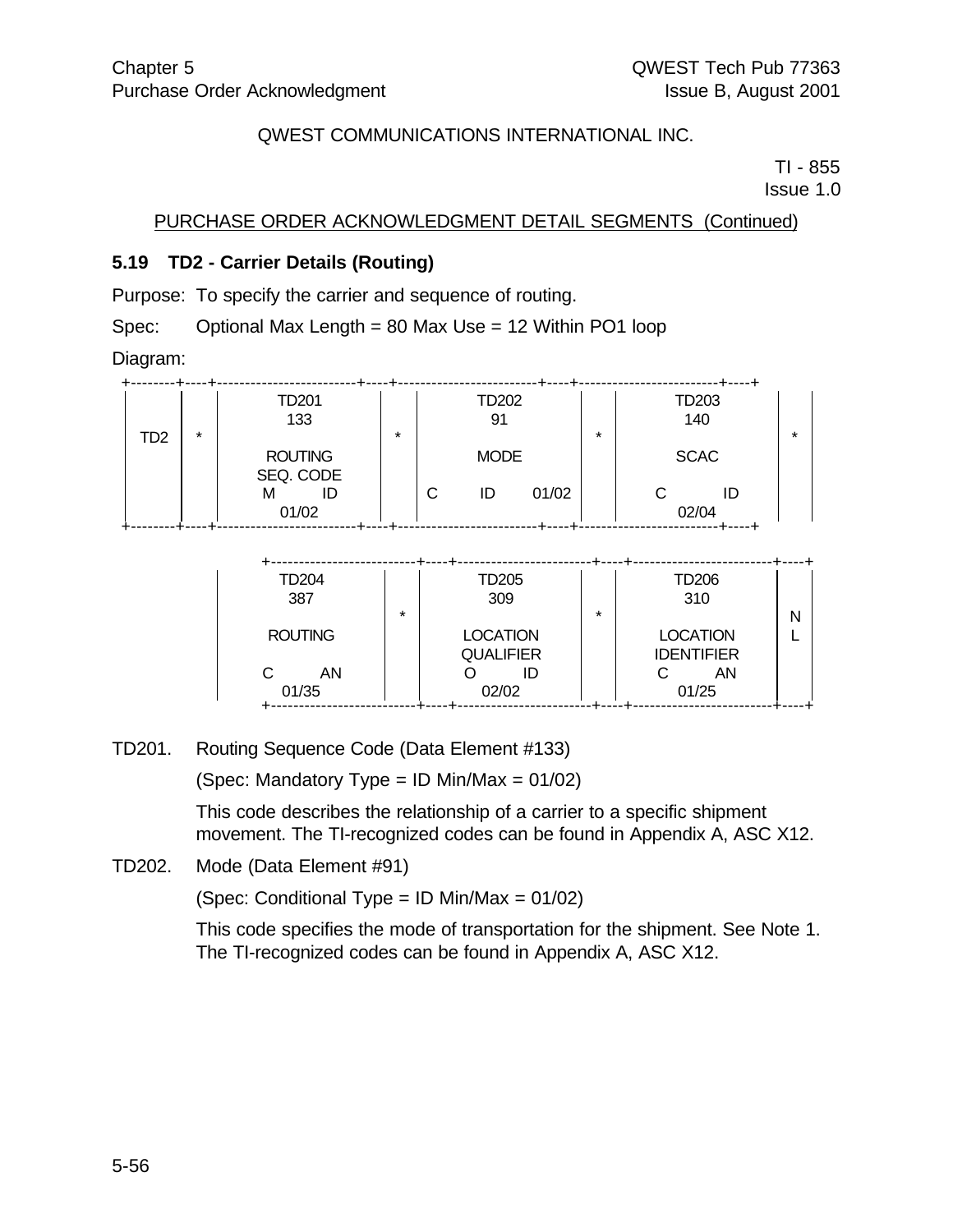QWEST COMMUNICATIONS INTERNATIONAL INC.

TI - 855
Issue 1.0

PURCHASE ORDER ACKNOWLEDGMENT DETAIL SEGMENTS (Continued)

### 5.19 TD2 - Carrier Details (Routing)

Purpose: To specify the carrier and sequence of routing.

Spec: Optional Max Length = 80 Max Use = 12 Within PO1 loop

Diagram:

```
+--------+----+-------------------------+----+-------------------------+----+-------------------------+----+
|        |    |          TD201          |    |          TD202          |    |          TD203          |    |
|        |    |           133           |    |            91           |    |           140           |    |
|  TD2   | *  |                         | *  |                         | *  |                         | *  |
|        |    |         ROUTING         |    |           MODE          |    |           SCAC          |    |
|        |    |        SEQ. CODE        |    |                         |    |                         |    |
|        |    |        M      ID        |    |    C      ID     01/02  |    |       C          ID     |    |
|        |    |          01/02          |    |                         |    |          02/04          |    |
+--------+----+-------------------------+----+-------------------------+----+-------------------------+----+

              +-------------------------+----+-------------------------+----+-------------------------+----+
              |          TD204          |    |          TD205          |    |          TD206          |    |
              |           387           |    |           309           |    |           310           |    |
              |                         | *  |                         | *  |                         | N  |
              |         ROUTING         |    |         LOCATION        |    |         LOCATION        | L  |
              |                         |    |        QUALIFIER        |    |        IDENTIFIER       |    |
              |       C         AN      |    |       O         ID      |    |       C         AN      |    |
              |          01/35          |    |          02/02          |    |          01/25          |    |
              +-------------------------+----+-------------------------+----+-------------------------+----+
```

TD201. Routing Sequence Code (Data Element #133)

(Spec: Mandatory Type = ID Min/Max = 01/02)

This code describes the relationship of a carrier to a specific shipment movement. The TI-recognized codes can be found in Appendix A, ASC X12.

TD202. Mode (Data Element #91)

(Spec: Conditional Type = ID Min/Max = 01/02)

This code specifies the mode of transportation for the shipment. See Note 1. The TI-recognized codes can be found in Appendix A, ASC X12.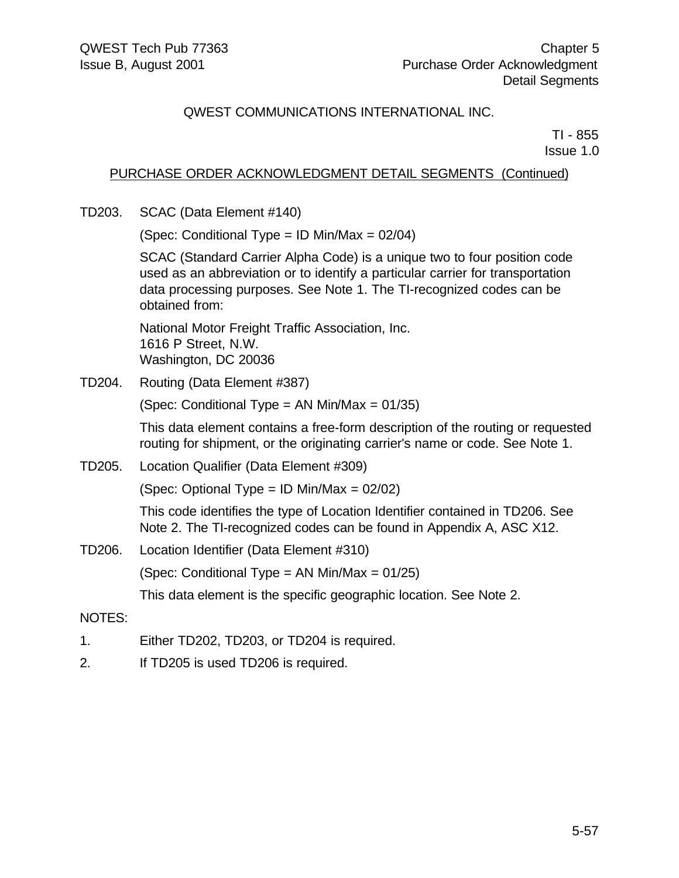QWEST COMMUNICATIONS INTERNATIONAL INC.

TI - 855
Issue 1.0

PURCHASE ORDER ACKNOWLEDGMENT DETAIL SEGMENTS (Continued)

TD203. SCAC (Data Element #140)

(Spec: Conditional Type = ID Min/Max = 02/04)

SCAC (Standard Carrier Alpha Code) is a unique two to four position code used as an abbreviation or to identify a particular carrier for transportation data processing purposes. See Note 1. The TI-recognized codes can be obtained from:

National Motor Freight Traffic Association, Inc.
1616 P Street, N.W.
Washington, DC 20036

TD204. Routing (Data Element #387)

(Spec: Conditional Type = AN Min/Max = 01/35)

This data element contains a free-form description of the routing or requested routing for shipment, or the originating carrier's name or code. See Note 1.

TD205. Location Qualifier (Data Element #309)

(Spec: Optional Type = ID Min/Max = 02/02)

This code identifies the type of Location Identifier contained in TD206. See Note 2. The TI-recognized codes can be found in Appendix A, ASC X12.

TD206. Location Identifier (Data Element #310)

(Spec: Conditional Type = AN Min/Max = 01/25)

This data element is the specific geographic location. See Note 2.

NOTES:

1. Either TD202, TD203, or TD204 is required.
2. If TD205 is used TD206 is required.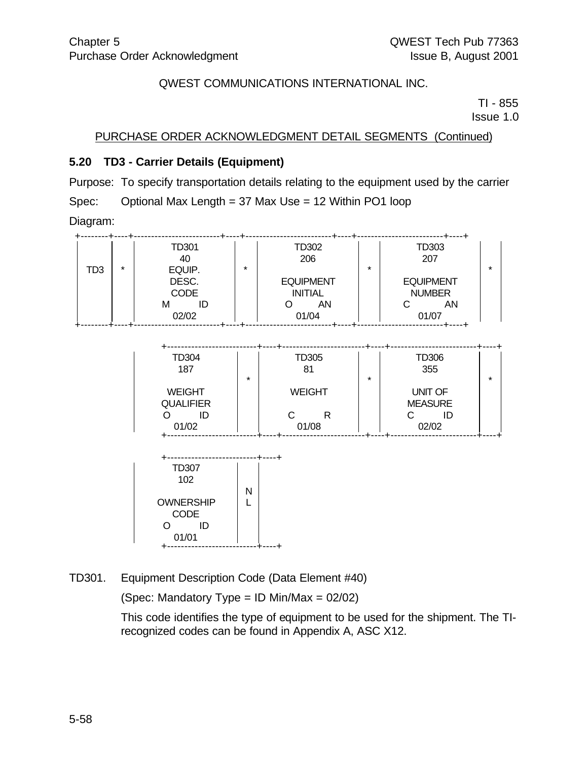QWEST COMMUNICATIONS INTERNATIONAL INC.

TI - 855
Issue 1.0

PURCHASE ORDER ACKNOWLEDGMENT DETAIL SEGMENTS (Continued)

### 5.20 TD3 - Carrier Details (Equipment)

Purpose: To specify transportation details relating to the equipment used by the carrier

Spec: Optional Max Length = 37 Max Use = 12 Within PO1 loop

Diagram:

```
+--------+----+-------------------------+----+-------------------------+----+-------------------------+----+
|        |    |         TD301           |    |         TD302           |    |         TD303           |    |
|        |    |          40             |    |          206            |    |          207            |    |
|  TD3   | *  |        EQUIP.           | *  |                         | *  |                         | *  |
|        |    |         DESC.           |    |       EQUIPMENT         |    |       EQUIPMENT         |    |
|        |    |         CODE            |    |        INITIAL          |    |        NUMBER           |    |
|        |    |       M      ID         |    |       O      AN         |    |       C      AN         |    |
|        |    |        02/02            |    |        01/04            |    |        01/07            |    |
+--------+----+-------------------------+----+-------------------------+----+-------------------------+----+

     +-------------------------+----+-------------------------+----+-------------------------+----+
     |         TD304           |    |         TD305           |    |         TD306           |    |
     |          187            |    |           81            |    |          355            |    |
     |                         | *  |                         | *  |                         | *  |
     |        WEIGHT           |    |         WEIGHT          |    |        UNIT OF          |    |
     |       QUALIFIER         |    |                         |    |        MEASURE          |    |
     |       O      ID         |    |       C      R          |    |       C      ID         |    |
     |        01/02            |    |        01/08            |    |        02/02            |    |
     +-------------------------+----+-------------------------+----+-------------------------+----+

     +-------------------------+----+
     |         TD307           |    |
     |          102            |    |
     |                         | N  |
     |       OWNERSHIP         | L  |
     |         CODE            |    |
     |       O      ID         |    |
     |        01/01            |    |
     +-------------------------+----+
```

TD301. Equipment Description Code (Data Element #40)

(Spec: Mandatory Type = ID Min/Max = 02/02)

This code identifies the type of equipment to be used for the shipment. The TI-recognized codes can be found in Appendix A, ASC X12.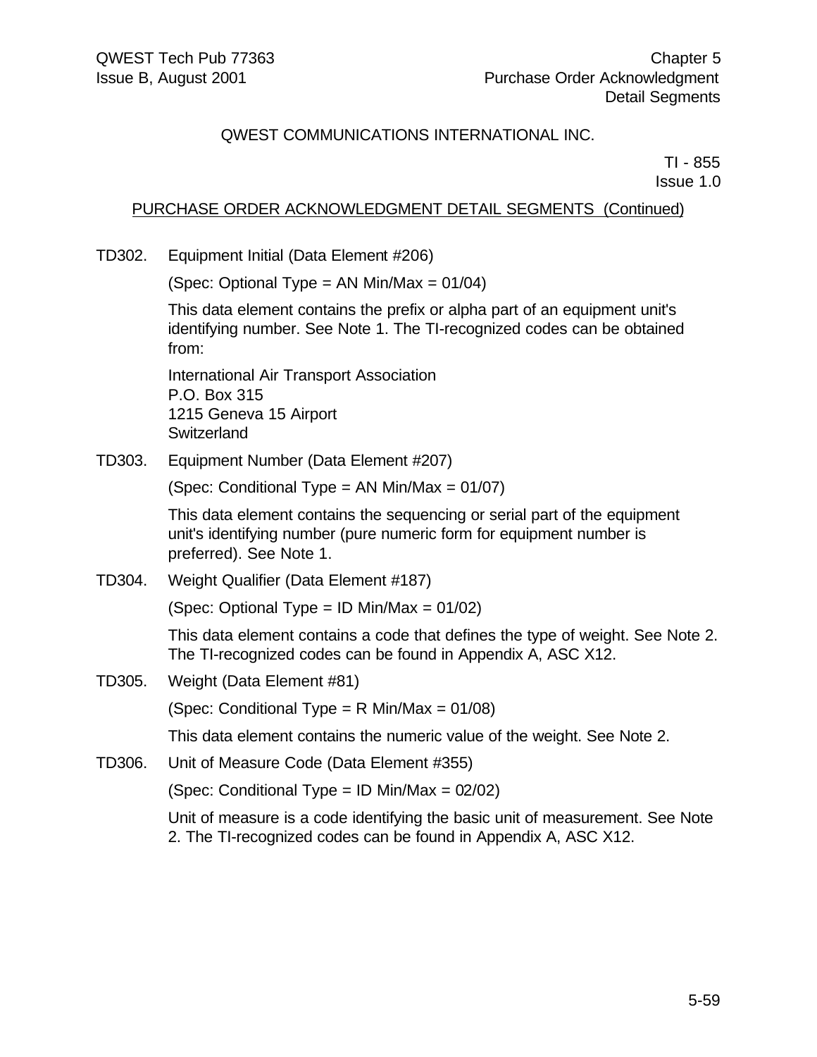## PURCHASE ORDER ACKNOWLEDGMENT DETAIL SEGMENTS (Continued)

TD302. Equipment Initial (Data Element #206)

(Spec: Optional Type = AN Min/Max = 01/04)

This data element contains the prefix or alpha part of an equipment unit's identifying number. See Note 1. The TI-recognized codes can be obtained from:

International Air Transport Association
P.O. Box 315
1215 Geneva 15 Airport
Switzerland

TD303. Equipment Number (Data Element #207)

(Spec: Conditional Type = AN Min/Max = 01/07)

This data element contains the sequencing or serial part of the equipment unit's identifying number (pure numeric form for equipment number is preferred). See Note 1.

TD304. Weight Qualifier (Data Element #187)

(Spec: Optional Type = ID Min/Max = 01/02)

This data element contains a code that defines the type of weight. See Note 2. The TI-recognized codes can be found in Appendix A, ASC X12.

TD305. Weight (Data Element #81)

(Spec: Conditional Type = R Min/Max = 01/08)

This data element contains the numeric value of the weight. See Note 2.

TD306. Unit of Measure Code (Data Element #355)

(Spec: Conditional Type = ID Min/Max = 02/02)

Unit of measure is a code identifying the basic unit of measurement. See Note 2. The TI-recognized codes can be found in Appendix A, ASC X12.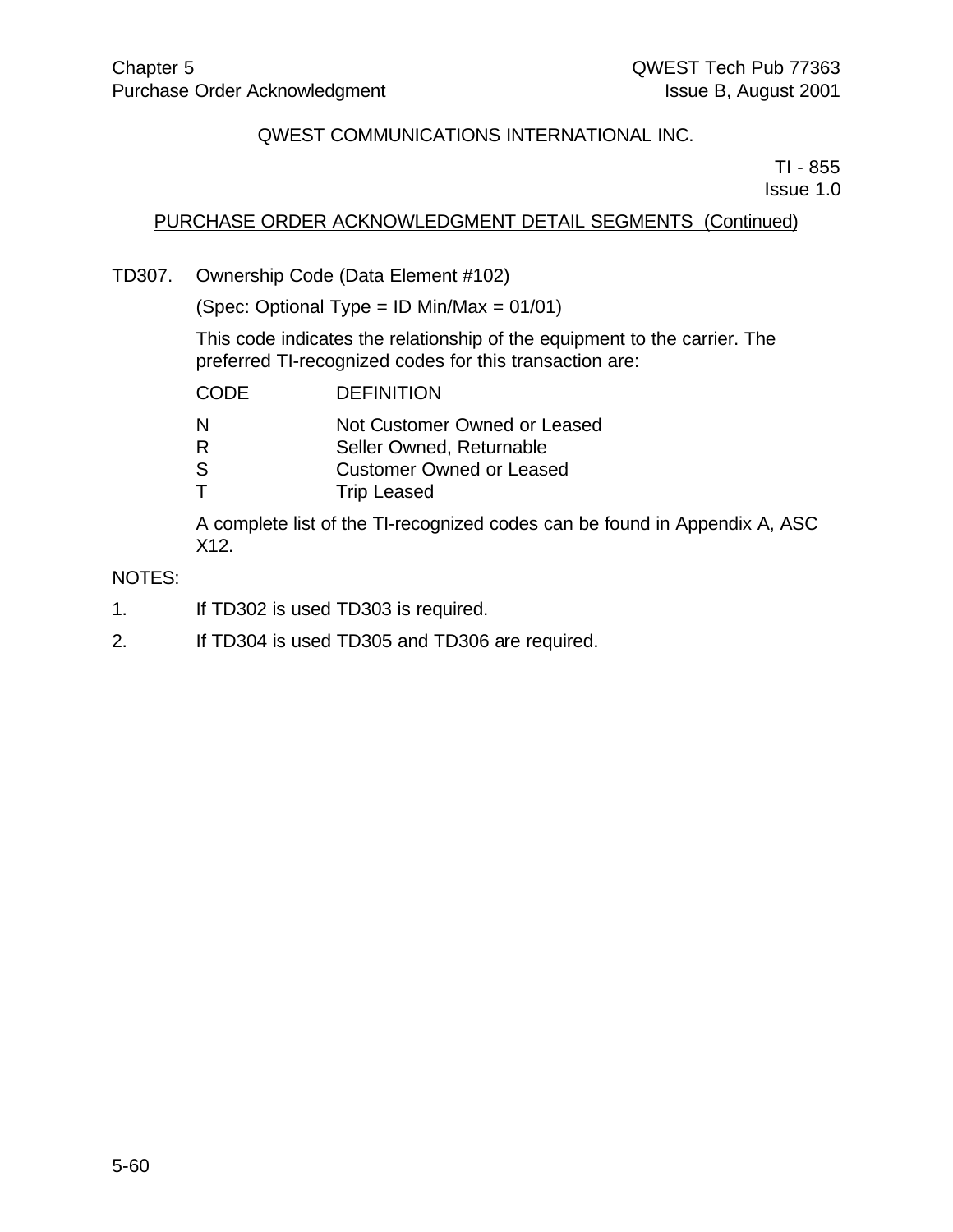QWEST COMMUNICATIONS INTERNATIONAL INC.

TI - 855
Issue 1.0

PURCHASE ORDER ACKNOWLEDGMENT DETAIL SEGMENTS (Continued)

TD307. Ownership Code (Data Element #102)

(Spec: Optional Type = ID Min/Max = 01/01)

This code indicates the relationship of the equipment to the carrier. The preferred TI-recognized codes for this transaction are:

| CODE | DEFINITION |
|---|---|
| N | Not Customer Owned or Leased |
| R | Seller Owned, Returnable |
| S | Customer Owned or Leased |
| T | Trip Leased |

A complete list of the TI-recognized codes can be found in Appendix A, ASC X12.

NOTES:

1. If TD302 is used TD303 is required.
2. If TD304 is used TD305 and TD306 are required.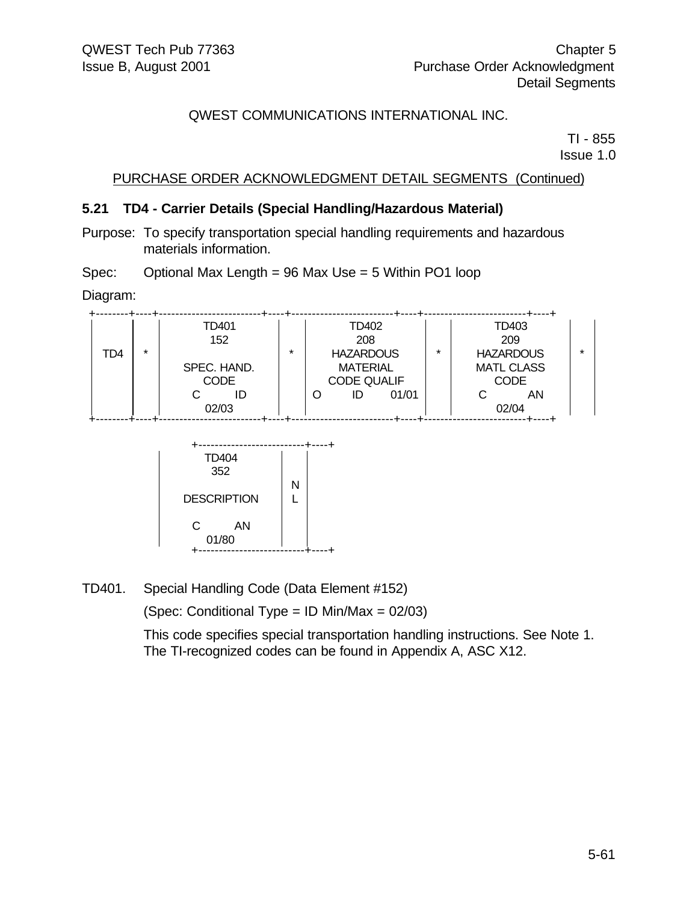QWEST COMMUNICATIONS INTERNATIONAL INC.

TI - 855
Issue 1.0

PURCHASE ORDER ACKNOWLEDGMENT DETAIL SEGMENTS (Continued)

### 5.21 TD4 - Carrier Details (Special Handling/Hazardous Material)

Purpose: To specify transportation special handling requirements and hazardous materials information.

Spec: Optional Max Length = 96 Max Use = 5 Within PO1 loop

Diagram:

| TD4 | * | TD401 152 SPEC. HAND. CODE C ID 02/03 | * | TD402 208 HAZARDOUS MATERIAL CODE QUALIF O ID 01/01 | * | TD403 209 HAZARDOUS MATL CLASS CODE C AN 02/04 | * |
|---|---|---|---|---|---|---|---|

| TD404 352 DESCRIPTION C AN 01/80 | NL |
|---|---|

TD401. Special Handling Code (Data Element #152)

(Spec: Conditional Type = ID Min/Max = 02/03)

This code specifies special transportation handling instructions. See Note 1. The TI-recognized codes can be found in Appendix A, ASC X12.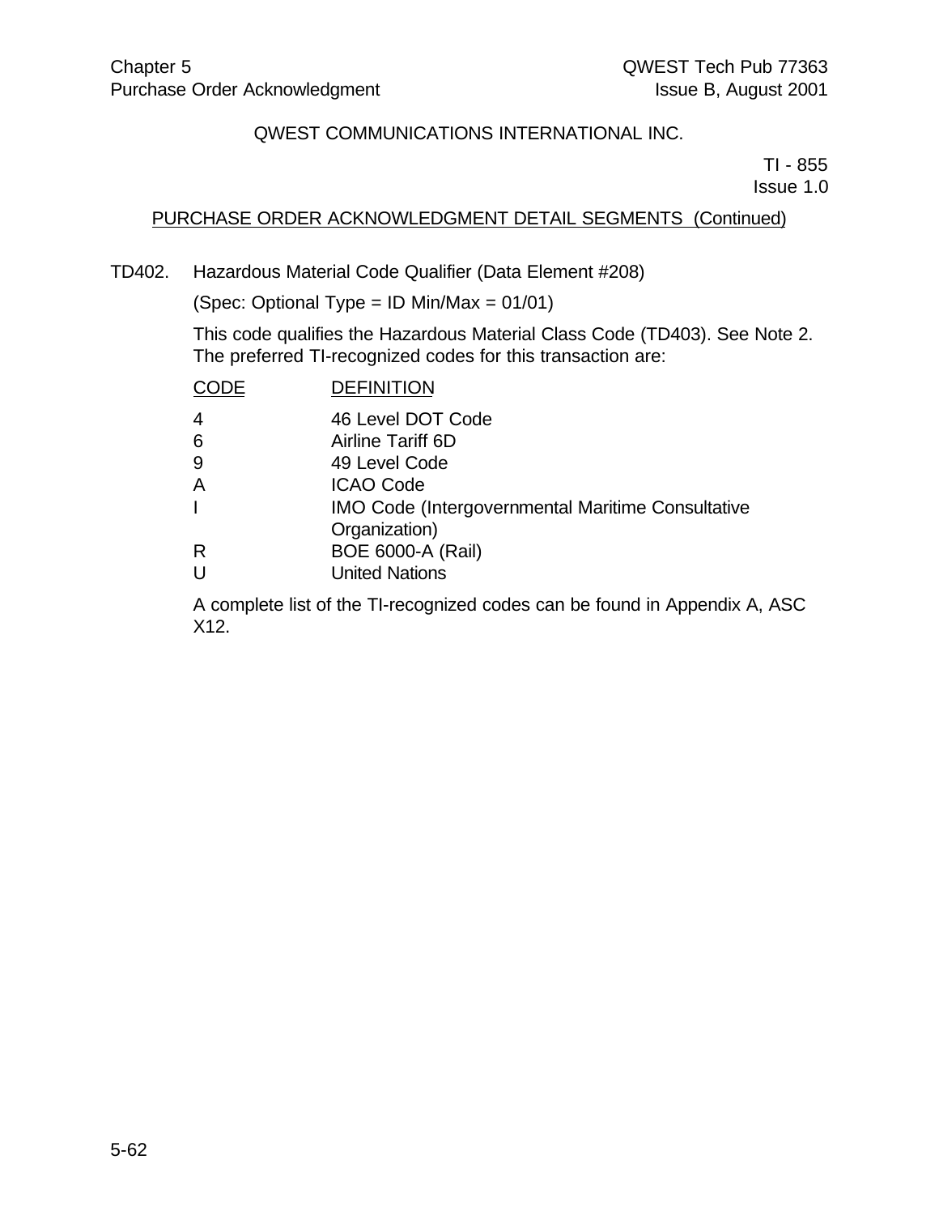QWEST COMMUNICATIONS INTERNATIONAL INC.

TI - 855
Issue 1.0

PURCHASE ORDER ACKNOWLEDGMENT DETAIL SEGMENTS (Continued)

TD402. Hazardous Material Code Qualifier (Data Element #208)

(Spec: Optional Type = ID Min/Max = 01/01)

This code qualifies the Hazardous Material Class Code (TD403). See Note 2. The preferred TI-recognized codes for this transaction are:

| CODE | DEFINITION |
|---|---|
| 4 | 46 Level DOT Code |
| 6 | Airline Tariff 6D |
| 9 | 49 Level Code |
| A | ICAO Code |
| I | IMO Code (Intergovernmental Maritime Consultative Organization) |
| R | BOE 6000-A (Rail) |
| U | United Nations |

A complete list of the TI-recognized codes can be found in Appendix A, ASC X12.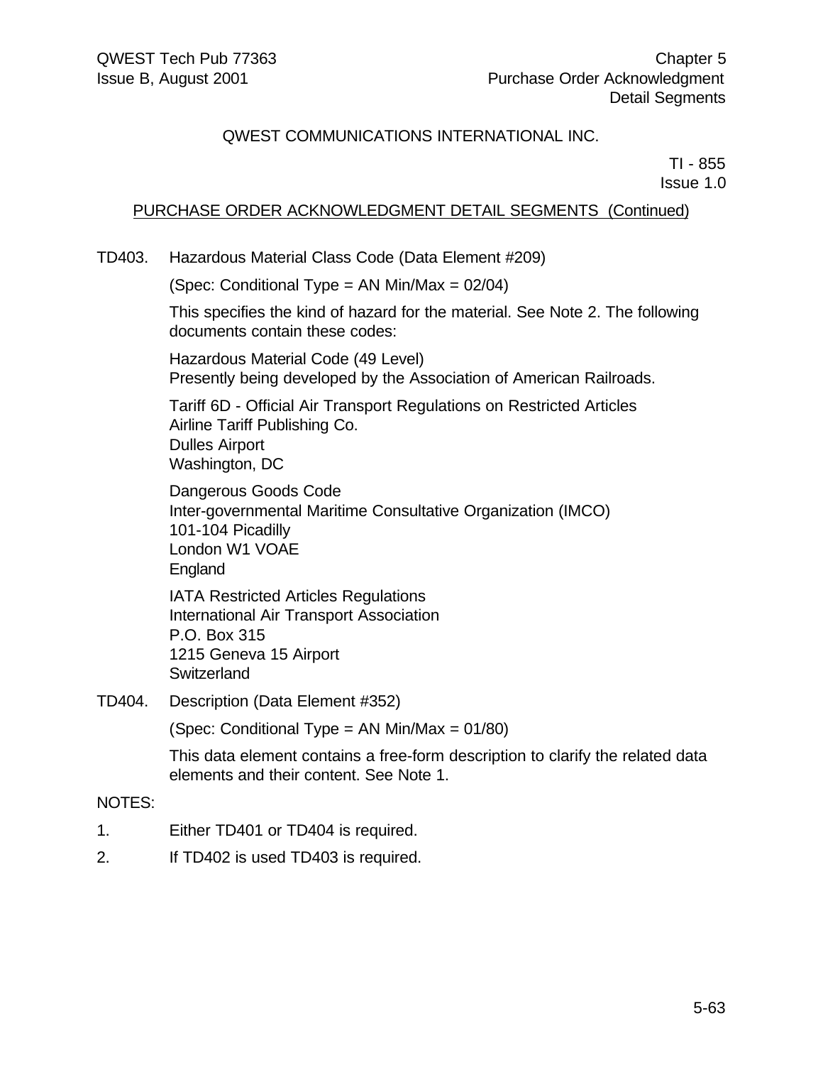QWEST COMMUNICATIONS INTERNATIONAL INC.

TI - 855
Issue 1.0

PURCHASE ORDER ACKNOWLEDGMENT DETAIL SEGMENTS (Continued)

TD403. Hazardous Material Class Code (Data Element #209)

(Spec: Conditional Type = AN Min/Max = 02/04)

This specifies the kind of hazard for the material. See Note 2. The following documents contain these codes:

Hazardous Material Code (49 Level)
Presently being developed by the Association of American Railroads.

Tariff 6D - Official Air Transport Regulations on Restricted Articles
Airline Tariff Publishing Co.
Dulles Airport
Washington, DC

Dangerous Goods Code
Inter-governmental Maritime Consultative Organization (IMCO)
101-104 Picadilly
London W1 VOAE
England

IATA Restricted Articles Regulations
International Air Transport Association
P.O. Box 315
1215 Geneva 15 Airport
Switzerland

TD404. Description (Data Element #352)

(Spec: Conditional Type = AN Min/Max = 01/80)

This data element contains a free-form description to clarify the related data elements and their content. See Note 1.

NOTES:

1. Either TD401 or TD404 is required.
2. If TD402 is used TD403 is required.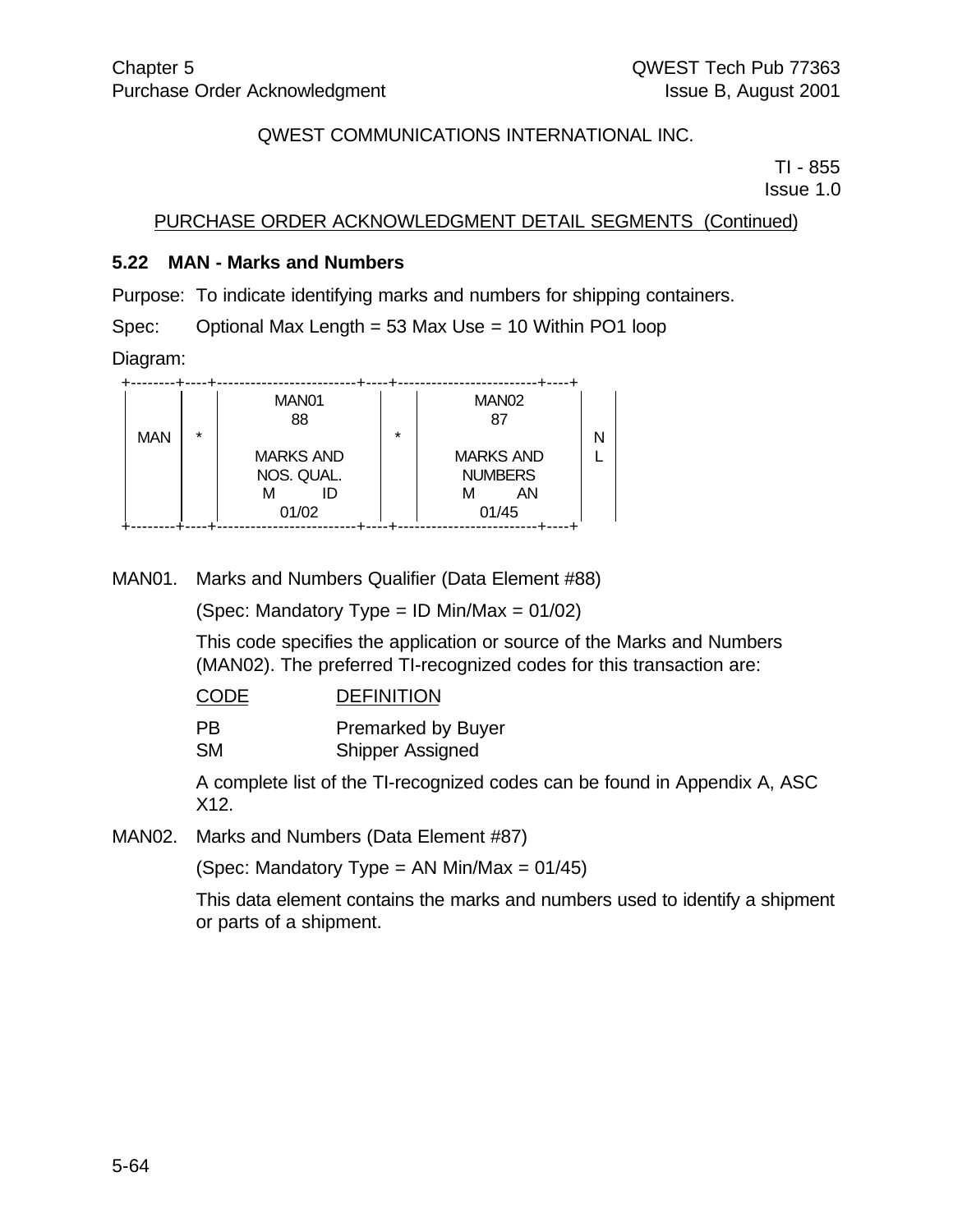QWEST COMMUNICATIONS INTERNATIONAL INC.

TI - 855
Issue 1.0

PURCHASE ORDER ACKNOWLEDGMENT DETAIL SEGMENTS (Continued)

### 5.22 MAN - Marks and Numbers

Purpose: To indicate identifying marks and numbers for shipping containers.

Spec: Optional Max Length = 53 Max Use = 10 Within PO1 loop

Diagram:

```
+--------+----+-------------------------+----+-------------------------+----+
|        |    |          MAN01          |    |          MAN02          |    |
|        |    |           88            |    |           87            |    |
|  MAN   | *  |                         | *  |                         | N  |
|        |    |       MARKS AND         |    |       MARKS AND         | L  |
|        |    |       NOS. QUAL.        |    |        NUMBERS          |    |
|        |    |       M      ID         |    |       M      AN         |    |
|        |    |         01/02           |    |         01/45           |    |
+--------+----+-------------------------+----+-------------------------+----+
```

MAN01. Marks and Numbers Qualifier (Data Element #88)

(Spec: Mandatory Type = ID Min/Max = 01/02)

This code specifies the application or source of the Marks and Numbers (MAN02). The preferred TI-recognized codes for this transaction are:

| CODE | DEFINITION |
|---|---|
| PB | Premarked by Buyer |
| SM | Shipper Assigned |

A complete list of the TI-recognized codes can be found in Appendix A, ASC X12.

MAN02. Marks and Numbers (Data Element #87)

(Spec: Mandatory Type = AN Min/Max = 01/45)

This data element contains the marks and numbers used to identify a shipment or parts of a shipment.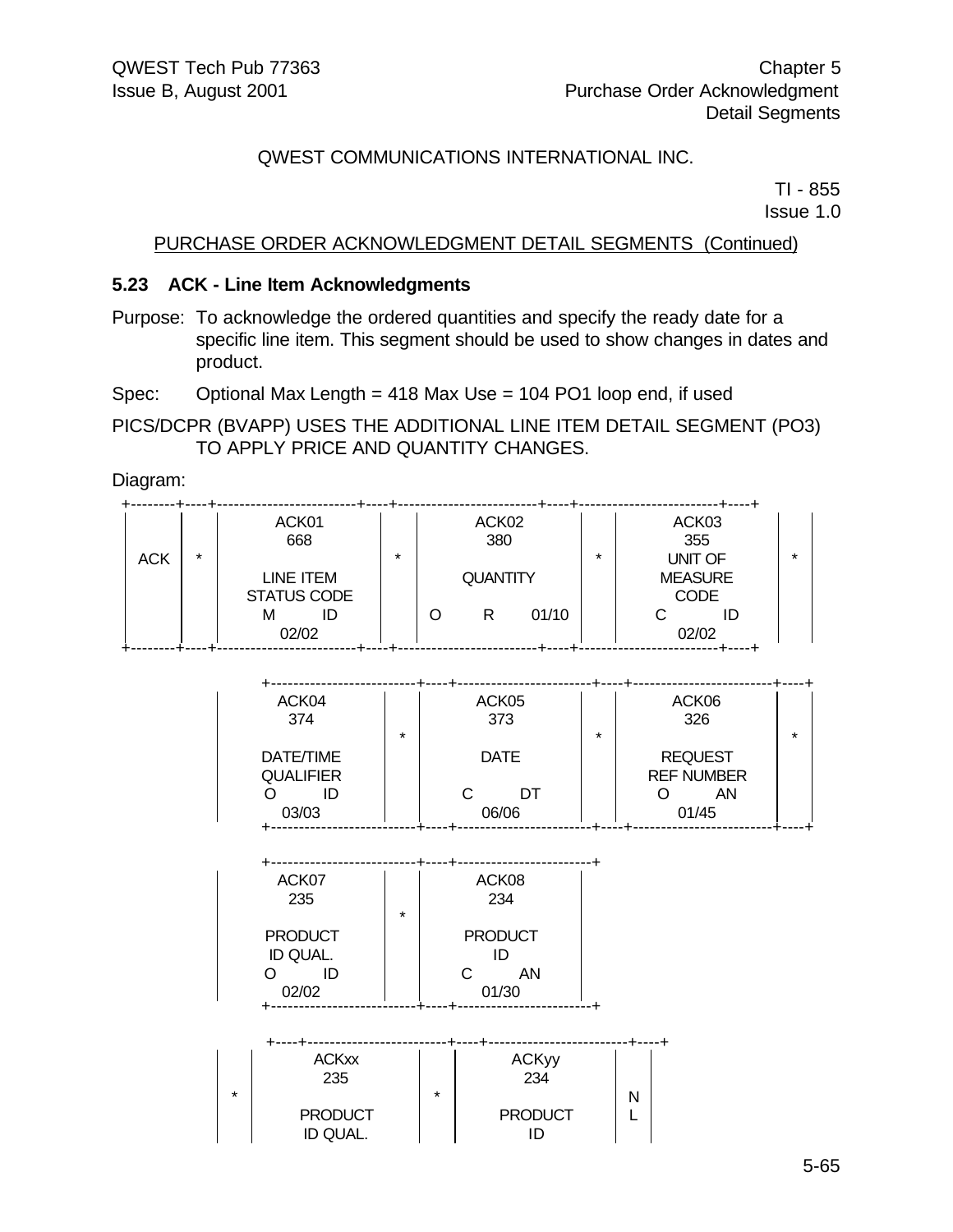QWEST COMMUNICATIONS INTERNATIONAL INC.

TI - 855
Issue 1.0

PURCHASE ORDER ACKNOWLEDGMENT DETAIL SEGMENTS (Continued)

### 5.23 ACK - Line Item Acknowledgments

Purpose: To acknowledge the ordered quantities and specify the ready date for a specific line item. This segment should be used to show changes in dates and product.

Spec: Optional Max Length = 418 Max Use = 104 PO1 loop end, if used

PICS/DCPR (BVAPP) USES THE ADDITIONAL LINE ITEM DETAIL SEGMENT (PO3) TO APPLY PRICE AND QUANTITY CHANGES.

Diagram:

| | | | | | | | |
|---|---|---|---|---|---|---|---|
| ACK | * | ACK01 668 LINE ITEM STATUS CODE M ID 02/02 | * | ACK02 380 QUANTITY O R 01/10 | * | ACK03 355 UNIT OF MEASURE CODE C ID 02/02 | * |

| | | | | | |
|---|---|---|---|---|---|
| ACK04 374 DATE/TIME QUALIFIER O ID 03/03 | * | ACK05 373 DATE C DT 06/06 | * | ACK06 326 REQUEST REF NUMBER O AN 01/45 | * |

| | | |
|---|---|---|
| ACK07 235 PRODUCT ID QUAL. O ID 02/02 | * | ACK08 234 PRODUCT ID C AN 01/30 |

| | | | | |
|---|---|---|---|---|
| * | ACKxx 235 PRODUCT ID QUAL. | * | ACKyy 234 PRODUCT ID | NL |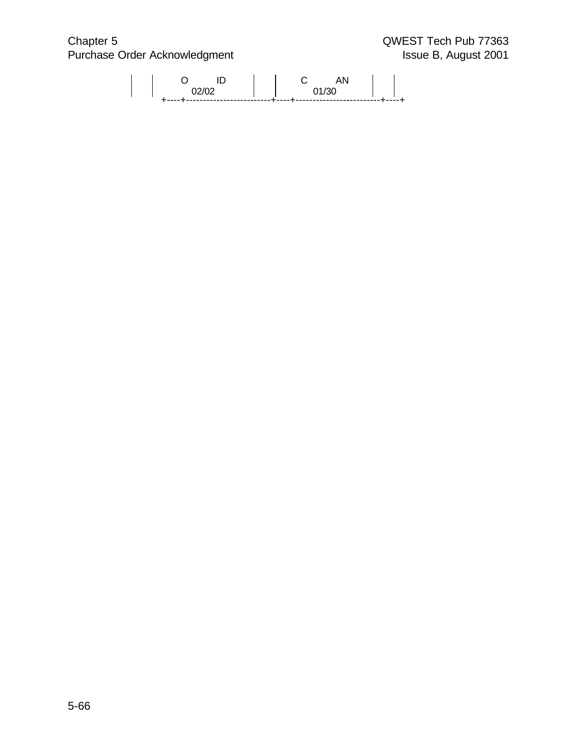```
|    |    O          ID         |    |    C          AN         |    |
|    |       02/02              |    |       01/30              |    |
     +----+-------------------------+----+-------------------------+----+
```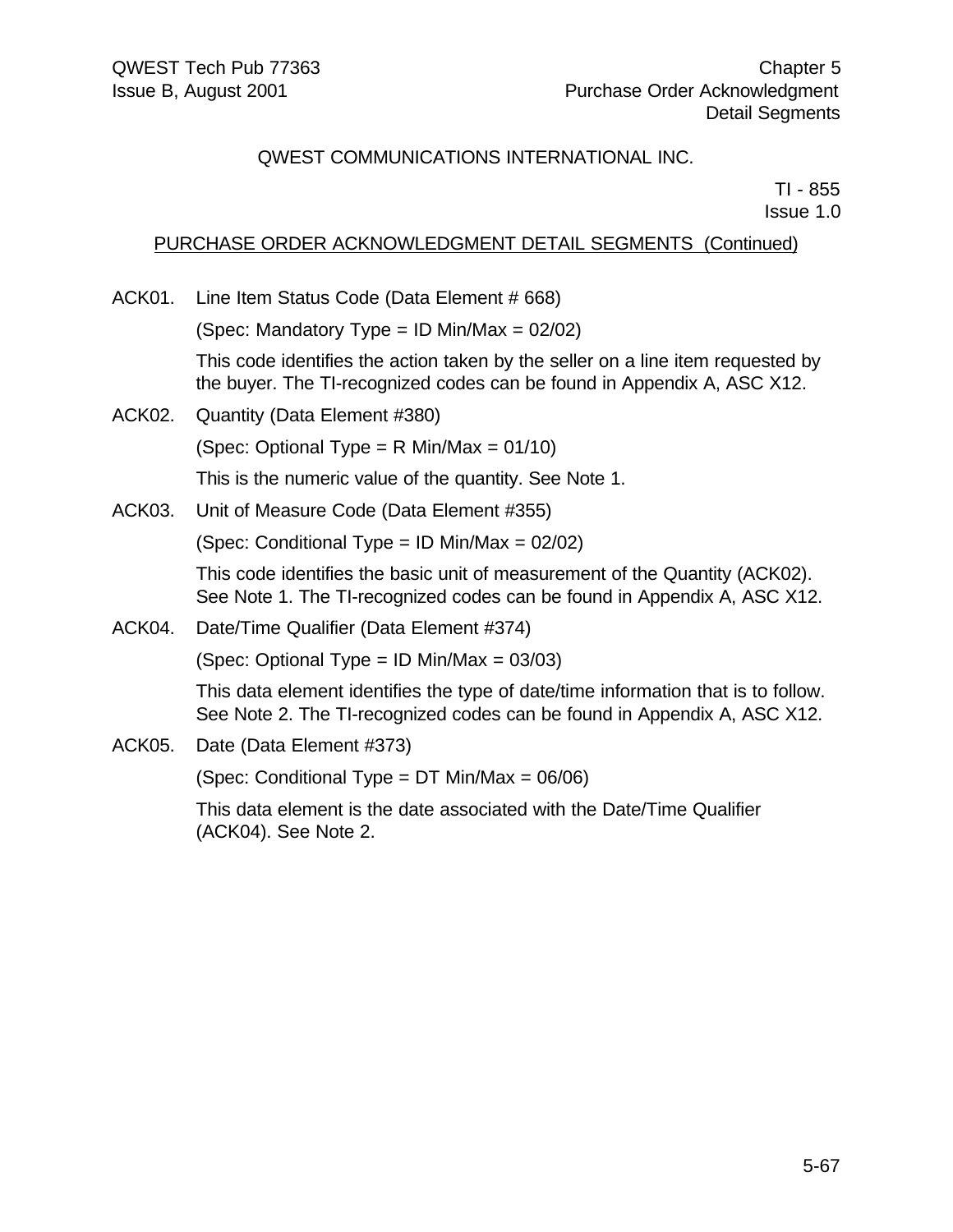QWEST COMMUNICATIONS INTERNATIONAL INC.

TI - 855
Issue 1.0

PURCHASE ORDER ACKNOWLEDGMENT DETAIL SEGMENTS (Continued)

ACK01. Line Item Status Code (Data Element # 668)

(Spec: Mandatory Type = ID Min/Max = 02/02)

This code identifies the action taken by the seller on a line item requested by the buyer. The TI-recognized codes can be found in Appendix A, ASC X12.

ACK02. Quantity (Data Element #380)

(Spec: Optional Type = R Min/Max = 01/10)

This is the numeric value of the quantity. See Note 1.

ACK03. Unit of Measure Code (Data Element #355)

(Spec: Conditional Type = ID Min/Max = 02/02)

This code identifies the basic unit of measurement of the Quantity (ACK02). See Note 1. The TI-recognized codes can be found in Appendix A, ASC X12.

ACK04. Date/Time Qualifier (Data Element #374)

(Spec: Optional Type = ID Min/Max = 03/03)

This data element identifies the type of date/time information that is to follow. See Note 2. The TI-recognized codes can be found in Appendix A, ASC X12.

ACK05. Date (Data Element #373)

(Spec: Conditional Type = DT Min/Max = 06/06)

This data element is the date associated with the Date/Time Qualifier (ACK04). See Note 2.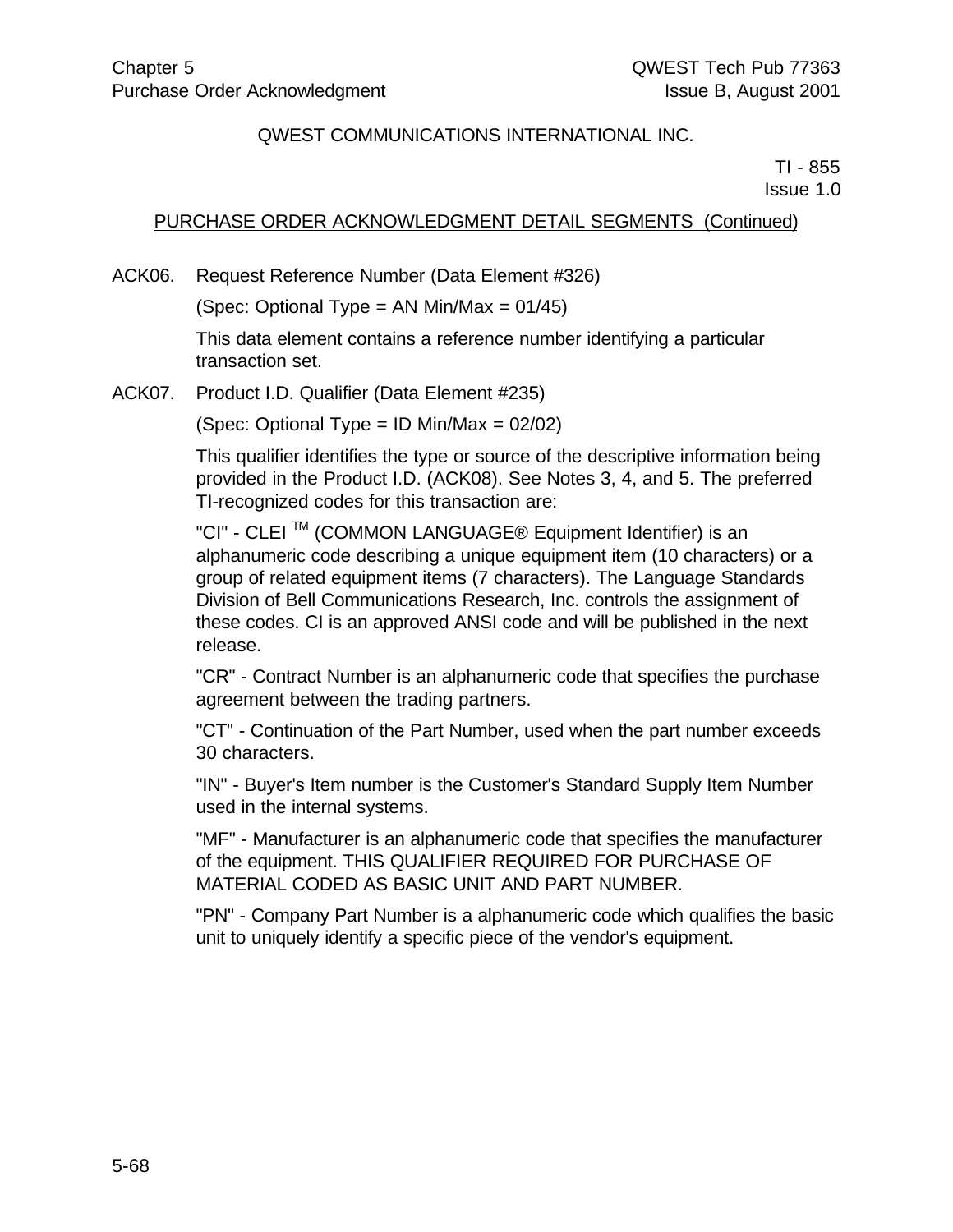QWEST COMMUNICATIONS INTERNATIONAL INC.

TI - 855
Issue 1.0

PURCHASE ORDER ACKNOWLEDGMENT DETAIL SEGMENTS (Continued)

ACK06. Request Reference Number (Data Element #326)

(Spec: Optional Type = AN Min/Max = 01/45)

This data element contains a reference number identifying a particular transaction set.

ACK07. Product I.D. Qualifier (Data Element #235)

(Spec: Optional Type = ID Min/Max = 02/02)

This qualifier identifies the type or source of the descriptive information being provided in the Product I.D. (ACK08). See Notes 3, 4, and 5. The preferred TI-recognized codes for this transaction are:

"CI" - CLEI ™ (COMMON LANGUAGE® Equipment Identifier) is an alphanumeric code describing a unique equipment item (10 characters) or a group of related equipment items (7 characters). The Language Standards Division of Bell Communications Research, Inc. controls the assignment of these codes. CI is an approved ANSI code and will be published in the next release.

"CR" - Contract Number is an alphanumeric code that specifies the purchase agreement between the trading partners.

"CT" - Continuation of the Part Number, used when the part number exceeds 30 characters.

"IN" - Buyer's Item number is the Customer's Standard Supply Item Number used in the internal systems.

"MF" - Manufacturer is an alphanumeric code that specifies the manufacturer of the equipment. THIS QUALIFIER REQUIRED FOR PURCHASE OF MATERIAL CODED AS BASIC UNIT AND PART NUMBER.

"PN" - Company Part Number is a alphanumeric code which qualifies the basic unit to uniquely identify a specific piece of the vendor's equipment.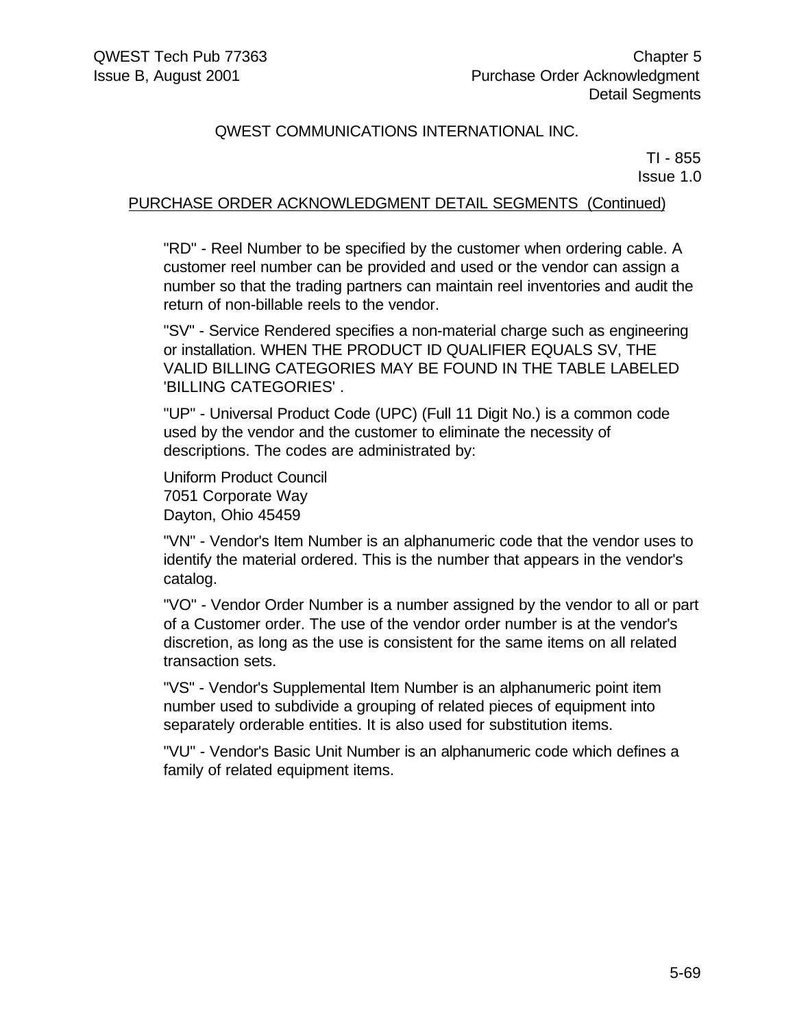QWEST COMMUNICATIONS INTERNATIONAL INC.

TI - 855
Issue 1.0

PURCHASE ORDER ACKNOWLEDGMENT DETAIL SEGMENTS (Continued)

"RD" - Reel Number to be specified by the customer when ordering cable. A customer reel number can be provided and used or the vendor can assign a number so that the trading partners can maintain reel inventories and audit the return of non-billable reels to the vendor.

"SV" - Service Rendered specifies a non-material charge such as engineering or installation. WHEN THE PRODUCT ID QUALIFIER EQUALS SV, THE VALID BILLING CATEGORIES MAY BE FOUND IN THE TABLE LABELED 'BILLING CATEGORIES' .

"UP" - Universal Product Code (UPC) (Full 11 Digit No.) is a common code used by the vendor and the customer to eliminate the necessity of descriptions. The codes are administrated by:

Uniform Product Council
7051 Corporate Way
Dayton, Ohio 45459

"VN" - Vendor's Item Number is an alphanumeric code that the vendor uses to identify the material ordered. This is the number that appears in the vendor's catalog.

"VO" - Vendor Order Number is a number assigned by the vendor to all or part of a Customer order. The use of the vendor order number is at the vendor's discretion, as long as the use is consistent for the same items on all related transaction sets.

"VS" - Vendor's Supplemental Item Number is an alphanumeric point item number used to subdivide a grouping of related pieces of equipment into separately orderable entities. It is also used for substitution items.

"VU" - Vendor's Basic Unit Number is an alphanumeric code which defines a family of related equipment items.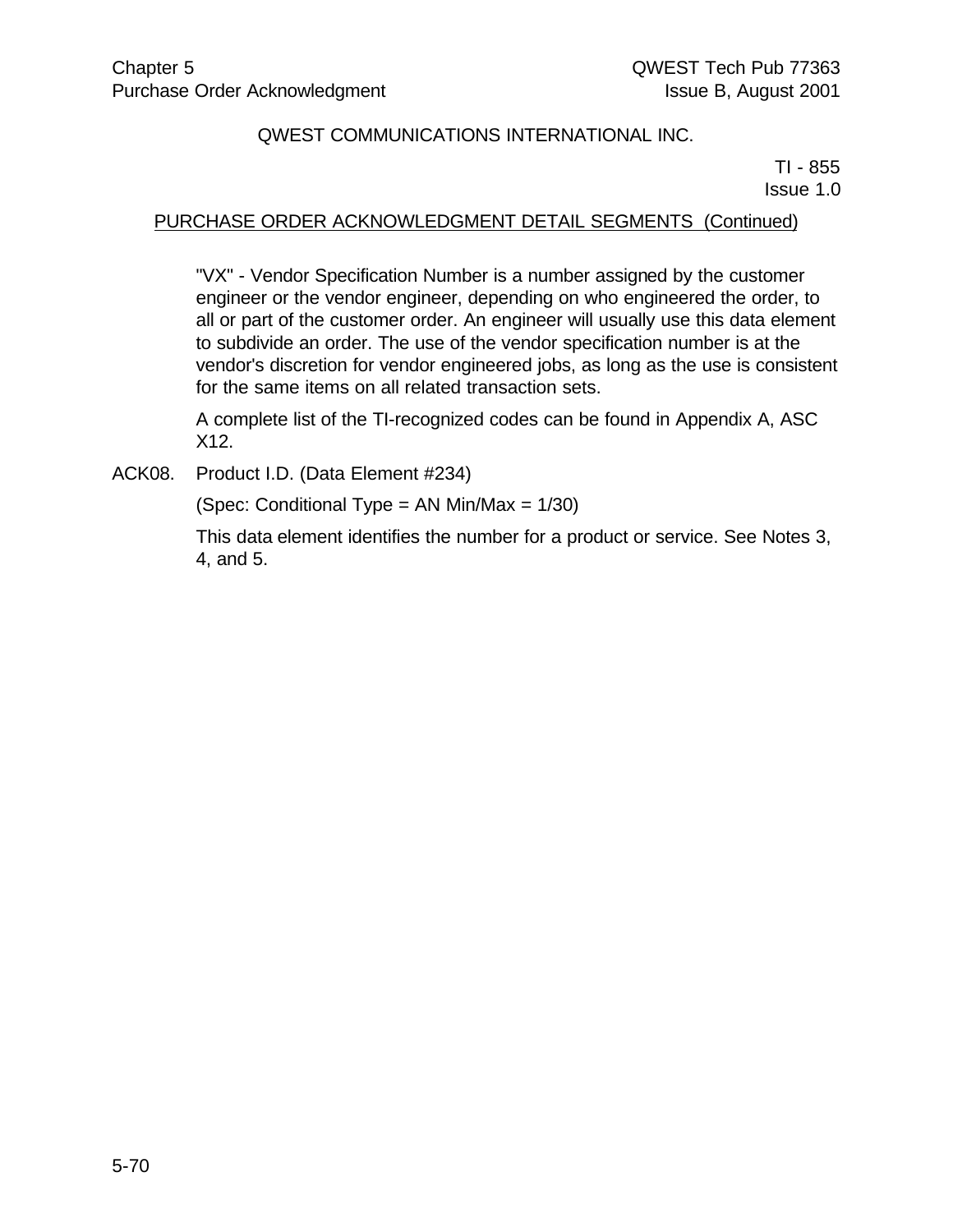PURCHASE ORDER ACKNOWLEDGMENT DETAIL SEGMENTS (Continued)

"VX" - Vendor Specification Number is a number assigned by the customer engineer or the vendor engineer, depending on who engineered the order, to all or part of the customer order. An engineer will usually use this data element to subdivide an order. The use of the vendor specification number is at the vendor's discretion for vendor engineered jobs, as long as the use is consistent for the same items on all related transaction sets.

A complete list of the TI-recognized codes can be found in Appendix A, ASC X12.

ACK08. Product I.D. (Data Element #234)

(Spec: Conditional Type = AN Min/Max = 1/30)

This data element identifies the number for a product or service. See Notes 3, 4, and 5.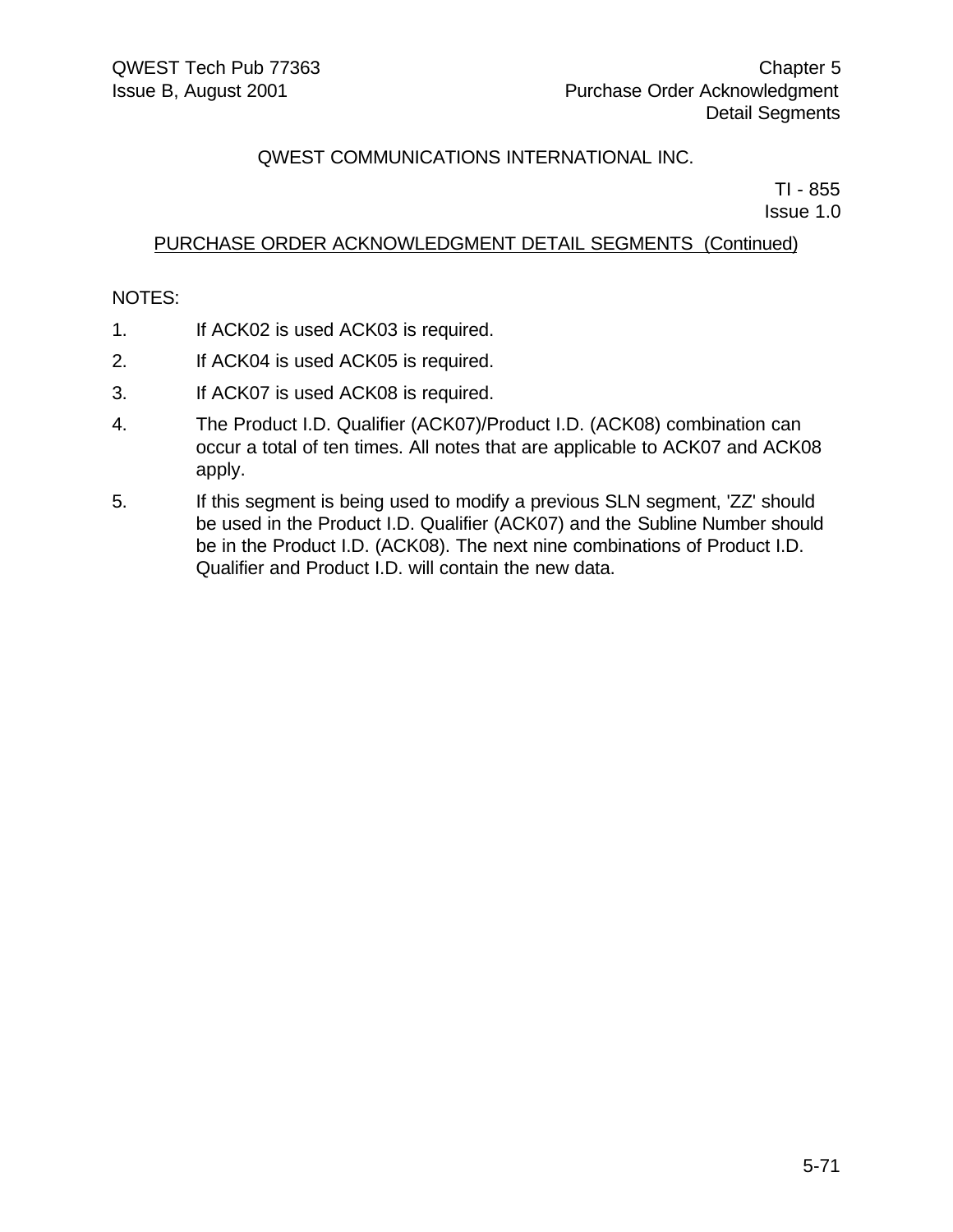QWEST COMMUNICATIONS INTERNATIONAL INC.

TI - 855
Issue 1.0

PURCHASE ORDER ACKNOWLEDGMENT DETAIL SEGMENTS (Continued)

NOTES:

1. If ACK02 is used ACK03 is required.
2. If ACK04 is used ACK05 is required.
3. If ACK07 is used ACK08 is required.
4. The Product I.D. Qualifier (ACK07)/Product I.D. (ACK08) combination can occur a total of ten times. All notes that are applicable to ACK07 and ACK08 apply.
5. If this segment is being used to modify a previous SLN segment, 'ZZ' should be used in the Product I.D. Qualifier (ACK07) and the Subline Number should be in the Product I.D. (ACK08). The next nine combinations of Product I.D. Qualifier and Product I.D. will contain the new data.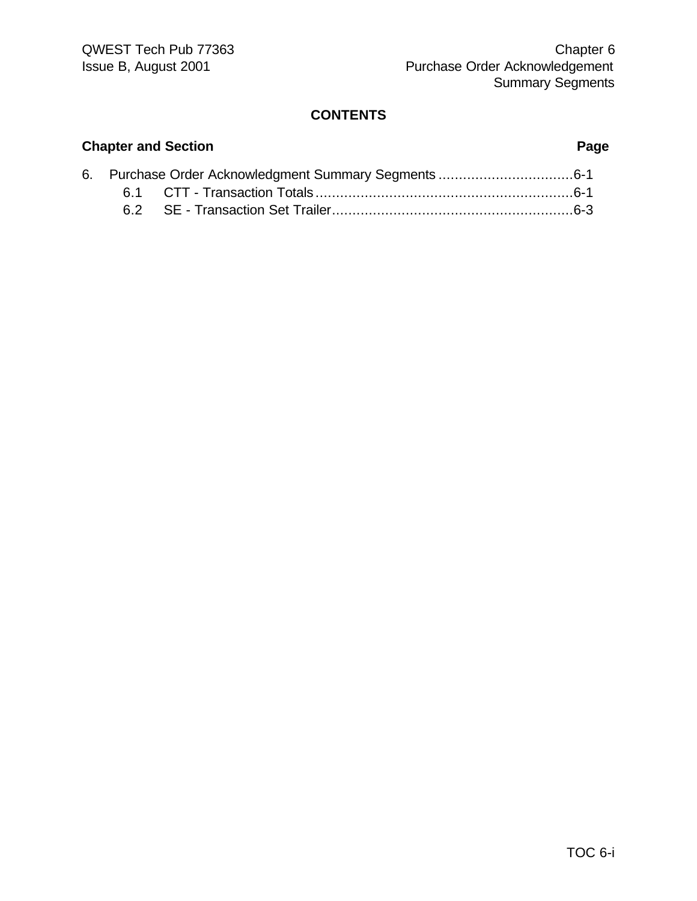# CONTENTS

**Chapter and Section** **Page**

6. Purchase Order Acknowledgment Summary Segments ................................6-1
   - 6.1 CTT - Transaction Totals ..............................................................6-1
   - 6.2 SE - Transaction Set Trailer..........................................................6-3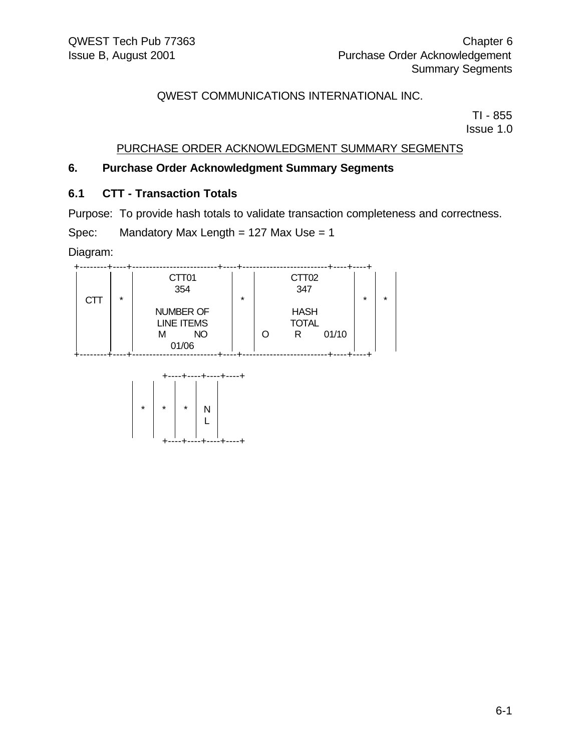QWEST COMMUNICATIONS INTERNATIONAL INC.

TI - 855
Issue 1.0

PURCHASE ORDER ACKNOWLEDGMENT SUMMARY SEGMENTS

## 6. Purchase Order Acknowledgment Summary Segments

### 6.1 CTT - Transaction Totals

Purpose: To provide hash totals to validate transaction completeness and correctness.

Spec: Mandatory Max Length = 127 Max Use = 1

Diagram:

```
+--------+----+------------------------+----+------------------------+----+----+
|        |    |         CTT01          |    |         CTT02          |    |    |
|        |    |          354           |    |          347           |    |    |
|  CTT   | *  |                        | *  |                        | *  | *  |
|        |    |       NUMBER OF        |    |          HASH          |    |    |
|        |    |       LINE ITEMS       |    |          TOTAL         |    |    |
|        |    |       M        NO      |    |   O      R     01/10   |    |    |
|        |    |         01/06          |    |                        |    |    |
+--------+----+------------------------+----+------------------------+----+----+

           +----+----+----+----+
           |    |    |    |    |
           | *  | *  | *  | N  |
           |    |    |    | L  |
           +----+----+----+----+
```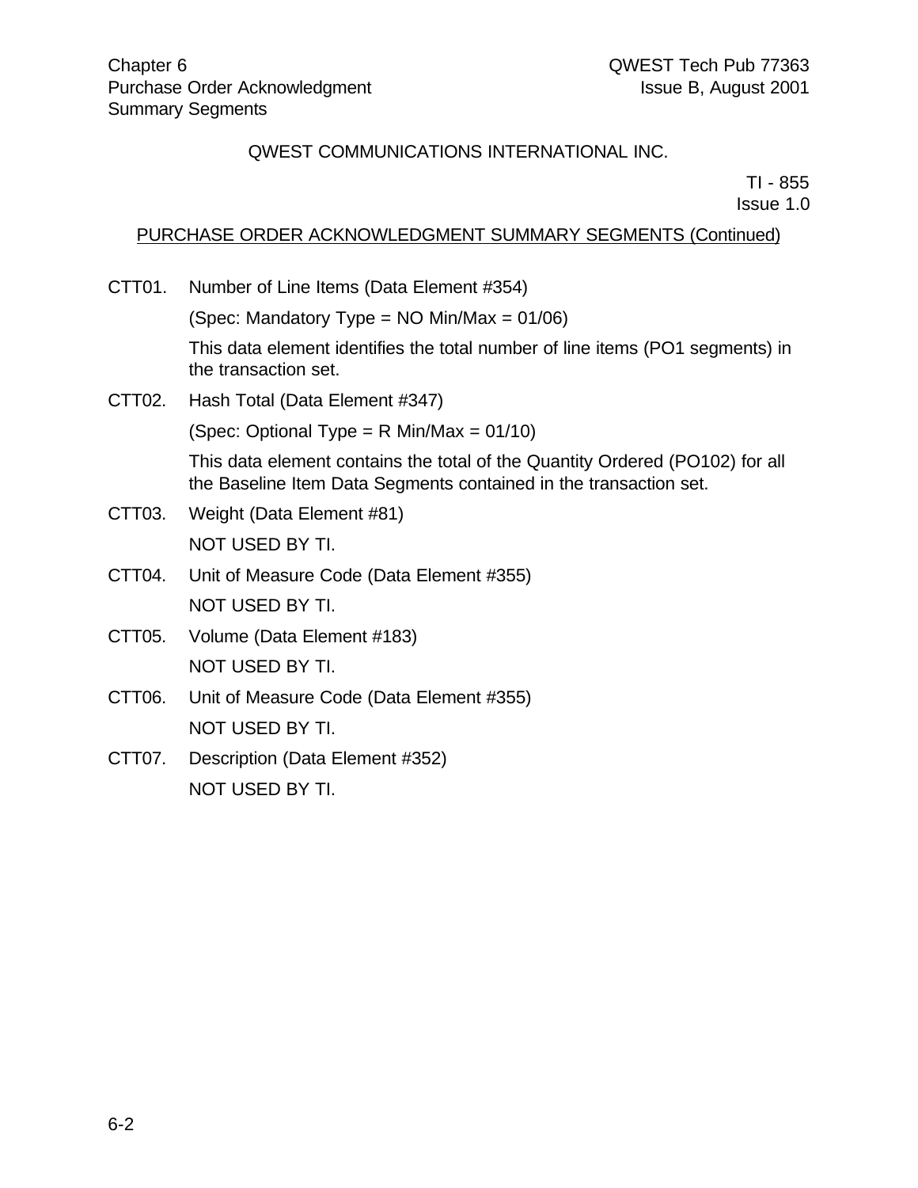QWEST COMMUNICATIONS INTERNATIONAL INC.

TI - 855
Issue 1.0

PURCHASE ORDER ACKNOWLEDGMENT SUMMARY SEGMENTS (Continued)

CTT01. Number of Line Items (Data Element #354)

(Spec: Mandatory Type = NO Min/Max = 01/06)

This data element identifies the total number of line items (PO1 segments) in the transaction set.

CTT02. Hash Total (Data Element #347)

(Spec: Optional Type = R Min/Max = 01/10)

This data element contains the total of the Quantity Ordered (PO102) for all the Baseline Item Data Segments contained in the transaction set.

CTT03. Weight (Data Element #81)

NOT USED BY TI.

CTT04. Unit of Measure Code (Data Element #355)

NOT USED BY TI.

CTT05. Volume (Data Element #183)

NOT USED BY TI.

CTT06. Unit of Measure Code (Data Element #355)

NOT USED BY TI.

CTT07. Description (Data Element #352)

NOT USED BY TI.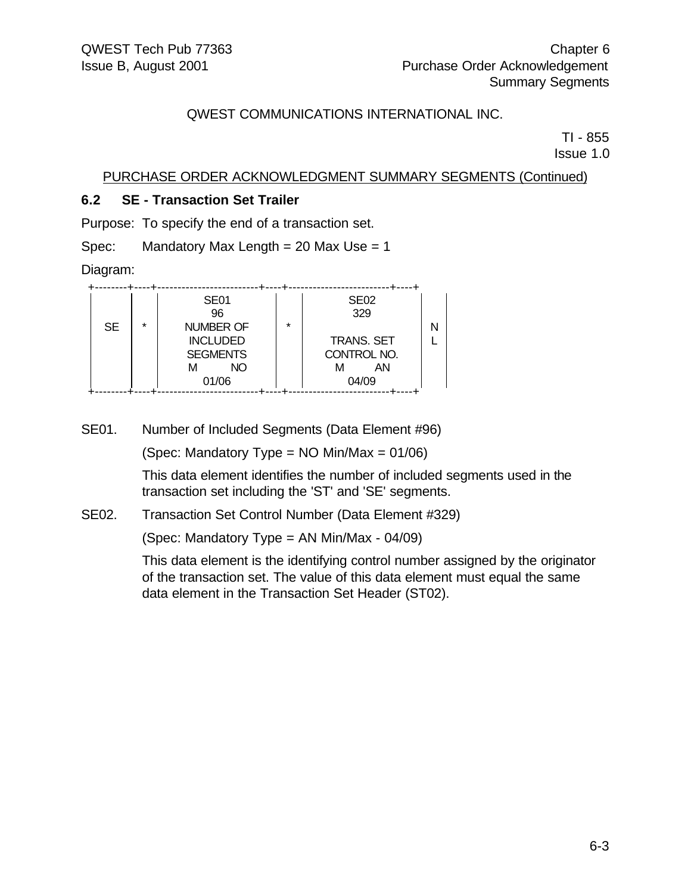QWEST COMMUNICATIONS INTERNATIONAL INC.

TI - 855
Issue 1.0

PURCHASE ORDER ACKNOWLEDGMENT SUMMARY SEGMENTS (Continued)

### 6.2 SE - Transaction Set Trailer

Purpose: To specify the end of a transaction set.

Spec: Mandatory Max Length = 20 Max Use = 1

Diagram:

```
+--------+----+-------------------------+----+-------------------------+----+
|        |    |          SE01           |    |          SE02           |    |
|        |    |           96            |    |          329            |    |
|   SE   | *  |       NUMBER OF         | *  |                         | N  |
|        |    |        INCLUDED         |    |       TRANS. SET        | L  |
|        |    |        SEGMENTS         |    |      CONTROL NO.        |    |
|        |    |       M       NO        |    |       M       AN        |    |
|        |    |         01/06           |    |         04/09           |    |
+--------+----+-------------------------+----+-------------------------+----+
```

SE01. Number of Included Segments (Data Element #96)

(Spec: Mandatory Type = NO Min/Max = 01/06)

This data element identifies the number of included segments used in the transaction set including the 'ST' and 'SE' segments.

SE02. Transaction Set Control Number (Data Element #329)

(Spec: Mandatory Type = AN Min/Max - 04/09)

This data element is the identifying control number assigned by the originator of the transaction set. The value of this data element must equal the same data element in the Transaction Set Header (ST02).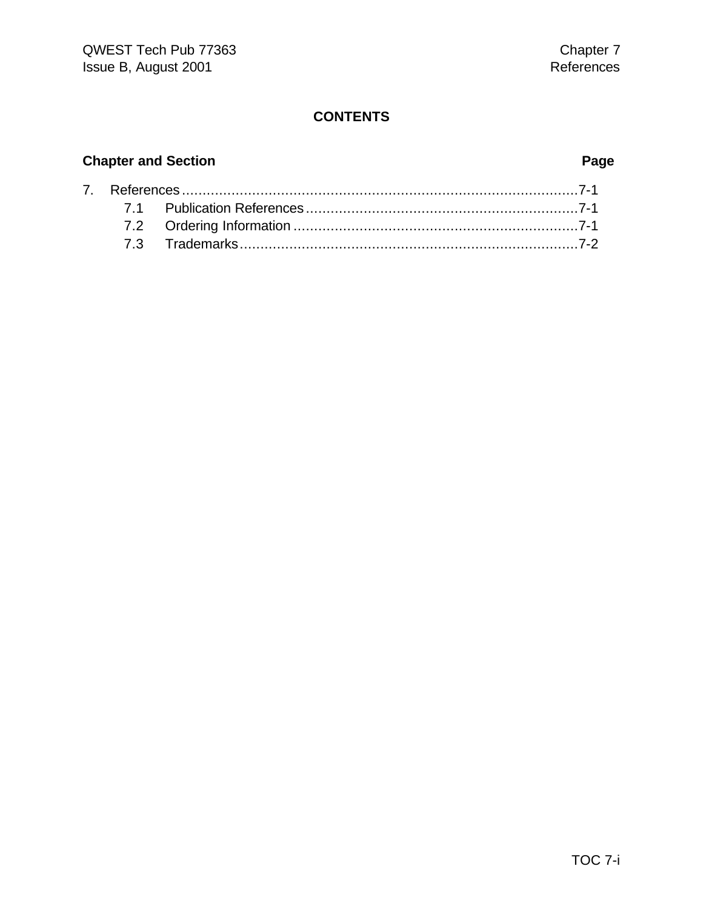# CONTENTS

| Chapter and Section | Page |
|---|---|
| 7. References | 7-1 |
| 7.1 Publication References | 7-1 |
| 7.2 Ordering Information | 7-1 |
| 7.3 Trademarks | 7-2 |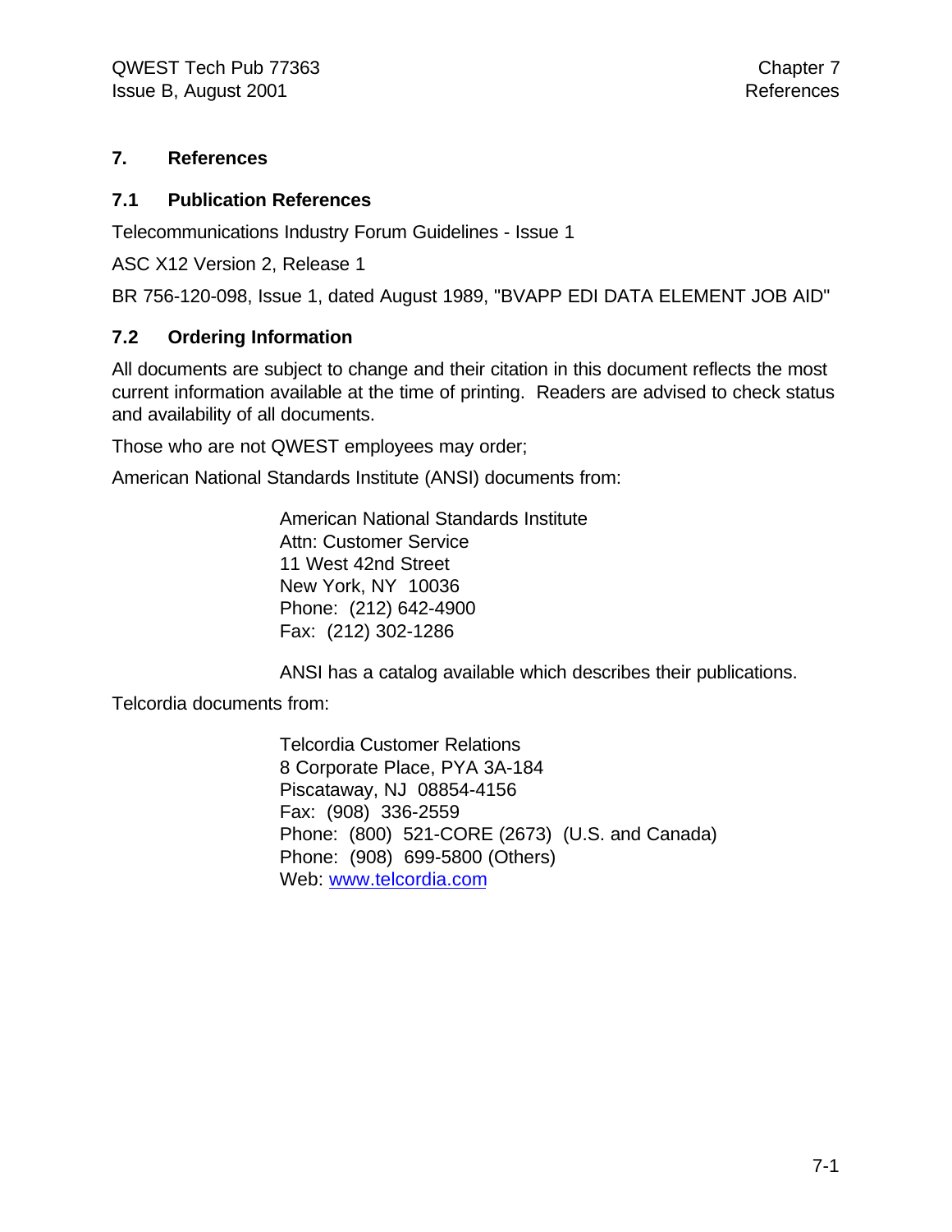# 7. References

## 7.1 Publication References

Telecommunications Industry Forum Guidelines - Issue 1

ASC X12 Version 2, Release 1

BR 756-120-098, Issue 1, dated August 1989, "BVAPP EDI DATA ELEMENT JOB AID"

## 7.2 Ordering Information

All documents are subject to change and their citation in this document reflects the most current information available at the time of printing. Readers are advised to check status and availability of all documents.

Those who are not QWEST employees may order;

American National Standards Institute (ANSI) documents from:

> American National Standards Institute
> Attn: Customer Service
> 11 West 42nd Street
> New York, NY 10036
> Phone: (212) 642-4900
> Fax: (212) 302-1286
>
> ANSI has a catalog available which describes their publications.

Telcordia documents from:

> Telcordia Customer Relations
> 8 Corporate Place, PYA 3A-184
> Piscataway, NJ 08854-4156
> Fax: (908) 336-2559
> Phone: (800) 521-CORE (2673) (U.S. and Canada)
> Phone: (908) 699-5800 (Others)
> Web: www.telcordia.com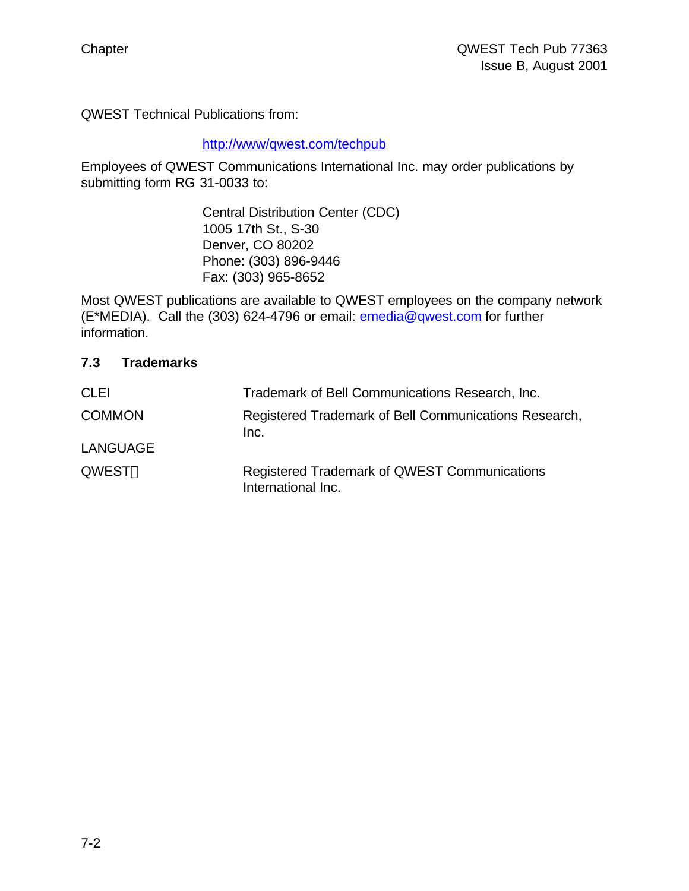QWEST Technical Publications from:

http://www/qwest.com/techpub

Employees of QWEST Communications International Inc. may order publications by submitting form RG 31-0033 to:

Central Distribution Center (CDC)
1005 17th St., S-30
Denver, CO 80202
Phone: (303) 896-9446
Fax: (303) 965-8652

Most QWEST publications are available to QWEST employees on the company network (E*MEDIA). Call the (303) 624-4796 or email: emedia@qwest.com for further information.

## 7.3 Trademarks

| | |
|---|---|
| CLEI | Trademark of Bell Communications Research, Inc. |
| COMMON LANGUAGE | Registered Trademark of Bell Communications Research, Inc. |
| QWEST® | Registered Trademark of QWEST Communications International Inc. |